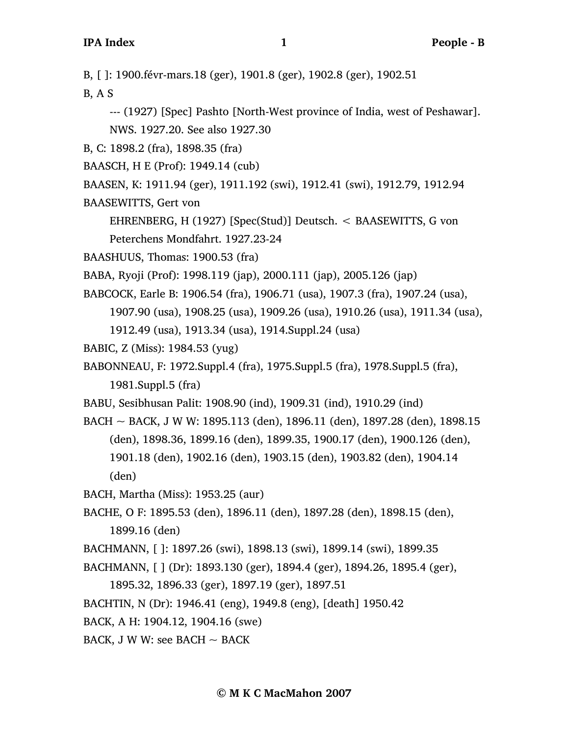B, [ ]: 1900.févr-mars.18 (ger), 1901.8 (ger), 1902.8 (ger), 1902.51

B, A S

--- (1927) [Spec] Pashto [North-West province of India, west of Peshawar]. NWS. 1927.20. See also 1927.30

B, C: 1898.2 (fra), 1898.35 (fra)

BAASCH, H E (Prof): 1949.14 (cub)

BAASEN, K: 1911.94 (ger), 1911.192 (swi), 1912.41 (swi), 1912.79, 1912.94

BAASEWITTS, Gert von

EHRENBERG, H (1927) [Spec(Stud)] Deutsch. < BAASEWITTS, G von Peterchens Mondfahrt. 1927.23-24

BAASHUUS, Thomas: 1900.53 (fra)

BABA, Ryoji (Prof): 1998.119 (jap), 2000.111 (jap), 2005.126 (jap)

BABCOCK, Earle B: 1906.54 (fra), 1906.71 (usa), 1907.3 (fra), 1907.24 (usa), 1907.90 (usa), 1908.25 (usa), 1909.26 (usa), 1910.26 (usa), 1911.34 (usa), 1912.49 (usa), 1913.34 (usa), 1914.Suppl.24 (usa)

BABIC, Z (Miss): 1984.53 (yug)

BABONNEAU, F: 1972.Suppl.4 (fra), 1975.Suppl.5 (fra), 1978.Suppl.5 (fra), 1981.Suppl.5 (fra)

BABU, Sesibhusan Palit: 1908.90 (ind), 1909.31 (ind), 1910.29 (ind)

BACH ~ BACK, J W W: 1895.113 (den), 1896.11 (den), 1897.28 (den), 1898.15 (den), 1898.36, 1899.16 (den), 1899.35, 1900.17 (den), 1900.126 (den), 1901.18 (den), 1902.16 (den), 1903.15 (den), 1903.82 (den), 1904.14 (den)

BACH, Martha (Miss): 1953.25 (aur)

BACHE, O F: 1895.53 (den), 1896.11 (den), 1897.28 (den), 1898.15 (den), 1899.16 (den)

BACHMANN, [ ]: 1897.26 (swi), 1898.13 (swi), 1899.14 (swi), 1899.35

BACHMANN, [ ] (Dr): 1893.130 (ger), 1894.4 (ger), 1894.26, 1895.4 (ger), 1895.32, 1896.33 (ger), 1897.19 (ger), 1897.51

BACHTIN, N (Dr): 1946.41 (eng), 1949.8 (eng), [death] 1950.42

BACK, A H: 1904.12, 1904.16 (swe)

BACK, J W W: see BACH ~ BACK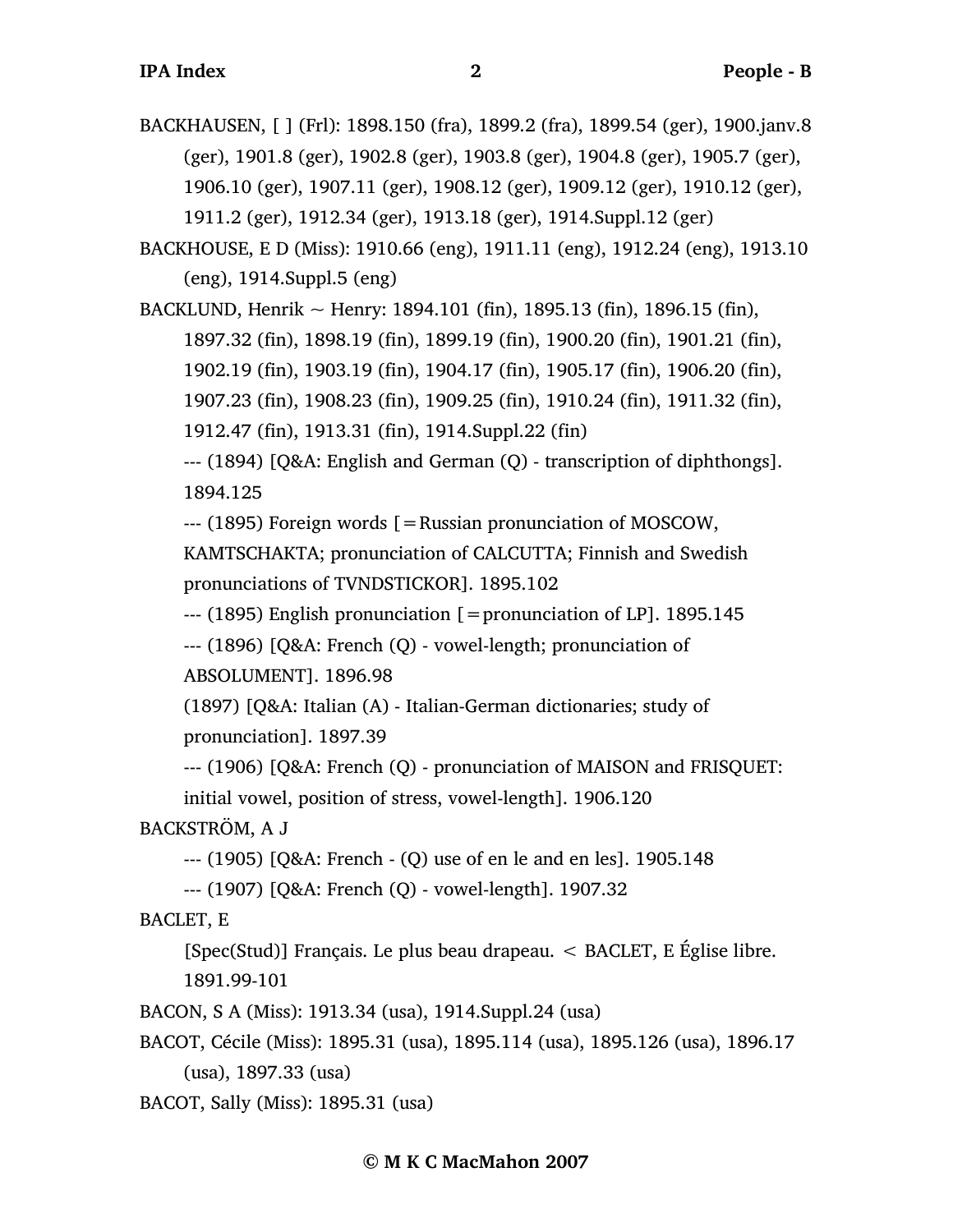BACKHAUSEN, [ ] (Frl): 1898.150 (fra), 1899.2 (fra), 1899.54 (ger), 1900.janv.8 (ger), 1901.8 (ger), 1902.8 (ger), 1903.8 (ger), 1904.8 (ger), 1905.7 (ger), 1906.10 (ger), 1907.11 (ger), 1908.12 (ger), 1909.12 (ger), 1910.12 (ger), 1911.2 (ger), 1912.34 (ger), 1913.18 (ger), 1914.Suppl.12 (ger)

BACKHOUSE, E D (Miss): 1910.66 (eng), 1911.11 (eng), 1912.24 (eng), 1913.10 (eng), 1914.Suppl.5 (eng)

BACKLUND, Henrik ~ Henry: 1894.101 (fin), 1895.13 (fin), 1896.15 (fin), 1897.32 (fin), 1898.19 (fin), 1899.19 (fin), 1900.20 (fin), 1901.21 (fin), 1902.19 (fin), 1903.19 (fin), 1904.17 (fin), 1905.17 (fin), 1906.20 (fin), 1907.23 (fin), 1908.23 (fin), 1909.25 (fin), 1910.24 (fin), 1911.32 (fin), 1912.47 (fin), 1913.31 (fin), 1914.Suppl.22 (fin)

--- (1894) [Q&A: English and German (Q) - transcription of diphthongs]. 1894.125

--- (1895) Foreign words [=Russian pronunciation of MOSCOW, KAMTSCHAKTA; pronunciation of CALCUTTA; Finnish and Swedish pronunciations of TVNDSTICKOR]. 1895.102

--- (1895) English pronunciation [=pronunciation of LP]. 1895.145

--- (1896) [Q&A: French (Q) - vowel-length; pronunciation of ABSOLUMENT]. 1896.98

(1897) [Q&A: Italian (A) - Italian-German dictionaries; study of pronunciation]. 1897.39

--- (1906) [Q&A: French (Q) - pronunciation of MAISON and FRISQUET: initial vowel, position of stress, vowel-length]. 1906.120

BACKSTRÖM, A J

--- (1905) [Q&A: French - (Q) use of en le and en les]. 1905.148

--- (1907) [Q&A: French (Q) - vowel-length]. 1907.32

BACLET, E

[Spec(Stud)] Français. Le plus beau drapeau. < BACLET, E Église libre. 1891.99-101

BACON, S A (Miss): 1913.34 (usa), 1914.Suppl.24 (usa)

BACOT, Cécile (Miss): 1895.31 (usa), 1895.114 (usa), 1895.126 (usa), 1896.17 (usa), 1897.33 (usa)

BACOT, Sally (Miss): 1895.31 (usa)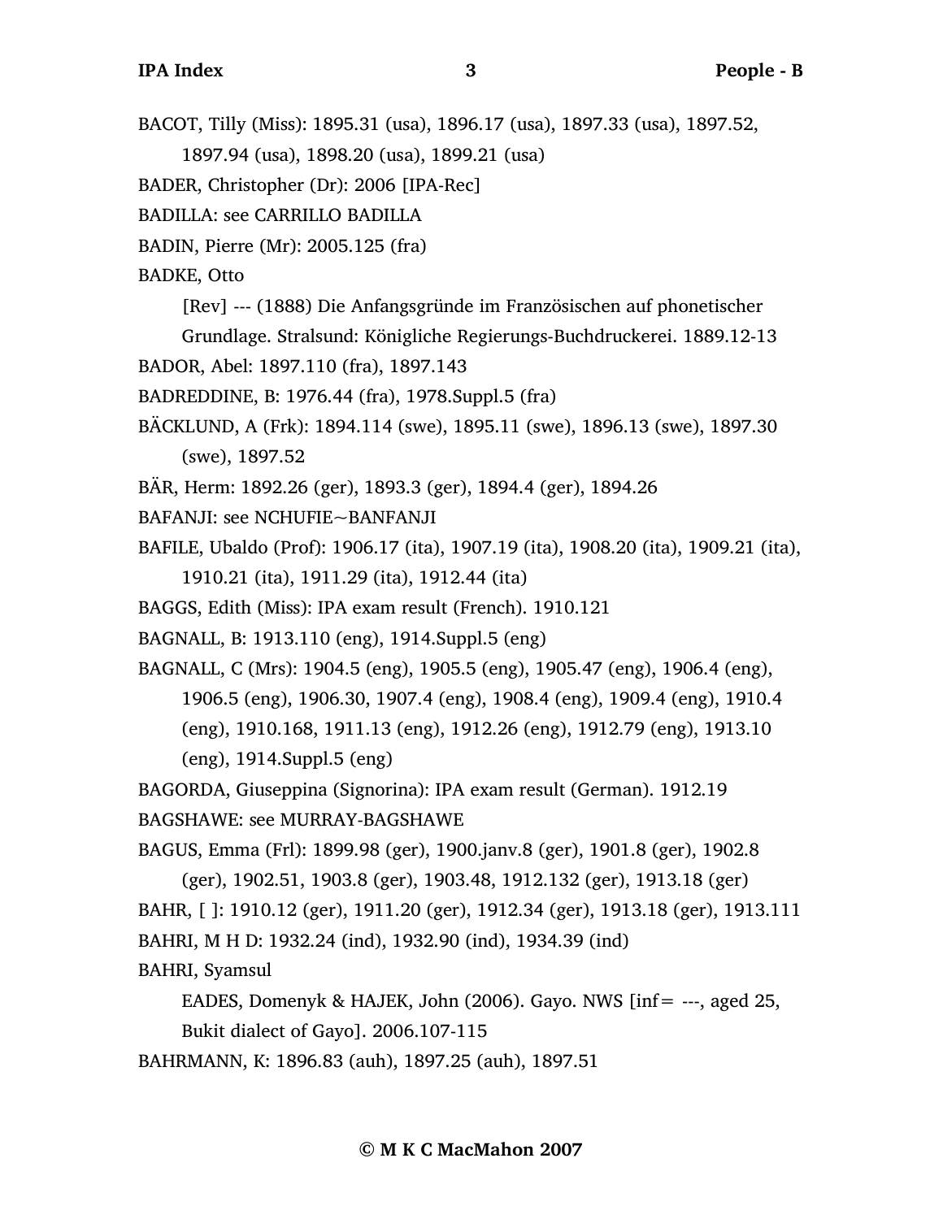BACOT, Tilly (Miss): 1895.31 (usa), 1896.17 (usa), 1897.33 (usa), 1897.52, 1897.94 (usa), 1898.20 (usa), 1899.21 (usa)

BADER, Christopher (Dr): 2006 [IPA-Rec]

BADILLA: see CARRILLO BADILLA

BADIN, Pierre (Mr): 2005.125 (fra)

BADKE, Otto

[Rev] --- (1888) Die Anfangsgründe im Französischen auf phonetischer Grundlage. Stralsund: Königliche Regierungs-Buchdruckerei. 1889.12-13

BADOR, Abel: 1897.110 (fra), 1897.143

BADREDDINE, B: 1976.44 (fra), 1978.Suppl.5 (fra)

BÄCKLUND, A (Frk): 1894.114 (swe), 1895.11 (swe), 1896.13 (swe), 1897.30 (swe), 1897.52

BÄR, Herm: 1892.26 (ger), 1893.3 (ger), 1894.4 (ger), 1894.26

BAFANJI: see NCHUFIE~BANFANJI

BAFILE, Ubaldo (Prof): 1906.17 (ita), 1907.19 (ita), 1908.20 (ita), 1909.21 (ita), 1910.21 (ita), 1911.29 (ita), 1912.44 (ita)

BAGGS, Edith (Miss): IPA exam result (French). 1910.121

BAGNALL, B: 1913.110 (eng), 1914.Suppl.5 (eng)

BAGNALL, C (Mrs): 1904.5 (eng), 1905.5 (eng), 1905.47 (eng), 1906.4 (eng), 1906.5 (eng), 1906.30, 1907.4 (eng), 1908.4 (eng), 1909.4 (eng), 1910.4 (eng), 1910.168, 1911.13 (eng), 1912.26 (eng), 1912.79 (eng), 1913.10 (eng), 1914.Suppl.5 (eng)

BAGORDA, Giuseppina (Signorina): IPA exam result (German). 1912.19

BAGSHAWE: see MURRAY-BAGSHAWE

BAGUS, Emma (Frl): 1899.98 (ger), 1900.janv.8 (ger), 1901.8 (ger), 1902.8 (ger), 1902.51, 1903.8 (ger), 1903.48, 1912.132 (ger), 1913.18 (ger)

BAHR, [ ]: 1910.12 (ger), 1911.20 (ger), 1912.34 (ger), 1913.18 (ger), 1913.111

BAHRI, M H D: 1932.24 (ind), 1932.90 (ind), 1934.39 (ind)

BAHRI, Syamsul

EADES, Domenyk & HAJEK, John (2006). Gayo. NWS [inf= ---, aged 25, Bukit dialect of Gayo]. 2006.107-115

BAHRMANN, K: 1896.83 (auh), 1897.25 (auh), 1897.51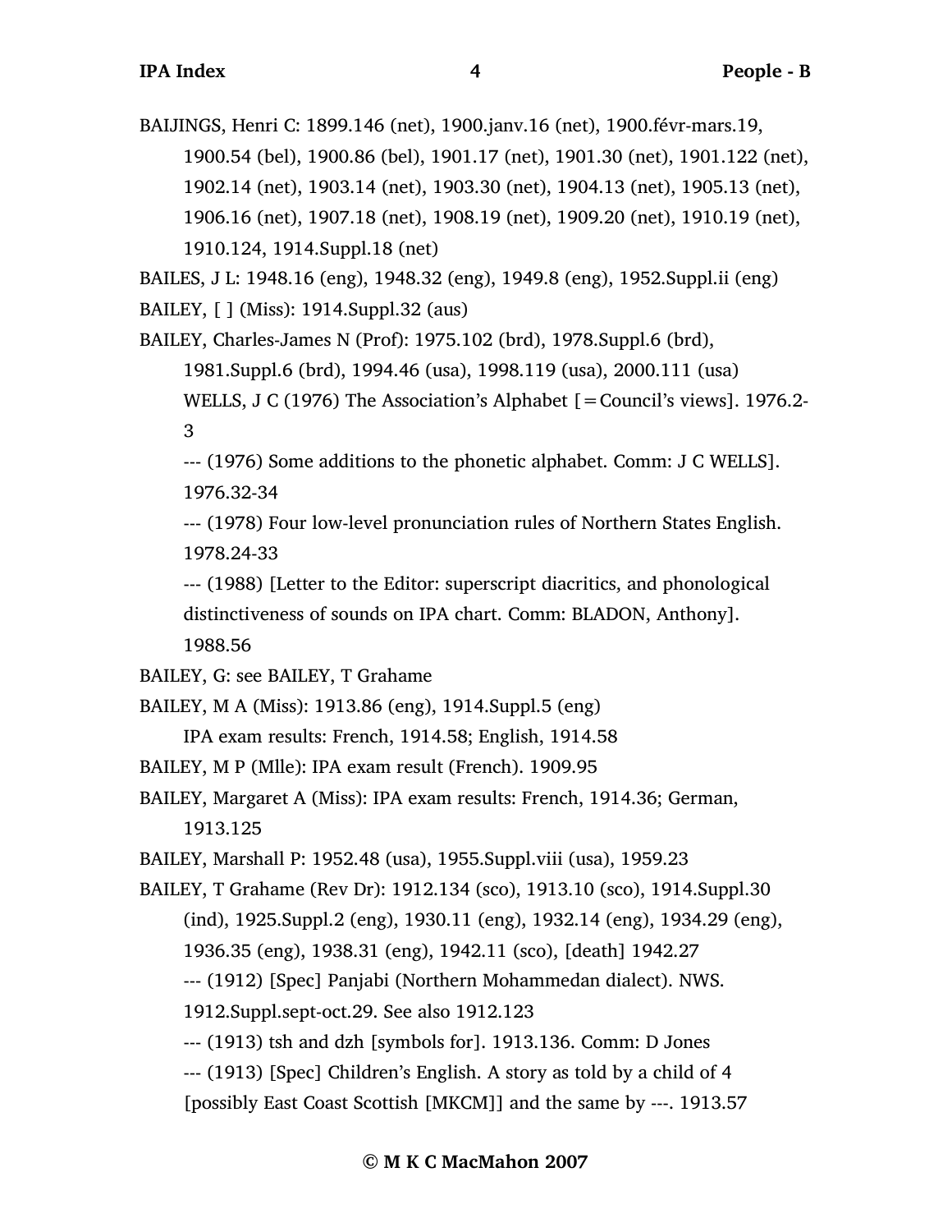BAIJINGS, Henri C: 1899.146 (net), 1900.janv.16 (net), 1900.févr-mars.19, 1900.54 (bel), 1900.86 (bel), 1901.17 (net), 1901.30 (net), 1901.122 (net), 1902.14 (net), 1903.14 (net), 1903.30 (net), 1904.13 (net), 1905.13 (net), 1906.16 (net), 1907.18 (net), 1908.19 (net), 1909.20 (net), 1910.19 (net), 1910.124, 1914.Suppl.18 (net)

BAILES, J L: 1948.16 (eng), 1948.32 (eng), 1949.8 (eng), 1952.Suppl.ii (eng)

BAILEY, [ ] (Miss): 1914.Suppl.32 (aus)

BAILEY, Charles-James N (Prof): 1975.102 (brd), 1978.Suppl.6 (brd), 1981.Suppl.6 (brd), 1994.46 (usa), 1998.119 (usa), 2000.111 (usa)

WELLS, J C (1976) The Association's Alphabet [=Council's views]. 1976.2-3

--- (1976) Some additions to the phonetic alphabet. Comm: J C WELLS]. 1976.32-34

--- (1978) Four low-level pronunciation rules of Northern States English. 1978.24-33

--- (1988) [Letter to the Editor: superscript diacritics, and phonological distinctiveness of sounds on IPA chart. Comm: BLADON, Anthony]. 1988.56

BAILEY, G: see BAILEY, T Grahame

BAILEY, M A (Miss): 1913.86 (eng), 1914.Suppl.5 (eng)

IPA exam results: French, 1914.58; English, 1914.58

BAILEY, M P (Mlle): IPA exam result (French). 1909.95

BAILEY, Margaret A (Miss): IPA exam results: French, 1914.36; German, 1913.125

BAILEY, Marshall P: 1952.48 (usa), 1955.Suppl.viii (usa), 1959.23

BAILEY, T Grahame (Rev Dr): 1912.134 (sco), 1913.10 (sco), 1914.Suppl.30 (ind), 1925.Suppl.2 (eng), 1930.11 (eng), 1932.14 (eng), 1934.29 (eng), 1936.35 (eng), 1938.31 (eng), 1942.11 (sco), [death] 1942.27

--- (1912) [Spec] Panjabi (Northern Mohammedan dialect). NWS. 1912.Suppl.sept-oct.29. See also 1912.123

--- (1913) tsh and dzh [symbols for]. 1913.136. Comm: D Jones

--- (1913) [Spec] Children's English. A story as told by a child of 4 [possibly East Coast Scottish [MKCM]] and the same by ---. 1913.57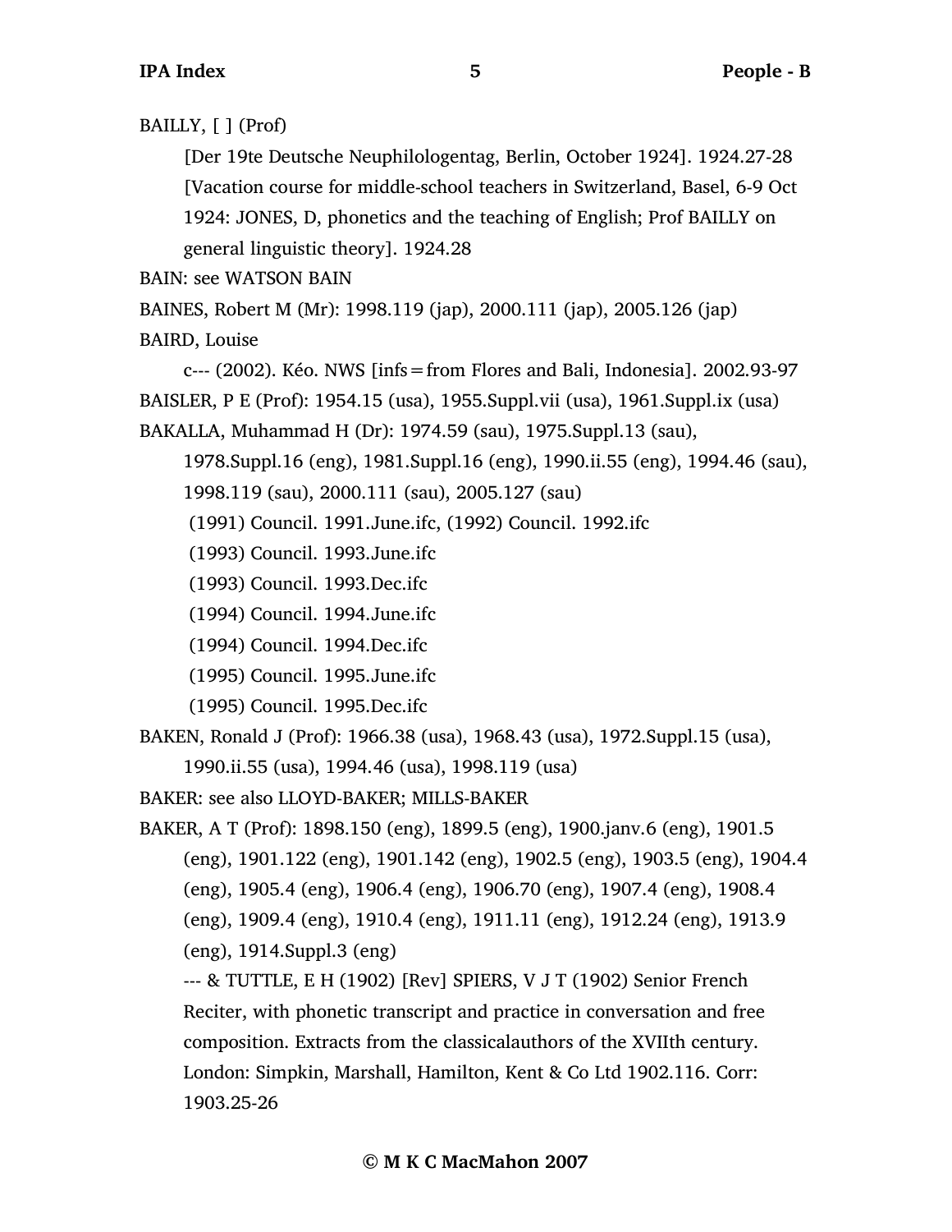BAILLY, [ ] (Prof)

[Der 19te Deutsche Neuphilologentag, Berlin, October 1924]. 1924.27-28
[Vacation course for middle-school teachers in Switzerland, Basel, 6-9 Oct 1924: JONES, D, phonetics and the teaching of English; Prof BAILLY on general linguistic theory]. 1924.28

BAIN: see WATSON BAIN

BAINES, Robert M (Mr): 1998.119 (jap), 2000.111 (jap), 2005.126 (jap)

BAIRD, Louise

c--- (2002). Kéo. NWS [infs = from Flores and Bali, Indonesia]. 2002.93-97

BAISLER, P E (Prof): 1954.15 (usa), 1955.Suppl.vii (usa), 1961.Suppl.ix (usa)

BAKALLA, Muhammad H (Dr): 1974.59 (sau), 1975.Suppl.13 (sau), 1978.Suppl.16 (eng), 1981.Suppl.16 (eng), 1990.ii.55 (eng), 1994.46 (sau), 1998.119 (sau), 2000.111 (sau), 2005.127 (sau)

(1991) Council. 1991.June.ifc, (1992) Council. 1992.ifc
(1993) Council. 1993.June.ifc
(1993) Council. 1993.Dec.ifc
(1994) Council. 1994.June.ifc
(1994) Council. 1994.Dec.ifc
(1995) Council. 1995.June.ifc
(1995) Council. 1995.Dec.ifc

BAKEN, Ronald J (Prof): 1966.38 (usa), 1968.43 (usa), 1972.Suppl.15 (usa), 1990.ii.55 (usa), 1994.46 (usa), 1998.119 (usa)

BAKER: see also LLOYD-BAKER; MILLS-BAKER

BAKER, A T (Prof): 1898.150 (eng), 1899.5 (eng), 1900.janv.6 (eng), 1901.5 (eng), 1901.122 (eng), 1901.142 (eng), 1902.5 (eng), 1903.5 (eng), 1904.4 (eng), 1905.4 (eng), 1906.4 (eng), 1906.70 (eng), 1907.4 (eng), 1908.4 (eng), 1909.4 (eng), 1910.4 (eng), 1911.11 (eng), 1912.24 (eng), 1913.9 (eng), 1914.Suppl.3 (eng)

--- & TUTTLE, E H (1902) [Rev] SPIERS, V J T (1902) Senior French Reciter, with phonetic transcript and practice in conversation and free composition. Extracts from the classicalauthors of the XVIIth century. London: Simpkin, Marshall, Hamilton, Kent & Co Ltd 1902.116. Corr: 1903.25-26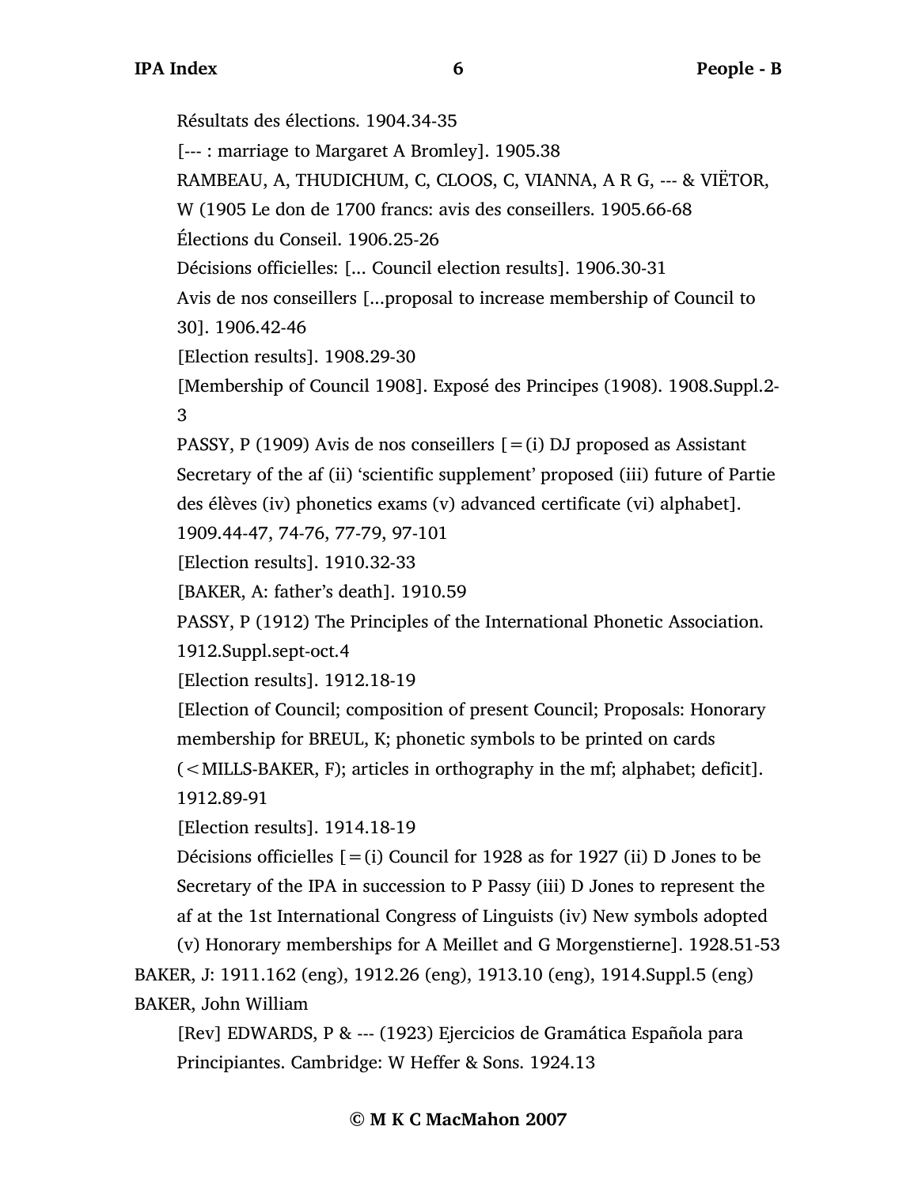Résultats des élections. 1904.34-35

[--- : marriage to Margaret A Bromley]. 1905.38

RAMBEAU, A, THUDICHUM, C, CLOOS, C, VIANNA, A R G, --- & VIËTOR, W (1905 Le don de 1700 francs: avis des conseillers. 1905.66-68

Élections du Conseil. 1906.25-26

Décisions officielles: [... Council election results]. 1906.30-31

Avis de nos conseillers [...proposal to increase membership of Council to 30]. 1906.42-46

[Election results]. 1908.29-30

[Membership of Council 1908]. Exposé des Principes (1908). 1908.Suppl.2-3

PASSY, P (1909) Avis de nos conseillers [=(i) DJ proposed as Assistant Secretary of the af (ii) 'scientific supplement' proposed (iii) future of Partie des élèves (iv) phonetics exams (v) advanced certificate (vi) alphabet]. 1909.44-47, 74-76, 77-79, 97-101

[Election results]. 1910.32-33

[BAKER, A: father's death]. 1910.59

PASSY, P (1912) The Principles of the International Phonetic Association. 1912.Suppl.sept-oct.4

[Election results]. 1912.18-19

[Election of Council; composition of present Council; Proposals: Honorary membership for BREUL, K; phonetic symbols to be printed on cards (<MILLS-BAKER, F); articles in orthography in the mf; alphabet; deficit]. 1912.89-91

[Election results]. 1914.18-19

Décisions officielles [=(i) Council for 1928 as for 1927 (ii) D Jones to be Secretary of the IPA in succession to P Passy (iii) D Jones to represent the af at the 1st International Congress of Linguists (iv) New symbols adopted (v) Honorary memberships for A Meillet and G Morgenstierne]. 1928.51-53

BAKER, J: 1911.162 (eng), 1912.26 (eng), 1913.10 (eng), 1914.Suppl.5 (eng)

BAKER, John William

[Rev] EDWARDS, P & --- (1923) Ejercicios de Gramática Española para Principiantes. Cambridge: W Heffer & Sons. 1924.13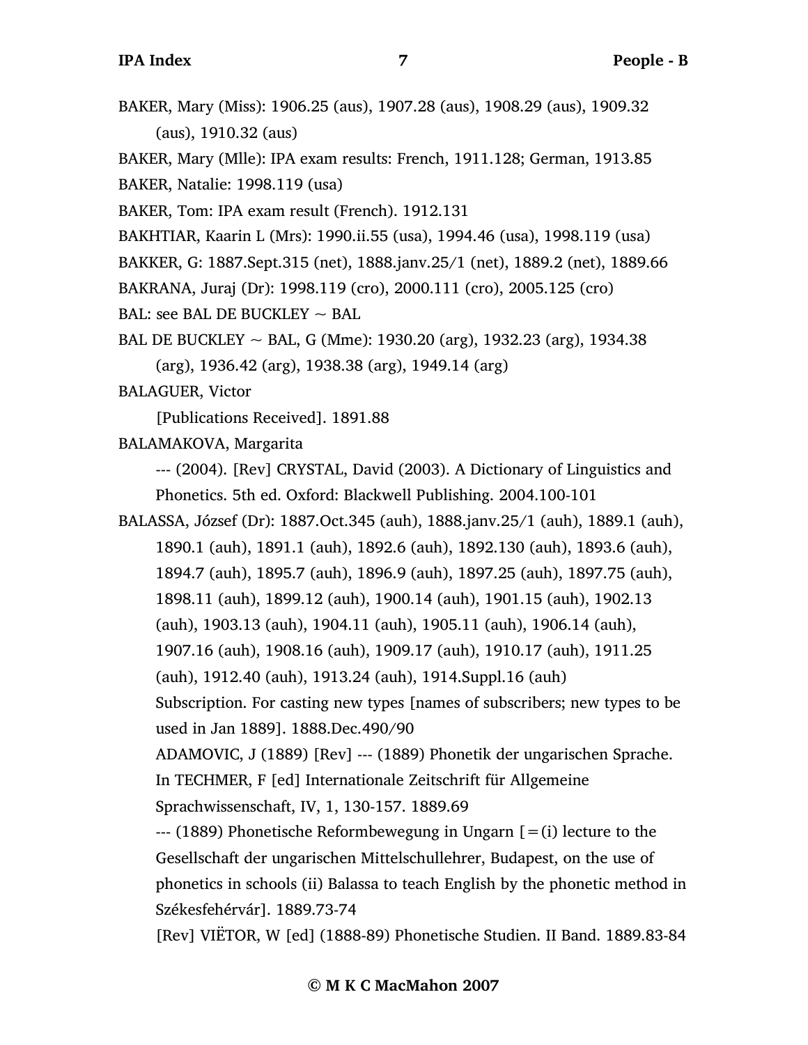BAKER, Mary (Miss): 1906.25 (aus), 1907.28 (aus), 1908.29 (aus), 1909.32 (aus), 1910.32 (aus)

BAKER, Mary (Mlle): IPA exam results: French, 1911.128; German, 1913.85

BAKER, Natalie: 1998.119 (usa)

BAKER, Tom: IPA exam result (French). 1912.131

BAKHTIAR, Kaarin L (Mrs): 1990.ii.55 (usa), 1994.46 (usa), 1998.119 (usa)

BAKKER, G: 1887.Sept.315 (net), 1888.janv.25/1 (net), 1889.2 (net), 1889.66

BAKRANA, Juraj (Dr): 1998.119 (cro), 2000.111 (cro), 2005.125 (cro)

BAL: see BAL DE BUCKLEY ~ BAL

BAL DE BUCKLEY ~ BAL, G (Mme): 1930.20 (arg), 1932.23 (arg), 1934.38 (arg), 1936.42 (arg), 1938.38 (arg), 1949.14 (arg)

BALAGUER, Victor

[Publications Received]. 1891.88

BALAMAKOVA, Margarita

--- (2004). [Rev] CRYSTAL, David (2003). A Dictionary of Linguistics and Phonetics. 5th ed. Oxford: Blackwell Publishing. 2004.100-101

BALASSA, József (Dr): 1887.Oct.345 (auh), 1888.janv.25/1 (auh), 1889.1 (auh), 1890.1 (auh), 1891.1 (auh), 1892.6 (auh), 1892.130 (auh), 1893.6 (auh), 1894.7 (auh), 1895.7 (auh), 1896.9 (auh), 1897.25 (auh), 1897.75 (auh), 1898.11 (auh), 1899.12 (auh), 1900.14 (auh), 1901.15 (auh), 1902.13 (auh), 1903.13 (auh), 1904.11 (auh), 1905.11 (auh), 1906.14 (auh), 1907.16 (auh), 1908.16 (auh), 1909.17 (auh), 1910.17 (auh), 1911.25 (auh), 1912.40 (auh), 1913.24 (auh), 1914.Suppl.16 (auh)

Subscription. For casting new types [names of subscribers; new types to be used in Jan 1889]. 1888.Dec.490/90

ADAMOVIC, J (1889) [Rev] --- (1889) Phonetik der ungarischen Sprache. In TECHMER, F [ed] Internationale Zeitschrift für Allgemeine Sprachwissenschaft, IV, 1, 130-157. 1889.69

--- (1889) Phonetische Reformbewegung in Ungarn [=(i) lecture to the Gesellschaft der ungarischen Mittelschullehrer, Budapest, on the use of phonetics in schools (ii) Balassa to teach English by the phonetic method in Székesfehérvár]. 1889.73-74

[Rev] VIËTOR, W [ed] (1888-89) Phonetische Studien. II Band. 1889.83-84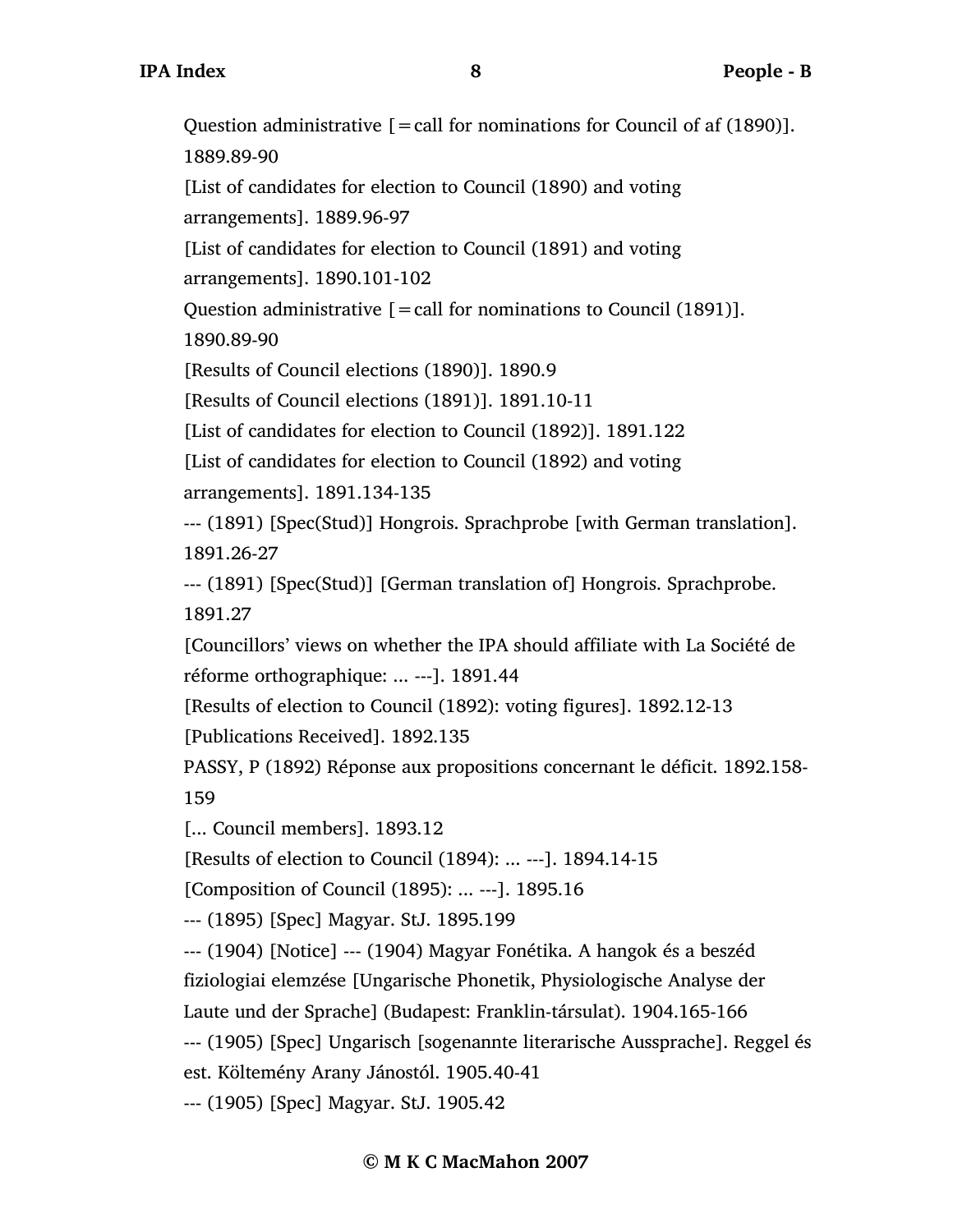Question administrative [=call for nominations for Council of af (1890)]. 1889.89-90

[List of candidates for election to Council (1890) and voting arrangements]. 1889.96-97

[List of candidates for election to Council (1891) and voting arrangements]. 1890.101-102

Question administrative [=call for nominations to Council (1891)]. 1890.89-90

[Results of Council elections (1890)]. 1890.9

[Results of Council elections (1891)]. 1891.10-11

[List of candidates for election to Council (1892)]. 1891.122

[List of candidates for election to Council (1892) and voting arrangements]. 1891.134-135

--- (1891) [Spec(Stud)] Hongrois. Sprachprobe [with German translation]. 1891.26-27

--- (1891) [Spec(Stud)] [German translation of] Hongrois. Sprachprobe. 1891.27

[Councillors' views on whether the IPA should affiliate with La Société de réforme orthographique: ... ---]. 1891.44

[Results of election to Council (1892): voting figures]. 1892.12-13

[Publications Received]. 1892.135

PASSY, P (1892) Réponse aux propositions concernant le déficit. 1892.158-159

[... Council members]. 1893.12

[Results of election to Council (1894): ... ---]. 1894.14-15

[Composition of Council (1895): ... ---]. 1895.16

--- (1895) [Spec] Magyar. StJ. 1895.199

--- (1904) [Notice] --- (1904) Magyar Fonétika. A hangok és a beszéd fiziologiai elemzése [Ungarische Phonetik, Physiologische Analyse der Laute und der Sprache] (Budapest: Franklin-társulat). 1904.165-166

--- (1905) [Spec] Ungarisch [sogenannte literarische Aussprache]. Reggel és est. Költemény Arany Jánostól. 1905.40-41

--- (1905) [Spec] Magyar. StJ. 1905.42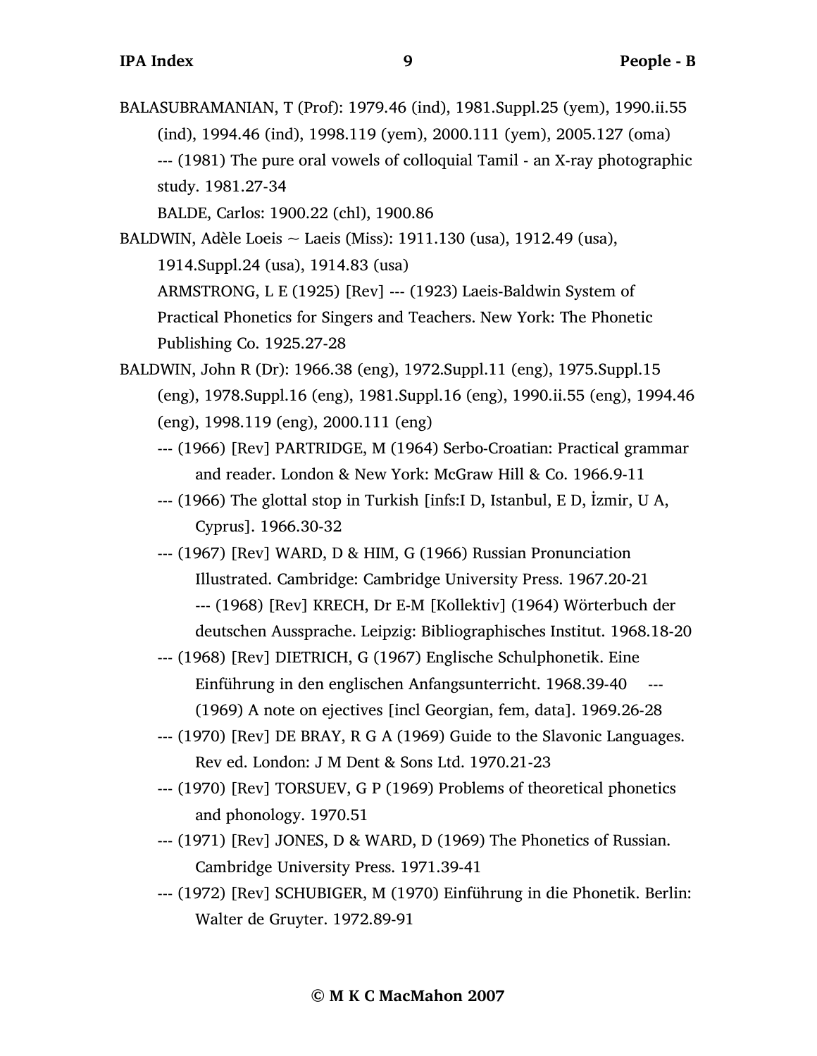BALASUBRAMANIAN, T (Prof): 1979.46 (ind), 1981.Suppl.25 (yem), 1990.ii.55 (ind), 1994.46 (ind), 1998.119 (yem), 2000.111 (yem), 2005.127 (oma)

--- (1981) The pure oral vowels of colloquial Tamil - an X-ray photographic study. 1981.27-34

BALDE, Carlos: 1900.22 (chl), 1900.86

BALDWIN, Adèle Loeis ~ Laeis (Miss): 1911.130 (usa), 1912.49 (usa), 1914.Suppl.24 (usa), 1914.83 (usa)

ARMSTRONG, L E (1925) [Rev] --- (1923) Laeis-Baldwin System of Practical Phonetics for Singers and Teachers. New York: The Phonetic Publishing Co. 1925.27-28

BALDWIN, John R (Dr): 1966.38 (eng), 1972.Suppl.11 (eng), 1975.Suppl.15 (eng), 1978.Suppl.16 (eng), 1981.Suppl.16 (eng), 1990.ii.55 (eng), 1994.46 (eng), 1998.119 (eng), 2000.111 (eng)

--- (1966) [Rev] PARTRIDGE, M (1964) Serbo-Croatian: Practical grammar and reader. London & New York: McGraw Hill & Co. 1966.9-11

--- (1966) The glottal stop in Turkish [infs:I D, Istanbul, E D, İzmir, U A, Cyprus]. 1966.30-32

--- (1967) [Rev] WARD, D & HIM, G (1966) Russian Pronunciation Illustrated. Cambridge: Cambridge University Press. 1967.20-21

--- (1968) [Rev] KRECH, Dr E-M [Kollektiv] (1964) Wörterbuch der deutschen Aussprache. Leipzig: Bibliographisches Institut. 1968.18-20

--- (1968) [Rev] DIETRICH, G (1967) Englische Schulphonetik. Eine Einführung in den englischen Anfangsunterricht. 1968.39-40

--- (1969) A note on ejectives [incl Georgian, fem, data]. 1969.26-28

--- (1970) [Rev] DE BRAY, R G A (1969) Guide to the Slavonic Languages. Rev ed. London: J M Dent & Sons Ltd. 1970.21-23

--- (1970) [Rev] TORSUEV, G P (1969) Problems of theoretical phonetics and phonology. 1970.51

--- (1971) [Rev] JONES, D & WARD, D (1969) The Phonetics of Russian. Cambridge University Press. 1971.39-41

--- (1972) [Rev] SCHUBIGER, M (1970) Einführung in die Phonetik. Berlin: Walter de Gruyter. 1972.89-91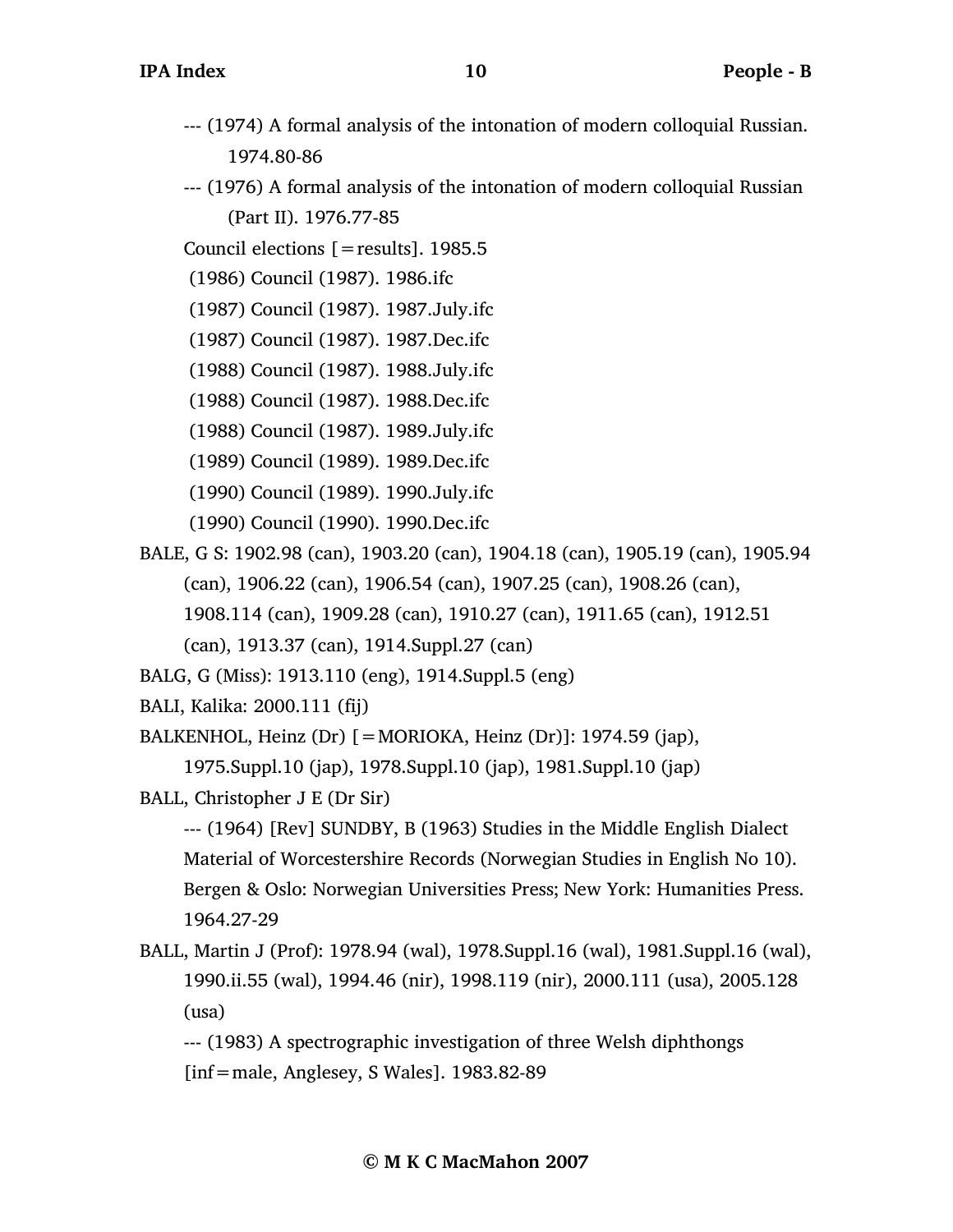--- (1974) A formal analysis of the intonation of modern colloquial Russian. 1974.80-86

--- (1976) A formal analysis of the intonation of modern colloquial Russian (Part II). 1976.77-85

Council elections [=results]. 1985.5

(1986) Council (1987). 1986.ifc

(1987) Council (1987). 1987.July.ifc

(1987) Council (1987). 1987.Dec.ifc

(1988) Council (1987). 1988.July.ifc

(1988) Council (1987). 1988.Dec.ifc

(1988) Council (1987). 1989.July.ifc

(1989) Council (1989). 1989.Dec.ifc

(1990) Council (1989). 1990.July.ifc

(1990) Council (1990). 1990.Dec.ifc

BALE, G S: 1902.98 (can), 1903.20 (can), 1904.18 (can), 1905.19 (can), 1905.94 (can), 1906.22 (can), 1906.54 (can), 1907.25 (can), 1908.26 (can), 1908.114 (can), 1909.28 (can), 1910.27 (can), 1911.65 (can), 1912.51 (can), 1913.37 (can), 1914.Suppl.27 (can)

BALG, G (Miss): 1913.110 (eng), 1914.Suppl.5 (eng)

BALI, Kalika: 2000.111 (fij)

BALKENHOL, Heinz (Dr) [=MORIOKA, Heinz (Dr)]: 1974.59 (jap), 1975.Suppl.10 (jap), 1978.Suppl.10 (jap), 1981.Suppl.10 (jap)

BALL, Christopher J E (Dr Sir)

--- (1964) [Rev] SUNDBY, B (1963) Studies in the Middle English Dialect Material of Worcestershire Records (Norwegian Studies in English No 10). Bergen & Oslo: Norwegian Universities Press; New York: Humanities Press. 1964.27-29

BALL, Martin J (Prof): 1978.94 (wal), 1978.Suppl.16 (wal), 1981.Suppl.16 (wal), 1990.ii.55 (wal), 1994.46 (nir), 1998.119 (nir), 2000.111 (usa), 2005.128 (usa)

--- (1983) A spectrographic investigation of three Welsh diphthongs [inf=male, Anglesey, S Wales]. 1983.82-89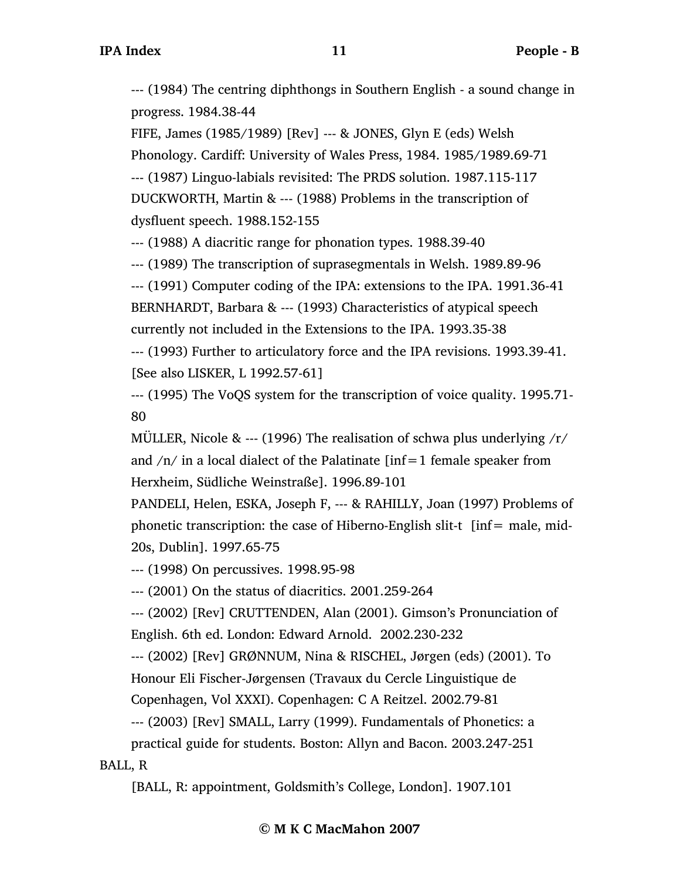--- (1984) The centring diphthongs in Southern English - a sound change in progress. 1984.38-44

FIFE, James (1985/1989) [Rev] --- & JONES, Glyn E (eds) Welsh Phonology. Cardiff: University of Wales Press, 1984. 1985/1989.69-71

--- (1987) Linguo-labials revisited: The PRDS solution. 1987.115-117

DUCKWORTH, Martin & --- (1988) Problems in the transcription of dysfluent speech. 1988.152-155

--- (1988) A diacritic range for phonation types. 1988.39-40

--- (1989) The transcription of suprasegmentals in Welsh. 1989.89-96

--- (1991) Computer coding of the IPA: extensions to the IPA. 1991.36-41

BERNHARDT, Barbara & --- (1993) Characteristics of atypical speech currently not included in the Extensions to the IPA. 1993.35-38

--- (1993) Further to articulatory force and the IPA revisions. 1993.39-41. [See also LISKER, L 1992.57-61]

--- (1995) The VoQS system for the transcription of voice quality. 1995.71-80

MÜLLER, Nicole & --- (1996) The realisation of schwa plus underlying /r/ and /n/ in a local dialect of the Palatinate [inf=1 female speaker from Herxheim, Südliche Weinstraße]. 1996.89-101

PANDELI, Helen, ESKA, Joseph F, --- & RAHILLY, Joan (1997) Problems of phonetic transcription: the case of Hiberno-English slit-t [inf= male, mid-20s, Dublin]. 1997.65-75

--- (1998) On percussives. 1998.95-98

--- (2001) On the status of diacritics. 2001.259-264

--- (2002) [Rev] CRUTTENDEN, Alan (2001). Gimson's Pronunciation of English. 6th ed. London: Edward Arnold. 2002.230-232

--- (2002) [Rev] GRØNNUM, Nina & RISCHEL, Jørgen (eds) (2001). To Honour Eli Fischer-Jørgensen (Travaux du Cercle Linguistique de Copenhagen, Vol XXXI). Copenhagen: C A Reitzel. 2002.79-81

--- (2003) [Rev] SMALL, Larry (1999). Fundamentals of Phonetics: a practical guide for students. Boston: Allyn and Bacon. 2003.247-251

BALL, R

[BALL, R: appointment, Goldsmith's College, London]. 1907.101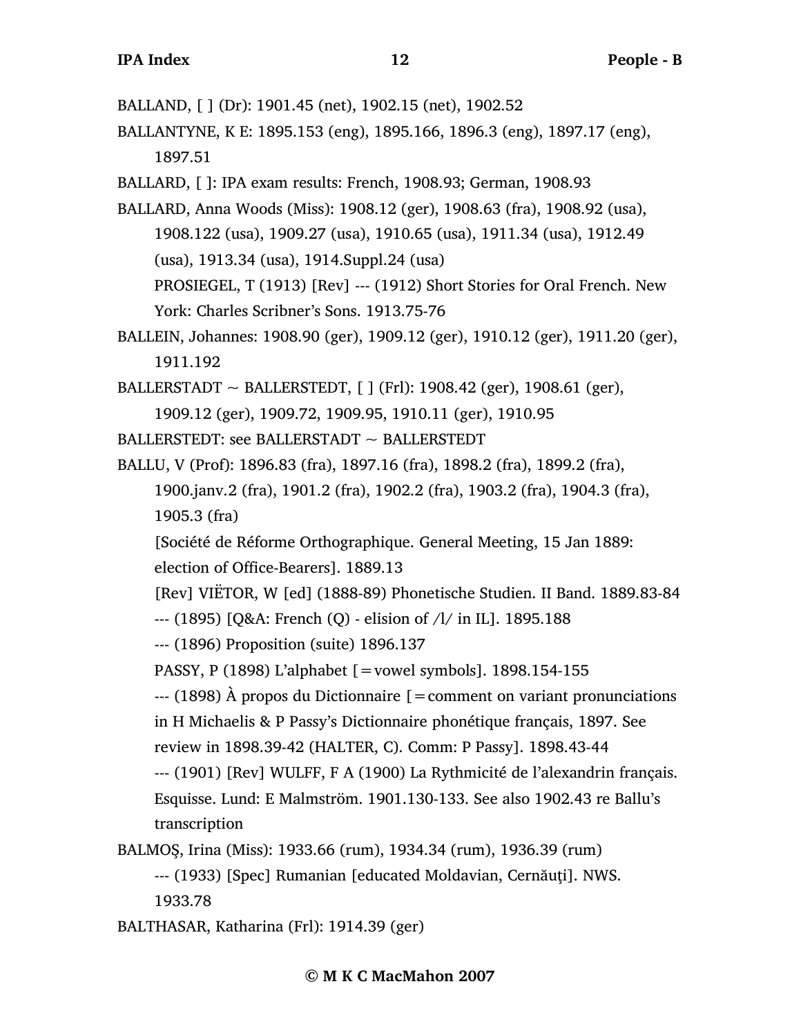BALLAND, [ ] (Dr): 1901.45 (net), 1902.15 (net), 1902.52

BALLANTYNE, K E: 1895.153 (eng), 1895.166, 1896.3 (eng), 1897.17 (eng), 1897.51

BALLARD, [ ]: IPA exam results: French, 1908.93; German, 1908.93

BALLARD, Anna Woods (Miss): 1908.12 (ger), 1908.63 (fra), 1908.92 (usa), 1908.122 (usa), 1909.27 (usa), 1910.65 (usa), 1911.34 (usa), 1912.49 (usa), 1913.34 (usa), 1914.Suppl.24 (usa)

PROSIEGEL, T (1913) [Rev] --- (1912) Short Stories for Oral French. New York: Charles Scribner's Sons. 1913.75-76

BALLEIN, Johannes: 1908.90 (ger), 1909.12 (ger), 1910.12 (ger), 1911.20 (ger), 1911.192

BALLERSTADT ~ BALLERSTEDT, [ ] (Frl): 1908.42 (ger), 1908.61 (ger), 1909.12 (ger), 1909.72, 1909.95, 1910.11 (ger), 1910.95

BALLERSTEDT: see BALLERSTADT ~ BALLERSTEDT

BALLU, V (Prof): 1896.83 (fra), 1897.16 (fra), 1898.2 (fra), 1899.2 (fra), 1900.janv.2 (fra), 1901.2 (fra), 1902.2 (fra), 1903.2 (fra), 1904.3 (fra), 1905.3 (fra)

[Société de Réforme Orthographique. General Meeting, 15 Jan 1889: election of Office-Bearers]. 1889.13

[Rev] VIËTOR, W [ed] (1888-89) Phonetische Studien. II Band. 1889.83-84

--- (1895) [Q&A: French (Q) - elision of /l/ in IL]. 1895.188

--- (1896) Proposition (suite) 1896.137

PASSY, P (1898) L'alphabet [=vowel symbols]. 1898.154-155

--- (1898) À propos du Dictionnaire [=comment on variant pronunciations in H Michaelis & P Passy's Dictionnaire phonétique français, 1897. See review in 1898.39-42 (HALTER, C). Comm: P Passy]. 1898.43-44

--- (1901) [Rev] WULFF, F A (1900) La Rythmicité de l'alexandrin français. Esquisse. Lund: E Malmström. 1901.130-133. See also 1902.43 re Ballu's transcription

BALMOŞ, Irina (Miss): 1933.66 (rum), 1934.34 (rum), 1936.39 (rum)

--- (1933) [Spec] Rumanian [educated Moldavian, Cernăuţi]. NWS. 1933.78

BALTHASAR, Katharina (Frl): 1914.39 (ger)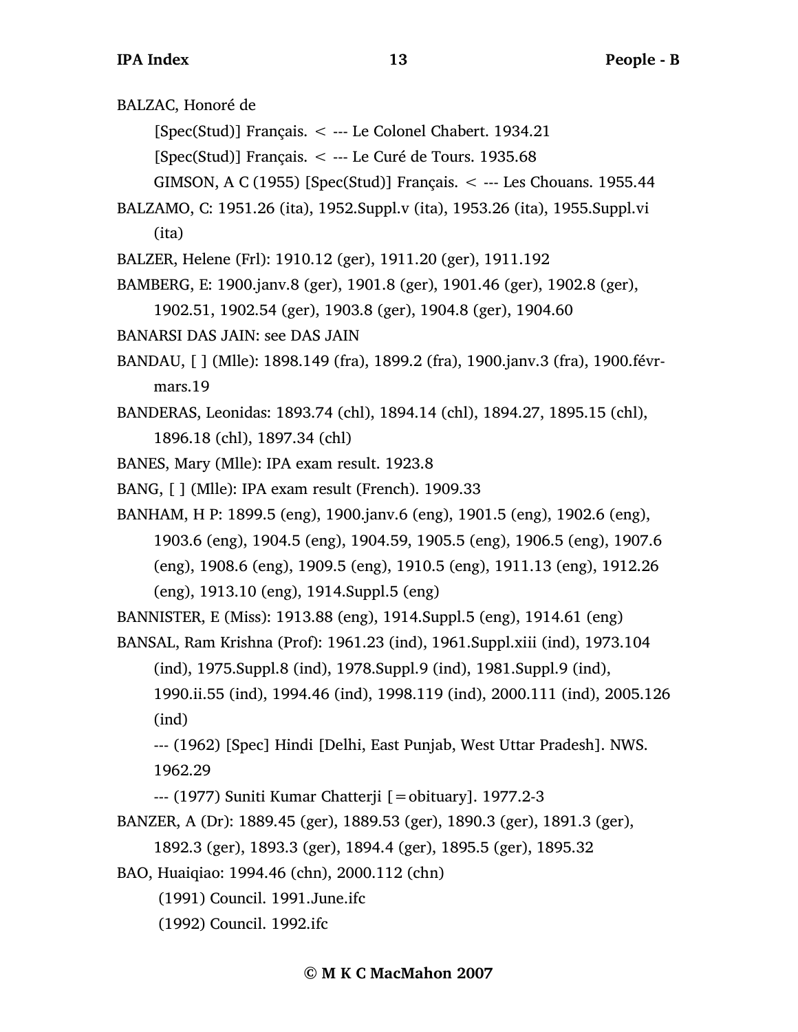BALZAC, Honoré de

[Spec(Stud)] Français. < --- Le Colonel Chabert. 1934.21

[Spec(Stud)] Français. < --- Le Curé de Tours. 1935.68

GIMSON, A C (1955) [Spec(Stud)] Français. < --- Les Chouans. 1955.44

BALZAMO, C: 1951.26 (ita), 1952.Suppl.v (ita), 1953.26 (ita), 1955.Suppl.vi (ita)

BALZER, Helene (Frl): 1910.12 (ger), 1911.20 (ger), 1911.192

BAMBERG, E: 1900.janv.8 (ger), 1901.8 (ger), 1901.46 (ger), 1902.8 (ger), 1902.51, 1902.54 (ger), 1903.8 (ger), 1904.8 (ger), 1904.60

BANARSI DAS JAIN: see DAS JAIN

BANDAU, [ ] (Mlle): 1898.149 (fra), 1899.2 (fra), 1900.janv.3 (fra), 1900.févr-mars.19

BANDERAS, Leonidas: 1893.74 (chl), 1894.14 (chl), 1894.27, 1895.15 (chl), 1896.18 (chl), 1897.34 (chl)

BANES, Mary (Mlle): IPA exam result. 1923.8

BANG, [ ] (Mlle): IPA exam result (French). 1909.33

BANHAM, H P: 1899.5 (eng), 1900.janv.6 (eng), 1901.5 (eng), 1902.6 (eng), 1903.6 (eng), 1904.5 (eng), 1904.59, 1905.5 (eng), 1906.5 (eng), 1907.6 (eng), 1908.6 (eng), 1909.5 (eng), 1910.5 (eng), 1911.13 (eng), 1912.26 (eng), 1913.10 (eng), 1914.Suppl.5 (eng)

BANNISTER, E (Miss): 1913.88 (eng), 1914.Suppl.5 (eng), 1914.61 (eng)

BANSAL, Ram Krishna (Prof): 1961.23 (ind), 1961.Suppl.xiii (ind), 1973.104 (ind), 1975.Suppl.8 (ind), 1978.Suppl.9 (ind), 1981.Suppl.9 (ind), 1990.ii.55 (ind), 1994.46 (ind), 1998.119 (ind), 2000.111 (ind), 2005.126 (ind)

--- (1962) [Spec] Hindi [Delhi, East Punjab, West Uttar Pradesh]. NWS. 1962.29

--- (1977) Suniti Kumar Chatterji [=obituary]. 1977.2-3

BANZER, A (Dr): 1889.45 (ger), 1889.53 (ger), 1890.3 (ger), 1891.3 (ger), 1892.3 (ger), 1893.3 (ger), 1894.4 (ger), 1895.5 (ger), 1895.32

BAO, Huaiqiao: 1994.46 (chn), 2000.112 (chn)

(1991) Council. 1991.June.ifc

(1992) Council. 1992.ifc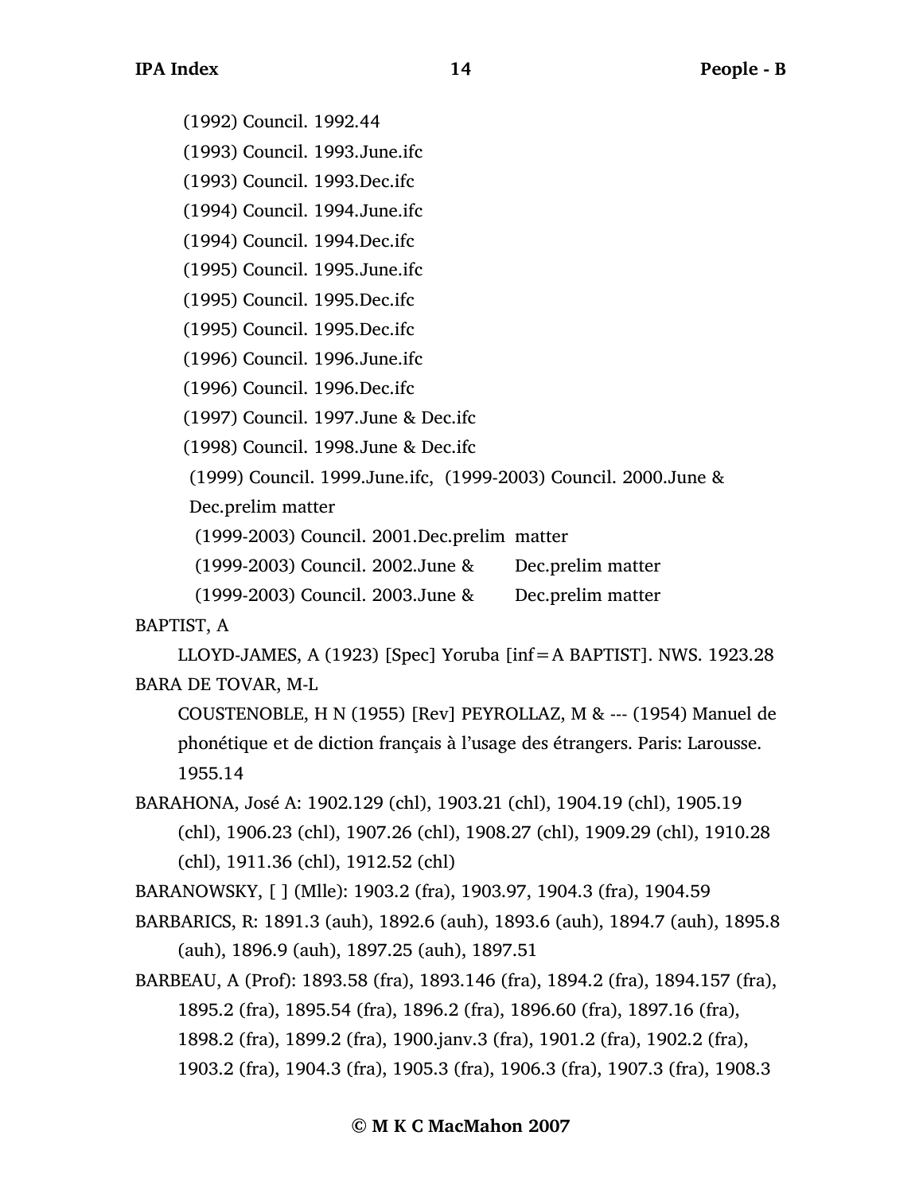(1992) Council. 1992.44

(1993) Council. 1993.June.ifc

(1993) Council. 1993.Dec.ifc

(1994) Council. 1994.June.ifc

(1994) Council. 1994.Dec.ifc

(1995) Council. 1995.June.ifc

(1995) Council. 1995.Dec.ifc

(1995) Council. 1995.Dec.ifc

(1996) Council. 1996.June.ifc

(1996) Council. 1996.Dec.ifc

(1997) Council. 1997.June & Dec.ifc

(1998) Council. 1998.June & Dec.ifc

(1999) Council. 1999.June.ifc, (1999-2003) Council. 2000.June & Dec.prelim matter

(1999-2003) Council. 2001.Dec.prelim matter

(1999-2003) Council. 2002.June & Dec.prelim matter

(1999-2003) Council. 2003.June & Dec.prelim matter

BAPTIST, A

LLOYD-JAMES, A (1923) [Spec] Yoruba [inf=A BAPTIST]. NWS. 1923.28

BARA DE TOVAR, M-L

COUSTENOBLE, H N (1955) [Rev] PEYROLLAZ, M & --- (1954) Manuel de phonétique et de diction français à l'usage des étrangers. Paris: Larousse. 1955.14

BARAHONA, José A: 1902.129 (chl), 1903.21 (chl), 1904.19 (chl), 1905.19 (chl), 1906.23 (chl), 1907.26 (chl), 1908.27 (chl), 1909.29 (chl), 1910.28 (chl), 1911.36 (chl), 1912.52 (chl)

BARANOWSKY, [ ] (Mlle): 1903.2 (fra), 1903.97, 1904.3 (fra), 1904.59

BARBARICS, R: 1891.3 (auh), 1892.6 (auh), 1893.6 (auh), 1894.7 (auh), 1895.8 (auh), 1896.9 (auh), 1897.25 (auh), 1897.51

BARBEAU, A (Prof): 1893.58 (fra), 1893.146 (fra), 1894.2 (fra), 1894.157 (fra), 1895.2 (fra), 1895.54 (fra), 1896.2 (fra), 1896.60 (fra), 1897.16 (fra), 1898.2 (fra), 1899.2 (fra), 1900.janv.3 (fra), 1901.2 (fra), 1902.2 (fra), 1903.2 (fra), 1904.3 (fra), 1905.3 (fra), 1906.3 (fra), 1907.3 (fra), 1908.3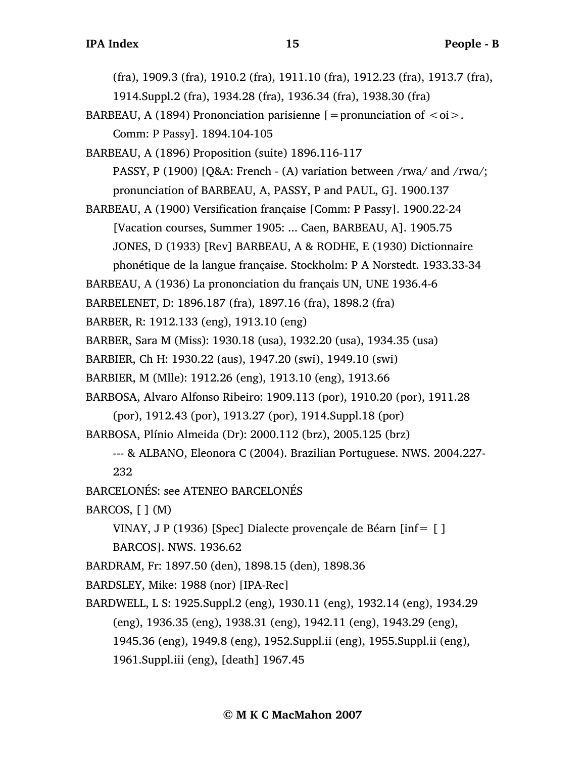(fra), 1909.3 (fra), 1910.2 (fra), 1911.10 (fra), 1912.23 (fra), 1913.7 (fra), 1914.Suppl.2 (fra), 1934.28 (fra), 1936.34 (fra), 1938.30 (fra)

BARBEAU, A (1894) Prononciation parisienne [=pronunciation of <oi>. Comm: P Passy]. 1894.104-105

BARBEAU, A (1896) Proposition (suite) 1896.116-117

PASSY, P (1900) [Q&A: French - (A) variation between /rwa/ and /rwɑ/; pronunciation of BARBEAU, A, PASSY, P and PAUL, G]. 1900.137

BARBEAU, A (1900) Versification française [Comm: P Passy]. 1900.22-24

[Vacation courses, Summer 1905: ... Caen, BARBEAU, A]. 1905.75

JONES, D (1933) [Rev] BARBEAU, A & RODHE, E (1930) Dictionnaire phonétique de la langue française. Stockholm: P A Norstedt. 1933.33-34

BARBEAU, A (1936) La prononciation du français UN, UNE 1936.4-6

BARBELENET, D: 1896.187 (fra), 1897.16 (fra), 1898.2 (fra)

BARBER, R: 1912.133 (eng), 1913.10 (eng)

BARBER, Sara M (Miss): 1930.18 (usa), 1932.20 (usa), 1934.35 (usa)

BARBIER, Ch H: 1930.22 (aus), 1947.20 (swi), 1949.10 (swi)

BARBIER, M (Mlle): 1912.26 (eng), 1913.10 (eng), 1913.66

BARBOSA, Alvaro Alfonso Ribeiro: 1909.113 (por), 1910.20 (por), 1911.28 (por), 1912.43 (por), 1913.27 (por), 1914.Suppl.18 (por)

BARBOSA, Plínio Almeida (Dr): 2000.112 (brz), 2005.125 (brz)

--- & ALBANO, Eleonora C (2004). Brazilian Portuguese. NWS. 2004.227-232

BARCELONÉS: see ATENEO BARCELONÉS

BARCOS, [ ] (M)

VINAY, J P (1936) [Spec] Dialecte provençale de Béarn [inf= [ ] BARCOS]. NWS. 1936.62

BARDRAM, Fr: 1897.50 (den), 1898.15 (den), 1898.36

BARDSLEY, Mike: 1988 (nor) [IPA-Rec]

BARDWELL, L S: 1925.Suppl.2 (eng), 1930.11 (eng), 1932.14 (eng), 1934.29 (eng), 1936.35 (eng), 1938.31 (eng), 1942.11 (eng), 1943.29 (eng), 1945.36 (eng), 1949.8 (eng), 1952.Suppl.ii (eng), 1955.Suppl.ii (eng), 1961.Suppl.iii (eng), [death] 1967.45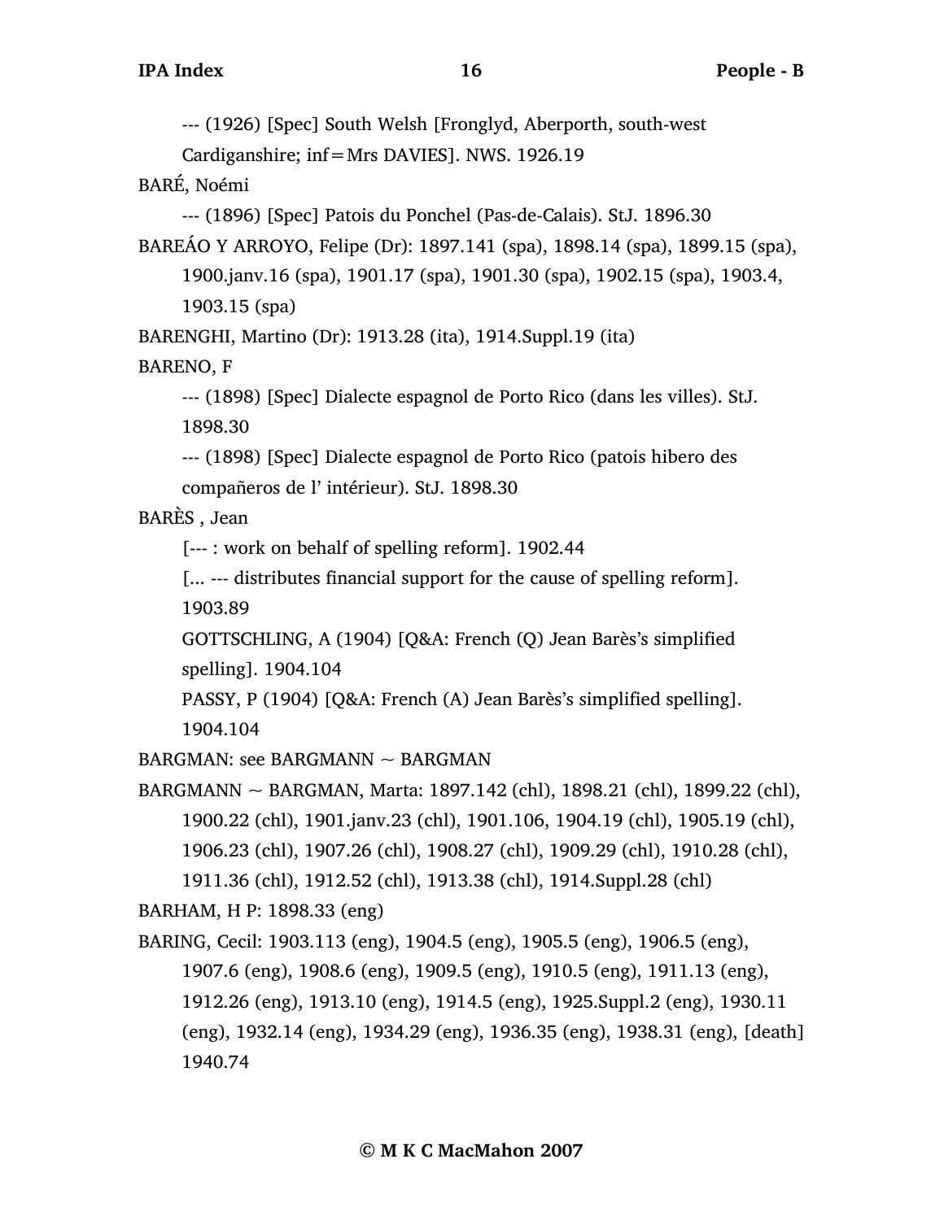--- (1926) [Spec] South Welsh [Fronglyd, Aberporth, south-west Cardiganshire; inf=Mrs DAVIES]. NWS. 1926.19

BARÉ, Noémi

--- (1896) [Spec] Patois du Ponchel (Pas-de-Calais). StJ. 1896.30

BAREÁO Y ARROYO, Felipe (Dr): 1897.141 (spa), 1898.14 (spa), 1899.15 (spa), 1900.janv.16 (spa), 1901.17 (spa), 1901.30 (spa), 1902.15 (spa), 1903.4, 1903.15 (spa)

BARENGHI, Martino (Dr): 1913.28 (ita), 1914.Suppl.19 (ita)

BARENO, F

--- (1898) [Spec] Dialecte espagnol de Porto Rico (dans les villes). StJ. 1898.30

--- (1898) [Spec] Dialecte espagnol de Porto Rico (patois hibero des compañeros de l' intérieur). StJ. 1898.30

BARÈS , Jean

[--- : work on behalf of spelling reform]. 1902.44

[... --- distributes financial support for the cause of spelling reform]. 1903.89

GOTTSCHLING, A (1904) [Q&A: French (Q) Jean Barès's simplified spelling]. 1904.104

PASSY, P (1904) [Q&A: French (A) Jean Barès's simplified spelling]. 1904.104

BARGMAN: see BARGMANN ~ BARGMAN

BARGMANN ~ BARGMAN, Marta: 1897.142 (chl), 1898.21 (chl), 1899.22 (chl), 1900.22 (chl), 1901.janv.23 (chl), 1901.106, 1904.19 (chl), 1905.19 (chl), 1906.23 (chl), 1907.26 (chl), 1908.27 (chl), 1909.29 (chl), 1910.28 (chl), 1911.36 (chl), 1912.52 (chl), 1913.38 (chl), 1914.Suppl.28 (chl)

BARHAM, H P: 1898.33 (eng)

BARING, Cecil: 1903.113 (eng), 1904.5 (eng), 1905.5 (eng), 1906.5 (eng), 1907.6 (eng), 1908.6 (eng), 1909.5 (eng), 1910.5 (eng), 1911.13 (eng), 1912.26 (eng), 1913.10 (eng), 1914.5 (eng), 1925.Suppl.2 (eng), 1930.11 (eng), 1932.14 (eng), 1934.29 (eng), 1936.35 (eng), 1938.31 (eng), [death] 1940.74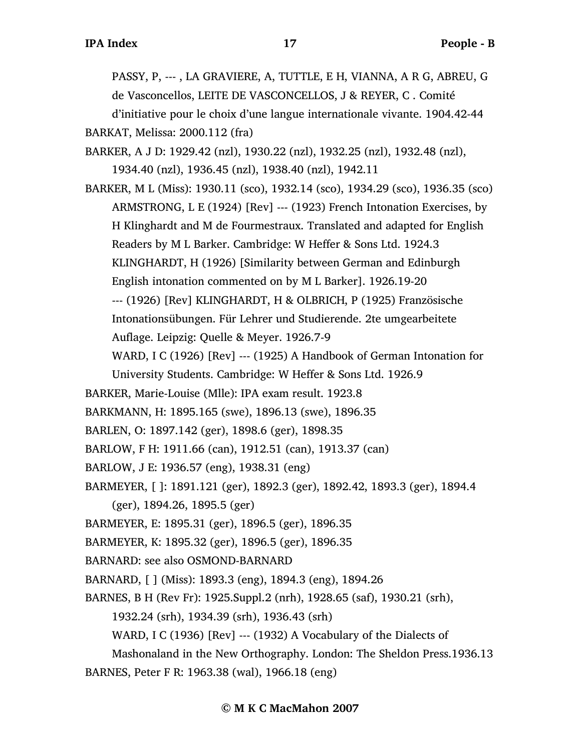PASSY, P, --- , LA GRAVIERE, A, TUTTLE, E H, VIANNA, A R G, ABREU, G de Vasconcellos, LEITE DE VASCONCELLOS, J & REYER, C . Comité d'initiative pour le choix d'une langue internationale vivante. 1904.42-44

BARKAT, Melissa: 2000.112 (fra)

BARKER, A J D: 1929.42 (nzl), 1930.22 (nzl), 1932.25 (nzl), 1932.48 (nzl), 1934.40 (nzl), 1936.45 (nzl), 1938.40 (nzl), 1942.11

BARKER, M L (Miss): 1930.11 (sco), 1932.14 (sco), 1934.29 (sco), 1936.35 (sco)
ARMSTRONG, L E (1924) [Rev] --- (1923) French Intonation Exercises, by H Klinghardt and M de Fourmestraux. Translated and adapted for English Readers by M L Barker. Cambridge: W Heffer & Sons Ltd. 1924.3
KLINGHARDT, H (1926) [Similarity between German and Edinburgh English intonation commented on by M L Barker]. 1926.19-20
--- (1926) [Rev] KLINGHARDT, H & OLBRICH, P (1925) Französische Intonationsübungen. Für Lehrer und Studierende. 2te umgearbeitete Auflage. Leipzig: Quelle & Meyer. 1926.7-9
WARD, I C (1926) [Rev] --- (1925) A Handbook of German Intonation for University Students. Cambridge: W Heffer & Sons Ltd. 1926.9

BARKER, Marie-Louise (Mlle): IPA exam result. 1923.8

BARKMANN, H: 1895.165 (swe), 1896.13 (swe), 1896.35

BARLEN, O: 1897.142 (ger), 1898.6 (ger), 1898.35

BARLOW, F H: 1911.66 (can), 1912.51 (can), 1913.37 (can)

BARLOW, J E: 1936.57 (eng), 1938.31 (eng)

BARMEYER, [ ]: 1891.121 (ger), 1892.3 (ger), 1892.42, 1893.3 (ger), 1894.4 (ger), 1894.26, 1895.5 (ger)

BARMEYER, E: 1895.31 (ger), 1896.5 (ger), 1896.35

BARMEYER, K: 1895.32 (ger), 1896.5 (ger), 1896.35

BARNARD: see also OSMOND-BARNARD

BARNARD, [ ] (Miss): 1893.3 (eng), 1894.3 (eng), 1894.26

BARNES, B H (Rev Fr): 1925.Suppl.2 (nrh), 1928.65 (saf), 1930.21 (srh), 1932.24 (srh), 1934.39 (srh), 1936.43 (srh)
WARD, I C (1936) [Rev] --- (1932) A Vocabulary of the Dialects of Mashonaland in the New Orthography. London: The Sheldon Press.1936.13

BARNES, Peter F R: 1963.38 (wal), 1966.18 (eng)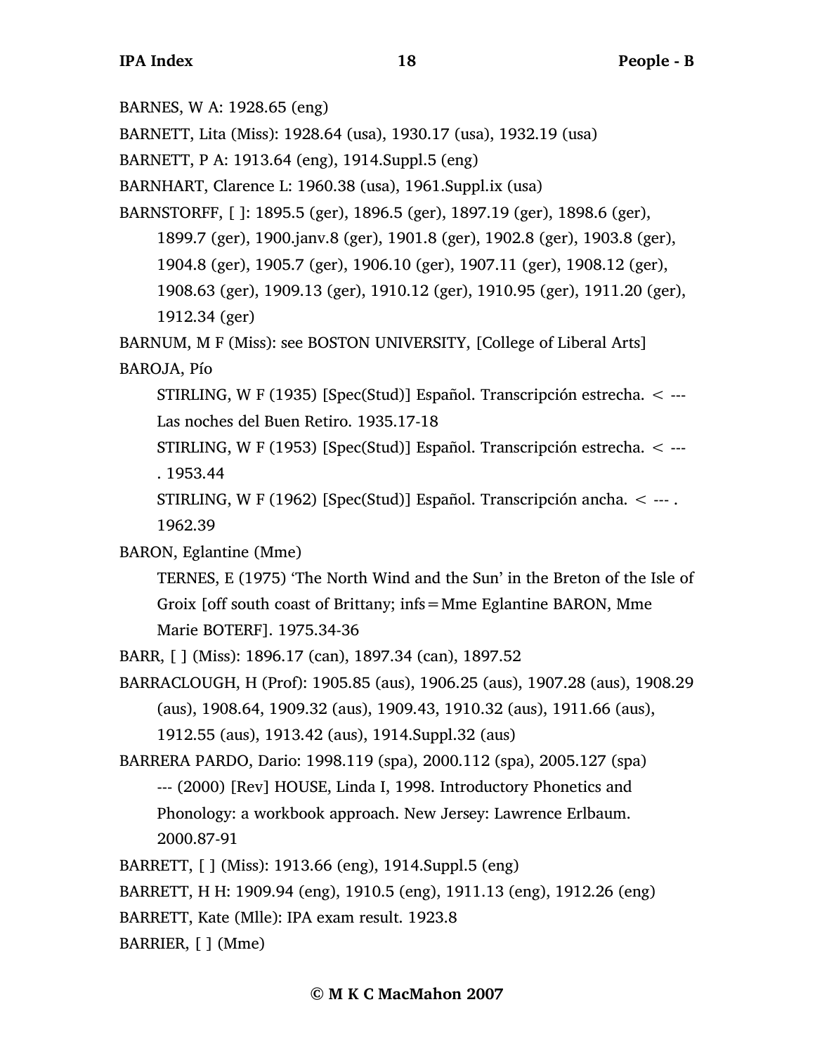BARNES, W A: 1928.65 (eng)

BARNETT, Lita (Miss): 1928.64 (usa), 1930.17 (usa), 1932.19 (usa)

BARNETT, P A: 1913.64 (eng), 1914.Suppl.5 (eng)

BARNHART, Clarence L: 1960.38 (usa), 1961.Suppl.ix (usa)

BARNSTORFF, [ ]: 1895.5 (ger), 1896.5 (ger), 1897.19 (ger), 1898.6 (ger), 1899.7 (ger), 1900.janv.8 (ger), 1901.8 (ger), 1902.8 (ger), 1903.8 (ger), 1904.8 (ger), 1905.7 (ger), 1906.10 (ger), 1907.11 (ger), 1908.12 (ger), 1908.63 (ger), 1909.13 (ger), 1910.12 (ger), 1910.95 (ger), 1911.20 (ger), 1912.34 (ger)

BARNUM, M F (Miss): see BOSTON UNIVERSITY, [College of Liberal Arts]

BAROJA, Pío

STIRLING, W F (1935) [Spec(Stud)] Español. Transcripción estrecha. < --- Las noches del Buen Retiro. 1935.17-18

STIRLING, W F (1953) [Spec(Stud)] Español. Transcripción estrecha. < --- . 1953.44

STIRLING, W F (1962) [Spec(Stud)] Español. Transcripción ancha. < --- . 1962.39

BARON, Eglantine (Mme)

TERNES, E (1975) 'The North Wind and the Sun' in the Breton of the Isle of Groix [off south coast of Brittany; infs = Mme Eglantine BARON, Mme Marie BOTERF]. 1975.34-36

BARR, [ ] (Miss): 1896.17 (can), 1897.34 (can), 1897.52

BARRACLOUGH, H (Prof): 1905.85 (aus), 1906.25 (aus), 1907.28 (aus), 1908.29 (aus), 1908.64, 1909.32 (aus), 1909.43, 1910.32 (aus), 1911.66 (aus), 1912.55 (aus), 1913.42 (aus), 1914.Suppl.32 (aus)

BARRERA PARDO, Dario: 1998.119 (spa), 2000.112 (spa), 2005.127 (spa)

--- (2000) [Rev] HOUSE, Linda I, 1998. Introductory Phonetics and Phonology: a workbook approach. New Jersey: Lawrence Erlbaum. 2000.87-91

BARRETT, [ ] (Miss): 1913.66 (eng), 1914.Suppl.5 (eng)

BARRETT, H H: 1909.94 (eng), 1910.5 (eng), 1911.13 (eng), 1912.26 (eng)

BARRETT, Kate (Mlle): IPA exam result. 1923.8

BARRIER, [ ] (Mme)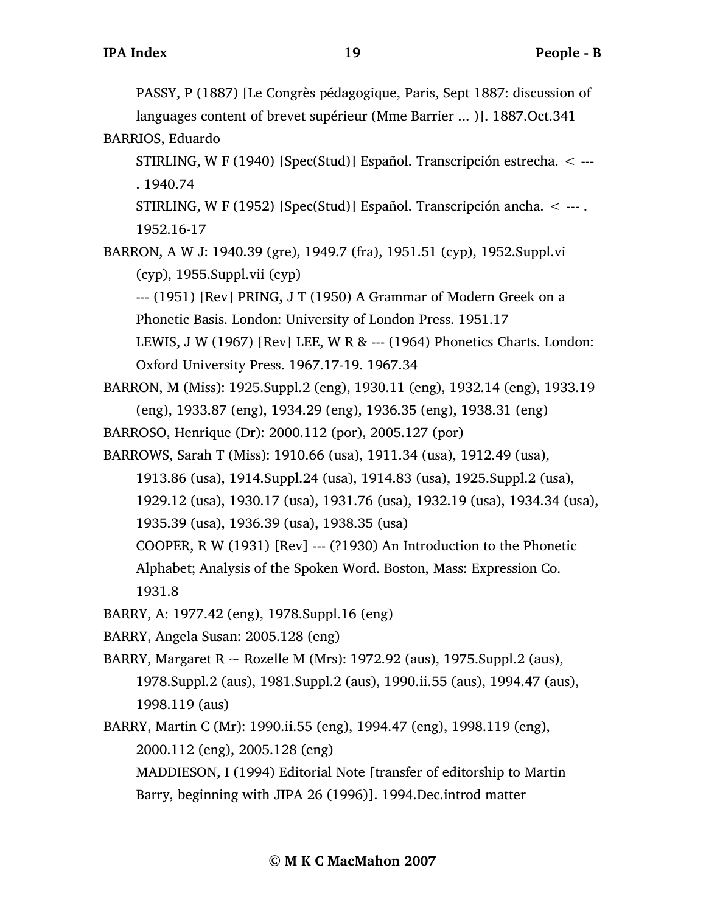PASSY, P (1887) [Le Congrès pédagogique, Paris, Sept 1887: discussion of languages content of brevet supérieur (Mme Barrier ... )]. 1887.Oct.341

BARRIOS, Eduardo

STIRLING, W F (1940) [Spec(Stud)] Español. Transcripción estrecha. < --- . 1940.74

STIRLING, W F (1952) [Spec(Stud)] Español. Transcripción ancha. < --- . 1952.16-17

BARRON, A W J: 1940.39 (gre), 1949.7 (fra), 1951.51 (cyp), 1952.Suppl.vi (cyp), 1955.Suppl.vii (cyp)

--- (1951) [Rev] PRING, J T (1950) A Grammar of Modern Greek on a Phonetic Basis. London: University of London Press. 1951.17

LEWIS, J W (1967) [Rev] LEE, W R & --- (1964) Phonetics Charts. London: Oxford University Press. 1967.17-19. 1967.34

BARRON, M (Miss): 1925.Suppl.2 (eng), 1930.11 (eng), 1932.14 (eng), 1933.19 (eng), 1933.87 (eng), 1934.29 (eng), 1936.35 (eng), 1938.31 (eng)

BARROSO, Henrique (Dr): 2000.112 (por), 2005.127 (por)

BARROWS, Sarah T (Miss): 1910.66 (usa), 1911.34 (usa), 1912.49 (usa), 1913.86 (usa), 1914.Suppl.24 (usa), 1914.83 (usa), 1925.Suppl.2 (usa), 1929.12 (usa), 1930.17 (usa), 1931.76 (usa), 1932.19 (usa), 1934.34 (usa), 1935.39 (usa), 1936.39 (usa), 1938.35 (usa)

COOPER, R W (1931) [Rev] --- (?1930) An Introduction to the Phonetic Alphabet; Analysis of the Spoken Word. Boston, Mass: Expression Co. 1931.8

BARRY, A: 1977.42 (eng), 1978.Suppl.16 (eng)

BARRY, Angela Susan: 2005.128 (eng)

BARRY, Margaret R ~ Rozelle M (Mrs): 1972.92 (aus), 1975.Suppl.2 (aus), 1978.Suppl.2 (aus), 1981.Suppl.2 (aus), 1990.ii.55 (aus), 1994.47 (aus), 1998.119 (aus)

BARRY, Martin C (Mr): 1990.ii.55 (eng), 1994.47 (eng), 1998.119 (eng), 2000.112 (eng), 2005.128 (eng)

MADDIESON, I (1994) Editorial Note [transfer of editorship to Martin Barry, beginning with JIPA 26 (1996)]. 1994.Dec.introd matter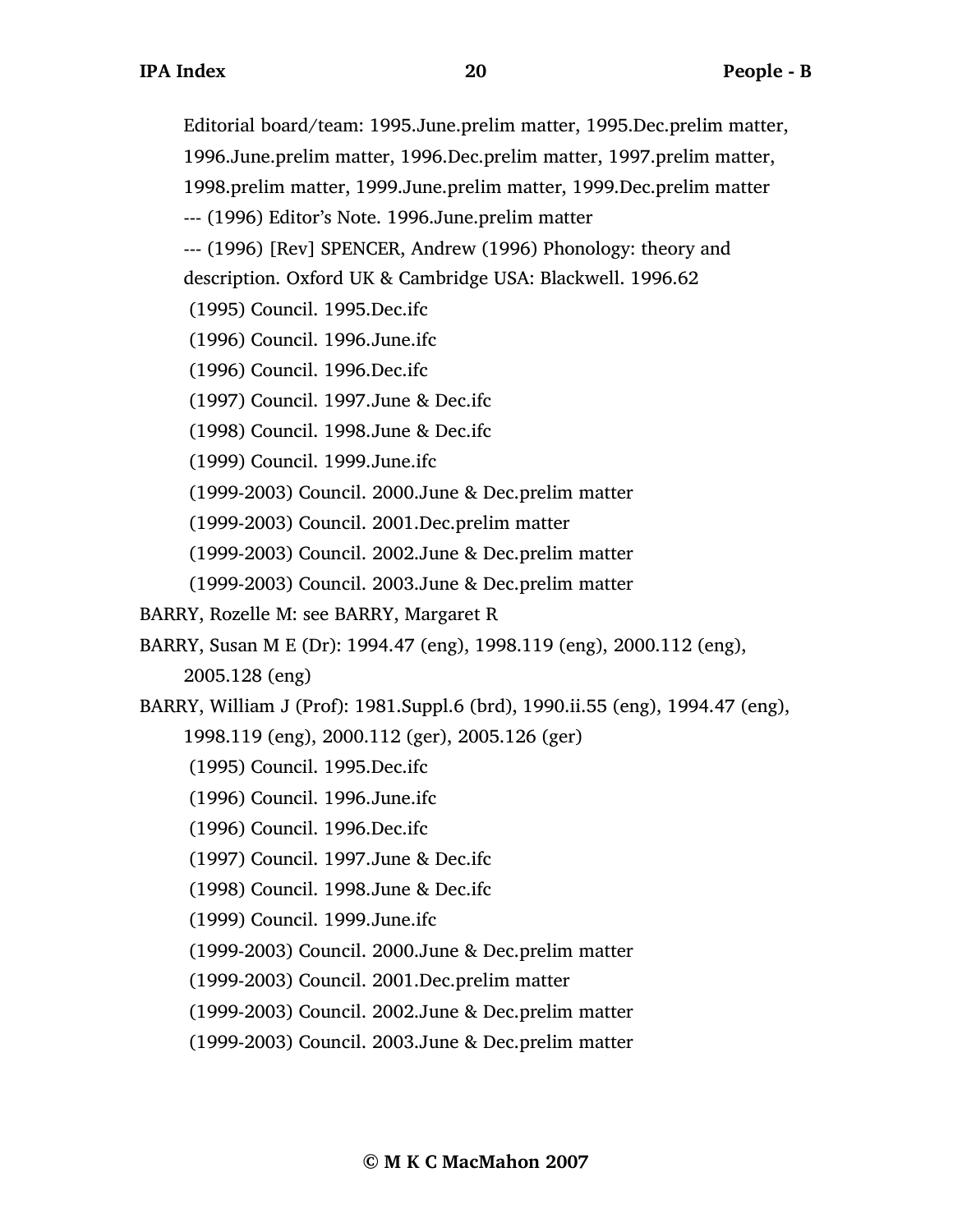Editorial board/team: 1995.June.prelim matter, 1995.Dec.prelim matter, 1996.June.prelim matter, 1996.Dec.prelim matter, 1997.prelim matter, 1998.prelim matter, 1999.June.prelim matter, 1999.Dec.prelim matter

--- (1996) Editor's Note. 1996.June.prelim matter

--- (1996) [Rev] SPENCER, Andrew (1996) Phonology: theory and description. Oxford UK & Cambridge USA: Blackwell. 1996.62

(1995) Council. 1995.Dec.ifc

(1996) Council. 1996.June.ifc

(1996) Council. 1996.Dec.ifc

(1997) Council. 1997.June & Dec.ifc

(1998) Council. 1998.June & Dec.ifc

(1999) Council. 1999.June.ifc

(1999-2003) Council. 2000.June & Dec.prelim matter

(1999-2003) Council. 2001.Dec.prelim matter

(1999-2003) Council. 2002.June & Dec.prelim matter

(1999-2003) Council. 2003.June & Dec.prelim matter

BARRY, Rozelle M: see BARRY, Margaret R

BARRY, Susan M E (Dr): 1994.47 (eng), 1998.119 (eng), 2000.112 (eng), 2005.128 (eng)

BARRY, William J (Prof): 1981.Suppl.6 (brd), 1990.ii.55 (eng), 1994.47 (eng), 1998.119 (eng), 2000.112 (ger), 2005.126 (ger)

(1995) Council. 1995.Dec.ifc

(1996) Council. 1996.June.ifc

(1996) Council. 1996.Dec.ifc

(1997) Council. 1997.June & Dec.ifc

(1998) Council. 1998.June & Dec.ifc

(1999) Council. 1999.June.ifc

(1999-2003) Council. 2000.June & Dec.prelim matter

(1999-2003) Council. 2001.Dec.prelim matter

(1999-2003) Council. 2002.June & Dec.prelim matter

(1999-2003) Council. 2003.June & Dec.prelim matter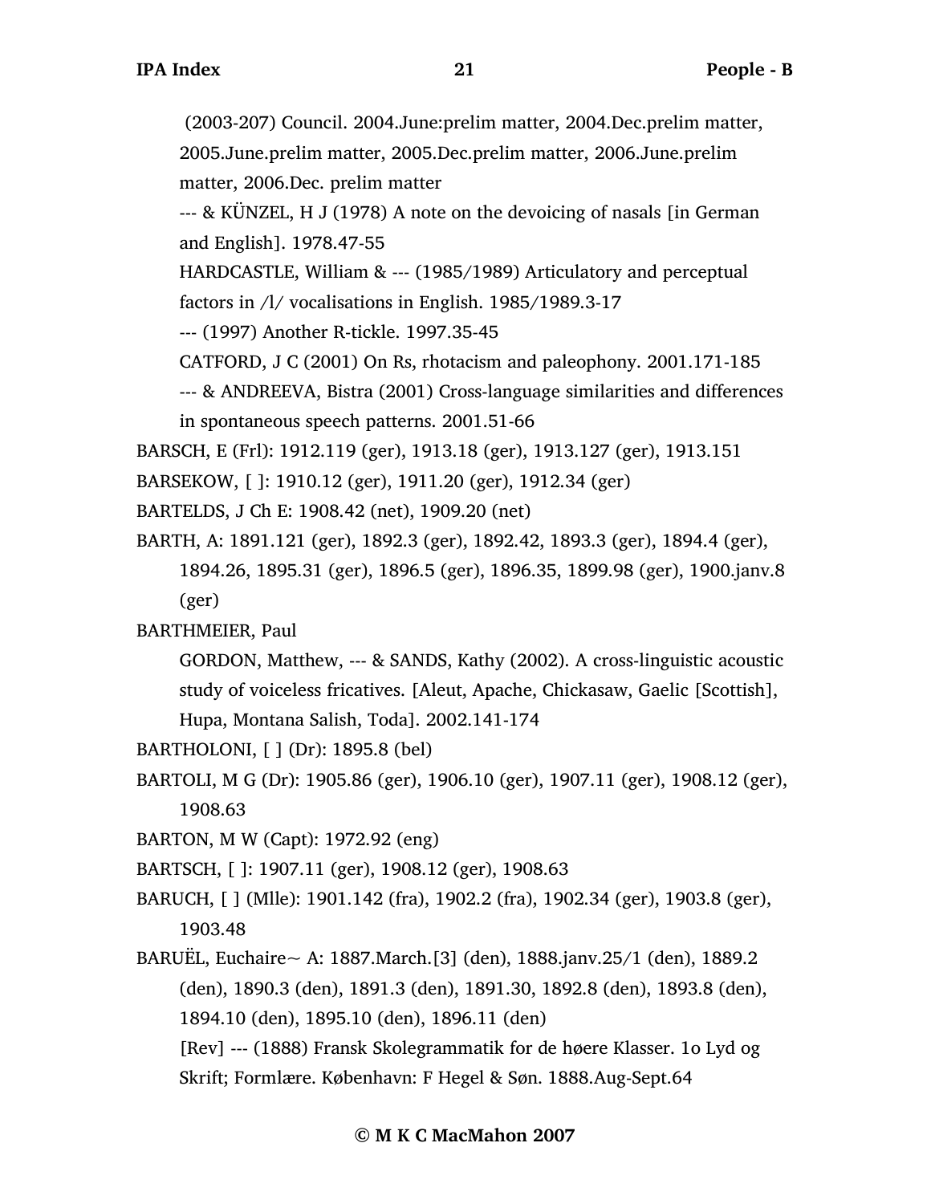(2003-207) Council. 2004.June:prelim matter, 2004.Dec.prelim matter, 2005.June.prelim matter, 2005.Dec.prelim matter, 2006.June.prelim matter, 2006.Dec. prelim matter

--- & KÜNZEL, H J (1978) A note on the devoicing of nasals [in German and English]. 1978.47-55

HARDCASTLE, William & --- (1985/1989) Articulatory and perceptual factors in /l/ vocalisations in English. 1985/1989.3-17

--- (1997) Another R-tickle. 1997.35-45

CATFORD, J C (2001) On Rs, rhotacism and paleophony. 2001.171-185

--- & ANDREEVA, Bistra (2001) Cross-language similarities and differences in spontaneous speech patterns. 2001.51-66

BARSCH, E (Frl): 1912.119 (ger), 1913.18 (ger), 1913.127 (ger), 1913.151

BARSEKOW, [ ]: 1910.12 (ger), 1911.20 (ger), 1912.34 (ger)

BARTELDS, J Ch E: 1908.42 (net), 1909.20 (net)

BARTH, A: 1891.121 (ger), 1892.3 (ger), 1892.42, 1893.3 (ger), 1894.4 (ger), 1894.26, 1895.31 (ger), 1896.5 (ger), 1896.35, 1899.98 (ger), 1900.janv.8 (ger)

BARTHMEIER, Paul

GORDON, Matthew, --- & SANDS, Kathy (2002). A cross-linguistic acoustic study of voiceless fricatives. [Aleut, Apache, Chickasaw, Gaelic [Scottish], Hupa, Montana Salish, Toda]. 2002.141-174

BARTHOLONI, [ ] (Dr): 1895.8 (bel)

BARTOLI, M G (Dr): 1905.86 (ger), 1906.10 (ger), 1907.11 (ger), 1908.12 (ger), 1908.63

BARTON, M W (Capt): 1972.92 (eng)

BARTSCH, [ ]: 1907.11 (ger), 1908.12 (ger), 1908.63

BARUCH, [ ] (Mlle): 1901.142 (fra), 1902.2 (fra), 1902.34 (ger), 1903.8 (ger), 1903.48

BARUËL, Euchaire~ A: 1887.March.[3] (den), 1888.janv.25/1 (den), 1889.2 (den), 1890.3 (den), 1891.3 (den), 1891.30, 1892.8 (den), 1893.8 (den), 1894.10 (den), 1895.10 (den), 1896.11 (den)

[Rev] --- (1888) Fransk Skolegrammatik for de høere Klasser. 1o Lyd og Skrift; Formlære. København: F Hegel & Søn. 1888.Aug-Sept.64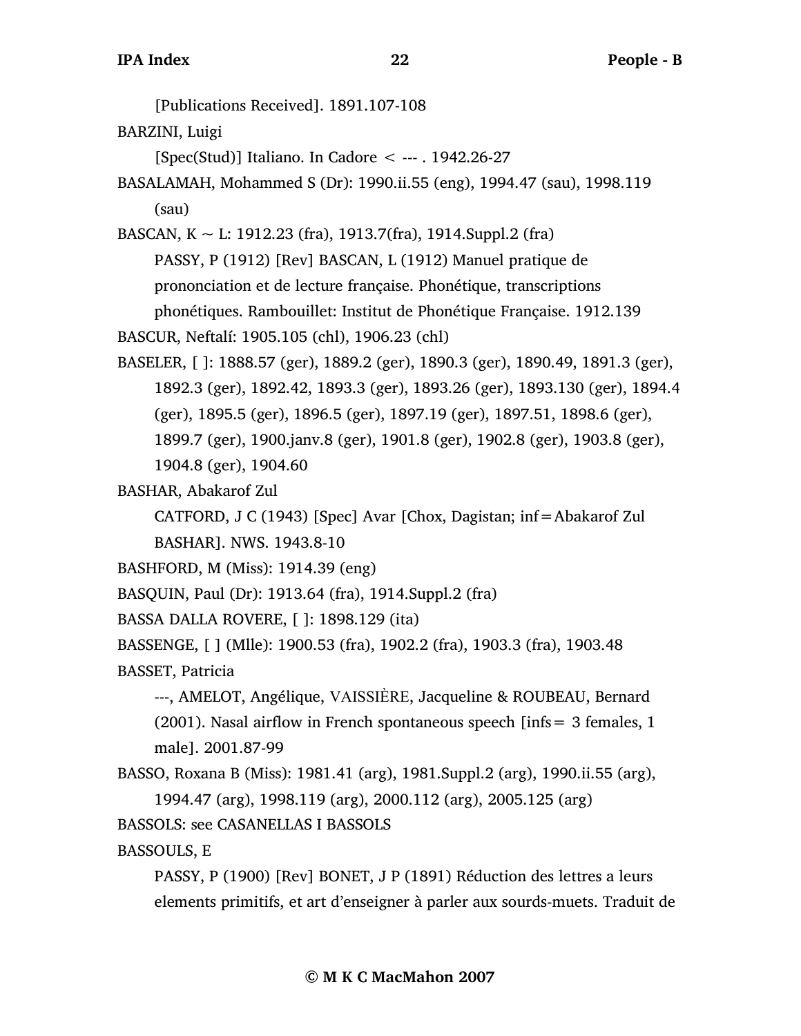[Publications Received]. 1891.107-108

BARZINI, Luigi

[Spec(Stud)] Italiano. In Cadore < --- . 1942.26-27

BASALAMAH, Mohammed S (Dr): 1990.ii.55 (eng), 1994.47 (sau), 1998.119 (sau)

BASCAN, K ~ L: 1912.23 (fra), 1913.7(fra), 1914.Suppl.2 (fra)

PASSY, P (1912) [Rev] BASCAN, L (1912) Manuel pratique de prononciation et de lecture française. Phonétique, transcriptions phonétiques. Rambouillet: Institut de Phonétique Française. 1912.139

BASCUR, Neftalí: 1905.105 (chl), 1906.23 (chl)

BASELER, [ ]: 1888.57 (ger), 1889.2 (ger), 1890.3 (ger), 1890.49, 1891.3 (ger), 1892.3 (ger), 1892.42, 1893.3 (ger), 1893.26 (ger), 1893.130 (ger), 1894.4 (ger), 1895.5 (ger), 1896.5 (ger), 1897.19 (ger), 1897.51, 1898.6 (ger), 1899.7 (ger), 1900.janv.8 (ger), 1901.8 (ger), 1902.8 (ger), 1903.8 (ger), 1904.8 (ger), 1904.60

BASHAR, Abakarof Zul

CATFORD, J C (1943) [Spec] Avar [Chox, Dagistan; inf=Abakarof Zul BASHAR]. NWS. 1943.8-10

BASHFORD, M (Miss): 1914.39 (eng)

BASQUIN, Paul (Dr): 1913.64 (fra), 1914.Suppl.2 (fra)

BASSA DALLA ROVERE, [ ]: 1898.129 (ita)

BASSENGE, [ ] (Mlle): 1900.53 (fra), 1902.2 (fra), 1903.3 (fra), 1903.48

BASSET, Patricia

---, AMELOT, Angélique, VAISSIÈRE, Jacqueline & ROUBEAU, Bernard (2001). Nasal airflow in French spontaneous speech [infs= 3 females, 1 male]. 2001.87-99

BASSO, Roxana B (Miss): 1981.41 (arg), 1981.Suppl.2 (arg), 1990.ii.55 (arg), 1994.47 (arg), 1998.119 (arg), 2000.112 (arg), 2005.125 (arg)

BASSOLS: see CASANELLAS I BASSOLS

BASSOULS, E

PASSY, P (1900) [Rev] BONET, J P (1891) Réduction des lettres a leurs elements primitifs, et art d'enseigner à parler aux sourds-muets. Traduit de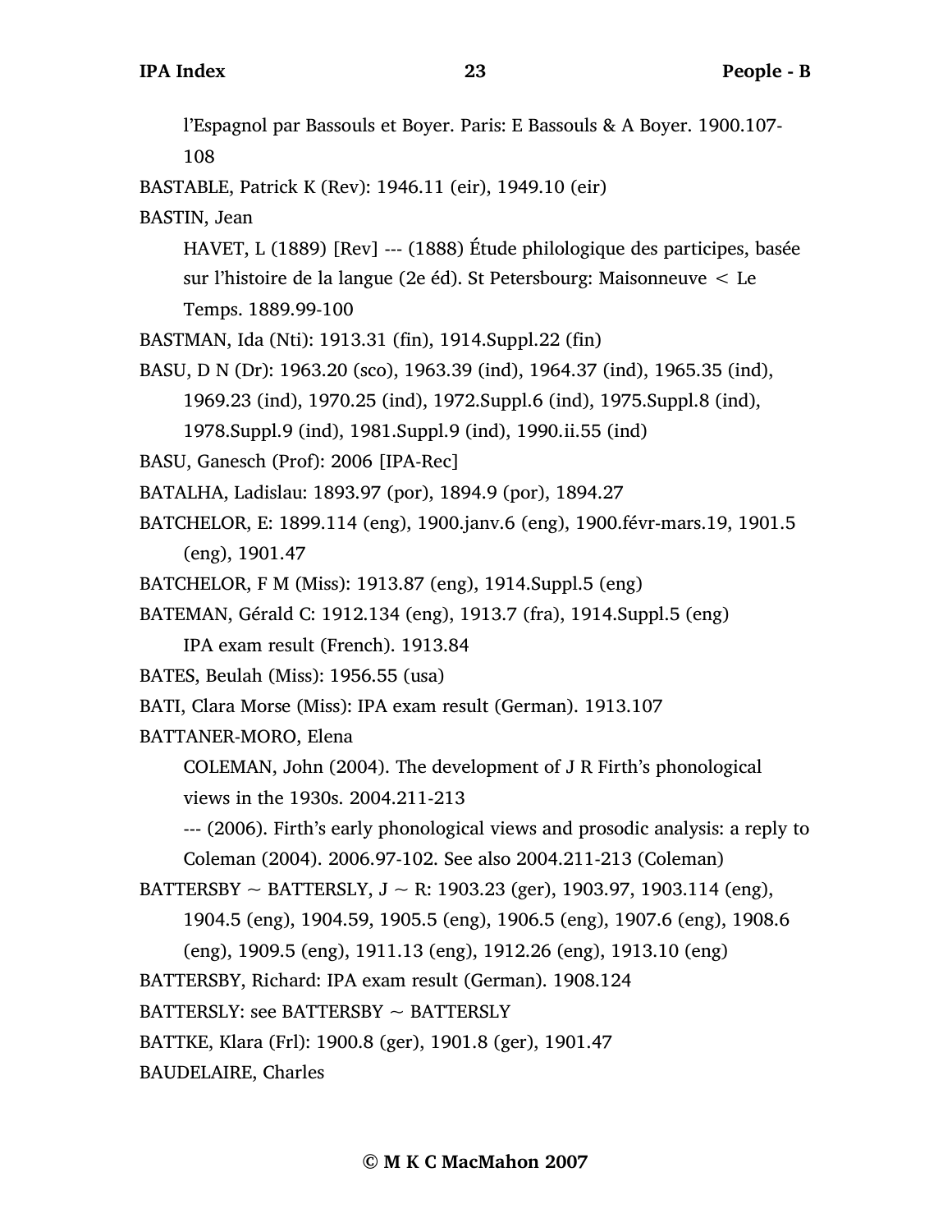l'Espagnol par Bassouls et Boyer. Paris: E Bassouls & A Boyer. 1900.107-108

BASTABLE, Patrick K (Rev): 1946.11 (eir), 1949.10 (eir)

BASTIN, Jean

HAVET, L (1889) [Rev] --- (1888) Étude philologique des participes, basée sur l'histoire de la langue (2e éd). St Petersbourg: Maisonneuve < Le Temps. 1889.99-100

BASTMAN, Ida (Nti): 1913.31 (fin), 1914.Suppl.22 (fin)

BASU, D N (Dr): 1963.20 (sco), 1963.39 (ind), 1964.37 (ind), 1965.35 (ind), 1969.23 (ind), 1970.25 (ind), 1972.Suppl.6 (ind), 1975.Suppl.8 (ind), 1978.Suppl.9 (ind), 1981.Suppl.9 (ind), 1990.ii.55 (ind)

BASU, Ganesch (Prof): 2006 [IPA-Rec]

BATALHA, Ladislau: 1893.97 (por), 1894.9 (por), 1894.27

BATCHELOR, E: 1899.114 (eng), 1900.janv.6 (eng), 1900.févr-mars.19, 1901.5 (eng), 1901.47

BATCHELOR, F M (Miss): 1913.87 (eng), 1914.Suppl.5 (eng)

BATEMAN, Gérald C: 1912.134 (eng), 1913.7 (fra), 1914.Suppl.5 (eng)

IPA exam result (French). 1913.84

BATES, Beulah (Miss): 1956.55 (usa)

BATI, Clara Morse (Miss): IPA exam result (German). 1913.107

BATTANER-MORO, Elena

COLEMAN, John (2004). The development of J R Firth's phonological views in the 1930s. 2004.211-213

--- (2006). Firth's early phonological views and prosodic analysis: a reply to Coleman (2004). 2006.97-102. See also 2004.211-213 (Coleman)

BATTERSBY ~ BATTERSLY, J ~ R: 1903.23 (ger), 1903.97, 1903.114 (eng), 1904.5 (eng), 1904.59, 1905.5 (eng), 1906.5 (eng), 1907.6 (eng), 1908.6 (eng), 1909.5 (eng), 1911.13 (eng), 1912.26 (eng), 1913.10 (eng)

BATTERSBY, Richard: IPA exam result (German). 1908.124

BATTERSLY: see BATTERSBY ~ BATTERSLY

BATTKE, Klara (Frl): 1900.8 (ger), 1901.8 (ger), 1901.47

BAUDELAIRE, Charles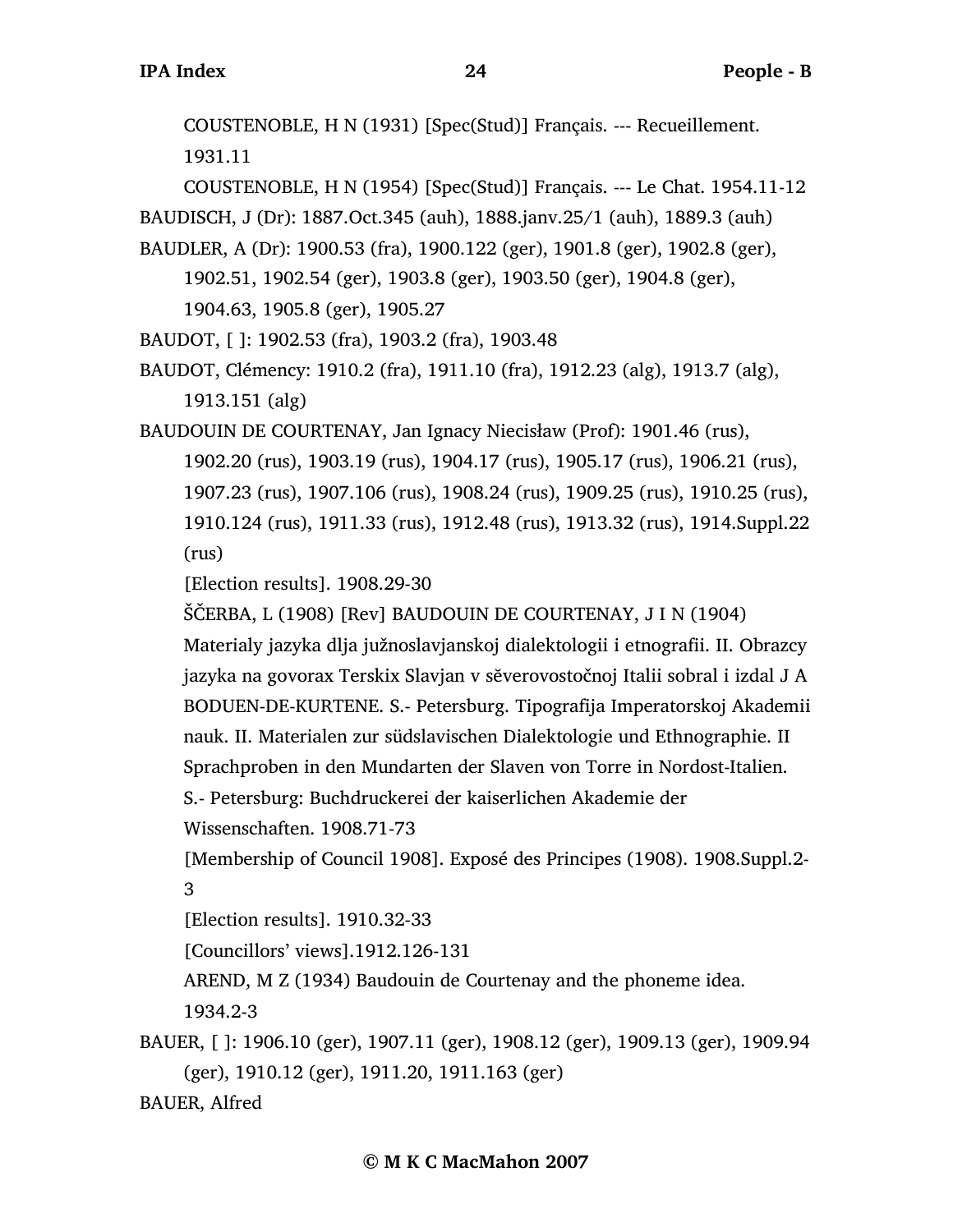COUSTENOBLE, H N (1931) [Spec(Stud)] Français. --- Recueillement. 1931.11

COUSTENOBLE, H N (1954) [Spec(Stud)] Français. --- Le Chat. 1954.11-12

BAUDISCH, J (Dr): 1887.Oct.345 (auh), 1888.janv.25/1 (auh), 1889.3 (auh)

BAUDLER, A (Dr): 1900.53 (fra), 1900.122 (ger), 1901.8 (ger), 1902.8 (ger), 1902.51, 1902.54 (ger), 1903.8 (ger), 1903.50 (ger), 1904.8 (ger), 1904.63, 1905.8 (ger), 1905.27

BAUDOT, [ ]: 1902.53 (fra), 1903.2 (fra), 1903.48

BAUDOT, Clémency: 1910.2 (fra), 1911.10 (fra), 1912.23 (alg), 1913.7 (alg), 1913.151 (alg)

BAUDOUIN DE COURTENAY, Jan Ignacy Niecisław (Prof): 1901.46 (rus), 1902.20 (rus), 1903.19 (rus), 1904.17 (rus), 1905.17 (rus), 1906.21 (rus), 1907.23 (rus), 1907.106 (rus), 1908.24 (rus), 1909.25 (rus), 1910.25 (rus), 1910.124 (rus), 1911.33 (rus), 1912.48 (rus), 1913.32 (rus), 1914.Suppl.22 (rus)

[Election results]. 1908.29-30

ŠČERBA, L (1908) [Rev] BAUDOUIN DE COURTENAY, J I N (1904) Materialy jazyka dlja južnoslavjanskoj dialektologii i etnografii. II. Obrazcy jazyka na govorax Terskix Slavjan v sěverovostočnoj Italii sobral i izdal J A BODUEN-DE-KURTENE. S.- Petersburg. Tipografija Imperatorskoj Akademii nauk. II. Materialen zur südslavischen Dialektologie und Ethnographie. II Sprachproben in den Mundarten der Slaven von Torre in Nordost-Italien. S.- Petersburg: Buchdruckerei der kaiserlichen Akademie der Wissenschaften. 1908.71-73

[Membership of Council 1908]. Exposé des Principes (1908). 1908.Suppl.2-3

[Election results]. 1910.32-33

[Councillors' views].1912.126-131

AREND, M Z (1934) Baudouin de Courtenay and the phoneme idea. 1934.2-3

BAUER, [ ]: 1906.10 (ger), 1907.11 (ger), 1908.12 (ger), 1909.13 (ger), 1909.94 (ger), 1910.12 (ger), 1911.20, 1911.163 (ger)

BAUER, Alfred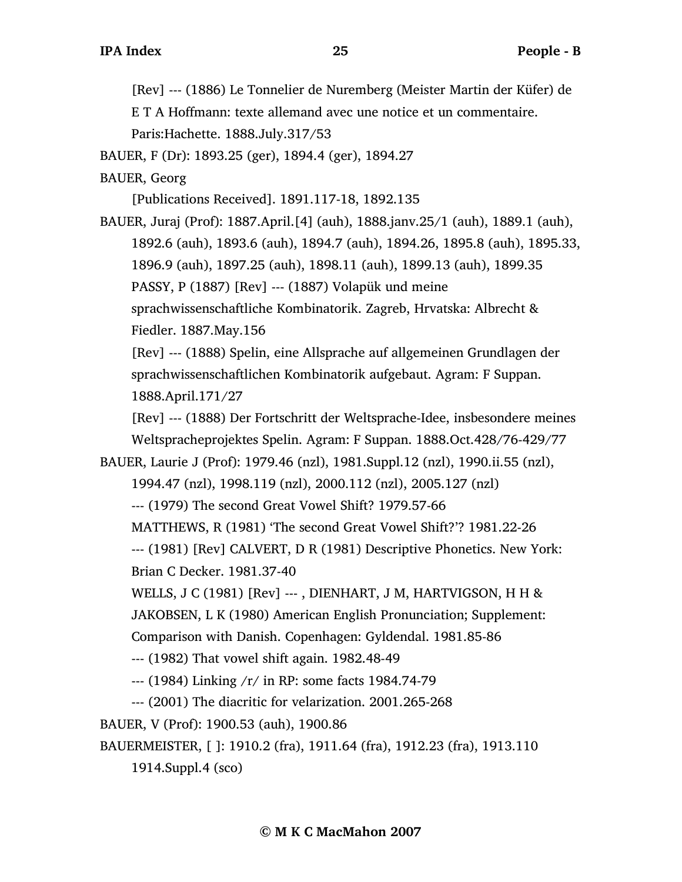[Rev] --- (1886) Le Tonnelier de Nuremberg (Meister Martin der Küfer) de E T A Hoffmann: texte allemand avec une notice et un commentaire. Paris:Hachette. 1888.July.317/53

BAUER, F (Dr): 1893.25 (ger), 1894.4 (ger), 1894.27

BAUER, Georg

[Publications Received]. 1891.117-18, 1892.135

BAUER, Juraj (Prof): 1887.April.[4] (auh), 1888.janv.25/1 (auh), 1889.1 (auh), 1892.6 (auh), 1893.6 (auh), 1894.7 (auh), 1894.26, 1895.8 (auh), 1895.33, 1896.9 (auh), 1897.25 (auh), 1898.11 (auh), 1899.13 (auh), 1899.35

PASSY, P (1887) [Rev] --- (1887) Volapük und meine sprachwissenschaftliche Kombinatorik. Zagreb, Hrvatska: Albrecht & Fiedler. 1887.May.156

[Rev] --- (1888) Spelin, eine Allsprache auf allgemeinen Grundlagen der sprachwissenschaftlichen Kombinatorik aufgebaut. Agram: F Suppan. 1888.April.171/27

[Rev] --- (1888) Der Fortschritt der Weltsprache-Idee, insbesondere meines Weltspracheprojektes Spelin. Agram: F Suppan. 1888.Oct.428/76-429/77

BAUER, Laurie J (Prof): 1979.46 (nzl), 1981.Suppl.12 (nzl), 1990.ii.55 (nzl), 1994.47 (nzl), 1998.119 (nzl), 2000.112 (nzl), 2005.127 (nzl)

--- (1979) The second Great Vowel Shift? 1979.57-66

MATTHEWS, R (1981) 'The second Great Vowel Shift?'? 1981.22-26

--- (1981) [Rev] CALVERT, D R (1981) Descriptive Phonetics. New York: Brian C Decker. 1981.37-40

WELLS, J C (1981) [Rev] --- , DIENHART, J M, HARTVIGSON, H H & JAKOBSEN, L K (1980) American English Pronunciation; Supplement: Comparison with Danish. Copenhagen: Gyldendal. 1981.85-86

--- (1982) That vowel shift again. 1982.48-49

--- (1984) Linking /r/ in RP: some facts 1984.74-79

--- (2001) The diacritic for velarization. 2001.265-268

BAUER, V (Prof): 1900.53 (auh), 1900.86

BAUERMEISTER, [ ]: 1910.2 (fra), 1911.64 (fra), 1912.23 (fra), 1913.110 1914.Suppl.4 (sco)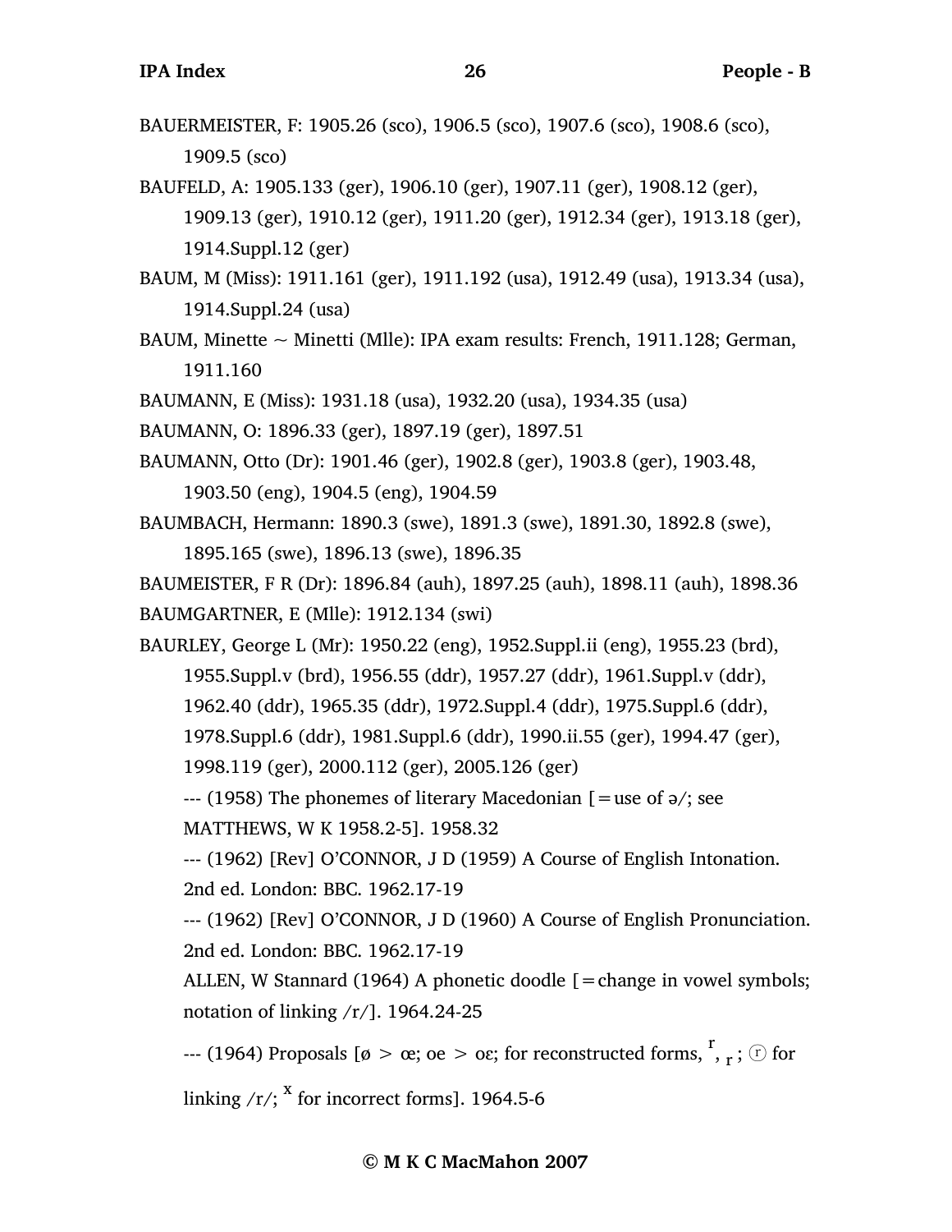BAUERMEISTER, F: 1905.26 (sco), 1906.5 (sco), 1907.6 (sco), 1908.6 (sco), 1909.5 (sco)

BAUFELD, A: 1905.133 (ger), 1906.10 (ger), 1907.11 (ger), 1908.12 (ger), 1909.13 (ger), 1910.12 (ger), 1911.20 (ger), 1912.34 (ger), 1913.18 (ger), 1914.Suppl.12 (ger)

BAUM, M (Miss): 1911.161 (ger), 1911.192 (usa), 1912.49 (usa), 1913.34 (usa), 1914.Suppl.24 (usa)

BAUM, Minette ~ Minetti (Mlle): IPA exam results: French, 1911.128; German, 1911.160

BAUMANN, E (Miss): 1931.18 (usa), 1932.20 (usa), 1934.35 (usa)

BAUMANN, O: 1896.33 (ger), 1897.19 (ger), 1897.51

BAUMANN, Otto (Dr): 1901.46 (ger), 1902.8 (ger), 1903.8 (ger), 1903.48, 1903.50 (eng), 1904.5 (eng), 1904.59

BAUMBACH, Hermann: 1890.3 (swe), 1891.3 (swe), 1891.30, 1892.8 (swe), 1895.165 (swe), 1896.13 (swe), 1896.35

BAUMEISTER, F R (Dr): 1896.84 (auh), 1897.25 (auh), 1898.11 (auh), 1898.36

BAUMGARTNER, E (Mlle): 1912.134 (swi)

BAURLEY, George L (Mr): 1950.22 (eng), 1952.Suppl.ii (eng), 1955.23 (brd), 1955.Suppl.v (brd), 1956.55 (ddr), 1957.27 (ddr), 1961.Suppl.v (ddr), 1962.40 (ddr), 1965.35 (ddr), 1972.Suppl.4 (ddr), 1975.Suppl.6 (ddr), 1978.Suppl.6 (ddr), 1981.Suppl.6 (ddr), 1990.ii.55 (ger), 1994.47 (ger), 1998.119 (ger), 2000.112 (ger), 2005.126 (ger)

--- (1958) The phonemes of literary Macedonian [=use of ə/; see MATTHEWS, W K 1958.2-5]. 1958.32

--- (1962) [Rev] O'CONNOR, J D (1959) A Course of English Intonation. 2nd ed. London: BBC. 1962.17-19

--- (1962) [Rev] O'CONNOR, J D (1960) A Course of English Pronunciation. 2nd ed. London: BBC. 1962.17-19

ALLEN, W Stannard (1964) A phonetic doodle [=change in vowel symbols; notation of linking /r/]. 1964.24-25

--- (1964) Proposals [ø > œ; oe > oɛ; for reconstructed forms, $^{r}$, $_{r}$ ; ⓡ for linking /r/; $^{x}$ for incorrect forms]. 1964.5-6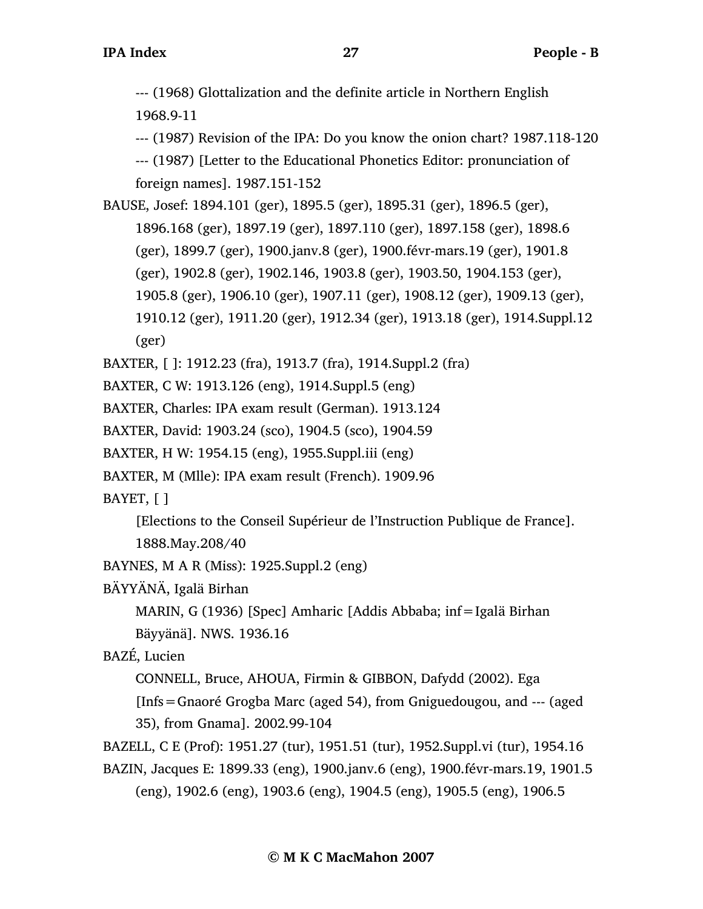--- (1968) Glottalization and the definite article in Northern English 1968.9-11

--- (1987) Revision of the IPA: Do you know the onion chart? 1987.118-120

--- (1987) [Letter to the Educational Phonetics Editor: pronunciation of foreign names]. 1987.151-152

BAUSE, Josef: 1894.101 (ger), 1895.5 (ger), 1895.31 (ger), 1896.5 (ger), 1896.168 (ger), 1897.19 (ger), 1897.110 (ger), 1897.158 (ger), 1898.6 (ger), 1899.7 (ger), 1900.janv.8 (ger), 1900.févr-mars.19 (ger), 1901.8 (ger), 1902.8 (ger), 1902.146, 1903.8 (ger), 1903.50, 1904.153 (ger), 1905.8 (ger), 1906.10 (ger), 1907.11 (ger), 1908.12 (ger), 1909.13 (ger), 1910.12 (ger), 1911.20 (ger), 1912.34 (ger), 1913.18 (ger), 1914.Suppl.12 (ger)

BAXTER, [ ]: 1912.23 (fra), 1913.7 (fra), 1914.Suppl.2 (fra)

BAXTER, C W: 1913.126 (eng), 1914.Suppl.5 (eng)

BAXTER, Charles: IPA exam result (German). 1913.124

BAXTER, David: 1903.24 (sco), 1904.5 (sco), 1904.59

BAXTER, H W: 1954.15 (eng), 1955.Suppl.iii (eng)

BAXTER, M (Mlle): IPA exam result (French). 1909.96

BAYET, [ ]

[Elections to the Conseil Supérieur de l'Instruction Publique de France]. 1888.May.208/40

BAYNES, M A R (Miss): 1925.Suppl.2 (eng)

BÄYYÄNÄ, Igalä Birhan

MARIN, G (1936) [Spec] Amharic [Addis Abbaba; inf=Igalä Birhan Bäyyänä]. NWS. 1936.16

BAZÉ, Lucien

CONNELL, Bruce, AHOUA, Firmin & GIBBON, Dafydd (2002). Ega [Infs=Gnaoré Grogba Marc (aged 54), from Gniguedougou, and --- (aged 35), from Gnama]. 2002.99-104

BAZELL, C E (Prof): 1951.27 (tur), 1951.51 (tur), 1952.Suppl.vi (tur), 1954.16

BAZIN, Jacques E: 1899.33 (eng), 1900.janv.6 (eng), 1900.févr-mars.19, 1901.5 (eng), 1902.6 (eng), 1903.6 (eng), 1904.5 (eng), 1905.5 (eng), 1906.5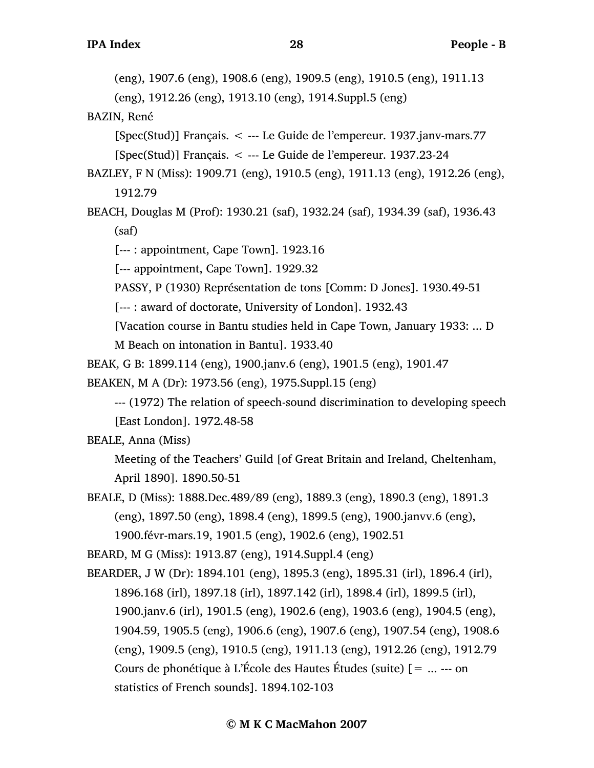(eng), 1907.6 (eng), 1908.6 (eng), 1909.5 (eng), 1910.5 (eng), 1911.13 (eng), 1912.26 (eng), 1913.10 (eng), 1914.Suppl.5 (eng)

BAZIN, René

[Spec(Stud)] Français. < --- Le Guide de l'empereur. 1937.janv-mars.77

[Spec(Stud)] Français. < --- Le Guide de l'empereur. 1937.23-24

BAZLEY, F N (Miss): 1909.71 (eng), 1910.5 (eng), 1911.13 (eng), 1912.26 (eng), 1912.79

BEACH, Douglas M (Prof): 1930.21 (saf), 1932.24 (saf), 1934.39 (saf), 1936.43 (saf)

[--- : appointment, Cape Town]. 1923.16

[--- appointment, Cape Town]. 1929.32

PASSY, P (1930) Représentation de tons [Comm: D Jones]. 1930.49-51

[--- : award of doctorate, University of London]. 1932.43

[Vacation course in Bantu studies held in Cape Town, January 1933: ... D M Beach on intonation in Bantu]. 1933.40

BEAK, G B: 1899.114 (eng), 1900.janv.6 (eng), 1901.5 (eng), 1901.47

BEAKEN, M A (Dr): 1973.56 (eng), 1975.Suppl.15 (eng)

--- (1972) The relation of speech-sound discrimination to developing speech [East London]. 1972.48-58

BEALE, Anna (Miss)

Meeting of the Teachers' Guild [of Great Britain and Ireland, Cheltenham, April 1890]. 1890.50-51

BEALE, D (Miss): 1888.Dec.489/89 (eng), 1889.3 (eng), 1890.3 (eng), 1891.3 (eng), 1897.50 (eng), 1898.4 (eng), 1899.5 (eng), 1900.janvv.6 (eng), 1900.févr-mars.19, 1901.5 (eng), 1902.6 (eng), 1902.51

BEARD, M G (Miss): 1913.87 (eng), 1914.Suppl.4 (eng)

BEARDER, J W (Dr): 1894.101 (eng), 1895.3 (eng), 1895.31 (irl), 1896.4 (irl), 1896.168 (irl), 1897.18 (irl), 1897.142 (irl), 1898.4 (irl), 1899.5 (irl), 1900.janv.6 (irl), 1901.5 (eng), 1902.6 (eng), 1903.6 (eng), 1904.5 (eng), 1904.59, 1905.5 (eng), 1906.6 (eng), 1907.6 (eng), 1907.54 (eng), 1908.6 (eng), 1909.5 (eng), 1910.5 (eng), 1911.13 (eng), 1912.26 (eng), 1912.79

Cours de phonétique à L'École des Hautes Études (suite) [= ... --- on statistics of French sounds]. 1894.102-103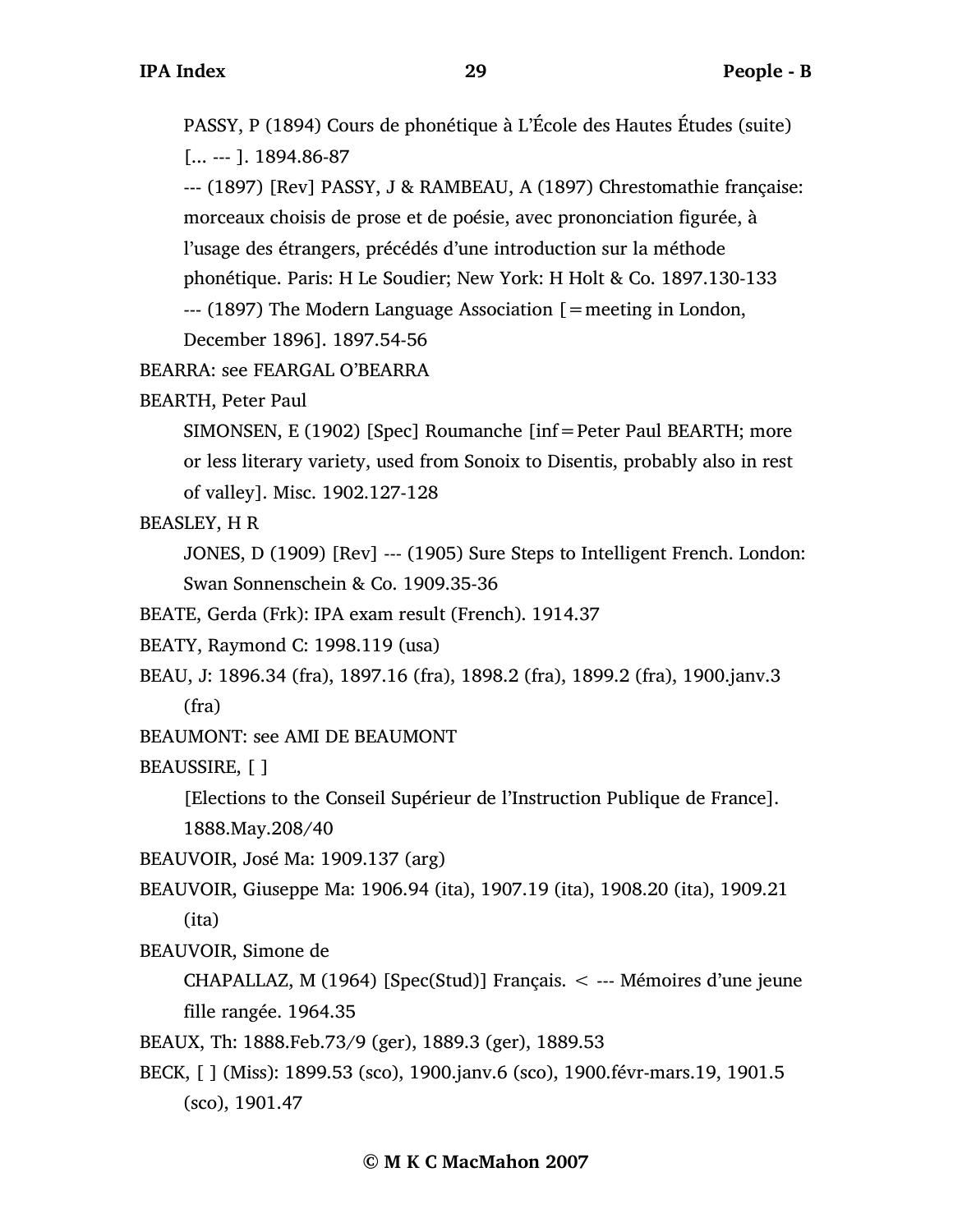PASSY, P (1894) Cours de phonétique à L'École des Hautes Études (suite) [... --- ]. 1894.86-87

--- (1897) [Rev] PASSY, J & RAMBEAU, A (1897) Chrestomathie française: morceaux choisis de prose et de poésie, avec prononciation figurée, à l'usage des étrangers, précédés d'une introduction sur la méthode phonétique. Paris: H Le Soudier; New York: H Holt & Co. 1897.130-133

--- (1897) The Modern Language Association [=meeting in London, December 1896]. 1897.54-56

BEARRA: see FEARGAL O'BEARRA

BEARTH, Peter Paul

SIMONSEN, E (1902) [Spec] Roumanche [inf=Peter Paul BEARTH; more or less literary variety, used from Sonoix to Disentis, probably also in rest of valley]. Misc. 1902.127-128

BEASLEY, H R

JONES, D (1909) [Rev] --- (1905) Sure Steps to Intelligent French. London: Swan Sonnenschein & Co. 1909.35-36

BEATE, Gerda (Frk): IPA exam result (French). 1914.37

BEATY, Raymond C: 1998.119 (usa)

BEAU, J: 1896.34 (fra), 1897.16 (fra), 1898.2 (fra), 1899.2 (fra), 1900.janv.3 (fra)

BEAUMONT: see AMI DE BEAUMONT

BEAUSSIRE, [ ]

[Elections to the Conseil Supérieur de l'Instruction Publique de France]. 1888.May.208/40

BEAUVOIR, José Ma: 1909.137 (arg)

BEAUVOIR, Giuseppe Ma: 1906.94 (ita), 1907.19 (ita), 1908.20 (ita), 1909.21 (ita)

BEAUVOIR, Simone de

CHAPALLAZ, M (1964) [Spec(Stud)] Français. < --- Mémoires d'une jeune fille rangée. 1964.35

BEAUX, Th: 1888.Feb.73/9 (ger), 1889.3 (ger), 1889.53

BECK, [ ] (Miss): 1899.53 (sco), 1900.janv.6 (sco), 1900.févr-mars.19, 1901.5 (sco), 1901.47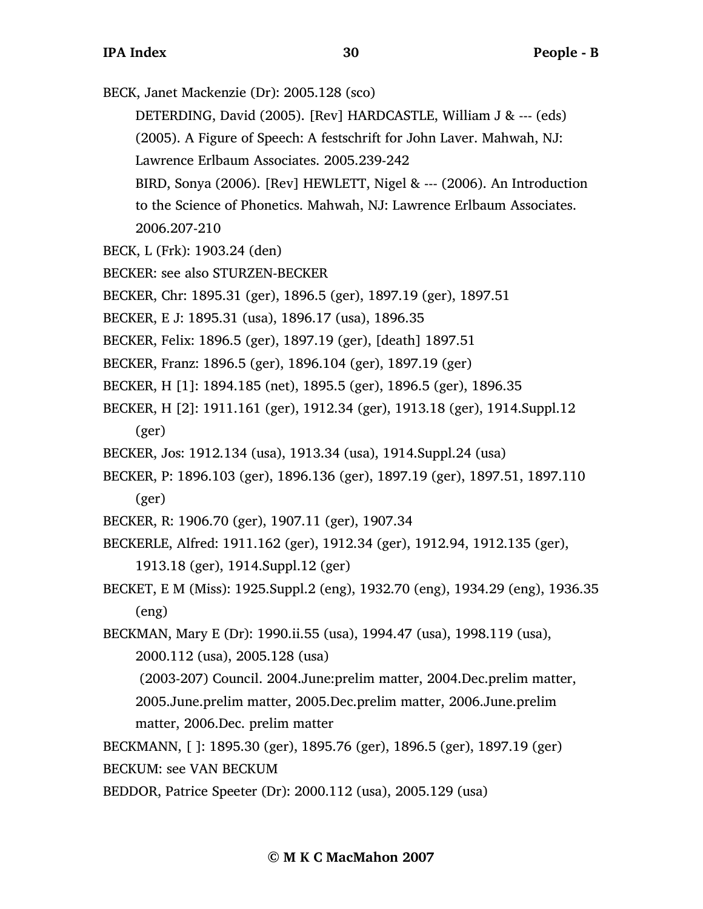BECK, Janet Mackenzie (Dr): 2005.128 (sco)

DETERDING, David (2005). [Rev] HARDCASTLE, William J & --- (eds) (2005). A Figure of Speech: A festschrift for John Laver. Mahwah, NJ: Lawrence Erlbaum Associates. 2005.239-242

BIRD, Sonya (2006). [Rev] HEWLETT, Nigel & --- (2006). An Introduction to the Science of Phonetics. Mahwah, NJ: Lawrence Erlbaum Associates. 2006.207-210

BECK, L (Frk): 1903.24 (den)

BECKER: see also STURZEN-BECKER

BECKER, Chr: 1895.31 (ger), 1896.5 (ger), 1897.19 (ger), 1897.51

BECKER, E J: 1895.31 (usa), 1896.17 (usa), 1896.35

BECKER, Felix: 1896.5 (ger), 1897.19 (ger), [death] 1897.51

BECKER, Franz: 1896.5 (ger), 1896.104 (ger), 1897.19 (ger)

BECKER, H [1]: 1894.185 (net), 1895.5 (ger), 1896.5 (ger), 1896.35

BECKER, H [2]: 1911.161 (ger), 1912.34 (ger), 1913.18 (ger), 1914.Suppl.12 (ger)

BECKER, Jos: 1912.134 (usa), 1913.34 (usa), 1914.Suppl.24 (usa)

BECKER, P: 1896.103 (ger), 1896.136 (ger), 1897.19 (ger), 1897.51, 1897.110 (ger)

BECKER, R: 1906.70 (ger), 1907.11 (ger), 1907.34

BECKERLE, Alfred: 1911.162 (ger), 1912.34 (ger), 1912.94, 1912.135 (ger), 1913.18 (ger), 1914.Suppl.12 (ger)

BECKET, E M (Miss): 1925.Suppl.2 (eng), 1932.70 (eng), 1934.29 (eng), 1936.35 (eng)

BECKMAN, Mary E (Dr): 1990.ii.55 (usa), 1994.47 (usa), 1998.119 (usa), 2000.112 (usa), 2005.128 (usa)

(2003-207) Council. 2004.June:prelim matter, 2004.Dec.prelim matter, 2005.June.prelim matter, 2005.Dec.prelim matter, 2006.June.prelim matter, 2006.Dec. prelim matter

BECKMANN, [ ]: 1895.30 (ger), 1895.76 (ger), 1896.5 (ger), 1897.19 (ger)

BECKUM: see VAN BECKUM

BEDDOR, Patrice Speeter (Dr): 2000.112 (usa), 2005.129 (usa)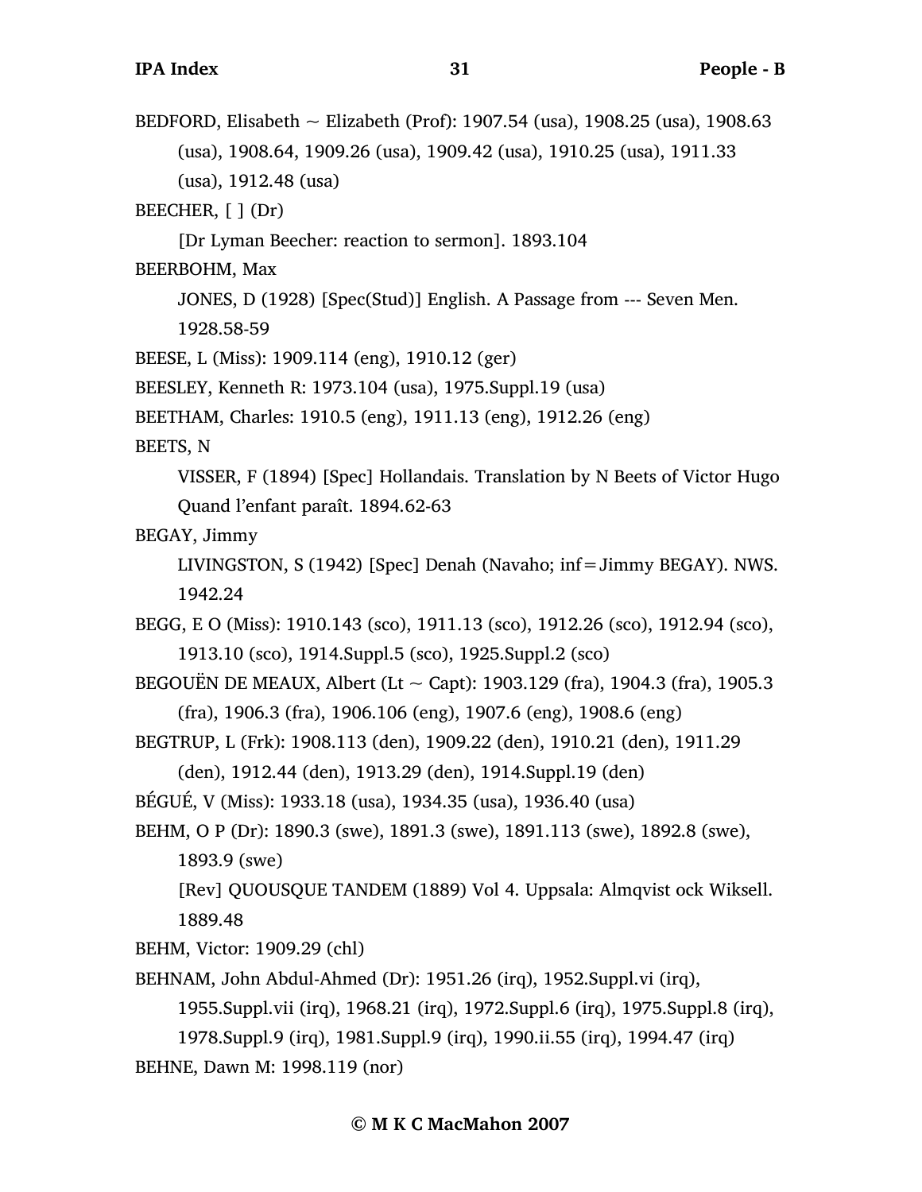BEDFORD, Elisabeth ~ Elizabeth (Prof): 1907.54 (usa), 1908.25 (usa), 1908.63 (usa), 1908.64, 1909.26 (usa), 1909.42 (usa), 1910.25 (usa), 1911.33 (usa), 1912.48 (usa)

BEECHER, [ ] (Dr)

[Dr Lyman Beecher: reaction to sermon]. 1893.104

BEERBOHM, Max

JONES, D (1928) [Spec(Stud)] English. A Passage from --- Seven Men. 1928.58-59

BEESE, L (Miss): 1909.114 (eng), 1910.12 (ger)

BEESLEY, Kenneth R: 1973.104 (usa), 1975.Suppl.19 (usa)

BEETHAM, Charles: 1910.5 (eng), 1911.13 (eng), 1912.26 (eng)

BEETS, N

VISSER, F (1894) [Spec] Hollandais. Translation by N Beets of Victor Hugo Quand l'enfant paraît. 1894.62-63

BEGAY, Jimmy

LIVINGSTON, S (1942) [Spec] Denah (Navaho; inf=Jimmy BEGAY). NWS. 1942.24

BEGG, E O (Miss): 1910.143 (sco), 1911.13 (sco), 1912.26 (sco), 1912.94 (sco), 1913.10 (sco), 1914.Suppl.5 (sco), 1925.Suppl.2 (sco)

BEGOUËN DE MEAUX, Albert (Lt ~ Capt): 1903.129 (fra), 1904.3 (fra), 1905.3 (fra), 1906.3 (fra), 1906.106 (eng), 1907.6 (eng), 1908.6 (eng)

BEGTRUP, L (Frk): 1908.113 (den), 1909.22 (den), 1910.21 (den), 1911.29 (den), 1912.44 (den), 1913.29 (den), 1914.Suppl.19 (den)

BÉGUÉ, V (Miss): 1933.18 (usa), 1934.35 (usa), 1936.40 (usa)

BEHM, O P (Dr): 1890.3 (swe), 1891.3 (swe), 1891.113 (swe), 1892.8 (swe), 1893.9 (swe)

[Rev] QUOUSQUE TANDEM (1889) Vol 4. Uppsala: Almqvist ock Wiksell. 1889.48

BEHM, Victor: 1909.29 (chl)

BEHNAM, John Abdul-Ahmed (Dr): 1951.26 (irq), 1952.Suppl.vi (irq), 1955.Suppl.vii (irq), 1968.21 (irq), 1972.Suppl.6 (irq), 1975.Suppl.8 (irq), 1978.Suppl.9 (irq), 1981.Suppl.9 (irq), 1990.ii.55 (irq), 1994.47 (irq)

BEHNE, Dawn M: 1998.119 (nor)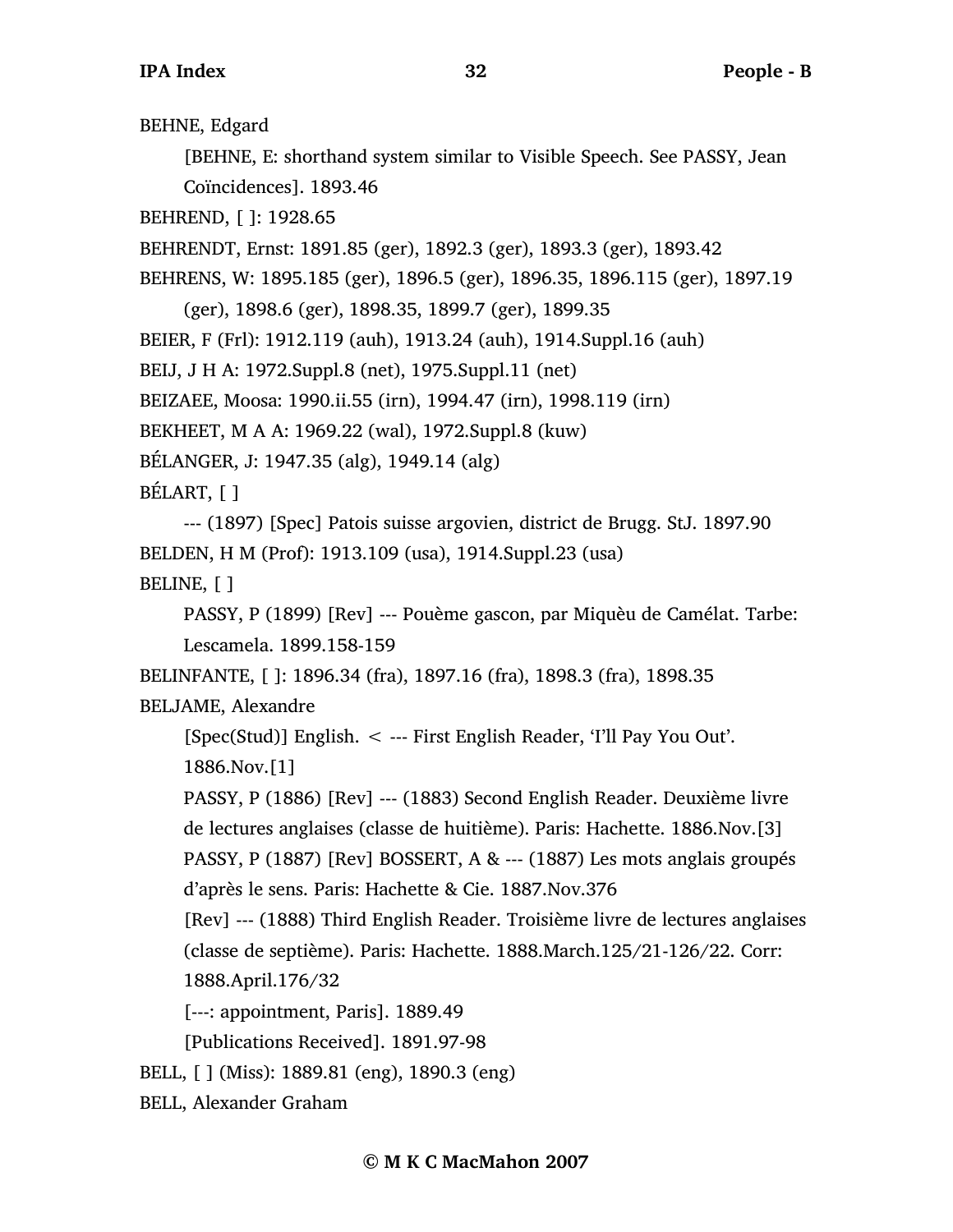BEHNE, Edgard

[BEHNE, E: shorthand system similar to Visible Speech. See PASSY, Jean Coïncidences]. 1893.46

BEHREND, [ ]: 1928.65

BEHRENDT, Ernst: 1891.85 (ger), 1892.3 (ger), 1893.3 (ger), 1893.42

BEHRENS, W: 1895.185 (ger), 1896.5 (ger), 1896.35, 1896.115 (ger), 1897.19 (ger), 1898.6 (ger), 1898.35, 1899.7 (ger), 1899.35

BEIER, F (Frl): 1912.119 (auh), 1913.24 (auh), 1914.Suppl.16 (auh)

BEIJ, J H A: 1972.Suppl.8 (net), 1975.Suppl.11 (net)

BEIZAEE, Moosa: 1990.ii.55 (irn), 1994.47 (irn), 1998.119 (irn)

BEKHEET, M A A: 1969.22 (wal), 1972.Suppl.8 (kuw)

BÉLANGER, J: 1947.35 (alg), 1949.14 (alg)

BÉLART, [ ]

--- (1897) [Spec] Patois suisse argovien, district de Brugg. StJ. 1897.90

BELDEN, H M (Prof): 1913.109 (usa), 1914.Suppl.23 (usa)

BELINE, [ ]

PASSY, P (1899) [Rev] --- Pouème gascon, par Miquèu de Camélat. Tarbe: Lescamela. 1899.158-159

BELINFANTE, [ ]: 1896.34 (fra), 1897.16 (fra), 1898.3 (fra), 1898.35

BELJAME, Alexandre

[Spec(Stud)] English. < --- First English Reader, 'I'll Pay You Out'. 1886.Nov.[1]

PASSY, P (1886) [Rev] --- (1883) Second English Reader. Deuxième livre de lectures anglaises (classe de huitième). Paris: Hachette. 1886.Nov.[3]

PASSY, P (1887) [Rev] BOSSERT, A & --- (1887) Les mots anglais groupés d'après le sens. Paris: Hachette & Cie. 1887.Nov.376

[Rev] --- (1888) Third English Reader. Troisième livre de lectures anglaises (classe de septième). Paris: Hachette. 1888.March.125/21-126/22. Corr: 1888.April.176/32

[---: appointment, Paris]. 1889.49

[Publications Received]. 1891.97-98

BELL, [ ] (Miss): 1889.81 (eng), 1890.3 (eng)

BELL, Alexander Graham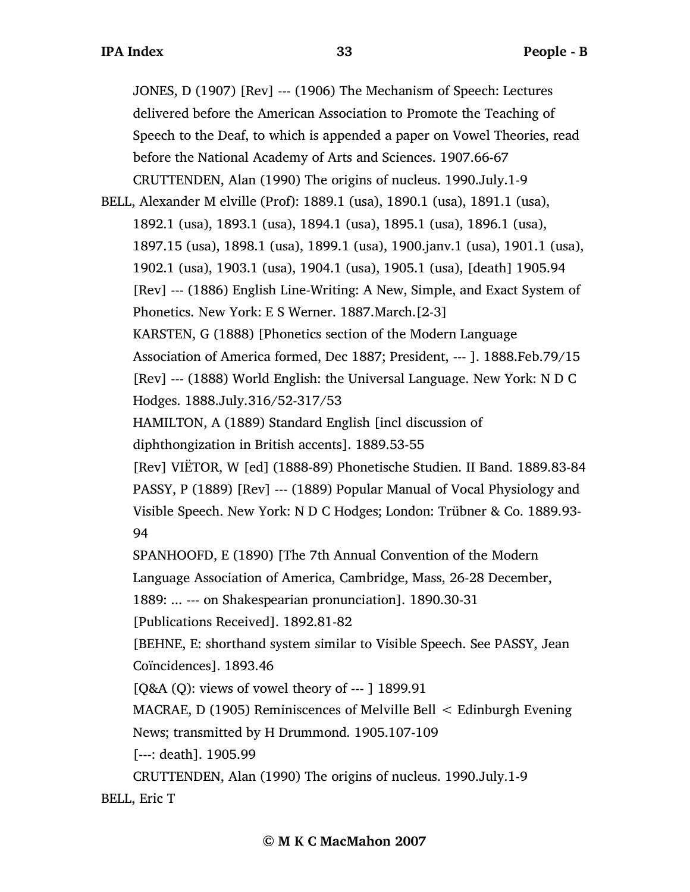JONES, D (1907) [Rev] --- (1906) The Mechanism of Speech: Lectures delivered before the American Association to Promote the Teaching of Speech to the Deaf, to which is appended a paper on Vowel Theories, read before the National Academy of Arts and Sciences. 1907.66-67

CRUTTENDEN, Alan (1990) The origins of nucleus. 1990.July.1-9

BELL, Alexander M elville (Prof): 1889.1 (usa), 1890.1 (usa), 1891.1 (usa), 1892.1 (usa), 1893.1 (usa), 1894.1 (usa), 1895.1 (usa), 1896.1 (usa), 1897.15 (usa), 1898.1 (usa), 1899.1 (usa), 1900.janv.1 (usa), 1901.1 (usa), 1902.1 (usa), 1903.1 (usa), 1904.1 (usa), 1905.1 (usa), [death] 1905.94

[Rev] --- (1886) English Line-Writing: A New, Simple, and Exact System of Phonetics. New York: E S Werner. 1887.March.[2-3]

KARSTEN, G (1888) [Phonetics section of the Modern Language Association of America formed, Dec 1887; President, --- ]. 1888.Feb.79/15

[Rev] --- (1888) World English: the Universal Language. New York: N D C Hodges. 1888.July.316/52-317/53

HAMILTON, A (1889) Standard English [incl discussion of diphthongization in British accents]. 1889.53-55

[Rev] VIËTOR, W [ed] (1888-89) Phonetische Studien. II Band. 1889.83-84

PASSY, P (1889) [Rev] --- (1889) Popular Manual of Vocal Physiology and Visible Speech. New York: N D C Hodges; London: Trübner & Co. 1889.93-94

SPANHOOFD, E (1890) [The 7th Annual Convention of the Modern Language Association of America, Cambridge, Mass, 26-28 December, 1889: ... --- on Shakespearian pronunciation]. 1890.30-31

[Publications Received]. 1892.81-82

[BEHNE, E: shorthand system similar to Visible Speech. See PASSY, Jean Coïncidences]. 1893.46

[Q&A (Q): views of vowel theory of --- ] 1899.91

MACRAE, D (1905) Reminiscences of Melville Bell < Edinburgh Evening News; transmitted by H Drummond. 1905.107-109

[---: death]. 1905.99

CRUTTENDEN, Alan (1990) The origins of nucleus. 1990.July.1-9

BELL, Eric T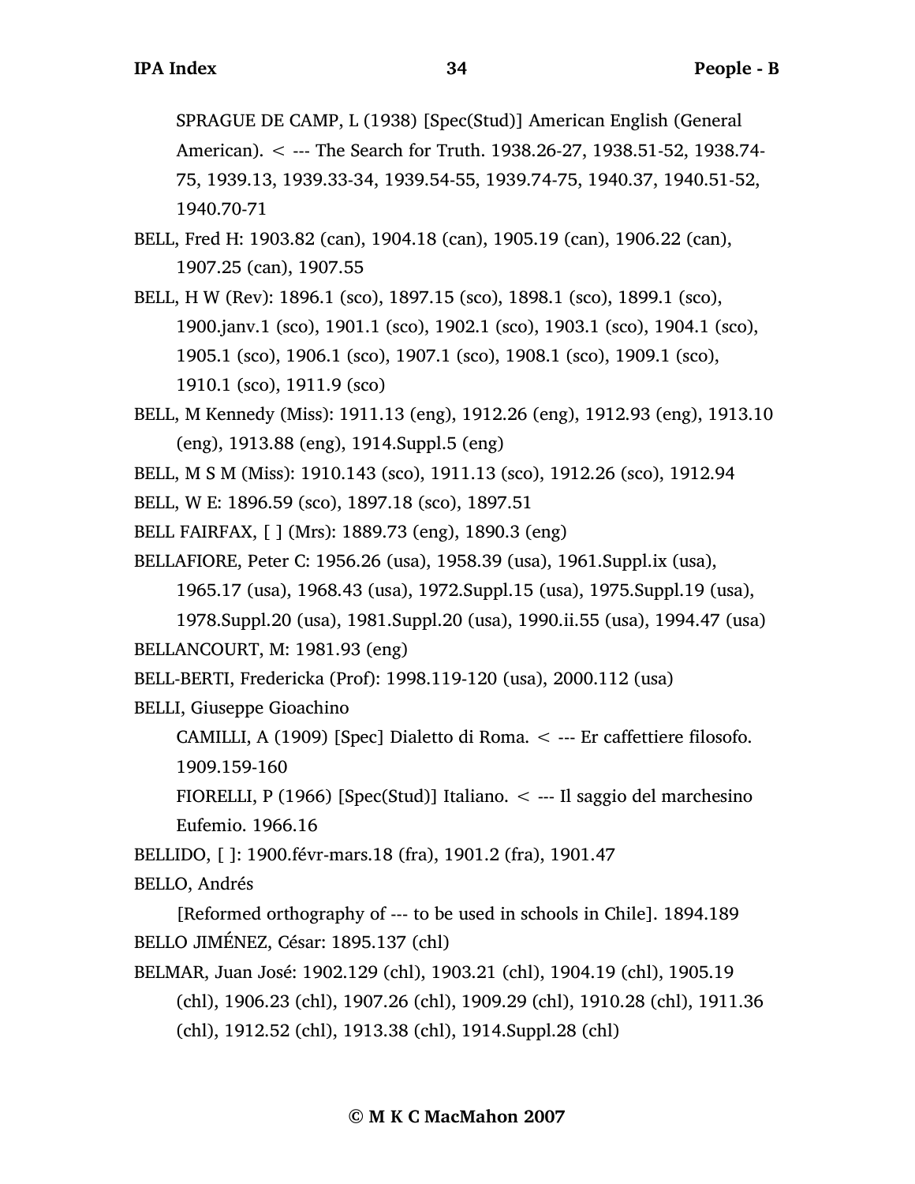SPRAGUE DE CAMP, L (1938) [Spec(Stud)] American English (General American). < --- The Search for Truth. 1938.26-27, 1938.51-52, 1938.74-75, 1939.13, 1939.33-34, 1939.54-55, 1939.74-75, 1940.37, 1940.51-52, 1940.70-71

BELL, Fred H: 1903.82 (can), 1904.18 (can), 1905.19 (can), 1906.22 (can), 1907.25 (can), 1907.55

BELL, H W (Rev): 1896.1 (sco), 1897.15 (sco), 1898.1 (sco), 1899.1 (sco), 1900.janv.1 (sco), 1901.1 (sco), 1902.1 (sco), 1903.1 (sco), 1904.1 (sco), 1905.1 (sco), 1906.1 (sco), 1907.1 (sco), 1908.1 (sco), 1909.1 (sco), 1910.1 (sco), 1911.9 (sco)

BELL, M Kennedy (Miss): 1911.13 (eng), 1912.26 (eng), 1912.93 (eng), 1913.10 (eng), 1913.88 (eng), 1914.Suppl.5 (eng)

BELL, M S M (Miss): 1910.143 (sco), 1911.13 (sco), 1912.26 (sco), 1912.94

BELL, W E: 1896.59 (sco), 1897.18 (sco), 1897.51

BELL FAIRFAX, [ ] (Mrs): 1889.73 (eng), 1890.3 (eng)

BELLAFIORE, Peter C: 1956.26 (usa), 1958.39 (usa), 1961.Suppl.ix (usa), 1965.17 (usa), 1968.43 (usa), 1972.Suppl.15 (usa), 1975.Suppl.19 (usa), 1978.Suppl.20 (usa), 1981.Suppl.20 (usa), 1990.ii.55 (usa), 1994.47 (usa)

BELLANCOURT, M: 1981.93 (eng)

BELL-BERTI, Fredericka (Prof): 1998.119-120 (usa), 2000.112 (usa)

BELLI, Giuseppe Gioachino

CAMILLI, A (1909) [Spec] Dialetto di Roma. < --- Er caffettiere filosofo. 1909.159-160

FIORELLI, P (1966) [Spec(Stud)] Italiano. < --- Il saggio del marchesino Eufemio. 1966.16

BELLIDO, [ ]: 1900.févr-mars.18 (fra), 1901.2 (fra), 1901.47

BELLO, Andrés

[Reformed orthography of --- to be used in schools in Chile]. 1894.189

BELLO JIMÉNEZ, César: 1895.137 (chl)

BELMAR, Juan José: 1902.129 (chl), 1903.21 (chl), 1904.19 (chl), 1905.19 (chl), 1906.23 (chl), 1907.26 (chl), 1909.29 (chl), 1910.28 (chl), 1911.36 (chl), 1912.52 (chl), 1913.38 (chl), 1914.Suppl.28 (chl)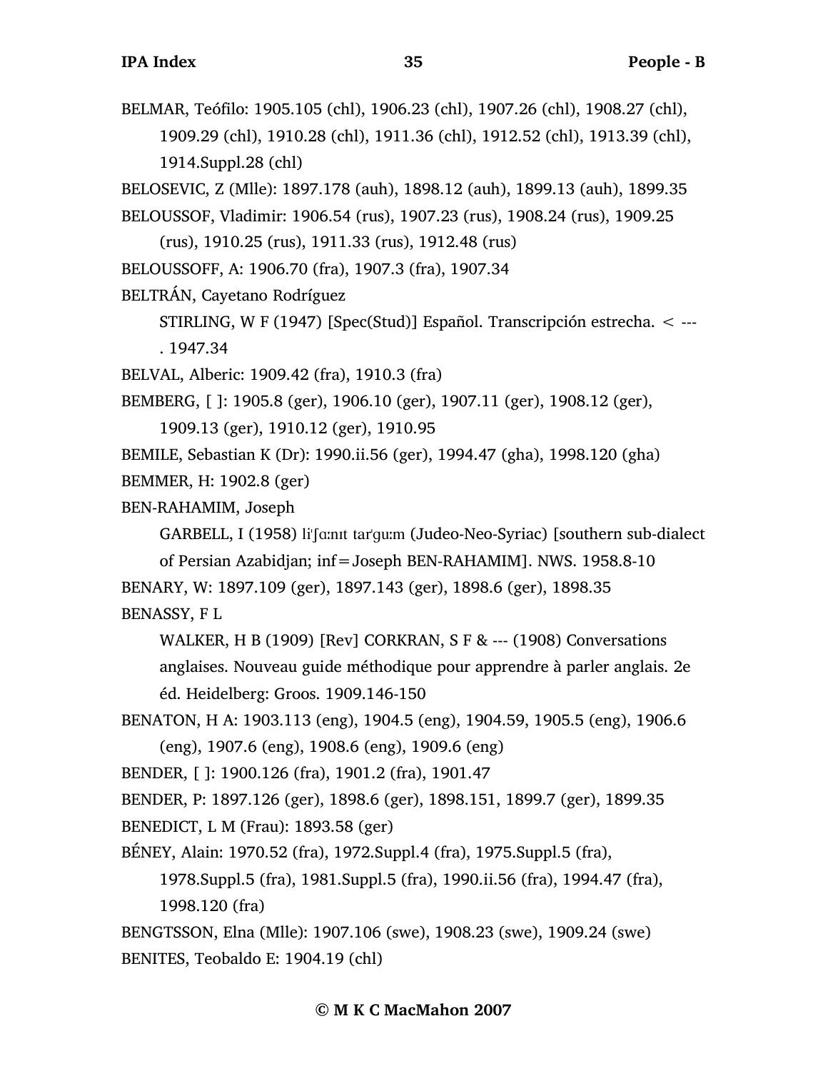BELMAR, Teófilo: 1905.105 (chl), 1906.23 (chl), 1907.26 (chl), 1908.27 (chl), 1909.29 (chl), 1910.28 (chl), 1911.36 (chl), 1912.52 (chl), 1913.39 (chl), 1914.Suppl.28 (chl)

BELOSEVIC, Z (Mlle): 1897.178 (auh), 1898.12 (auh), 1899.13 (auh), 1899.35

BELOUSSOF, Vladimir: 1906.54 (rus), 1907.23 (rus), 1908.24 (rus), 1909.25 (rus), 1910.25 (rus), 1911.33 (rus), 1912.48 (rus)

BELOUSSOFF, A: 1906.70 (fra), 1907.3 (fra), 1907.34

BELTRÁN, Cayetano Rodríguez

STIRLING, W F (1947) [Spec(Stud)] Español. Transcripción estrecha. < ---. 1947.34

BELVAL, Alberic: 1909.42 (fra), 1910.3 (fra)

BEMBERG, [ ]: 1905.8 (ger), 1906.10 (ger), 1907.11 (ger), 1908.12 (ger), 1909.13 (ger), 1910.12 (ger), 1910.95

BEMILE, Sebastian K (Dr): 1990.ii.56 (ger), 1994.47 (gha), 1998.120 (gha)

BEMMER, H: 1902.8 (ger)

BEN-RAHAMIM, Joseph

GARBELL, I (1958) liˈʃɑːnɪt tarˈguːm (Judeo-Neo-Syriac) [southern sub-dialect of Persian Azabidjan; inf=Joseph BEN-RAHAMIM]. NWS. 1958.8-10

BENARY, W: 1897.109 (ger), 1897.143 (ger), 1898.6 (ger), 1898.35

BENASSY, F L

WALKER, H B (1909) [Rev] CORKRAN, S F & --- (1908) Conversations anglaises. Nouveau guide méthodique pour apprendre à parler anglais. 2e éd. Heidelberg: Groos. 1909.146-150

BENATON, H A: 1903.113 (eng), 1904.5 (eng), 1904.59, 1905.5 (eng), 1906.6 (eng), 1907.6 (eng), 1908.6 (eng), 1909.6 (eng)

BENDER, [ ]: 1900.126 (fra), 1901.2 (fra), 1901.47

BENDER, P: 1897.126 (ger), 1898.6 (ger), 1898.151, 1899.7 (ger), 1899.35

BENEDICT, L M (Frau): 1893.58 (ger)

BÉNEY, Alain: 1970.52 (fra), 1972.Suppl.4 (fra), 1975.Suppl.5 (fra), 1978.Suppl.5 (fra), 1981.Suppl.5 (fra), 1990.ii.56 (fra), 1994.47 (fra), 1998.120 (fra)

BENGTSSON, Elna (Mlle): 1907.106 (swe), 1908.23 (swe), 1909.24 (swe)

BENITES, Teobaldo E: 1904.19 (chl)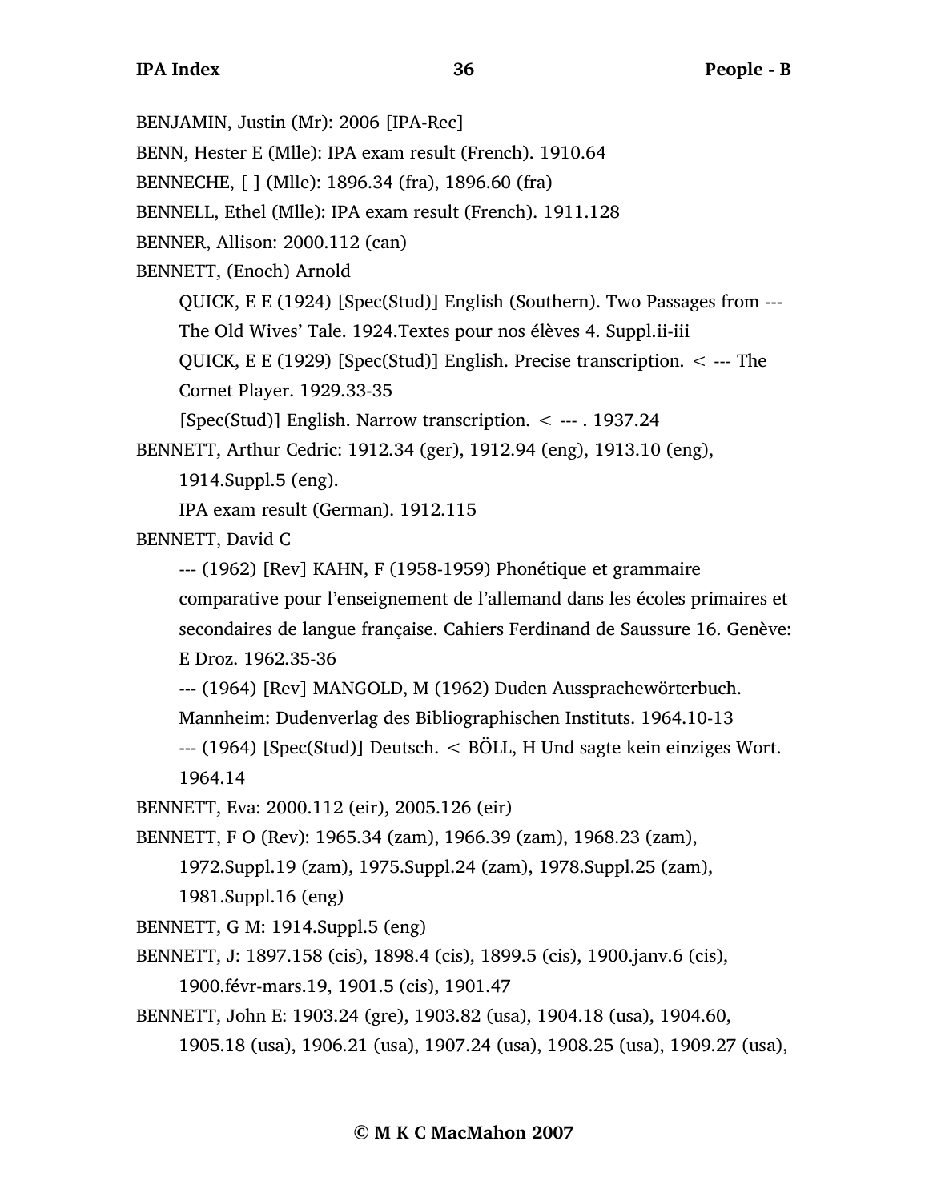BENJAMIN, Justin (Mr): 2006 [IPA-Rec]

BENN, Hester E (Mlle): IPA exam result (French). 1910.64

BENNECHE, [ ] (Mlle): 1896.34 (fra), 1896.60 (fra)

BENNELL, Ethel (Mlle): IPA exam result (French). 1911.128

BENNER, Allison: 2000.112 (can)

BENNETT, (Enoch) Arnold

  QUICK, E E (1924) [Spec(Stud)] English (Southern). Two Passages from --- The Old Wives' Tale. 1924.Textes pour nos élèves 4. Suppl.ii-iii

  QUICK, E E (1929) [Spec(Stud)] English. Precise transcription. < --- The Cornet Player. 1929.33-35

  [Spec(Stud)] English. Narrow transcription. < --- . 1937.24

BENNETT, Arthur Cedric: 1912.34 (ger), 1912.94 (eng), 1913.10 (eng), 1914.Suppl.5 (eng).

  IPA exam result (German). 1912.115

BENNETT, David C

  --- (1962) [Rev] KAHN, F (1958-1959) Phonétique et grammaire comparative pour l'enseignement de l'allemand dans les écoles primaires et secondaires de langue française. Cahiers Ferdinand de Saussure 16. Genève: E Droz. 1962.35-36

  --- (1964) [Rev] MANGOLD, M (1962) Duden Aussprachewörterbuch. Mannheim: Dudenverlag des Bibliographischen Instituts. 1964.10-13

  --- (1964) [Spec(Stud)] Deutsch. < BÖLL, H Und sagte kein einziges Wort. 1964.14

BENNETT, Eva: 2000.112 (eir), 2005.126 (eir)

BENNETT, F O (Rev): 1965.34 (zam), 1966.39 (zam), 1968.23 (zam), 1972.Suppl.19 (zam), 1975.Suppl.24 (zam), 1978.Suppl.25 (zam), 1981.Suppl.16 (eng)

BENNETT, G M: 1914.Suppl.5 (eng)

BENNETT, J: 1897.158 (cis), 1898.4 (cis), 1899.5 (cis), 1900.janv.6 (cis), 1900.févr-mars.19, 1901.5 (cis), 1901.47

BENNETT, John E: 1903.24 (gre), 1903.82 (usa), 1904.18 (usa), 1904.60, 1905.18 (usa), 1906.21 (usa), 1907.24 (usa), 1908.25 (usa), 1909.27 (usa),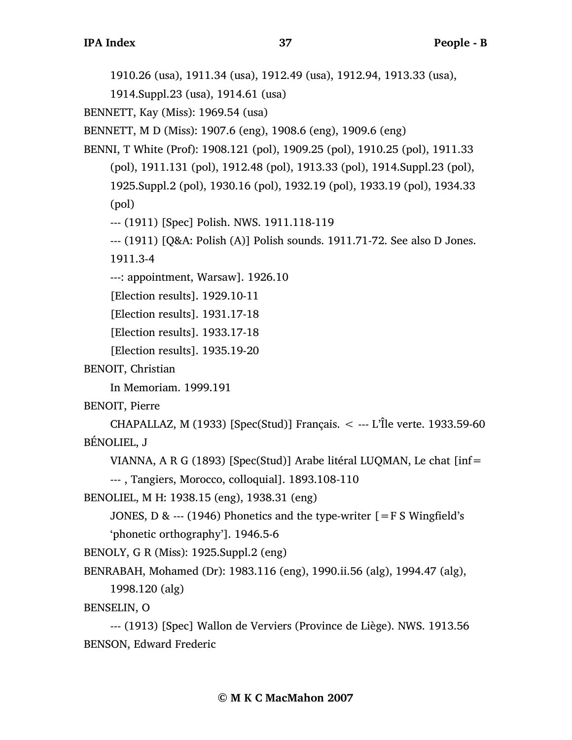1910.26 (usa), 1911.34 (usa), 1912.49 (usa), 1912.94, 1913.33 (usa), 1914.Suppl.23 (usa), 1914.61 (usa)

BENNETT, Kay (Miss): 1969.54 (usa)

BENNETT, M D (Miss): 1907.6 (eng), 1908.6 (eng), 1909.6 (eng)

BENNI, T White (Prof): 1908.121 (pol), 1909.25 (pol), 1910.25 (pol), 1911.33 (pol), 1911.131 (pol), 1912.48 (pol), 1913.33 (pol), 1914.Suppl.23 (pol), 1925.Suppl.2 (pol), 1930.16 (pol), 1932.19 (pol), 1933.19 (pol), 1934.33 (pol)

--- (1911) [Spec] Polish. NWS. 1911.118-119

--- (1911) [Q&A: Polish (A)] Polish sounds. 1911.71-72. See also D Jones. 1911.3-4

---: appointment, Warsaw]. 1926.10

[Election results]. 1929.10-11

[Election results]. 1931.17-18

[Election results]. 1933.17-18

[Election results]. 1935.19-20

BENOIT, Christian

In Memoriam. 1999.191

BENOIT, Pierre

CHAPALLAZ, M (1933) [Spec(Stud)] Français. < --- L'Île verte. 1933.59-60

BÉNOLIEL, J

VIANNA, A R G (1893) [Spec(Stud)] Arabe litéral LUQMAN, Le chat [inf= --- , Tangiers, Morocco, colloquial]. 1893.108-110

BENOLIEL, M H: 1938.15 (eng), 1938.31 (eng)

JONES, D & --- (1946) Phonetics and the type-writer [=F S Wingfield's 'phonetic orthography']. 1946.5-6

BENOLY, G R (Miss): 1925.Suppl.2 (eng)

BENRABAH, Mohamed (Dr): 1983.116 (eng), 1990.ii.56 (alg), 1994.47 (alg), 1998.120 (alg)

BENSELIN, O

--- (1913) [Spec] Wallon de Verviers (Province de Liège). NWS. 1913.56

BENSON, Edward Frederic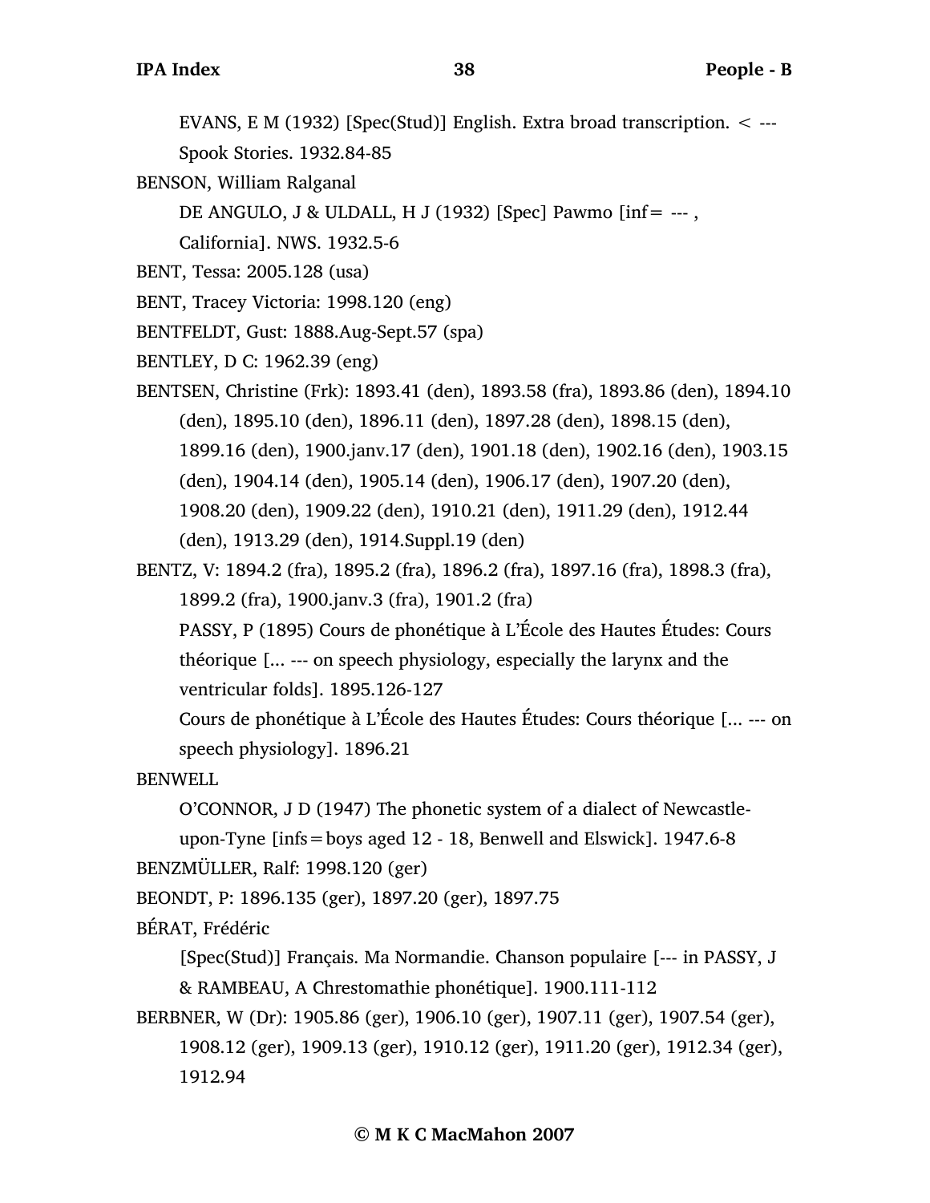EVANS, E M (1932) [Spec(Stud)] English. Extra broad transcription. < --- Spook Stories. 1932.84-85

BENSON, William Ralganal

DE ANGULO, J & ULDALL, H J (1932) [Spec] Pawmo [inf= --- , California]. NWS. 1932.5-6

BENT, Tessa: 2005.128 (usa)

BENT, Tracey Victoria: 1998.120 (eng)

BENTFELDT, Gust: 1888.Aug-Sept.57 (spa)

BENTLEY, D C: 1962.39 (eng)

BENTSEN, Christine (Frk): 1893.41 (den), 1893.58 (fra), 1893.86 (den), 1894.10 (den), 1895.10 (den), 1896.11 (den), 1897.28 (den), 1898.15 (den), 1899.16 (den), 1900.janv.17 (den), 1901.18 (den), 1902.16 (den), 1903.15 (den), 1904.14 (den), 1905.14 (den), 1906.17 (den), 1907.20 (den), 1908.20 (den), 1909.22 (den), 1910.21 (den), 1911.29 (den), 1912.44 (den), 1913.29 (den), 1914.Suppl.19 (den)

BENTZ, V: 1894.2 (fra), 1895.2 (fra), 1896.2 (fra), 1897.16 (fra), 1898.3 (fra), 1899.2 (fra), 1900.janv.3 (fra), 1901.2 (fra)

PASSY, P (1895) Cours de phonétique à L'École des Hautes Études: Cours théorique [... --- on speech physiology, especially the larynx and the ventricular folds]. 1895.126-127

Cours de phonétique à L'École des Hautes Études: Cours théorique [... --- on speech physiology]. 1896.21

BENWELL

O'CONNOR, J D (1947) The phonetic system of a dialect of Newcastle-upon-Tyne [infs=boys aged 12 - 18, Benwell and Elswick]. 1947.6-8

BENZMÜLLER, Ralf: 1998.120 (ger)

BEONDT, P: 1896.135 (ger), 1897.20 (ger), 1897.75

BÉRAT, Frédéric

[Spec(Stud)] Français. Ma Normandie. Chanson populaire [--- in PASSY, J & RAMBEAU, A Chrestomathie phonétique]. 1900.111-112

BERBNER, W (Dr): 1905.86 (ger), 1906.10 (ger), 1907.11 (ger), 1907.54 (ger), 1908.12 (ger), 1909.13 (ger), 1910.12 (ger), 1911.20 (ger), 1912.34 (ger), 1912.94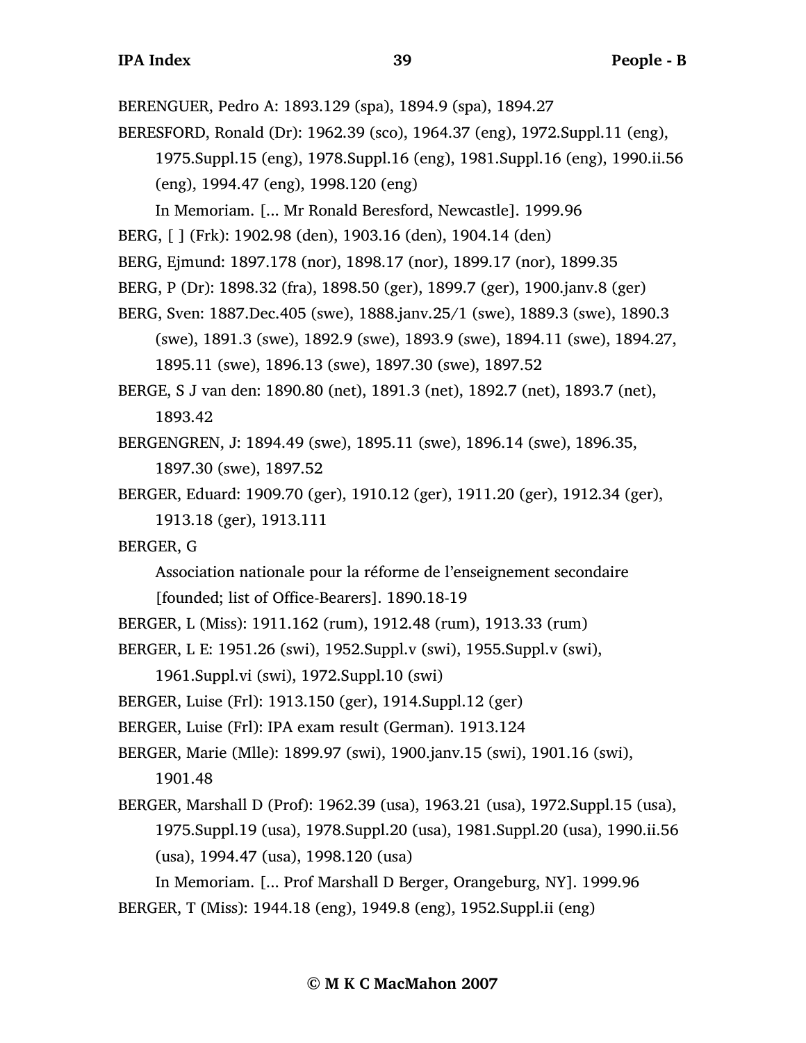BERENGUER, Pedro A: 1893.129 (spa), 1894.9 (spa), 1894.27

BERESFORD, Ronald (Dr): 1962.39 (sco), 1964.37 (eng), 1972.Suppl.11 (eng), 1975.Suppl.15 (eng), 1978.Suppl.16 (eng), 1981.Suppl.16 (eng), 1990.ii.56 (eng), 1994.47 (eng), 1998.120 (eng)

In Memoriam. [... Mr Ronald Beresford, Newcastle]. 1999.96

BERG, [ ] (Frk): 1902.98 (den), 1903.16 (den), 1904.14 (den)

BERG, Ejmund: 1897.178 (nor), 1898.17 (nor), 1899.17 (nor), 1899.35

BERG, P (Dr): 1898.32 (fra), 1898.50 (ger), 1899.7 (ger), 1900.janv.8 (ger)

BERG, Sven: 1887.Dec.405 (swe), 1888.janv.25/1 (swe), 1889.3 (swe), 1890.3 (swe), 1891.3 (swe), 1892.9 (swe), 1893.9 (swe), 1894.11 (swe), 1894.27, 1895.11 (swe), 1896.13 (swe), 1897.30 (swe), 1897.52

BERGE, S J van den: 1890.80 (net), 1891.3 (net), 1892.7 (net), 1893.7 (net), 1893.42

BERGENGREN, J: 1894.49 (swe), 1895.11 (swe), 1896.14 (swe), 1896.35, 1897.30 (swe), 1897.52

BERGER, Eduard: 1909.70 (ger), 1910.12 (ger), 1911.20 (ger), 1912.34 (ger), 1913.18 (ger), 1913.111

BERGER, G

Association nationale pour la réforme de l'enseignement secondaire [founded; list of Office-Bearers]. 1890.18-19

BERGER, L (Miss): 1911.162 (rum), 1912.48 (rum), 1913.33 (rum)

BERGER, L E: 1951.26 (swi), 1952.Suppl.v (swi), 1955.Suppl.v (swi), 1961.Suppl.vi (swi), 1972.Suppl.10 (swi)

BERGER, Luise (Frl): 1913.150 (ger), 1914.Suppl.12 (ger)

BERGER, Luise (Frl): IPA exam result (German). 1913.124

BERGER, Marie (Mlle): 1899.97 (swi), 1900.janv.15 (swi), 1901.16 (swi), 1901.48

BERGER, Marshall D (Prof): 1962.39 (usa), 1963.21 (usa), 1972.Suppl.15 (usa), 1975.Suppl.19 (usa), 1978.Suppl.20 (usa), 1981.Suppl.20 (usa), 1990.ii.56 (usa), 1994.47 (usa), 1998.120 (usa)

In Memoriam. [... Prof Marshall D Berger, Orangeburg, NY]. 1999.96

BERGER, T (Miss): 1944.18 (eng), 1949.8 (eng), 1952.Suppl.ii (eng)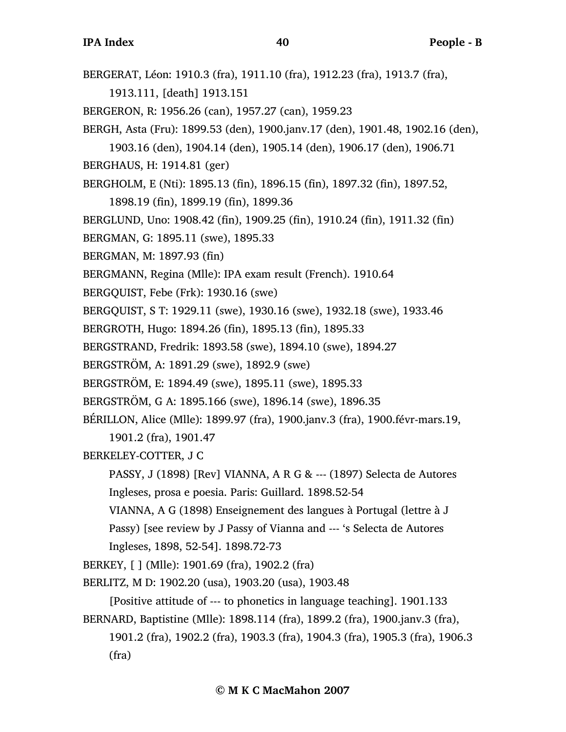BERGERAT, Léon: 1910.3 (fra), 1911.10 (fra), 1912.23 (fra), 1913.7 (fra), 1913.111, [death] 1913.151

BERGERON, R: 1956.26 (can), 1957.27 (can), 1959.23

BERGH, Asta (Fru): 1899.53 (den), 1900.janv.17 (den), 1901.48, 1902.16 (den), 1903.16 (den), 1904.14 (den), 1905.14 (den), 1906.17 (den), 1906.71

BERGHAUS, H: 1914.81 (ger)

BERGHOLM, E (Nti): 1895.13 (fin), 1896.15 (fin), 1897.32 (fin), 1897.52, 1898.19 (fin), 1899.19 (fin), 1899.36

BERGLUND, Uno: 1908.42 (fin), 1909.25 (fin), 1910.24 (fin), 1911.32 (fin)

BERGMAN, G: 1895.11 (swe), 1895.33

BERGMAN, M: 1897.93 (fin)

BERGMANN, Regina (Mlle): IPA exam result (French). 1910.64

BERGQUIST, Febe (Frk): 1930.16 (swe)

BERGQUIST, S T: 1929.11 (swe), 1930.16 (swe), 1932.18 (swe), 1933.46

BERGROTH, Hugo: 1894.26 (fin), 1895.13 (fin), 1895.33

BERGSTRAND, Fredrik: 1893.58 (swe), 1894.10 (swe), 1894.27

BERGSTRÖM, A: 1891.29 (swe), 1892.9 (swe)

BERGSTRÖM, E: 1894.49 (swe), 1895.11 (swe), 1895.33

BERGSTRÖM, G A: 1895.166 (swe), 1896.14 (swe), 1896.35

BÉRILLON, Alice (Mlle): 1899.97 (fra), 1900.janv.3 (fra), 1900.févr-mars.19, 1901.2 (fra), 1901.47

BERKELEY-COTTER, J C

PASSY, J (1898) [Rev] VIANNA, A R G & --- (1897) Selecta de Autores Ingleses, prosa e poesia. Paris: Guillard. 1898.52-54

VIANNA, A G (1898) Enseignement des langues à Portugal (lettre à J Passy) [see review by J Passy of Vianna and --- 's Selecta de Autores Ingleses, 1898, 52-54]. 1898.72-73

BERKEY, [ ] (Mlle): 1901.69 (fra), 1902.2 (fra)

BERLITZ, M D: 1902.20 (usa), 1903.20 (usa), 1903.48

[Positive attitude of --- to phonetics in language teaching]. 1901.133

BERNARD, Baptistine (Mlle): 1898.114 (fra), 1899.2 (fra), 1900.janv.3 (fra), 1901.2 (fra), 1902.2 (fra), 1903.3 (fra), 1904.3 (fra), 1905.3 (fra), 1906.3 (fra)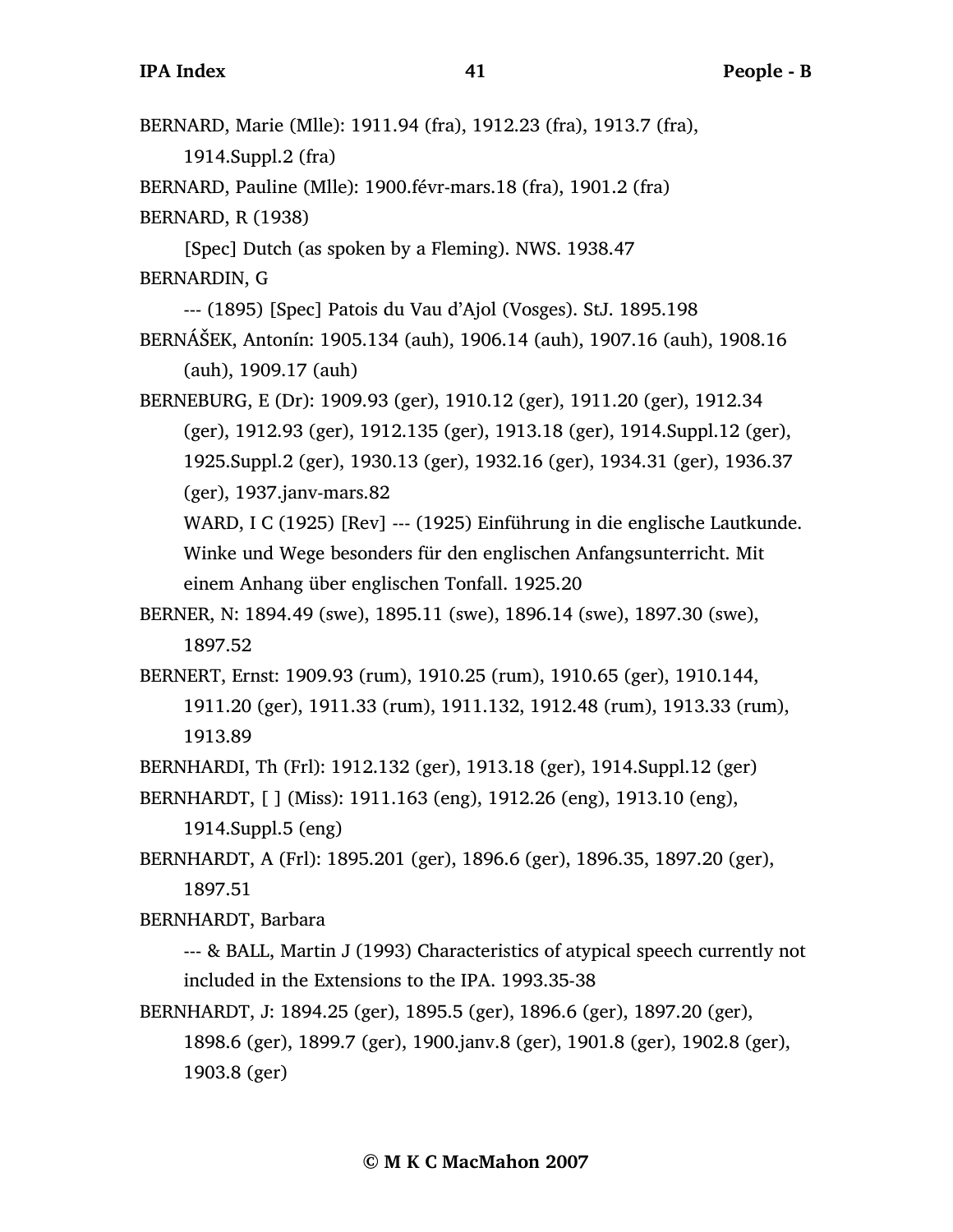BERNARD, Marie (Mlle): 1911.94 (fra), 1912.23 (fra), 1913.7 (fra), 1914.Suppl.2 (fra)

BERNARD, Pauline (Mlle): 1900.févr-mars.18 (fra), 1901.2 (fra)

BERNARD, R (1938)

[Spec] Dutch (as spoken by a Fleming). NWS. 1938.47

BERNARDIN, G

--- (1895) [Spec] Patois du Vau d'Ajol (Vosges). StJ. 1895.198

BERNÁŠEK, Antonín: 1905.134 (auh), 1906.14 (auh), 1907.16 (auh), 1908.16 (auh), 1909.17 (auh)

BERNEBURG, E (Dr): 1909.93 (ger), 1910.12 (ger), 1911.20 (ger), 1912.34 (ger), 1912.93 (ger), 1912.135 (ger), 1913.18 (ger), 1914.Suppl.12 (ger), 1925.Suppl.2 (ger), 1930.13 (ger), 1932.16 (ger), 1934.31 (ger), 1936.37 (ger), 1937.janv-mars.82

WARD, I C (1925) [Rev] --- (1925) Einführung in die englische Lautkunde. Winke und Wege besonders für den englischen Anfangsunterricht. Mit einem Anhang über englischen Tonfall. 1925.20

BERNER, N: 1894.49 (swe), 1895.11 (swe), 1896.14 (swe), 1897.30 (swe), 1897.52

BERNERT, Ernst: 1909.93 (rum), 1910.25 (rum), 1910.65 (ger), 1910.144, 1911.20 (ger), 1911.33 (rum), 1911.132, 1912.48 (rum), 1913.33 (rum), 1913.89

BERNHARDI, Th (Frl): 1912.132 (ger), 1913.18 (ger), 1914.Suppl.12 (ger)

BERNHARDT, [ ] (Miss): 1911.163 (eng), 1912.26 (eng), 1913.10 (eng), 1914.Suppl.5 (eng)

BERNHARDT, A (Frl): 1895.201 (ger), 1896.6 (ger), 1896.35, 1897.20 (ger), 1897.51

BERNHARDT, Barbara

--- & BALL, Martin J (1993) Characteristics of atypical speech currently not included in the Extensions to the IPA. 1993.35-38

BERNHARDT, J: 1894.25 (ger), 1895.5 (ger), 1896.6 (ger), 1897.20 (ger), 1898.6 (ger), 1899.7 (ger), 1900.janv.8 (ger), 1901.8 (ger), 1902.8 (ger), 1903.8 (ger)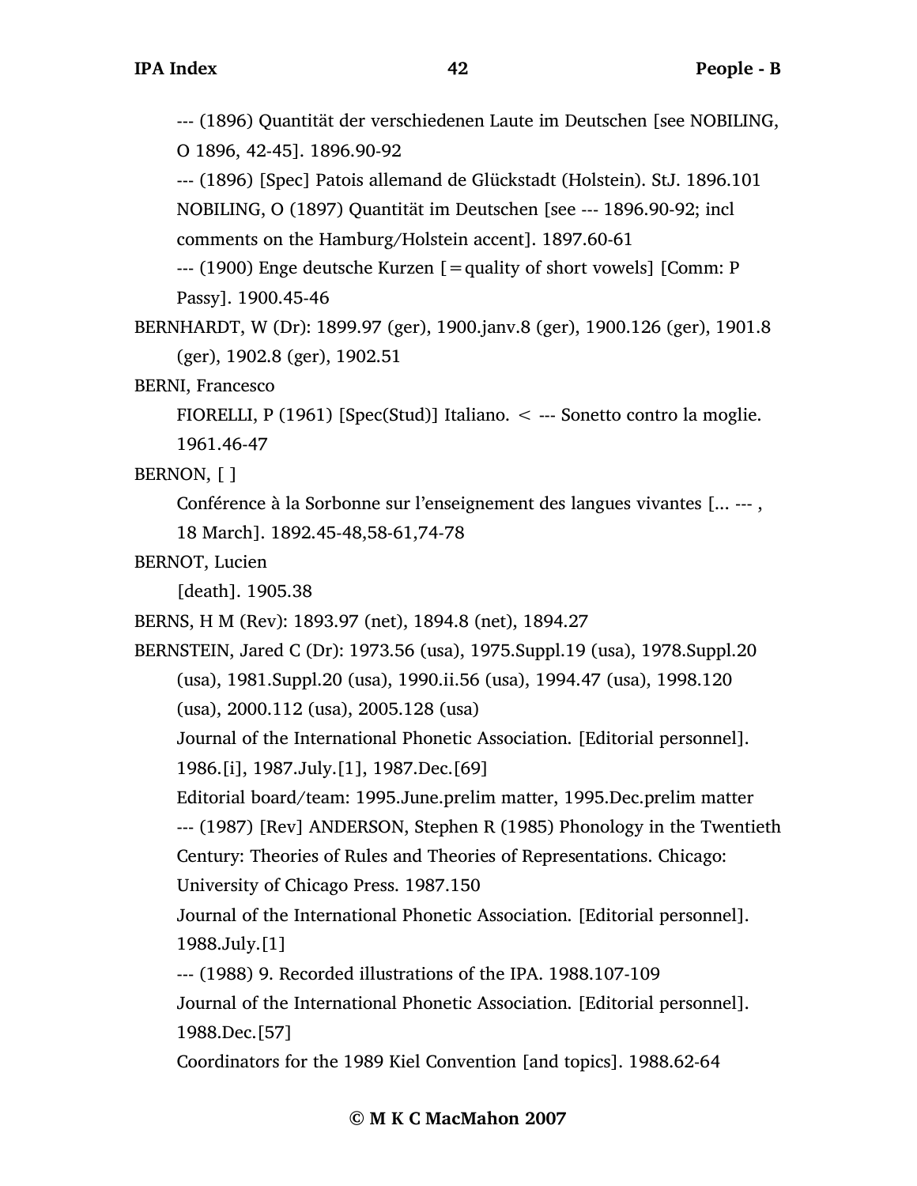--- (1896) Quantität der verschiedenen Laute im Deutschen [see NOBILING, O 1896, 42-45]. 1896.90-92

--- (1896) [Spec] Patois allemand de Glückstadt (Holstein). StJ. 1896.101

NOBILING, O (1897) Quantität im Deutschen [see --- 1896.90-92; incl comments on the Hamburg/Holstein accent]. 1897.60-61

--- (1900) Enge deutsche Kurzen [=quality of short vowels] [Comm: P Passy]. 1900.45-46

BERNHARDT, W (Dr): 1899.97 (ger), 1900.janv.8 (ger), 1900.126 (ger), 1901.8 (ger), 1902.8 (ger), 1902.51

BERNI, Francesco

FIORELLI, P (1961) [Spec(Stud)] Italiano. < --- Sonetto contro la moglie. 1961.46-47

BERNON, [ ]

Conférence à la Sorbonne sur l'enseignement des langues vivantes [... --- , 18 March]. 1892.45-48,58-61,74-78

BERNOT, Lucien

[death]. 1905.38

BERNS, H M (Rev): 1893.97 (net), 1894.8 (net), 1894.27

BERNSTEIN, Jared C (Dr): 1973.56 (usa), 1975.Suppl.19 (usa), 1978.Suppl.20 (usa), 1981.Suppl.20 (usa), 1990.ii.56 (usa), 1994.47 (usa), 1998.120 (usa), 2000.112 (usa), 2005.128 (usa)

Journal of the International Phonetic Association. [Editorial personnel]. 1986.[i], 1987.July.[1], 1987.Dec.[69]

Editorial board/team: 1995.June.prelim matter, 1995.Dec.prelim matter

--- (1987) [Rev] ANDERSON, Stephen R (1985) Phonology in the Twentieth Century: Theories of Rules and Theories of Representations. Chicago: University of Chicago Press. 1987.150

Journal of the International Phonetic Association. [Editorial personnel]. 1988.July.[1]

--- (1988) 9. Recorded illustrations of the IPA. 1988.107-109

Journal of the International Phonetic Association. [Editorial personnel]. 1988.Dec.[57]

Coordinators for the 1989 Kiel Convention [and topics]. 1988.62-64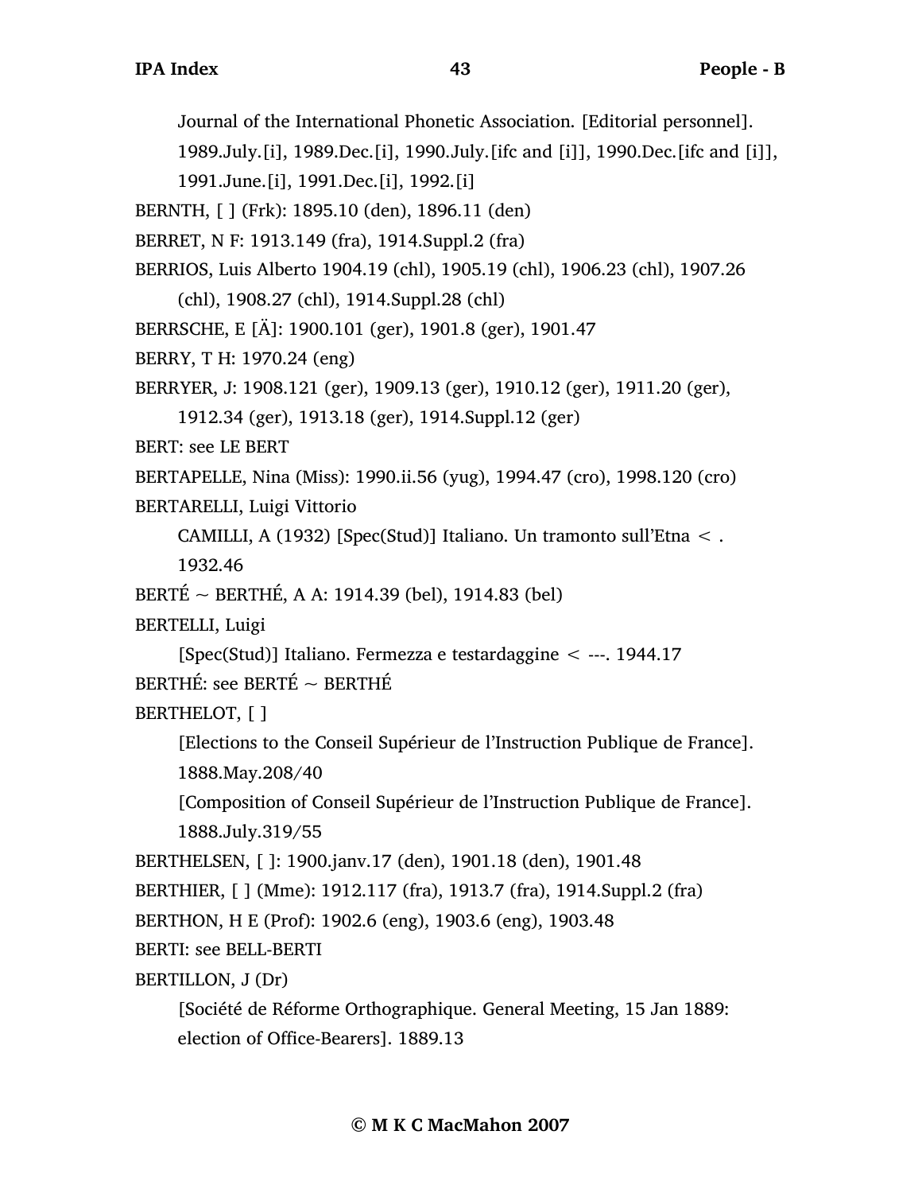Journal of the International Phonetic Association. [Editorial personnel]. 1989.July.[i], 1989.Dec.[i], 1990.July.[ifc and [i]], 1990.Dec.[ifc and [i]], 1991.June.[i], 1991.Dec.[i], 1992.[i]

BERNTH, [ ] (Frk): 1895.10 (den), 1896.11 (den)

BERRET, N F: 1913.149 (fra), 1914.Suppl.2 (fra)

BERRIOS, Luis Alberto 1904.19 (chl), 1905.19 (chl), 1906.23 (chl), 1907.26 (chl), 1908.27 (chl), 1914.Suppl.28 (chl)

BERRSCHE, E [Ä]: 1900.101 (ger), 1901.8 (ger), 1901.47

BERRY, T H: 1970.24 (eng)

BERRYER, J: 1908.121 (ger), 1909.13 (ger), 1910.12 (ger), 1911.20 (ger), 1912.34 (ger), 1913.18 (ger), 1914.Suppl.12 (ger)

BERT: see LE BERT

BERTAPELLE, Nina (Miss): 1990.ii.56 (yug), 1994.47 (cro), 1998.120 (cro)

BERTARELLI, Luigi Vittorio

CAMILLI, A (1932) [Spec(Stud)] Italiano. Un tramonto sull'Etna < . 1932.46

BERTÉ ~ BERTHÉ, A A: 1914.39 (bel), 1914.83 (bel)

BERTELLI, Luigi

[Spec(Stud)] Italiano. Fermezza e testardaggine < ---. 1944.17

BERTHÉ: see BERTÉ ~ BERTHÉ

BERTHELOT, [ ]

[Elections to the Conseil Supérieur de l'Instruction Publique de France]. 1888.May.208/40

[Composition of Conseil Supérieur de l'Instruction Publique de France]. 1888.July.319/55

BERTHELSEN, [ ]: 1900.janv.17 (den), 1901.18 (den), 1901.48

BERTHIER, [ ] (Mme): 1912.117 (fra), 1913.7 (fra), 1914.Suppl.2 (fra)

BERTHON, H E (Prof): 1902.6 (eng), 1903.6 (eng), 1903.48

BERTI: see BELL-BERTI

BERTILLON, J (Dr)

[Société de Réforme Orthographique. General Meeting, 15 Jan 1889: election of Office-Bearers]. 1889.13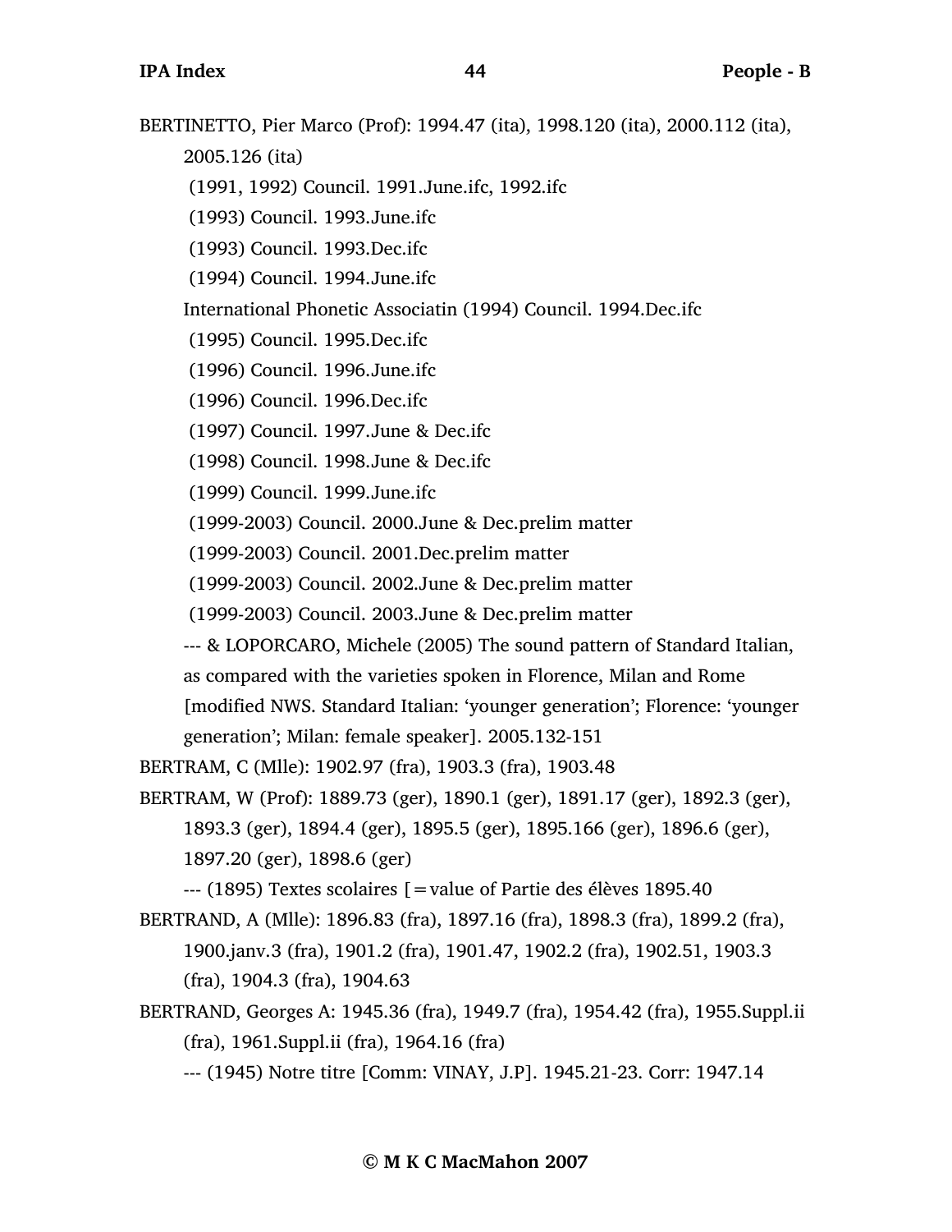BERTINETTO, Pier Marco (Prof): 1994.47 (ita), 1998.120 (ita), 2000.112 (ita), 2005.126 (ita)

(1991, 1992) Council. 1991.June.ifc, 1992.ifc

(1993) Council. 1993.June.ifc

(1993) Council. 1993.Dec.ifc

(1994) Council. 1994.June.ifc

International Phonetic Associatin (1994) Council. 1994.Dec.ifc

(1995) Council. 1995.Dec.ifc

(1996) Council. 1996.June.ifc

(1996) Council. 1996.Dec.ifc

(1997) Council. 1997.June & Dec.ifc

(1998) Council. 1998.June & Dec.ifc

(1999) Council. 1999.June.ifc

(1999-2003) Council. 2000.June & Dec.prelim matter

(1999-2003) Council. 2001.Dec.prelim matter

(1999-2003) Council. 2002.June & Dec.prelim matter

(1999-2003) Council. 2003.June & Dec.prelim matter

--- & LOPORCARO, Michele (2005) The sound pattern of Standard Italian, as compared with the varieties spoken in Florence, Milan and Rome [modified NWS. Standard Italian: 'younger generation'; Florence: 'younger generation'; Milan: female speaker]. 2005.132-151

BERTRAM, C (Mlle): 1902.97 (fra), 1903.3 (fra), 1903.48

BERTRAM, W (Prof): 1889.73 (ger), 1890.1 (ger), 1891.17 (ger), 1892.3 (ger), 1893.3 (ger), 1894.4 (ger), 1895.5 (ger), 1895.166 (ger), 1896.6 (ger), 1897.20 (ger), 1898.6 (ger)

--- (1895) Textes scolaires [=value of Partie des élèves 1895.40

BERTRAND, A (Mlle): 1896.83 (fra), 1897.16 (fra), 1898.3 (fra), 1899.2 (fra), 1900.janv.3 (fra), 1901.2 (fra), 1901.47, 1902.2 (fra), 1902.51, 1903.3 (fra), 1904.3 (fra), 1904.63

BERTRAND, Georges A: 1945.36 (fra), 1949.7 (fra), 1954.42 (fra), 1955.Suppl.ii (fra), 1961.Suppl.ii (fra), 1964.16 (fra)

--- (1945) Notre titre [Comm: VINAY, J.P]. 1945.21-23. Corr: 1947.14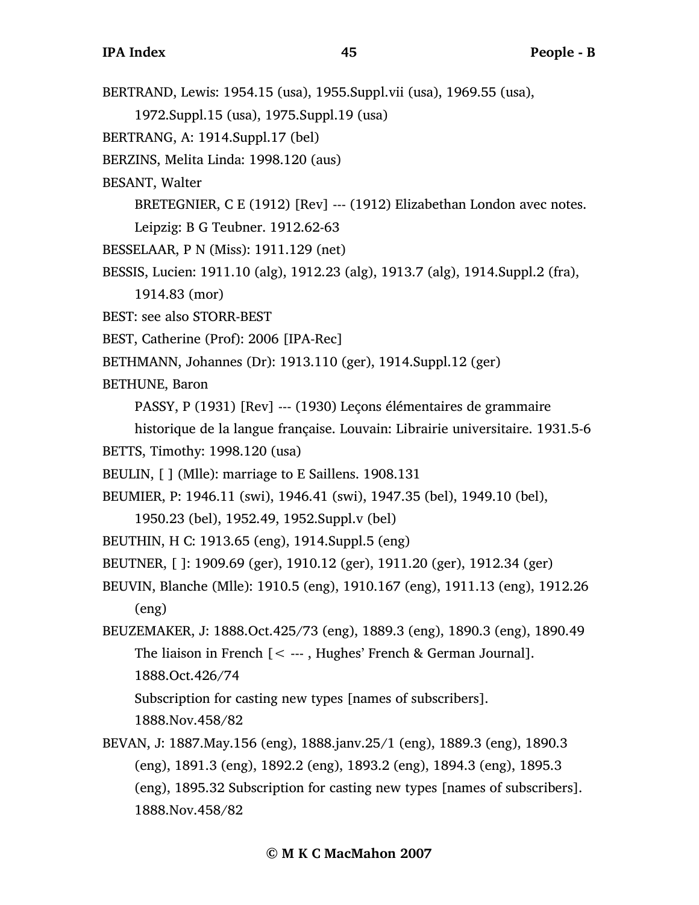BERTRAND, Lewis: 1954.15 (usa), 1955.Suppl.vii (usa), 1969.55 (usa), 1972.Suppl.15 (usa), 1975.Suppl.19 (usa)

BERTRANG, A: 1914.Suppl.17 (bel)

BERZINS, Melita Linda: 1998.120 (aus)

BESANT, Walter

BRETEGNIER, C E (1912) [Rev] --- (1912) Elizabethan London avec notes. Leipzig: B G Teubner. 1912.62-63

BESSELAAR, P N (Miss): 1911.129 (net)

BESSIS, Lucien: 1911.10 (alg), 1912.23 (alg), 1913.7 (alg), 1914.Suppl.2 (fra), 1914.83 (mor)

BEST: see also STORR-BEST

BEST, Catherine (Prof): 2006 [IPA-Rec]

BETHMANN, Johannes (Dr): 1913.110 (ger), 1914.Suppl.12 (ger)

BETHUNE, Baron

PASSY, P (1931) [Rev] --- (1930) Leçons élémentaires de grammaire historique de la langue française. Louvain: Librairie universitaire. 1931.5-6

BETTS, Timothy: 1998.120 (usa)

BEULIN, [ ] (Mlle): marriage to E Saillens. 1908.131

BEUMIER, P: 1946.11 (swi), 1946.41 (swi), 1947.35 (bel), 1949.10 (bel), 1950.23 (bel), 1952.49, 1952.Suppl.v (bel)

BEUTHIN, H C: 1913.65 (eng), 1914.Suppl.5 (eng)

BEUTNER, [ ]: 1909.69 (ger), 1910.12 (ger), 1911.20 (ger), 1912.34 (ger)

BEUVIN, Blanche (Mlle): 1910.5 (eng), 1910.167 (eng), 1911.13 (eng), 1912.26 (eng)

BEUZEMAKER, J: 1888.Oct.425/73 (eng), 1889.3 (eng), 1890.3 (eng), 1890.49

The liaison in French [< --- , Hughes' French & German Journal]. 1888.Oct.426/74

Subscription for casting new types [names of subscribers]. 1888.Nov.458/82

BEVAN, J: 1887.May.156 (eng), 1888.janv.25/1 (eng), 1889.3 (eng), 1890.3 (eng), 1891.3 (eng), 1892.2 (eng), 1893.2 (eng), 1894.3 (eng), 1895.3 (eng), 1895.32 Subscription for casting new types [names of subscribers]. 1888.Nov.458/82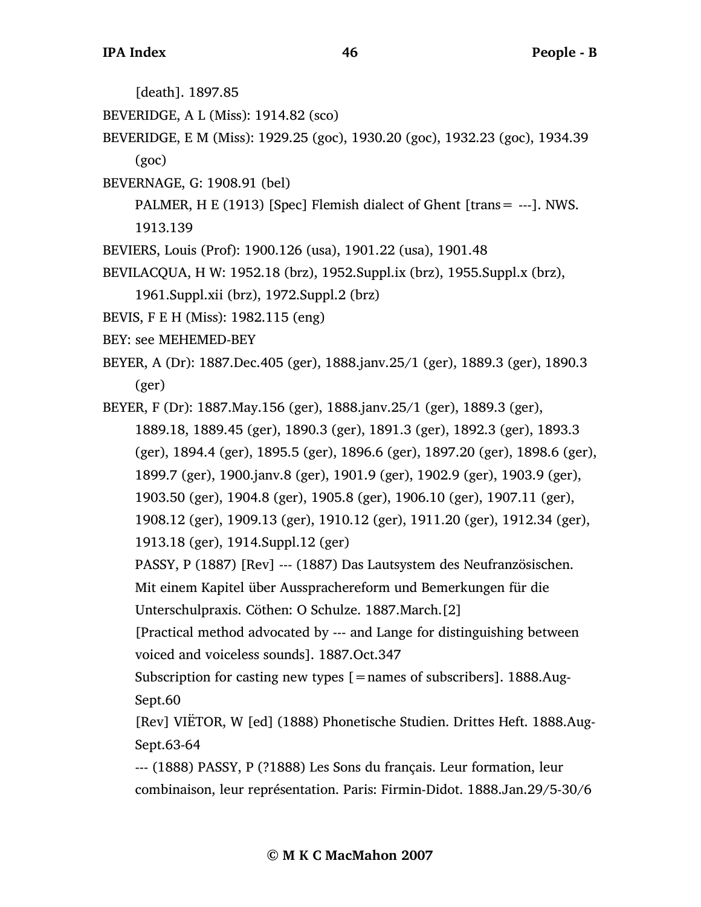[death]. 1897.85

BEVERIDGE, A L (Miss): 1914.82 (sco)

BEVERIDGE, E M (Miss): 1929.25 (goc), 1930.20 (goc), 1932.23 (goc), 1934.39 (goc)

BEVERNAGE, G: 1908.91 (bel)

PALMER, H E (1913) [Spec] Flemish dialect of Ghent [trans= ---]. NWS. 1913.139

BEVIERS, Louis (Prof): 1900.126 (usa), 1901.22 (usa), 1901.48

BEVILACQUA, H W: 1952.18 (brz), 1952.Suppl.ix (brz), 1955.Suppl.x (brz), 1961.Suppl.xii (brz), 1972.Suppl.2 (brz)

BEVIS, F E H (Miss): 1982.115 (eng)

BEY: see MEHEMED-BEY

BEYER, A (Dr): 1887.Dec.405 (ger), 1888.janv.25/1 (ger), 1889.3 (ger), 1890.3 (ger)

BEYER, F (Dr): 1887.May.156 (ger), 1888.janv.25/1 (ger), 1889.3 (ger), 1889.18, 1889.45 (ger), 1890.3 (ger), 1891.3 (ger), 1892.3 (ger), 1893.3 (ger), 1894.4 (ger), 1895.5 (ger), 1896.6 (ger), 1897.20 (ger), 1898.6 (ger), 1899.7 (ger), 1900.janv.8 (ger), 1901.9 (ger), 1902.9 (ger), 1903.9 (ger), 1903.50 (ger), 1904.8 (ger), 1905.8 (ger), 1906.10 (ger), 1907.11 (ger), 1908.12 (ger), 1909.13 (ger), 1910.12 (ger), 1911.20 (ger), 1912.34 (ger), 1913.18 (ger), 1914.Suppl.12 (ger)

PASSY, P (1887) [Rev] --- (1887) Das Lautsystem des Neufranzösischen. Mit einem Kapitel über Ausssprachereform und Bemerkungen für die Unterschulpraxis. Cöthen: O Schulze. 1887.March.[2]

[Practical method advocated by --- and Lange for distinguishing between voiced and voiceless sounds]. 1887.Oct.347

Subscription for casting new types [=names of subscribers]. 1888.Aug-Sept.60

[Rev] VIËTOR, W [ed] (1888) Phonetische Studien. Drittes Heft. 1888.Aug-Sept.63-64

--- (1888) PASSY, P (?1888) Les Sons du français. Leur formation, leur combinaison, leur représentation. Paris: Firmin-Didot. 1888.Jan.29/5-30/6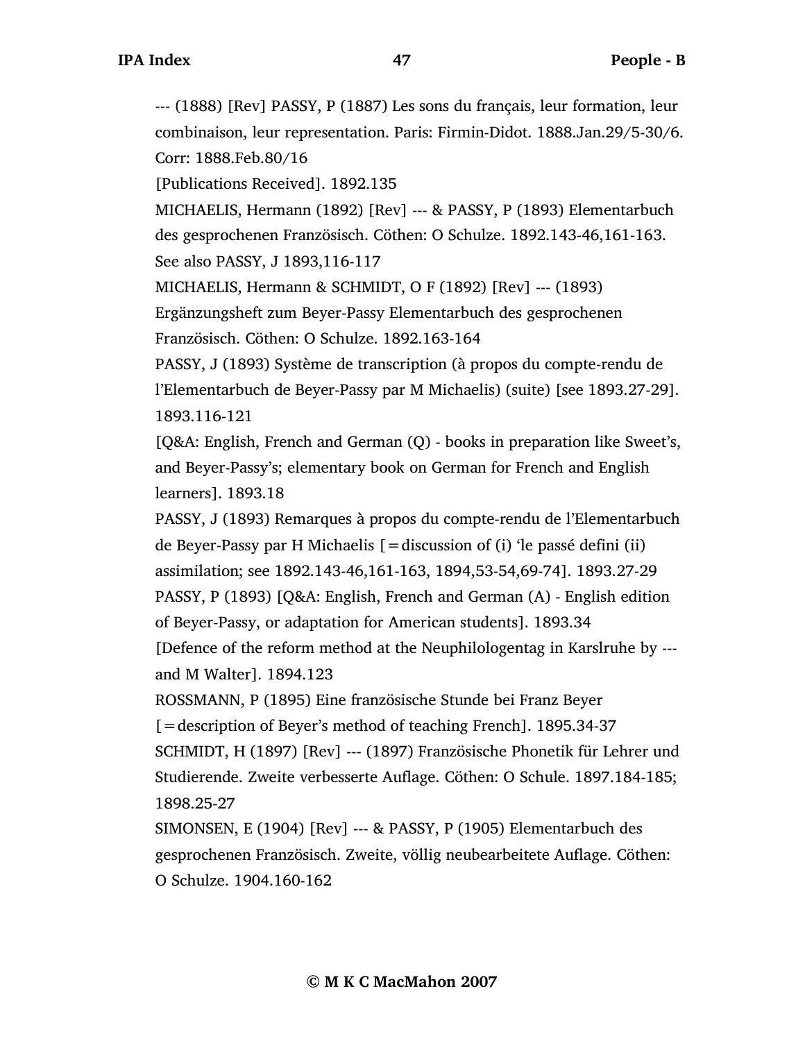--- (1888) [Rev] PASSY, P (1887) Les sons du français, leur formation, leur combinaison, leur representation. Paris: Firmin-Didot. 1888.Jan.29/5-30/6. Corr: 1888.Feb.80/16

[Publications Received]. 1892.135

MICHAELIS, Hermann (1892) [Rev] --- & PASSY, P (1893) Elementarbuch des gesprochenen Französisch. Cöthen: O Schulze. 1892.143-46,161-163. See also PASSY, J 1893,116-117

MICHAELIS, Hermann & SCHMIDT, O F (1892) [Rev] --- (1893) Ergänzungsheft zum Beyer-Passy Elementarbuch des gesprochenen Französisch. Cöthen: O Schulze. 1892.163-164

PASSY, J (1893) Système de transcription (à propos du compte-rendu de l'Elementarbuch de Beyer-Passy par M Michaelis) (suite) [see 1893.27-29]. 1893.116-121

[Q&A: English, French and German (Q) - books in preparation like Sweet's, and Beyer-Passy's; elementary book on German for French and English learners]. 1893.18

PASSY, J (1893) Remarques à propos du compte-rendu de l'Elementarbuch de Beyer-Passy par H Michaelis [=discussion of (i) 'le passé defini (ii) assimilation; see 1892.143-46,161-163, 1894,53-54,69-74]. 1893.27-29

PASSY, P (1893) [Q&A: English, French and German (A) - English edition of Beyer-Passy, or adaptation for American students]. 1893.34

[Defence of the reform method at the Neuphilologentag in Karslruhe by --- and M Walter]. 1894.123

ROSSMANN, P (1895) Eine französische Stunde bei Franz Beyer [=description of Beyer's method of teaching French]. 1895.34-37

SCHMIDT, H (1897) [Rev] --- (1897) Französische Phonetik für Lehrer und Studierende. Zweite verbesserte Auflage. Cöthen: O Schule. 1897.184-185; 1898.25-27

SIMONSEN, E (1904) [Rev] --- & PASSY, P (1905) Elementarbuch des gesprochenen Französisch. Zweite, völlig neubearbeitete Auflage. Cöthen: O Schulze. 1904.160-162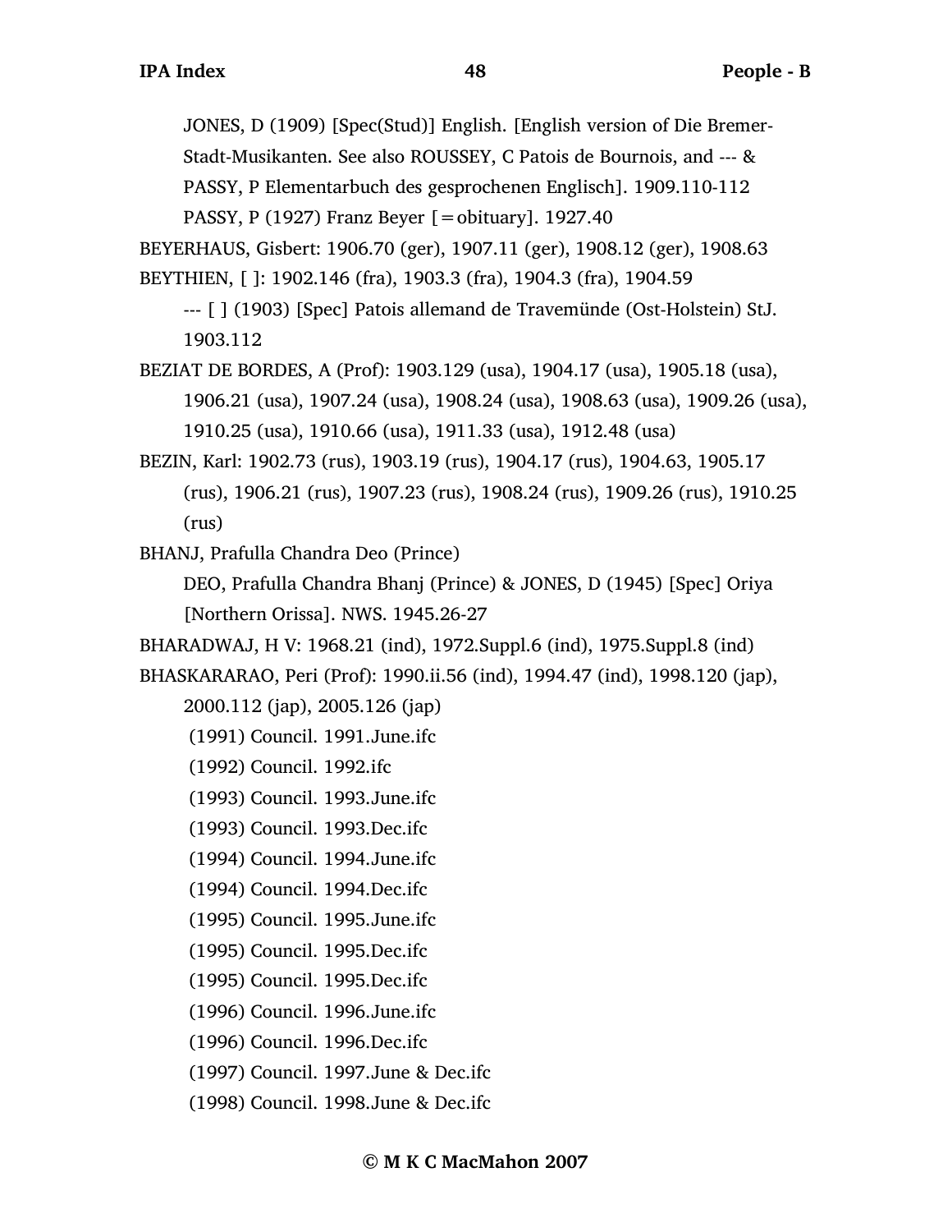JONES, D (1909) [Spec(Stud)] English. [English version of Die Bremer-Stadt-Musikanten. See also ROUSSEY, C Patois de Bournois, and --- & PASSY, P Elementarbuch des gesprochenen Englisch]. 1909.110-112

PASSY, P (1927) Franz Beyer [=obituary]. 1927.40

BEYERHAUS, Gisbert: 1906.70 (ger), 1907.11 (ger), 1908.12 (ger), 1908.63

BEYTHIEN, [ ]: 1902.146 (fra), 1903.3 (fra), 1904.3 (fra), 1904.59

--- [ ] (1903) [Spec] Patois allemand de Travemünde (Ost-Holstein) StJ. 1903.112

BEZIAT DE BORDES, A (Prof): 1903.129 (usa), 1904.17 (usa), 1905.18 (usa), 1906.21 (usa), 1907.24 (usa), 1908.24 (usa), 1908.63 (usa), 1909.26 (usa), 1910.25 (usa), 1910.66 (usa), 1911.33 (usa), 1912.48 (usa)

BEZIN, Karl: 1902.73 (rus), 1903.19 (rus), 1904.17 (rus), 1904.63, 1905.17 (rus), 1906.21 (rus), 1907.23 (rus), 1908.24 (rus), 1909.26 (rus), 1910.25 (rus)

BHANJ, Prafulla Chandra Deo (Prince)

DEO, Prafulla Chandra Bhanj (Prince) & JONES, D (1945) [Spec] Oriya [Northern Orissa]. NWS. 1945.26-27

BHARADWAJ, H V: 1968.21 (ind), 1972.Suppl.6 (ind), 1975.Suppl.8 (ind)

BHASKARARAO, Peri (Prof): 1990.ii.56 (ind), 1994.47 (ind), 1998.120 (jap), 2000.112 (jap), 2005.126 (jap)

(1991) Council. 1991.June.ifc

(1992) Council. 1992.ifc

(1993) Council. 1993.June.ifc

(1993) Council. 1993.Dec.ifc

(1994) Council. 1994.June.ifc

(1994) Council. 1994.Dec.ifc

(1995) Council. 1995.June.ifc

(1995) Council. 1995.Dec.ifc

(1995) Council. 1995.Dec.ifc

(1996) Council. 1996.June.ifc

(1996) Council. 1996.Dec.ifc

(1997) Council. 1997.June & Dec.ifc

(1998) Council. 1998.June & Dec.ifc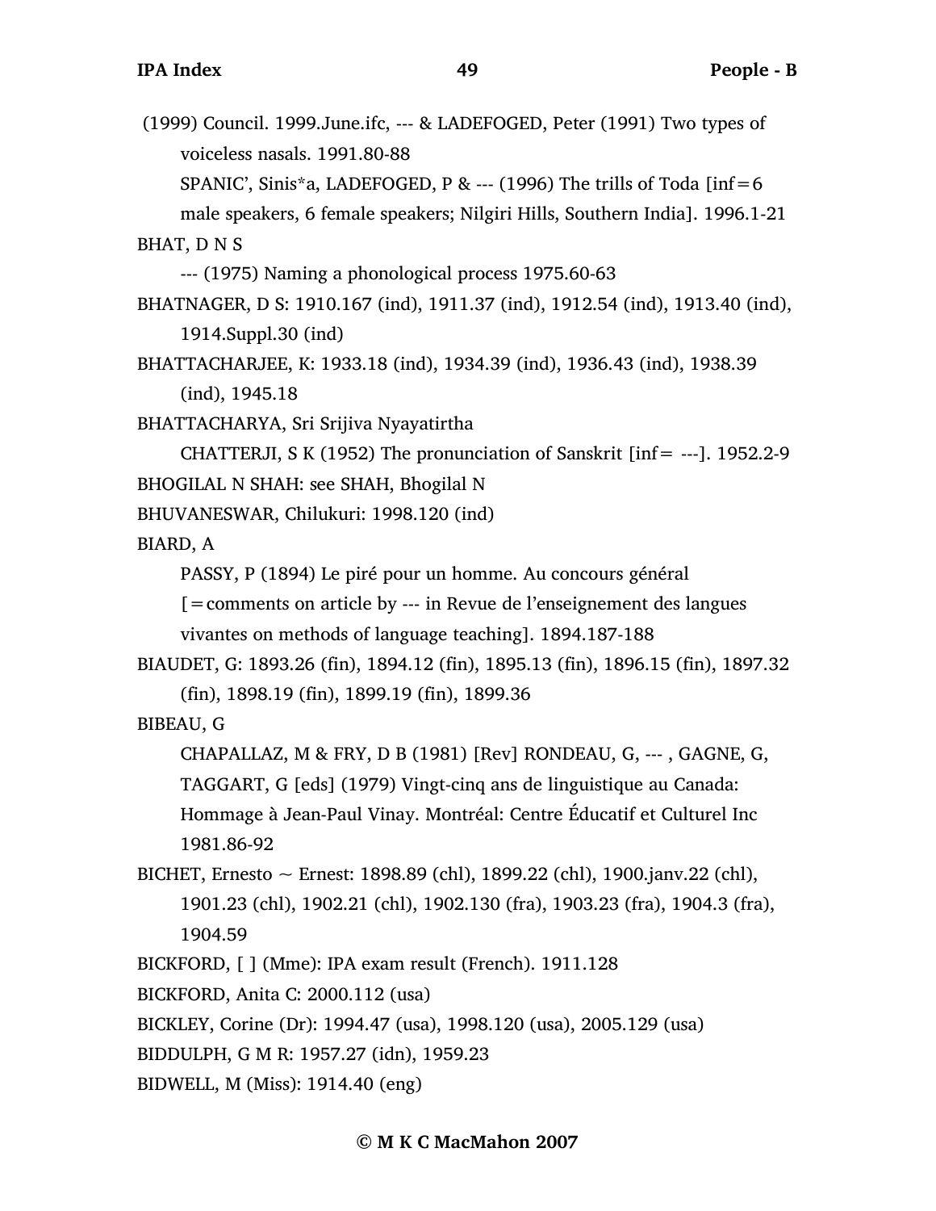(1999) Council. 1999.June.ifc, --- & LADEFOGED, Peter (1991) Two types of voiceless nasals. 1991.80-88

SPANIC', Sinis*a, LADEFOGED, P & --- (1996) The trills of Toda [inf=6 male speakers, 6 female speakers; Nilgiri Hills, Southern India]. 1996.1-21

BHAT, D N S

--- (1975) Naming a phonological process 1975.60-63

BHATNAGER, D S: 1910.167 (ind), 1911.37 (ind), 1912.54 (ind), 1913.40 (ind), 1914.Suppl.30 (ind)

BHATTACHARJEE, K: 1933.18 (ind), 1934.39 (ind), 1936.43 (ind), 1938.39 (ind), 1945.18

BHATTACHARYA, Sri Srijiva Nyayatirtha

CHATTERJI, S K (1952) The pronunciation of Sanskrit [inf= ---]. 1952.2-9

BHOGILAL N SHAH: see SHAH, Bhogilal N

BHUVANESWAR, Chilukuri: 1998.120 (ind)

BIARD, A

PASSY, P (1894) Le piré pour un homme. Au concours général [=comments on article by --- in Revue de l'enseignement des langues vivantes on methods of language teaching]. 1894.187-188

BIAUDET, G: 1893.26 (fin), 1894.12 (fin), 1895.13 (fin), 1896.15 (fin), 1897.32 (fin), 1898.19 (fin), 1899.19 (fin), 1899.36

BIBEAU, G

CHAPALLAZ, M & FRY, D B (1981) [Rev] RONDEAU, G, --- , GAGNE, G, TAGGART, G [eds] (1979) Vingt-cinq ans de linguistique au Canada: Hommage à Jean-Paul Vinay. Montréal: Centre Éducatif et Culturel Inc 1981.86-92

BICHET, Ernesto ~ Ernest: 1898.89 (chl), 1899.22 (chl), 1900.janv.22 (chl), 1901.23 (chl), 1902.21 (chl), 1902.130 (fra), 1903.23 (fra), 1904.3 (fra), 1904.59

BICKFORD, [ ] (Mme): IPA exam result (French). 1911.128

BICKFORD, Anita C: 2000.112 (usa)

BICKLEY, Corine (Dr): 1994.47 (usa), 1998.120 (usa), 2005.129 (usa)

BIDDULPH, G M R: 1957.27 (idn), 1959.23

BIDWELL, M (Miss): 1914.40 (eng)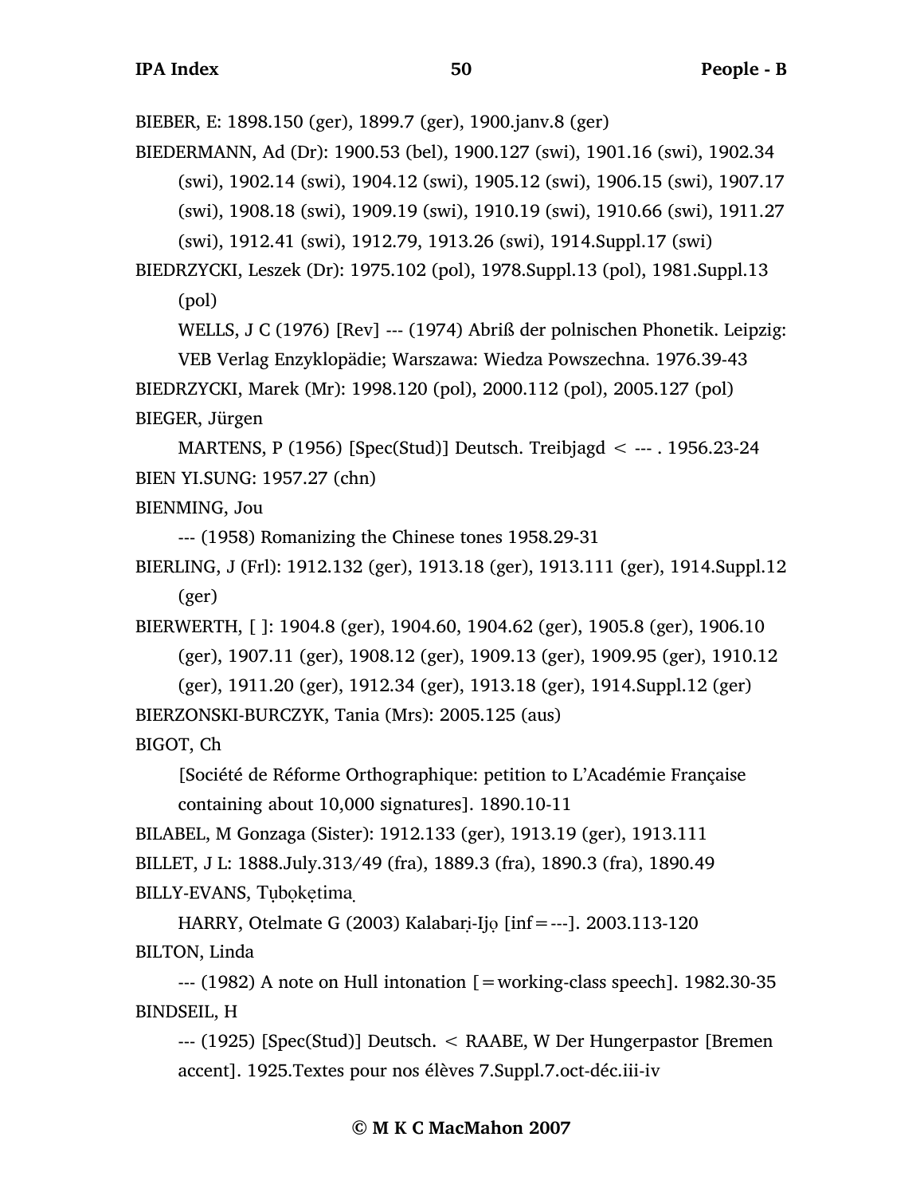BIEBER, E: 1898.150 (ger), 1899.7 (ger), 1900.janv.8 (ger)

BIEDERMANN, Ad (Dr): 1900.53 (bel), 1900.127 (swi), 1901.16 (swi), 1902.34 (swi), 1902.14 (swi), 1904.12 (swi), 1905.12 (swi), 1906.15 (swi), 1907.17 (swi), 1908.18 (swi), 1909.19 (swi), 1910.19 (swi), 1910.66 (swi), 1911.27 (swi), 1912.41 (swi), 1912.79, 1913.26 (swi), 1914.Suppl.17 (swi)

BIEDRZYCKI, Leszek (Dr): 1975.102 (pol), 1978.Suppl.13 (pol), 1981.Suppl.13 (pol)

WELLS, J C (1976) [Rev] --- (1974) Abriß der polnischen Phonetik. Leipzig: VEB Verlag Enzyklopädie; Warszawa: Wiedza Powszechna. 1976.39-43

BIEDRZYCKI, Marek (Mr): 1998.120 (pol), 2000.112 (pol), 2005.127 (pol)

BIEGER, Jürgen

MARTENS, P (1956) [Spec(Stud)] Deutsch. Treibjagd < --- . 1956.23-24

BIEN YI.SUNG: 1957.27 (chn)

BIENMING, Jou

--- (1958) Romanizing the Chinese tones 1958.29-31

BIERLING, J (Frl): 1912.132 (ger), 1913.18 (ger), 1913.111 (ger), 1914.Suppl.12 (ger)

BIERWERTH, [ ]: 1904.8 (ger), 1904.60, 1904.62 (ger), 1905.8 (ger), 1906.10 (ger), 1907.11 (ger), 1908.12 (ger), 1909.13 (ger), 1909.95 (ger), 1910.12 (ger), 1911.20 (ger), 1912.34 (ger), 1913.18 (ger), 1914.Suppl.12 (ger)

BIERZONSKI-BURCZYK, Tania (Mrs): 2005.125 (aus)

BIGOT, Ch

[Société de Réforme Orthographique: petition to L'Académie Française containing about 10,000 signatures]. 1890.10-11

BILABEL, M Gonzaga (Sister): 1912.133 (ger), 1913.19 (ger), 1913.111

BILLET, J L: 1888.July.313/49 (fra), 1889.3 (fra), 1890.3 (fra), 1890.49

BILLY-EVANS, Tụbọkẹtima̩

HARRY, Otelmate G (2003) Kalabarị-Ijọ [inf=---]. 2003.113-120

BILTON, Linda

--- (1982) A note on Hull intonation [=working-class speech]. 1982.30-35

BINDSEIL, H

--- (1925) [Spec(Stud)] Deutsch. < RAABE, W Der Hungerpastor [Bremen accent]. 1925.Textes pour nos élèves 7.Suppl.7.oct-déc.iii-iv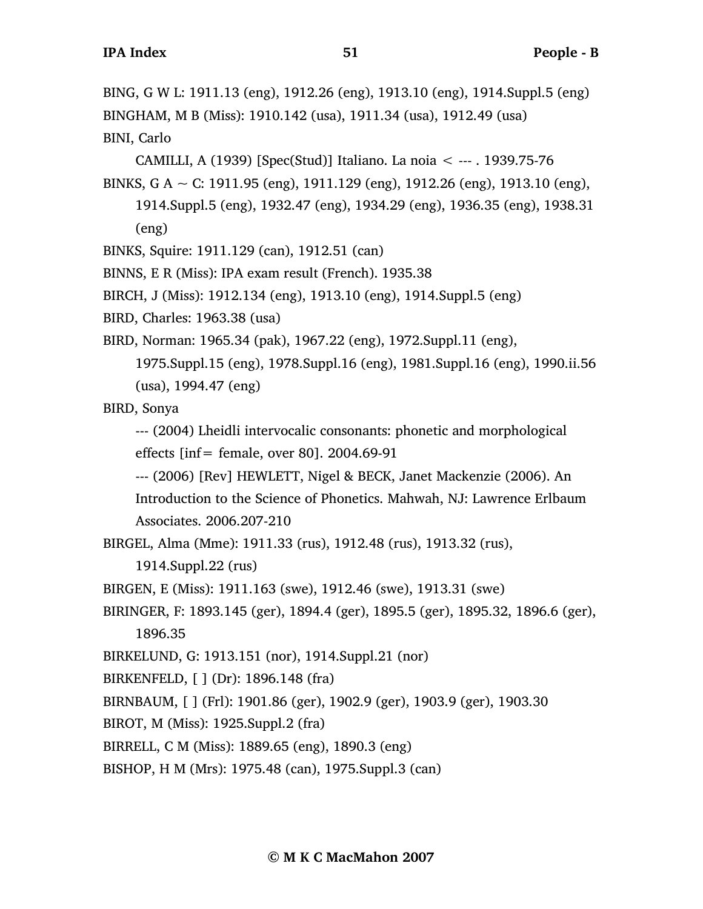BING, G W L: 1911.13 (eng), 1912.26 (eng), 1913.10 (eng), 1914.Suppl.5 (eng)

BINGHAM, M B (Miss): 1910.142 (usa), 1911.34 (usa), 1912.49 (usa)

BINI, Carlo

CAMILLI, A (1939) [Spec(Stud)] Italiano. La noia < --- . 1939.75-76

BINKS, G A ~ C: 1911.95 (eng), 1911.129 (eng), 1912.26 (eng), 1913.10 (eng), 1914.Suppl.5 (eng), 1932.47 (eng), 1934.29 (eng), 1936.35 (eng), 1938.31 (eng)

BINKS, Squire: 1911.129 (can), 1912.51 (can)

BINNS, E R (Miss): IPA exam result (French). 1935.38

BIRCH, J (Miss): 1912.134 (eng), 1913.10 (eng), 1914.Suppl.5 (eng)

BIRD, Charles: 1963.38 (usa)

BIRD, Norman: 1965.34 (pak), 1967.22 (eng), 1972.Suppl.11 (eng), 1975.Suppl.15 (eng), 1978.Suppl.16 (eng), 1981.Suppl.16 (eng), 1990.ii.56 (usa), 1994.47 (eng)

BIRD, Sonya

--- (2004) Lheidli intervocalic consonants: phonetic and morphological effects [inf= female, over 80]. 2004.69-91

--- (2006) [Rev] HEWLETT, Nigel & BECK, Janet Mackenzie (2006). An Introduction to the Science of Phonetics. Mahwah, NJ: Lawrence Erlbaum Associates. 2006.207-210

BIRGEL, Alma (Mme): 1911.33 (rus), 1912.48 (rus), 1913.32 (rus), 1914.Suppl.22 (rus)

BIRGEN, E (Miss): 1911.163 (swe), 1912.46 (swe), 1913.31 (swe)

BIRINGER, F: 1893.145 (ger), 1894.4 (ger), 1895.5 (ger), 1895.32, 1896.6 (ger), 1896.35

BIRKELUND, G: 1913.151 (nor), 1914.Suppl.21 (nor)

BIRKENFELD, [ ] (Dr): 1896.148 (fra)

BIRNBAUM, [ ] (Frl): 1901.86 (ger), 1902.9 (ger), 1903.9 (ger), 1903.30

BIROT, M (Miss): 1925.Suppl.2 (fra)

BIRRELL, C M (Miss): 1889.65 (eng), 1890.3 (eng)

BISHOP, H M (Mrs): 1975.48 (can), 1975.Suppl.3 (can)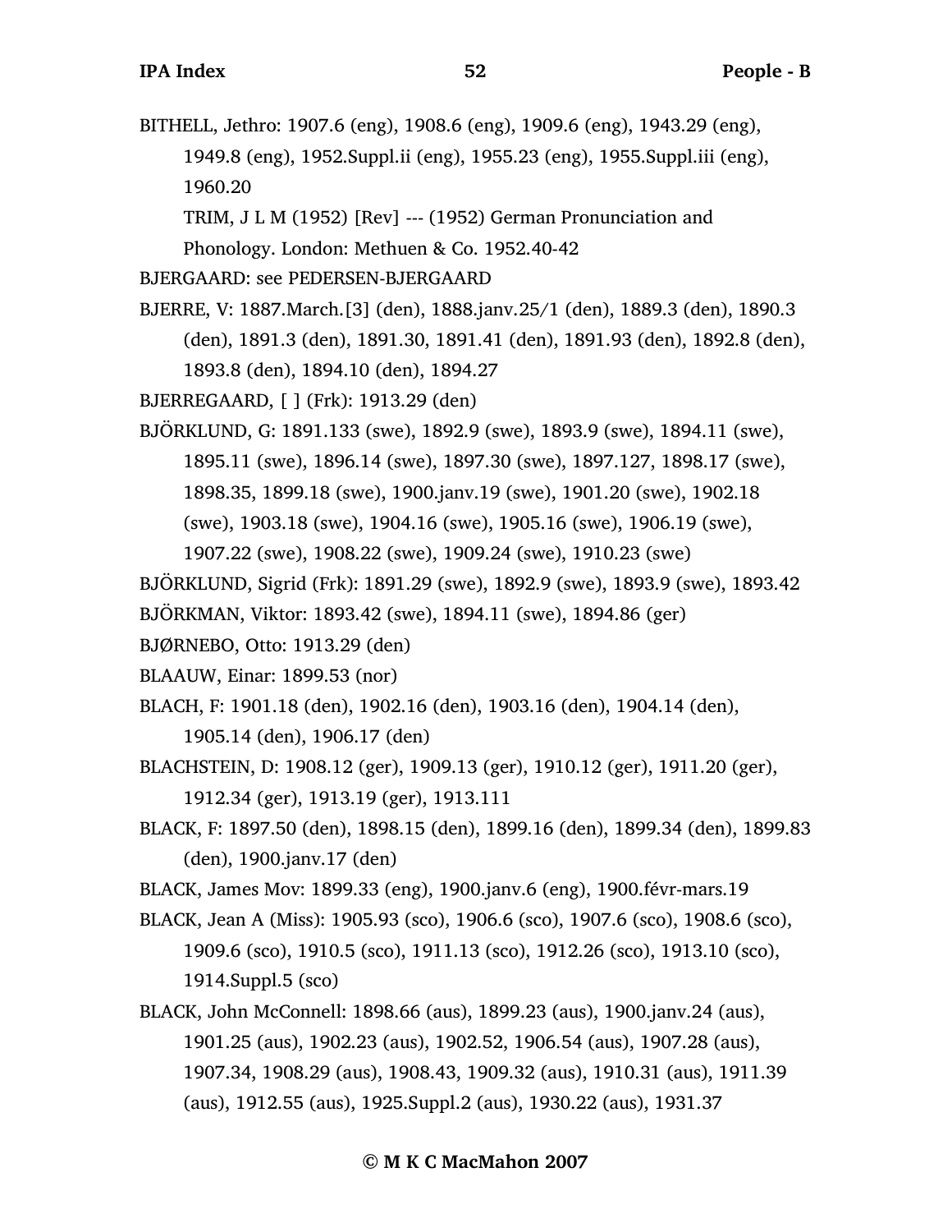BITHELL, Jethro: 1907.6 (eng), 1908.6 (eng), 1909.6 (eng), 1943.29 (eng), 1949.8 (eng), 1952.Suppl.ii (eng), 1955.23 (eng), 1955.Suppl.iii (eng), 1960.20

TRIM, J L M (1952) [Rev] --- (1952) German Pronunciation and Phonology. London: Methuen & Co. 1952.40-42

BJERGAARD: see PEDERSEN-BJERGAARD

BJERRE, V: 1887.March.[3] (den), 1888.janv.25/1 (den), 1889.3 (den), 1890.3 (den), 1891.3 (den), 1891.30, 1891.41 (den), 1891.93 (den), 1892.8 (den), 1893.8 (den), 1894.10 (den), 1894.27

BJERREGAARD, [ ] (Frk): 1913.29 (den)

BJÖRKLUND, G: 1891.133 (swe), 1892.9 (swe), 1893.9 (swe), 1894.11 (swe), 1895.11 (swe), 1896.14 (swe), 1897.30 (swe), 1897.127, 1898.17 (swe), 1898.35, 1899.18 (swe), 1900.janv.19 (swe), 1901.20 (swe), 1902.18 (swe), 1903.18 (swe), 1904.16 (swe), 1905.16 (swe), 1906.19 (swe), 1907.22 (swe), 1908.22 (swe), 1909.24 (swe), 1910.23 (swe)

BJÖRKLUND, Sigrid (Frk): 1891.29 (swe), 1892.9 (swe), 1893.9 (swe), 1893.42

BJÖRKMAN, Viktor: 1893.42 (swe), 1894.11 (swe), 1894.86 (ger)

BJØRNEBO, Otto: 1913.29 (den)

BLAAUW, Einar: 1899.53 (nor)

BLACH, F: 1901.18 (den), 1902.16 (den), 1903.16 (den), 1904.14 (den), 1905.14 (den), 1906.17 (den)

BLACHSTEIN, D: 1908.12 (ger), 1909.13 (ger), 1910.12 (ger), 1911.20 (ger), 1912.34 (ger), 1913.19 (ger), 1913.111

BLACK, F: 1897.50 (den), 1898.15 (den), 1899.16 (den), 1899.34 (den), 1899.83 (den), 1900.janv.17 (den)

BLACK, James Mov: 1899.33 (eng), 1900.janv.6 (eng), 1900.févr-mars.19

BLACK, Jean A (Miss): 1905.93 (sco), 1906.6 (sco), 1907.6 (sco), 1908.6 (sco), 1909.6 (sco), 1910.5 (sco), 1911.13 (sco), 1912.26 (sco), 1913.10 (sco), 1914.Suppl.5 (sco)

BLACK, John McConnell: 1898.66 (aus), 1899.23 (aus), 1900.janv.24 (aus), 1901.25 (aus), 1902.23 (aus), 1902.52, 1906.54 (aus), 1907.28 (aus), 1907.34, 1908.29 (aus), 1908.43, 1909.32 (aus), 1910.31 (aus), 1911.39 (aus), 1912.55 (aus), 1925.Suppl.2 (aus), 1930.22 (aus), 1931.37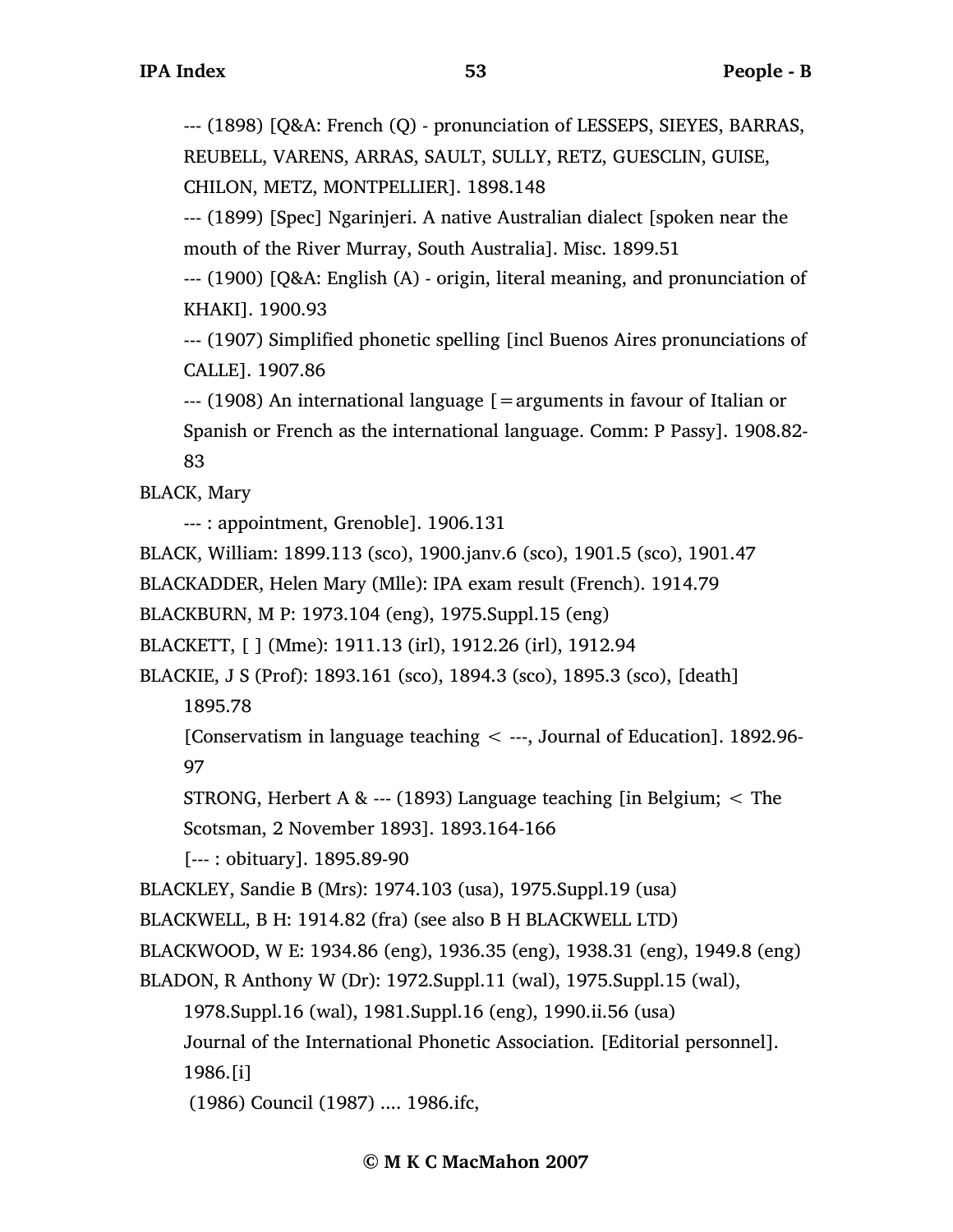--- (1898) [Q&A: French (Q) - pronunciation of LESSEPS, SIEYES, BARRAS, REUBELL, VARENS, ARRAS, SAULT, SULLY, RETZ, GUESCLIN, GUISE, CHILON, METZ, MONTPELLIER]. 1898.148

--- (1899) [Spec] Ngarinjeri. A native Australian dialect [spoken near the mouth of the River Murray, South Australia]. Misc. 1899.51

--- (1900) [Q&A: English (A) - origin, literal meaning, and pronunciation of KHAKI]. 1900.93

--- (1907) Simplified phonetic spelling [incl Buenos Aires pronunciations of CALLE]. 1907.86

--- (1908) An international language [=arguments in favour of Italian or Spanish or French as the international language. Comm: P Passy]. 1908.82-83

BLACK, Mary

--- : appointment, Grenoble]. 1906.131

BLACK, William: 1899.113 (sco), 1900.janv.6 (sco), 1901.5 (sco), 1901.47

BLACKADDER, Helen Mary (Mlle): IPA exam result (French). 1914.79

BLACKBURN, M P: 1973.104 (eng), 1975.Suppl.15 (eng)

BLACKETT, [ ] (Mme): 1911.13 (irl), 1912.26 (irl), 1912.94

BLACKIE, J S (Prof): 1893.161 (sco), 1894.3 (sco), 1895.3 (sco), [death] 1895.78

[Conservatism in language teaching < ---, Journal of Education]. 1892.96-97

STRONG, Herbert A & --- (1893) Language teaching [in Belgium; < The Scotsman, 2 November 1893]. 1893.164-166

[--- : obituary]. 1895.89-90

BLACKLEY, Sandie B (Mrs): 1974.103 (usa), 1975.Suppl.19 (usa)

BLACKWELL, B H: 1914.82 (fra) (see also B H BLACKWELL LTD)

BLACKWOOD, W E: 1934.86 (eng), 1936.35 (eng), 1938.31 (eng), 1949.8 (eng)

BLADON, R Anthony W (Dr): 1972.Suppl.11 (wal), 1975.Suppl.15 (wal), 1978.Suppl.16 (wal), 1981.Suppl.16 (eng), 1990.ii.56 (usa)

Journal of the International Phonetic Association. [Editorial personnel]. 1986.[i]

(1986) Council (1987) .... 1986.ifc,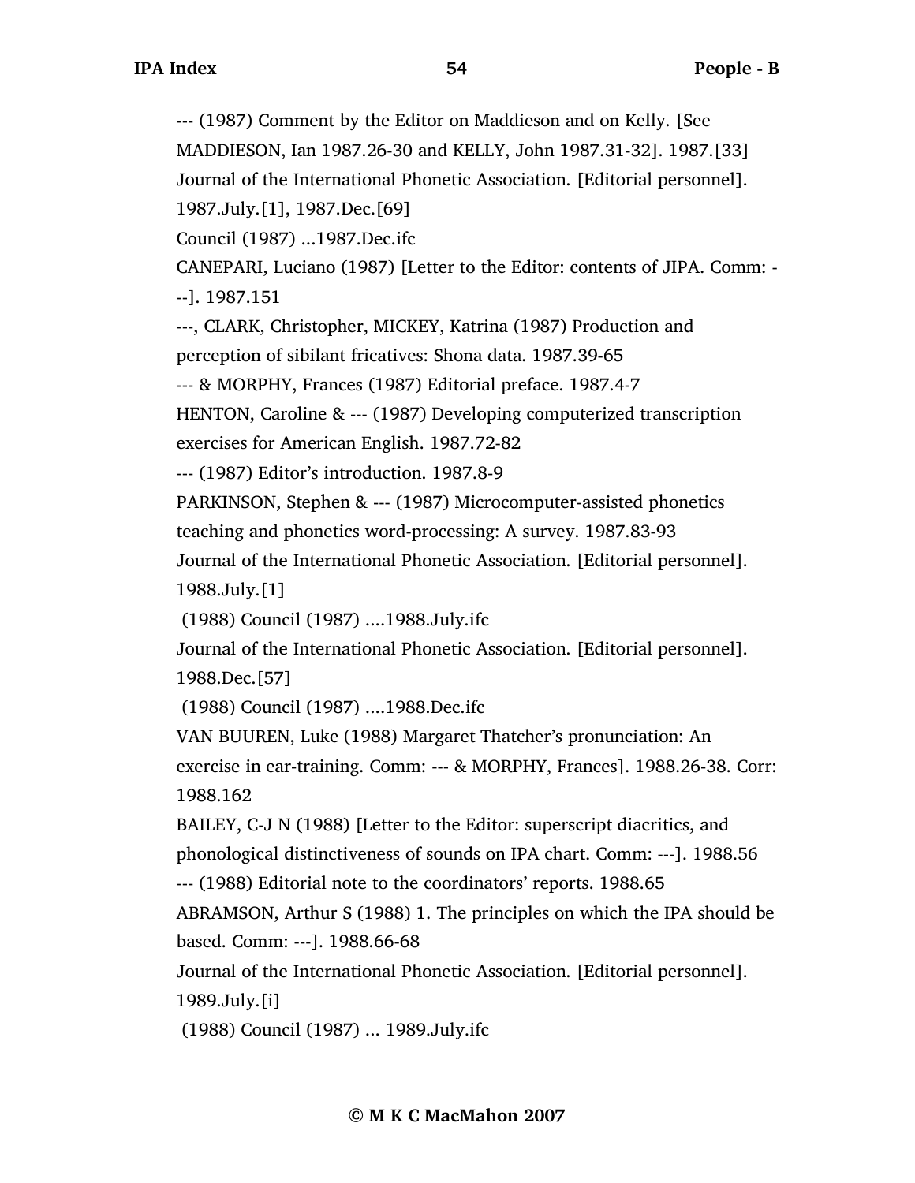--- (1987) Comment by the Editor on Maddieson and on Kelly. [See MADDIESON, Ian 1987.26-30 and KELLY, John 1987.31-32]. 1987.[33]

Journal of the International Phonetic Association. [Editorial personnel]. 1987.July.[1], 1987.Dec.[69]

Council (1987) ...1987.Dec.ifc

CANEPARI, Luciano (1987) [Letter to the Editor: contents of JIPA. Comm: ---]. 1987.151

---, CLARK, Christopher, MICKEY, Katrina (1987) Production and perception of sibilant fricatives: Shona data. 1987.39-65

--- & MORPHY, Frances (1987) Editorial preface. 1987.4-7

HENTON, Caroline & --- (1987) Developing computerized transcription exercises for American English. 1987.72-82

--- (1987) Editor's introduction. 1987.8-9

PARKINSON, Stephen & --- (1987) Microcomputer-assisted phonetics teaching and phonetics word-processing: A survey. 1987.83-93

Journal of the International Phonetic Association. [Editorial personnel]. 1988.July.[1]

(1988) Council (1987) ....1988.July.ifc

Journal of the International Phonetic Association. [Editorial personnel]. 1988.Dec.[57]

(1988) Council (1987) ....1988.Dec.ifc

VAN BUUREN, Luke (1988) Margaret Thatcher's pronunciation: An exercise in ear-training. Comm: --- & MORPHY, Frances]. 1988.26-38. Corr: 1988.162

BAILEY, C-J N (1988) [Letter to the Editor: superscript diacritics, and phonological distinctiveness of sounds on IPA chart. Comm: ---]. 1988.56

--- (1988) Editorial note to the coordinators' reports. 1988.65

ABRAMSON, Arthur S (1988) 1. The principles on which the IPA should be based. Comm: ---]. 1988.66-68

Journal of the International Phonetic Association. [Editorial personnel]. 1989.July.[i]

(1988) Council (1987) ... 1989.July.ifc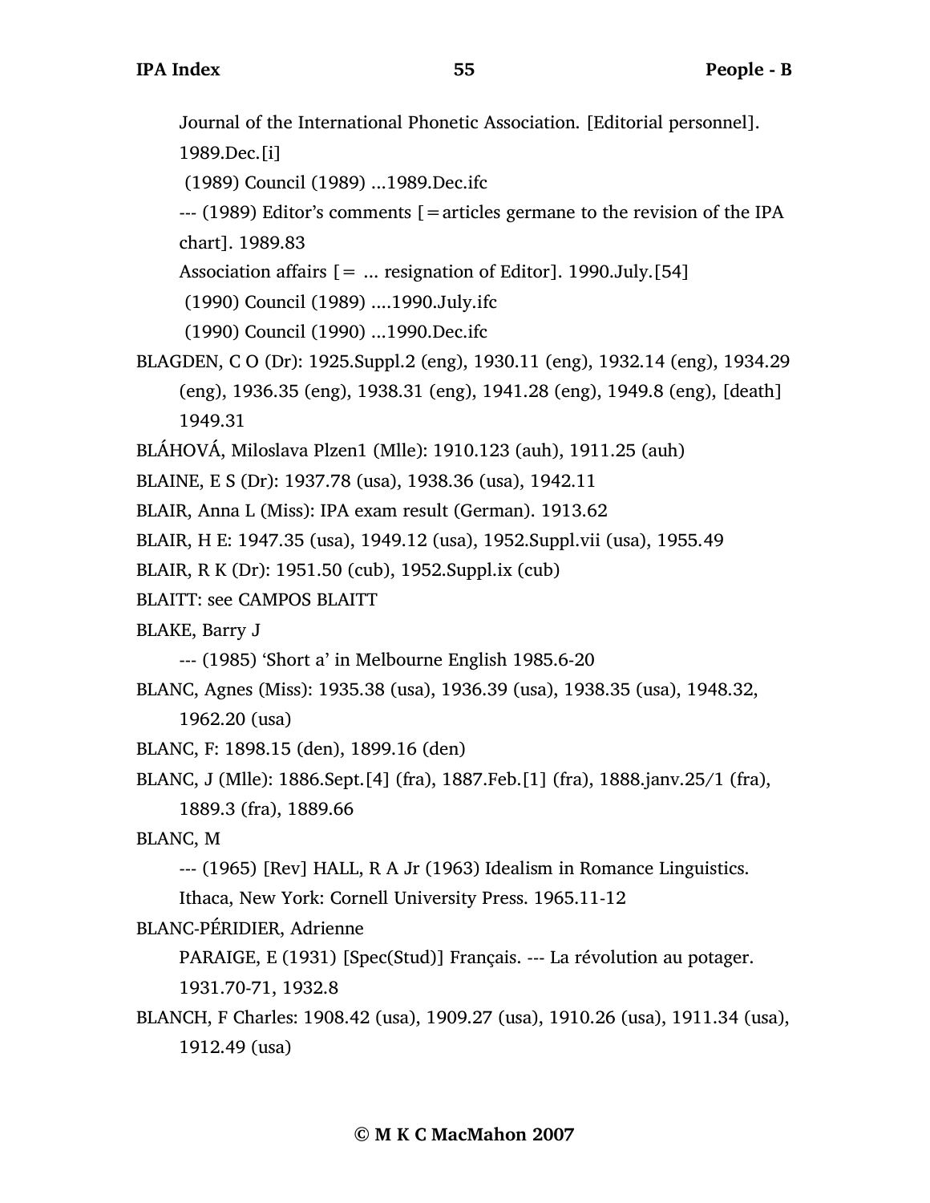Journal of the International Phonetic Association. [Editorial personnel]. 1989.Dec.[i]

(1989) Council (1989) ...1989.Dec.ifc

--- (1989) Editor's comments [=articles germane to the revision of the IPA chart]. 1989.83

Association affairs [= ... resignation of Editor]. 1990.July.[54]

(1990) Council (1989) ....1990.July.ifc

(1990) Council (1990) ...1990.Dec.ifc

BLAGDEN, C O (Dr): 1925.Suppl.2 (eng), 1930.11 (eng), 1932.14 (eng), 1934.29 (eng), 1936.35 (eng), 1938.31 (eng), 1941.28 (eng), 1949.8 (eng), [death] 1949.31

BLÁHOVÁ, Miloslava Plzen1 (Mlle): 1910.123 (auh), 1911.25 (auh)

BLAINE, E S (Dr): 1937.78 (usa), 1938.36 (usa), 1942.11

BLAIR, Anna L (Miss): IPA exam result (German). 1913.62

BLAIR, H E: 1947.35 (usa), 1949.12 (usa), 1952.Suppl.vii (usa), 1955.49

BLAIR, R K (Dr): 1951.50 (cub), 1952.Suppl.ix (cub)

BLAITT: see CAMPOS BLAITT

BLAKE, Barry J

--- (1985) 'Short a' in Melbourne English 1985.6-20

BLANC, Agnes (Miss): 1935.38 (usa), 1936.39 (usa), 1938.35 (usa), 1948.32, 1962.20 (usa)

BLANC, F: 1898.15 (den), 1899.16 (den)

BLANC, J (Mlle): 1886.Sept.[4] (fra), 1887.Feb.[1] (fra), 1888.janv.25/1 (fra), 1889.3 (fra), 1889.66

BLANC, M

--- (1965) [Rev] HALL, R A Jr (1963) Idealism in Romance Linguistics. Ithaca, New York: Cornell University Press. 1965.11-12

BLANC-PÉRIDIER, Adrienne

PARAIGE, E (1931) [Spec(Stud)] Français. --- La révolution au potager. 1931.70-71, 1932.8

BLANCH, F Charles: 1908.42 (usa), 1909.27 (usa), 1910.26 (usa), 1911.34 (usa), 1912.49 (usa)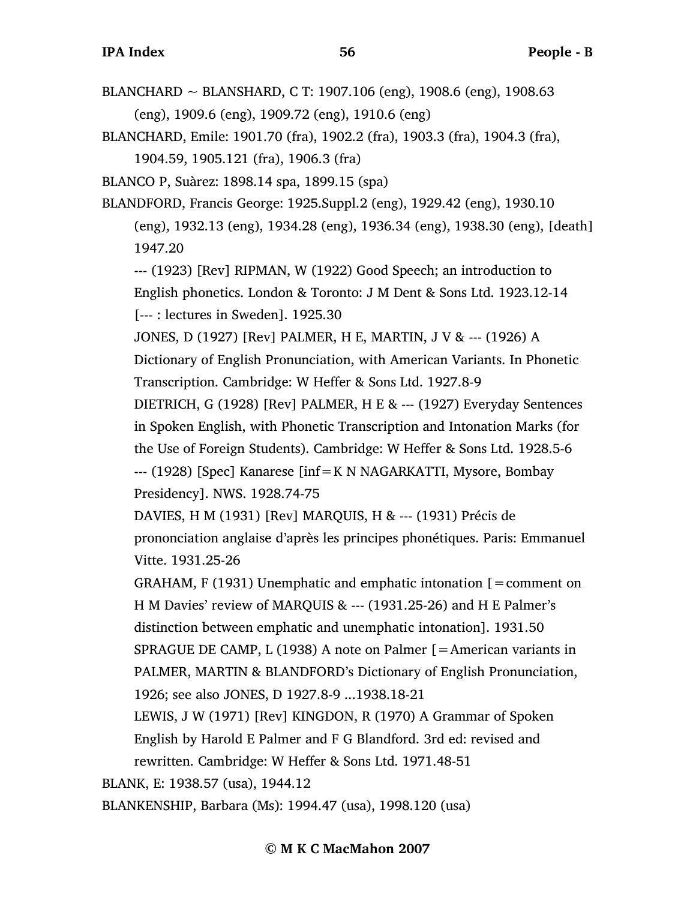BLANCHARD ~ BLANSHARD, C T: 1907.106 (eng), 1908.6 (eng), 1908.63 (eng), 1909.6 (eng), 1909.72 (eng), 1910.6 (eng)

BLANCHARD, Emile: 1901.70 (fra), 1902.2 (fra), 1903.3 (fra), 1904.3 (fra), 1904.59, 1905.121 (fra), 1906.3 (fra)

BLANCO P, Suàrez: 1898.14 spa, 1899.15 (spa)

BLANDFORD, Francis George: 1925.Suppl.2 (eng), 1929.42 (eng), 1930.10 (eng), 1932.13 (eng), 1934.28 (eng), 1936.34 (eng), 1938.30 (eng), [death] 1947.20

--- (1923) [Rev] RIPMAN, W (1922) Good Speech; an introduction to English phonetics. London & Toronto: J M Dent & Sons Ltd. 1923.12-14

[--- : lectures in Sweden]. 1925.30

JONES, D (1927) [Rev] PALMER, H E, MARTIN, J V & --- (1926) A Dictionary of English Pronunciation, with American Variants. In Phonetic Transcription. Cambridge: W Heffer & Sons Ltd. 1927.8-9

DIETRICH, G (1928) [Rev] PALMER, H E & --- (1927) Everyday Sentences in Spoken English, with Phonetic Transcription and Intonation Marks (for the Use of Foreign Students). Cambridge: W Heffer & Sons Ltd. 1928.5-6

--- (1928) [Spec] Kanarese [inf=K N NAGARKATTI, Mysore, Bombay Presidency]. NWS. 1928.74-75

DAVIES, H M (1931) [Rev] MARQUIS, H & --- (1931) Précis de prononciation anglaise d'après les principes phonétiques. Paris: Emmanuel Vitte. 1931.25-26

GRAHAM, F (1931) Unemphatic and emphatic intonation [=comment on H M Davies' review of MARQUIS & --- (1931.25-26) and H E Palmer's distinction between emphatic and unemphatic intonation]. 1931.50

SPRAGUE DE CAMP, L (1938) A note on Palmer [=American variants in PALMER, MARTIN & BLANDFORD's Dictionary of English Pronunciation, 1926; see also JONES, D 1927.8-9 ...1938.18-21

LEWIS, J W (1971) [Rev] KINGDON, R (1970) A Grammar of Spoken English by Harold E Palmer and F G Blandford. 3rd ed: revised and rewritten. Cambridge: W Heffer & Sons Ltd. 1971.48-51

BLANK, E: 1938.57 (usa), 1944.12

BLANKENSHIP, Barbara (Ms): 1994.47 (usa), 1998.120 (usa)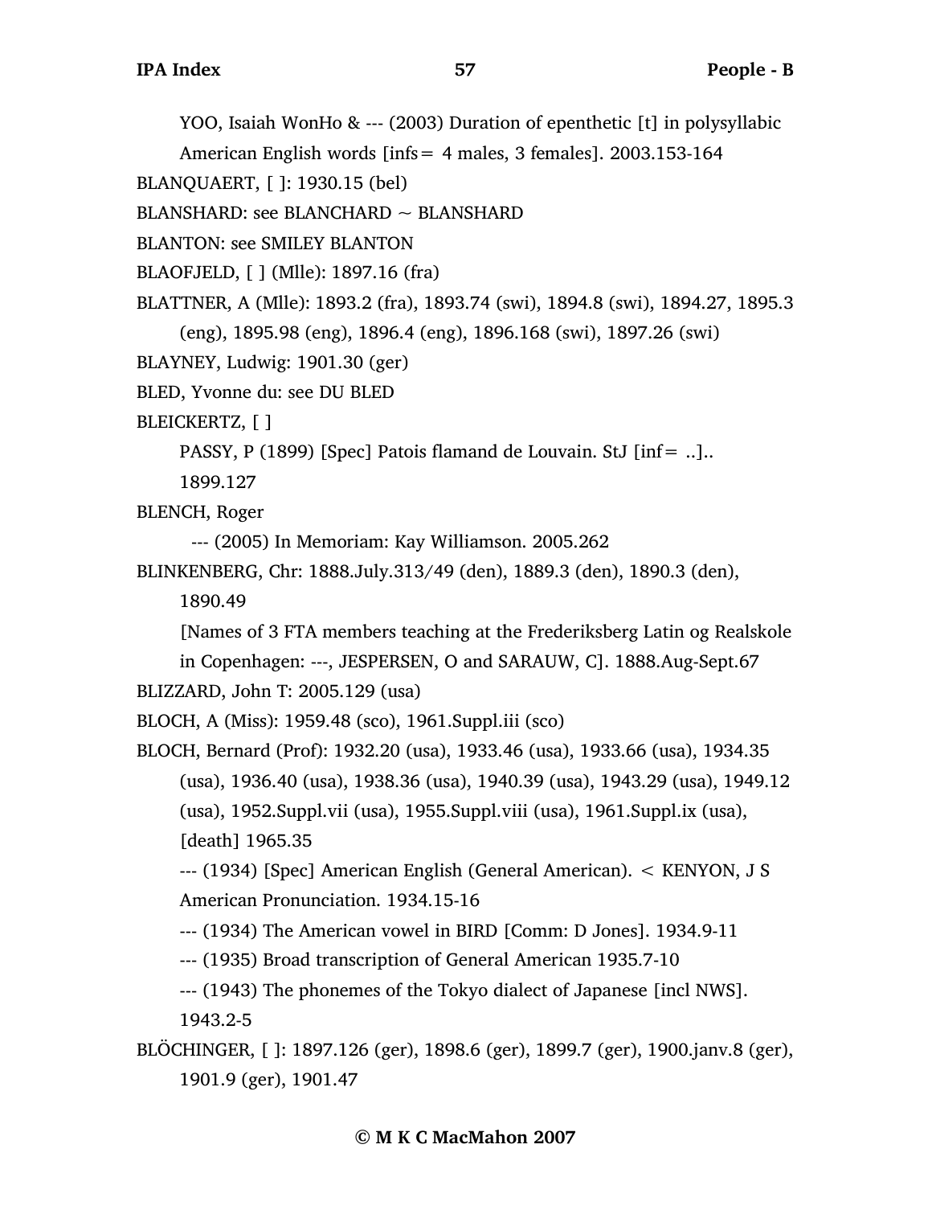YOO, Isaiah WonHo & --- (2003) Duration of epenthetic [t] in polysyllabic American English words [infs= 4 males, 3 females]. 2003.153-164

BLANQUAERT, [ ]: 1930.15 (bel)

BLANSHARD: see BLANCHARD ~ BLANSHARD

BLANTON: see SMILEY BLANTON

BLAOFJELD, [ ] (Mlle): 1897.16 (fra)

BLATTNER, A (Mlle): 1893.2 (fra), 1893.74 (swi), 1894.8 (swi), 1894.27, 1895.3 (eng), 1895.98 (eng), 1896.4 (eng), 1896.168 (swi), 1897.26 (swi)

BLAYNEY, Ludwig: 1901.30 (ger)

BLED, Yvonne du: see DU BLED

BLEICKERTZ, [ ]

PASSY, P (1899) [Spec] Patois flamand de Louvain. StJ [inf= ..].. 1899.127

BLENCH, Roger

--- (2005) In Memoriam: Kay Williamson. 2005.262

BLINKENBERG, Chr: 1888.July.313/49 (den), 1889.3 (den), 1890.3 (den), 1890.49

[Names of 3 FTA members teaching at the Frederiksberg Latin og Realskole in Copenhagen: ---, JESPERSEN, O and SARAUW, C]. 1888.Aug-Sept.67

BLIZZARD, John T: 2005.129 (usa)

BLOCH, A (Miss): 1959.48 (sco), 1961.Suppl.iii (sco)

BLOCH, Bernard (Prof): 1932.20 (usa), 1933.46 (usa), 1933.66 (usa), 1934.35 (usa), 1936.40 (usa), 1938.36 (usa), 1940.39 (usa), 1943.29 (usa), 1949.12 (usa), 1952.Suppl.vii (usa), 1955.Suppl.viii (usa), 1961.Suppl.ix (usa), [death] 1965.35

--- (1934) [Spec] American English (General American). < KENYON, J S American Pronunciation. 1934.15-16

--- (1934) The American vowel in BIRD [Comm: D Jones]. 1934.9-11

--- (1935) Broad transcription of General American 1935.7-10

--- (1943) The phonemes of the Tokyo dialect of Japanese [incl NWS]. 1943.2-5

BLÖCHINGER, [ ]: 1897.126 (ger), 1898.6 (ger), 1899.7 (ger), 1900.janv.8 (ger), 1901.9 (ger), 1901.47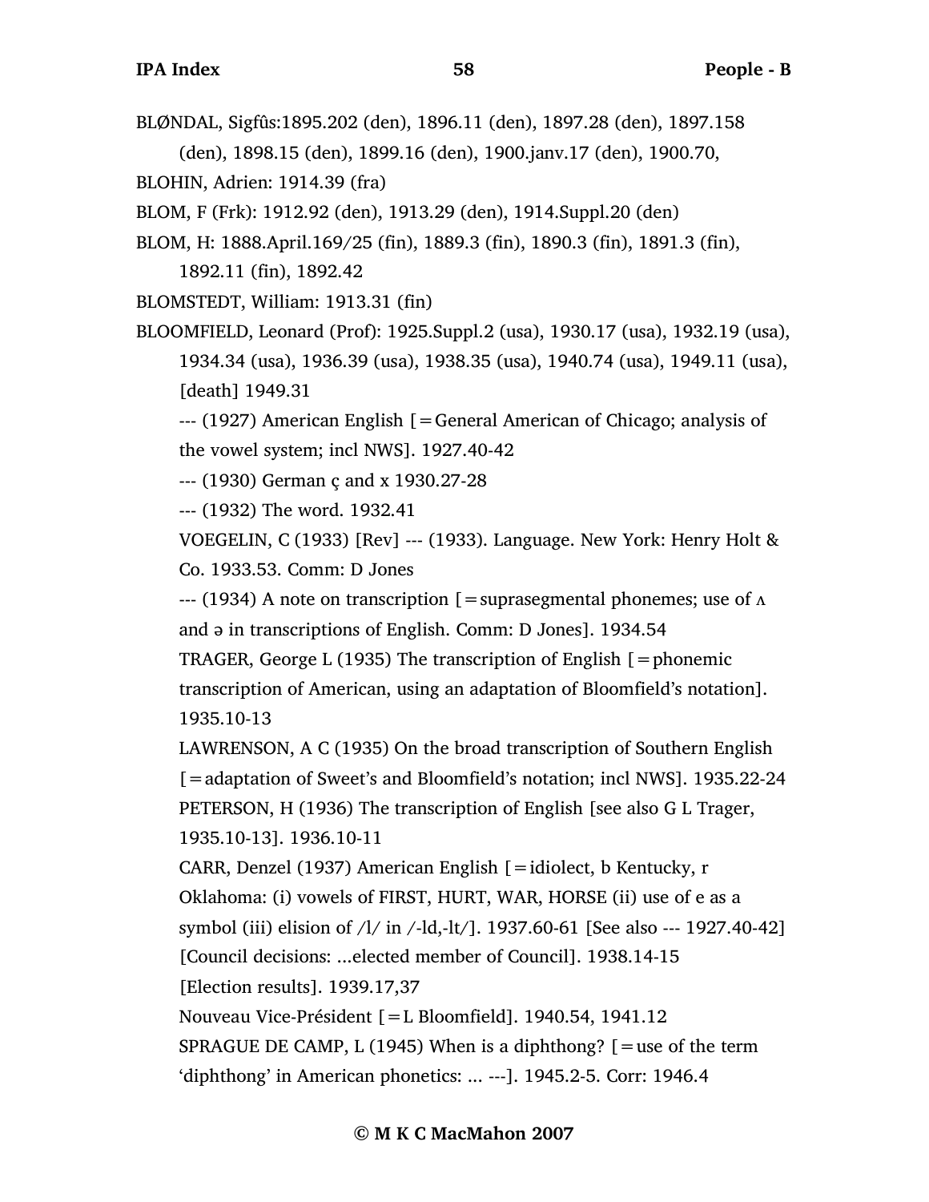BLØNDAL, Sigfûs:1895.202 (den), 1896.11 (den), 1897.28 (den), 1897.158 (den), 1898.15 (den), 1899.16 (den), 1900.janv.17 (den), 1900.70,

BLOHIN, Adrien: 1914.39 (fra)

BLOM, F (Frk): 1912.92 (den), 1913.29 (den), 1914.Suppl.20 (den)

BLOM, H: 1888.April.169/25 (fin), 1889.3 (fin), 1890.3 (fin), 1891.3 (fin), 1892.11 (fin), 1892.42

BLOMSTEDT, William: 1913.31 (fin)

BLOOMFIELD, Leonard (Prof): 1925.Suppl.2 (usa), 1930.17 (usa), 1932.19 (usa), 1934.34 (usa), 1936.39 (usa), 1938.35 (usa), 1940.74 (usa), 1949.11 (usa), [death] 1949.31

--- (1927) American English [=General American of Chicago; analysis of the vowel system; incl NWS]. 1927.40-42

--- (1930) German ç and x 1930.27-28

--- (1932) The word. 1932.41

VOEGELIN, C (1933) [Rev] --- (1933). Language. New York: Henry Holt & Co. 1933.53. Comm: D Jones

--- (1934) A note on transcription [=suprasegmental phonemes; use of ʌ and ə in transcriptions of English. Comm: D Jones]. 1934.54

TRAGER, George L (1935) The transcription of English [=phonemic transcription of American, using an adaptation of Bloomfield's notation]. 1935.10-13

LAWRENSON, A C (1935) On the broad transcription of Southern English [=adaptation of Sweet's and Bloomfield's notation; incl NWS]. 1935.22-24

PETERSON, H (1936) The transcription of English [see also G L Trager, 1935.10-13]. 1936.10-11

CARR, Denzel (1937) American English [=idiolect, b Kentucky, r Oklahoma: (i) vowels of FIRST, HURT, WAR, HORSE (ii) use of e as a symbol (iii) elision of /l/ in /-ld,-lt/]. 1937.60-61 [See also --- 1927.40-42]

[Council decisions: ...elected member of Council]. 1938.14-15

[Election results]. 1939.17,37

Nouveau Vice-Président [=L Bloomfield]. 1940.54, 1941.12

SPRAGUE DE CAMP, L (1945) When is a diphthong? [=use of the term 'diphthong' in American phonetics: ... ---]. 1945.2-5. Corr: 1946.4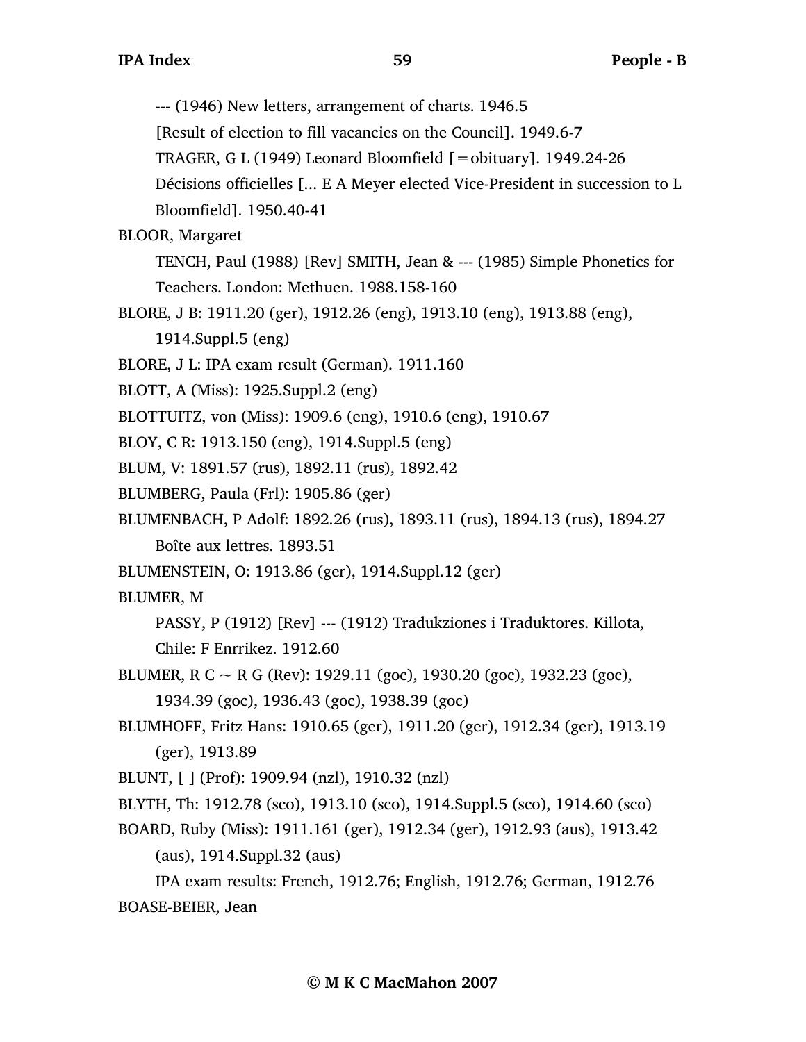--- (1946) New letters, arrangement of charts. 1946.5

[Result of election to fill vacancies on the Council]. 1949.6-7

TRAGER, G L (1949) Leonard Bloomfield [=obituary]. 1949.24-26

Décisions officielles [... E A Meyer elected Vice-President in succession to L Bloomfield]. 1950.40-41

BLOOR, Margaret

TENCH, Paul (1988) [Rev] SMITH, Jean & --- (1985) Simple Phonetics for Teachers. London: Methuen. 1988.158-160

BLORE, J B: 1911.20 (ger), 1912.26 (eng), 1913.10 (eng), 1913.88 (eng), 1914.Suppl.5 (eng)

BLORE, J L: IPA exam result (German). 1911.160

BLOTT, A (Miss): 1925.Suppl.2 (eng)

BLOTTUITZ, von (Miss): 1909.6 (eng), 1910.6 (eng), 1910.67

BLOY, C R: 1913.150 (eng), 1914.Suppl.5 (eng)

BLUM, V: 1891.57 (rus), 1892.11 (rus), 1892.42

BLUMBERG, Paula (Frl): 1905.86 (ger)

BLUMENBACH, P Adolf: 1892.26 (rus), 1893.11 (rus), 1894.13 (rus), 1894.27

Boîte aux lettres. 1893.51

BLUMENSTEIN, O: 1913.86 (ger), 1914.Suppl.12 (ger)

BLUMER, M

PASSY, P (1912) [Rev] --- (1912) Tradukziones i Traduktores. Killota, Chile: F Enrrikez. 1912.60

BLUMER, R C ~ R G (Rev): 1929.11 (goc), 1930.20 (goc), 1932.23 (goc), 1934.39 (goc), 1936.43 (goc), 1938.39 (goc)

BLUMHOFF, Fritz Hans: 1910.65 (ger), 1911.20 (ger), 1912.34 (ger), 1913.19 (ger), 1913.89

BLUNT, [ ] (Prof): 1909.94 (nzl), 1910.32 (nzl)

BLYTH, Th: 1912.78 (sco), 1913.10 (sco), 1914.Suppl.5 (sco), 1914.60 (sco)

BOARD, Ruby (Miss): 1911.161 (ger), 1912.34 (ger), 1912.93 (aus), 1913.42 (aus), 1914.Suppl.32 (aus)

IPA exam results: French, 1912.76; English, 1912.76; German, 1912.76

BOASE-BEIER, Jean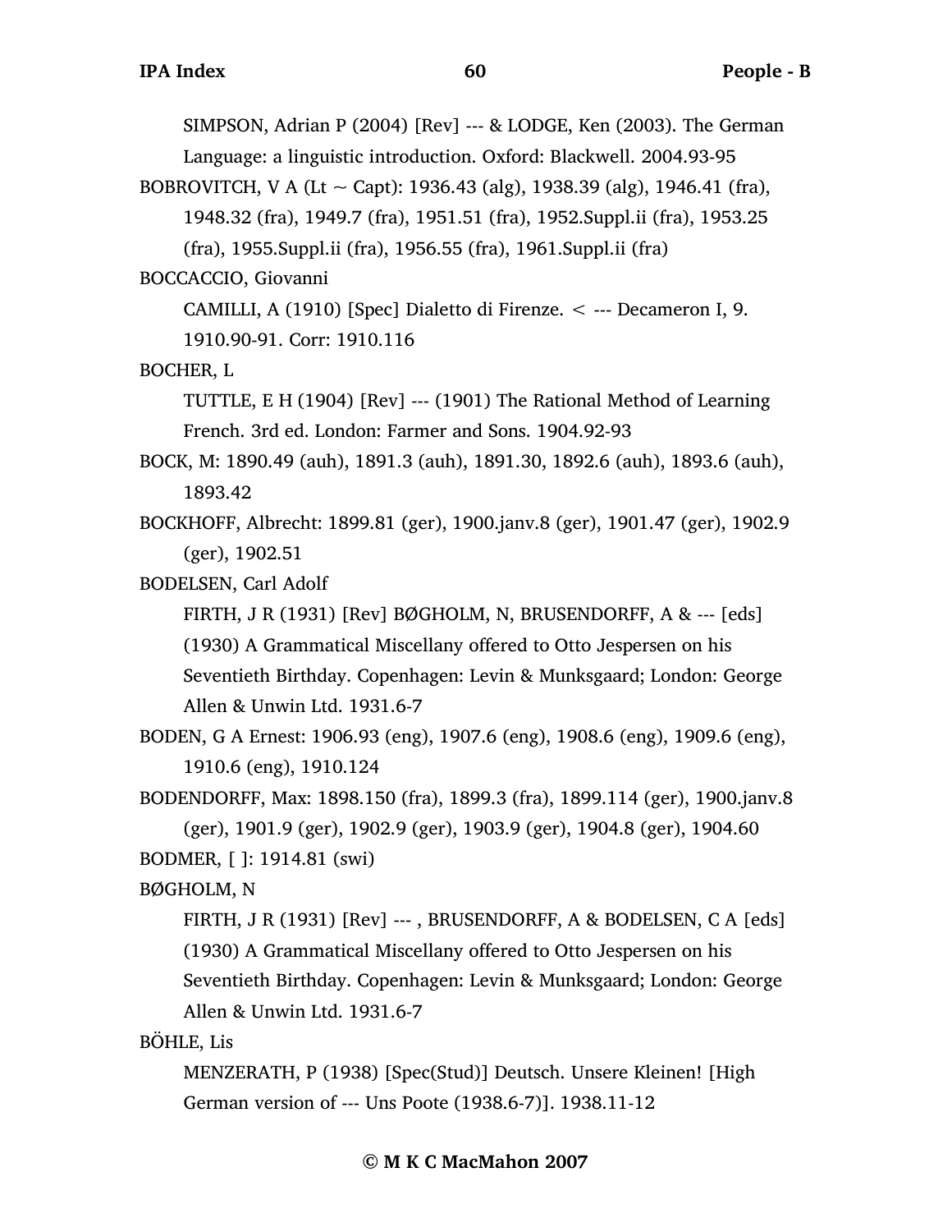SIMPSON, Adrian P (2004) [Rev] --- & LODGE, Ken (2003). The German Language: a linguistic introduction. Oxford: Blackwell. 2004.93-95

BOBROVITCH, V A (Lt ~ Capt): 1936.43 (alg), 1938.39 (alg), 1946.41 (fra), 1948.32 (fra), 1949.7 (fra), 1951.51 (fra), 1952.Suppl.ii (fra), 1953.25 (fra), 1955.Suppl.ii (fra), 1956.55 (fra), 1961.Suppl.ii (fra)

BOCCACCIO, Giovanni

CAMILLI, A (1910) [Spec] Dialetto di Firenze. < --- Decameron I, 9. 1910.90-91. Corr: 1910.116

BOCHER, L

TUTTLE, E H (1904) [Rev] --- (1901) The Rational Method of Learning French. 3rd ed. London: Farmer and Sons. 1904.92-93

BOCK, M: 1890.49 (auh), 1891.3 (auh), 1891.30, 1892.6 (auh), 1893.6 (auh), 1893.42

BOCKHOFF, Albrecht: 1899.81 (ger), 1900.janv.8 (ger), 1901.47 (ger), 1902.9 (ger), 1902.51

BODELSEN, Carl Adolf

FIRTH, J R (1931) [Rev] BØGHOLM, N, BRUSENDORFF, A & --- [eds] (1930) A Grammatical Miscellany offered to Otto Jespersen on his Seventieth Birthday. Copenhagen: Levin & Munksgaard; London: George Allen & Unwin Ltd. 1931.6-7

BODEN, G A Ernest: 1906.93 (eng), 1907.6 (eng), 1908.6 (eng), 1909.6 (eng), 1910.6 (eng), 1910.124

BODENDORFF, Max: 1898.150 (fra), 1899.3 (fra), 1899.114 (ger), 1900.janv.8 (ger), 1901.9 (ger), 1902.9 (ger), 1903.9 (ger), 1904.8 (ger), 1904.60

BODMER, [ ]: 1914.81 (swi)

BØGHOLM, N

FIRTH, J R (1931) [Rev] --- , BRUSENDORFF, A & BODELSEN, C A [eds] (1930) A Grammatical Miscellany offered to Otto Jespersen on his Seventieth Birthday. Copenhagen: Levin & Munksgaard; London: George Allen & Unwin Ltd. 1931.6-7

BÖHLE, Lis

MENZERATH, P (1938) [Spec(Stud)] Deutsch. Unsere Kleinen! [High German version of --- Uns Poote (1938.6-7)]. 1938.11-12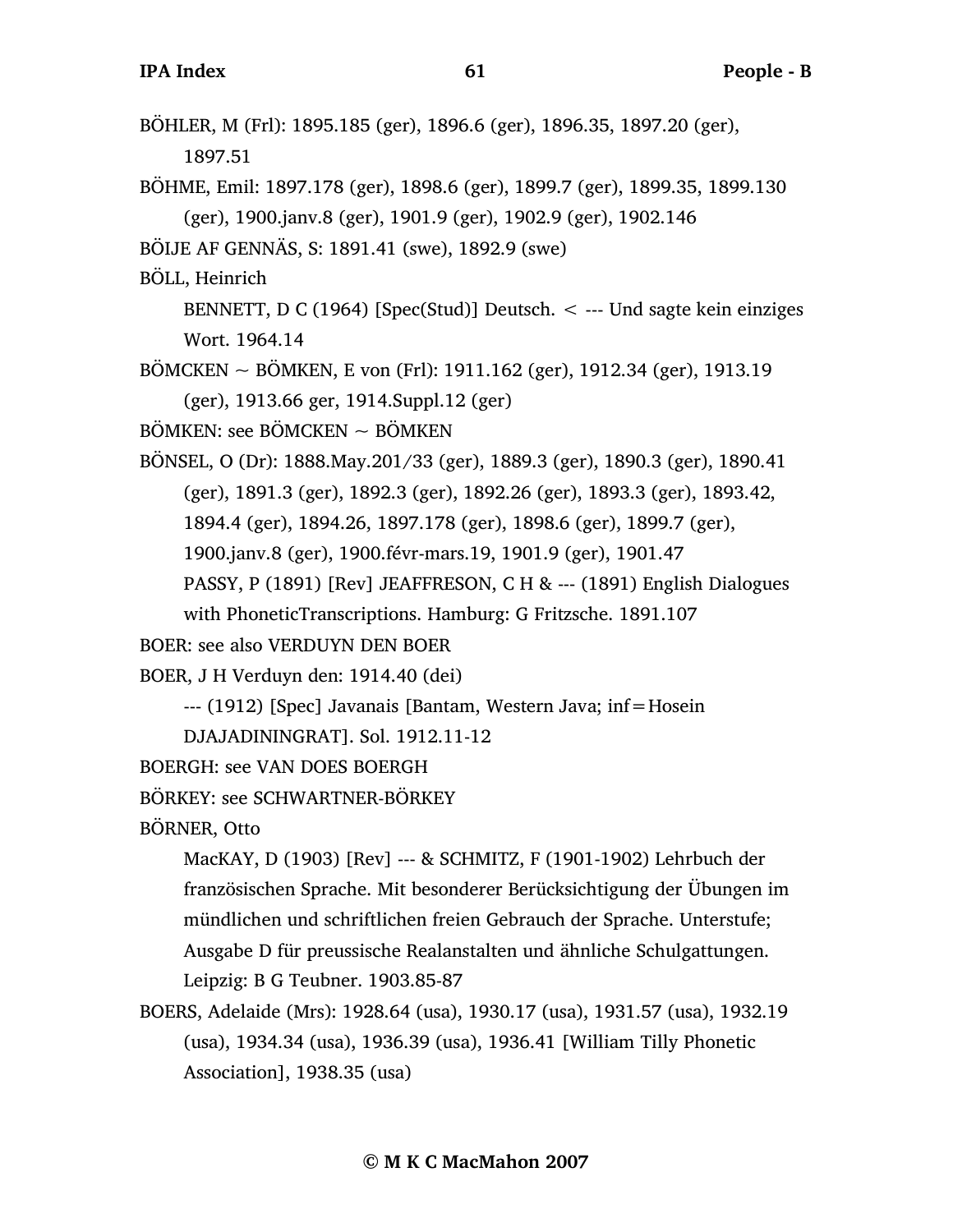BÖHLER, M (Frl): 1895.185 (ger), 1896.6 (ger), 1896.35, 1897.20 (ger), 1897.51

BÖHME, Emil: 1897.178 (ger), 1898.6 (ger), 1899.7 (ger), 1899.35, 1899.130 (ger), 1900.janv.8 (ger), 1901.9 (ger), 1902.9 (ger), 1902.146

BÖIJE AF GENNÄS, S: 1891.41 (swe), 1892.9 (swe)

BÖLL, Heinrich

BENNETT, D C (1964) [Spec(Stud)] Deutsch. < --- Und sagte kein einziges Wort. 1964.14

BÖMCKEN ~ BÖMKEN, E von (Frl): 1911.162 (ger), 1912.34 (ger), 1913.19 (ger), 1913.66 ger, 1914.Suppl.12 (ger)

BÖMKEN: see BÖMCKEN ~ BÖMKEN

BÖNSEL, O (Dr): 1888.May.201/33 (ger), 1889.3 (ger), 1890.3 (ger), 1890.41 (ger), 1891.3 (ger), 1892.3 (ger), 1892.26 (ger), 1893.3 (ger), 1893.42, 1894.4 (ger), 1894.26, 1897.178 (ger), 1898.6 (ger), 1899.7 (ger), 1900.janv.8 (ger), 1900.févr-mars.19, 1901.9 (ger), 1901.47

PASSY, P (1891) [Rev] JEAFFRESON, C H & --- (1891) English Dialogues with PhoneticTranscriptions. Hamburg: G Fritzsche. 1891.107

BOER: see also VERDUYN DEN BOER

BOER, J H Verduyn den: 1914.40 (dei)

--- (1912) [Spec] Javanais [Bantam, Western Java; inf=Hosein DJAJADININGRAT]. Sol. 1912.11-12

BOERGH: see VAN DOES BOERGH

BÖRKEY: see SCHWARTNER-BÖRKEY

BÖRNER, Otto

MacKAY, D (1903) [Rev] --- & SCHMITZ, F (1901-1902) Lehrbuch der französischen Sprache. Mit besonderer Berücksichtigung der Übungen im mündlichen und schriftlichen freien Gebrauch der Sprache. Unterstufe; Ausgabe D für preussische Realanstalten und ähnliche Schulgattungen. Leipzig: B G Teubner. 1903.85-87

BOERS, Adelaide (Mrs): 1928.64 (usa), 1930.17 (usa), 1931.57 (usa), 1932.19 (usa), 1934.34 (usa), 1936.39 (usa), 1936.41 [William Tilly Phonetic Association], 1938.35 (usa)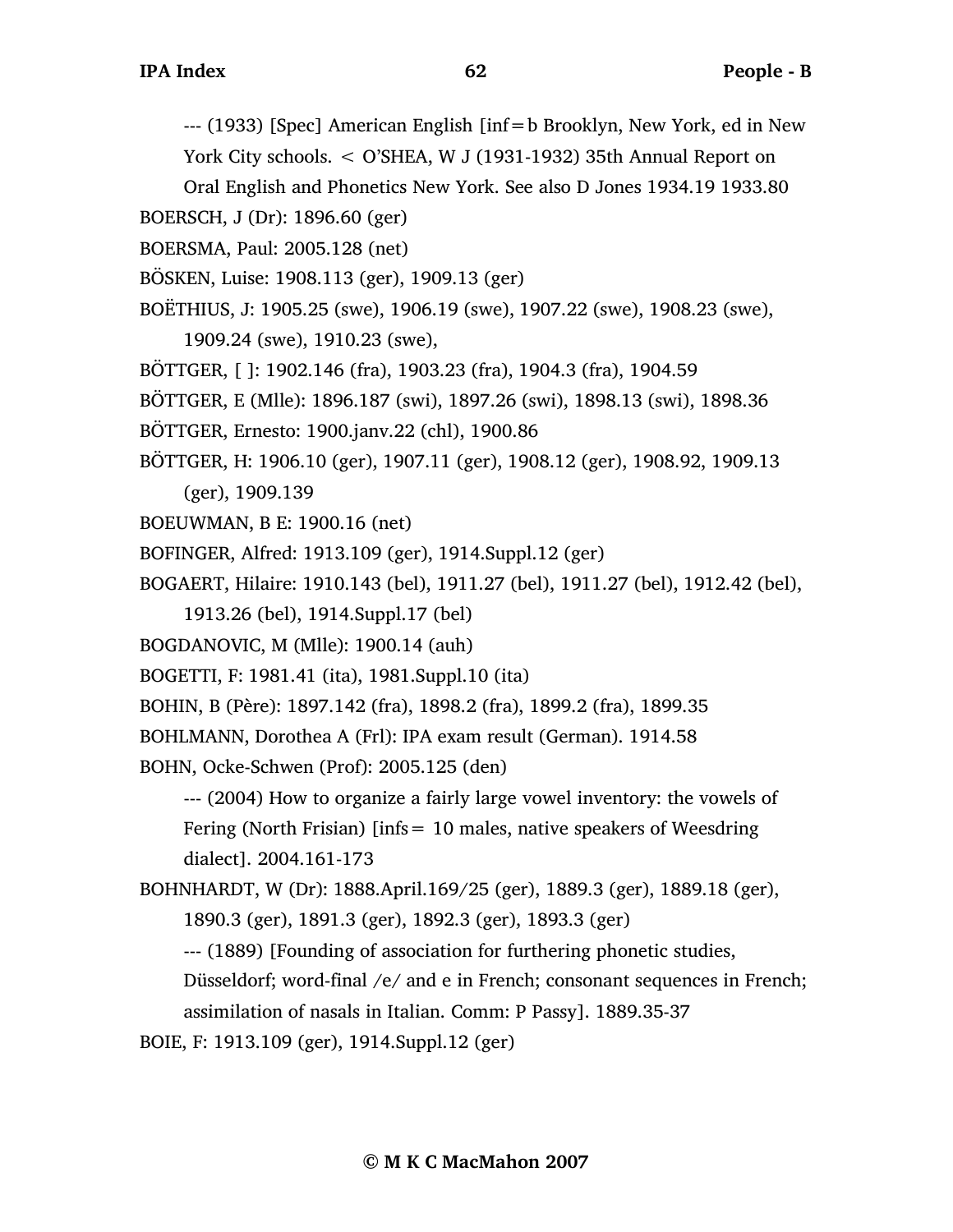--- (1933) [Spec] American English [inf=b Brooklyn, New York, ed in New York City schools. < O'SHEA, W J (1931-1932) 35th Annual Report on Oral English and Phonetics New York. See also D Jones 1934.19 1933.80

BOERSCH, J (Dr): 1896.60 (ger)

BOERSMA, Paul: 2005.128 (net)

BÖSKEN, Luise: 1908.113 (ger), 1909.13 (ger)

BOËTHIUS, J: 1905.25 (swe), 1906.19 (swe), 1907.22 (swe), 1908.23 (swe), 1909.24 (swe), 1910.23 (swe),

BÖTTGER, [ ]: 1902.146 (fra), 1903.23 (fra), 1904.3 (fra), 1904.59

BÖTTGER, E (Mlle): 1896.187 (swi), 1897.26 (swi), 1898.13 (swi), 1898.36

BÖTTGER, Ernesto: 1900.janv.22 (chl), 1900.86

BÖTTGER, H: 1906.10 (ger), 1907.11 (ger), 1908.12 (ger), 1908.92, 1909.13 (ger), 1909.139

BOEUWMAN, B E: 1900.16 (net)

BOFINGER, Alfred: 1913.109 (ger), 1914.Suppl.12 (ger)

BOGAERT, Hilaire: 1910.143 (bel), 1911.27 (bel), 1911.27 (bel), 1912.42 (bel), 1913.26 (bel), 1914.Suppl.17 (bel)

BOGDANOVIC, M (Mlle): 1900.14 (auh)

BOGETTI, F: 1981.41 (ita), 1981.Suppl.10 (ita)

BOHIN, B (Père): 1897.142 (fra), 1898.2 (fra), 1899.2 (fra), 1899.35

BOHLMANN, Dorothea A (Frl): IPA exam result (German). 1914.58

BOHN, Ocke-Schwen (Prof): 2005.125 (den)

--- (2004) How to organize a fairly large vowel inventory: the vowels of Fering (North Frisian) [infs= 10 males, native speakers of Weesdring dialect]. 2004.161-173

BOHNHARDT, W (Dr): 1888.April.169/25 (ger), 1889.3 (ger), 1889.18 (ger), 1890.3 (ger), 1891.3 (ger), 1892.3 (ger), 1893.3 (ger)

--- (1889) [Founding of association for furthering phonetic studies, Düsseldorf; word-final /e/ and e in French; consonant sequences in French; assimilation of nasals in Italian. Comm: P Passy]. 1889.35-37

BOIE, F: 1913.109 (ger), 1914.Suppl.12 (ger)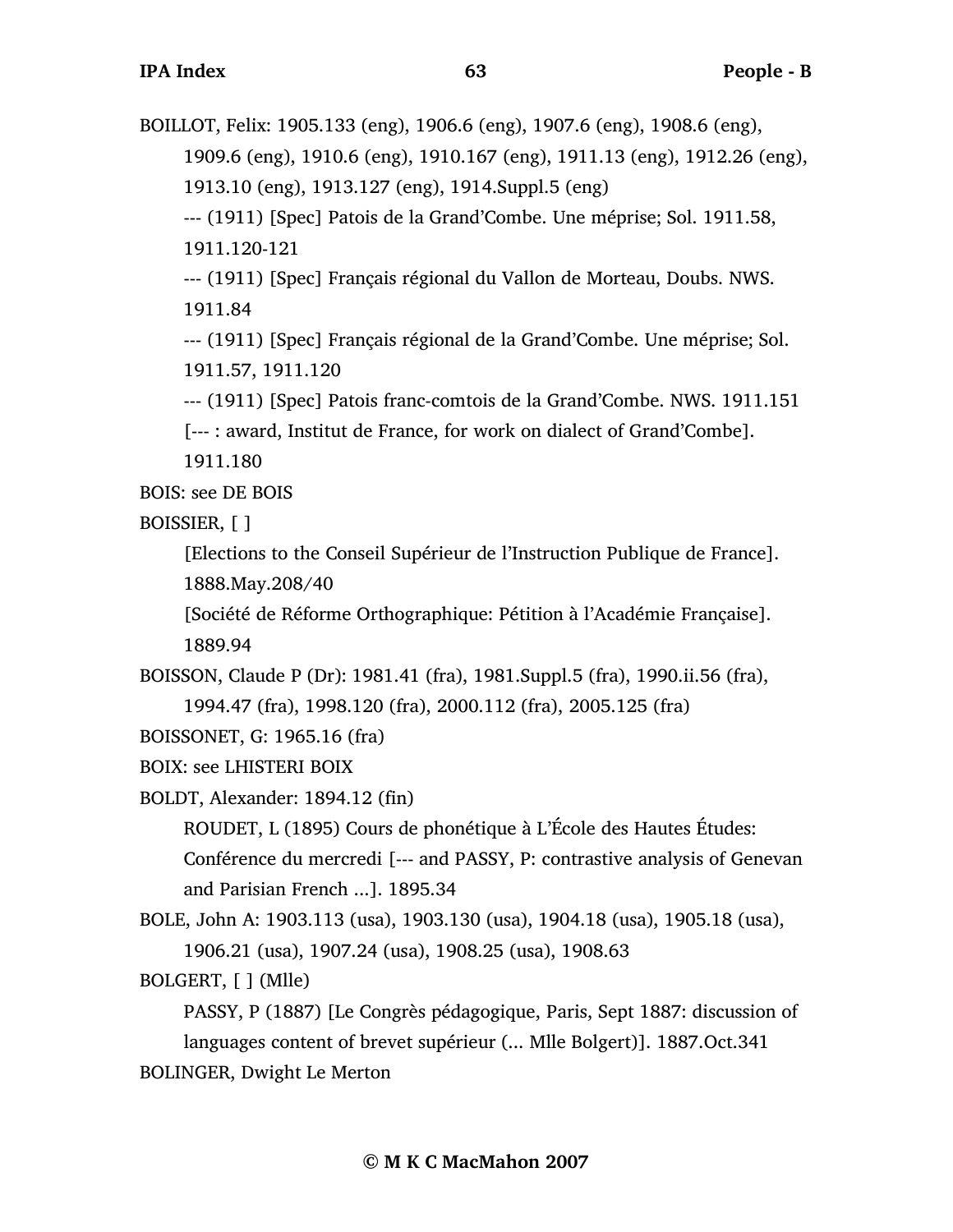BOILLOT, Felix: 1905.133 (eng), 1906.6 (eng), 1907.6 (eng), 1908.6 (eng), 1909.6 (eng), 1910.6 (eng), 1910.167 (eng), 1911.13 (eng), 1912.26 (eng), 1913.10 (eng), 1913.127 (eng), 1914.Suppl.5 (eng)

--- (1911) [Spec] Patois de la Grand'Combe. Une méprise; Sol. 1911.58, 1911.120-121

--- (1911) [Spec] Français régional du Vallon de Morteau, Doubs. NWS. 1911.84

--- (1911) [Spec] Français régional de la Grand'Combe. Une méprise; Sol. 1911.57, 1911.120

--- (1911) [Spec] Patois franc-comtois de la Grand'Combe. NWS. 1911.151

[--- : award, Institut de France, for work on dialect of Grand'Combe]. 1911.180

BOIS: see DE BOIS

BOISSIER, [ ]

[Elections to the Conseil Supérieur de l'Instruction Publique de France]. 1888.May.208/40

[Société de Réforme Orthographique: Pétition à l'Académie Française]. 1889.94

BOISSON, Claude P (Dr): 1981.41 (fra), 1981.Suppl.5 (fra), 1990.ii.56 (fra), 1994.47 (fra), 1998.120 (fra), 2000.112 (fra), 2005.125 (fra)

BOISSONET, G: 1965.16 (fra)

BOIX: see LHISTERI BOIX

BOLDT, Alexander: 1894.12 (fin)

ROUDET, L (1895) Cours de phonétique à L'École des Hautes Études: Conférence du mercredi [--- and PASSY, P: contrastive analysis of Genevan and Parisian French ...]. 1895.34

BOLE, John A: 1903.113 (usa), 1903.130 (usa), 1904.18 (usa), 1905.18 (usa), 1906.21 (usa), 1907.24 (usa), 1908.25 (usa), 1908.63

BOLGERT, [ ] (Mlle)

PASSY, P (1887) [Le Congrès pédagogique, Paris, Sept 1887: discussion of languages content of brevet supérieur (... Mlle Bolgert)]. 1887.Oct.341

BOLINGER, Dwight Le Merton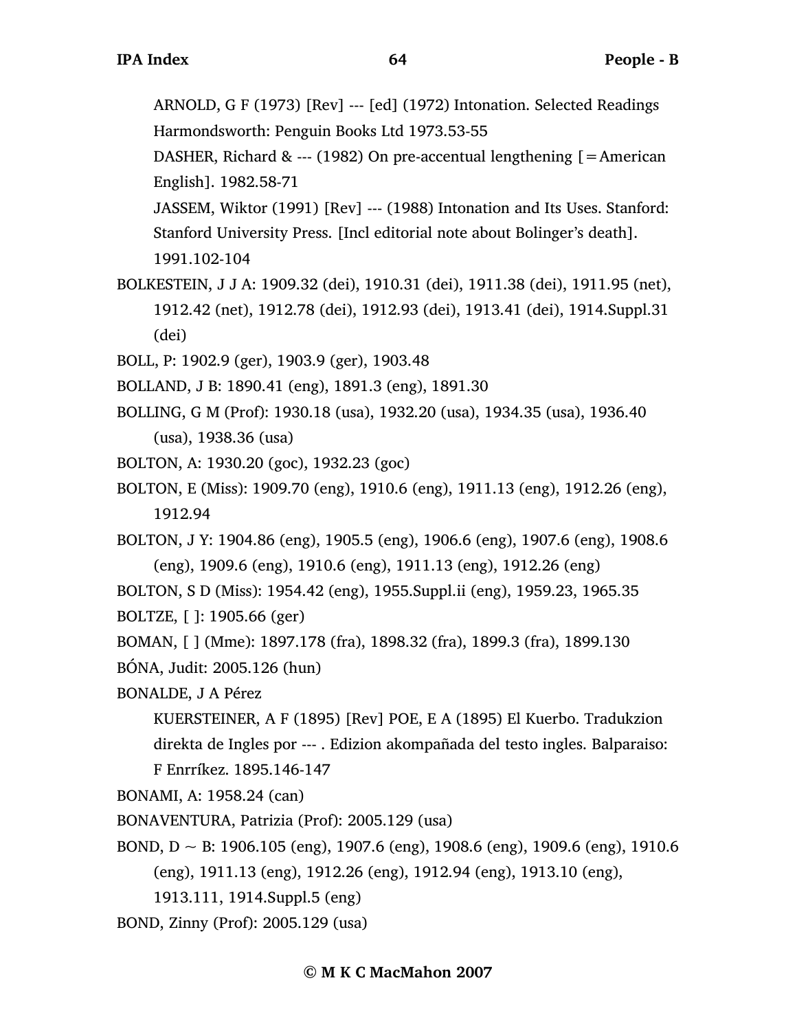ARNOLD, G F (1973) [Rev] --- [ed] (1972) Intonation. Selected Readings Harmondsworth: Penguin Books Ltd 1973.53-55

DASHER, Richard & --- (1982) On pre-accentual lengthening [=American English]. 1982.58-71

JASSEM, Wiktor (1991) [Rev] --- (1988) Intonation and Its Uses. Stanford: Stanford University Press. [Incl editorial note about Bolinger's death]. 1991.102-104

BOLKESTEIN, J J A: 1909.32 (dei), 1910.31 (dei), 1911.38 (dei), 1911.95 (net), 1912.42 (net), 1912.78 (dei), 1912.93 (dei), 1913.41 (dei), 1914.Suppl.31 (dei)

BOLL, P: 1902.9 (ger), 1903.9 (ger), 1903.48

BOLLAND, J B: 1890.41 (eng), 1891.3 (eng), 1891.30

BOLLING, G M (Prof): 1930.18 (usa), 1932.20 (usa), 1934.35 (usa), 1936.40 (usa), 1938.36 (usa)

BOLTON, A: 1930.20 (goc), 1932.23 (goc)

BOLTON, E (Miss): 1909.70 (eng), 1910.6 (eng), 1911.13 (eng), 1912.26 (eng), 1912.94

BOLTON, J Y: 1904.86 (eng), 1905.5 (eng), 1906.6 (eng), 1907.6 (eng), 1908.6 (eng), 1909.6 (eng), 1910.6 (eng), 1911.13 (eng), 1912.26 (eng)

BOLTON, S D (Miss): 1954.42 (eng), 1955.Suppl.ii (eng), 1959.23, 1965.35

BOLTZE, [ ]: 1905.66 (ger)

BOMAN, [ ] (Mme): 1897.178 (fra), 1898.32 (fra), 1899.3 (fra), 1899.130

BÓNA, Judit: 2005.126 (hun)

BONALDE, J A Pérez

KUERSTEINER, A F (1895) [Rev] POE, E A (1895) El Kuerbo. Tradukzion direkta de Ingles por --- . Edizion akompañada del testo ingles. Balparaiso: F Enrríkez. 1895.146-147

BONAMI, A: 1958.24 (can)

BONAVENTURA, Patrizia (Prof): 2005.129 (usa)

BOND, D ~ B: 1906.105 (eng), 1907.6 (eng), 1908.6 (eng), 1909.6 (eng), 1910.6 (eng), 1911.13 (eng), 1912.26 (eng), 1912.94 (eng), 1913.10 (eng), 1913.111, 1914.Suppl.5 (eng)

BOND, Zinny (Prof): 2005.129 (usa)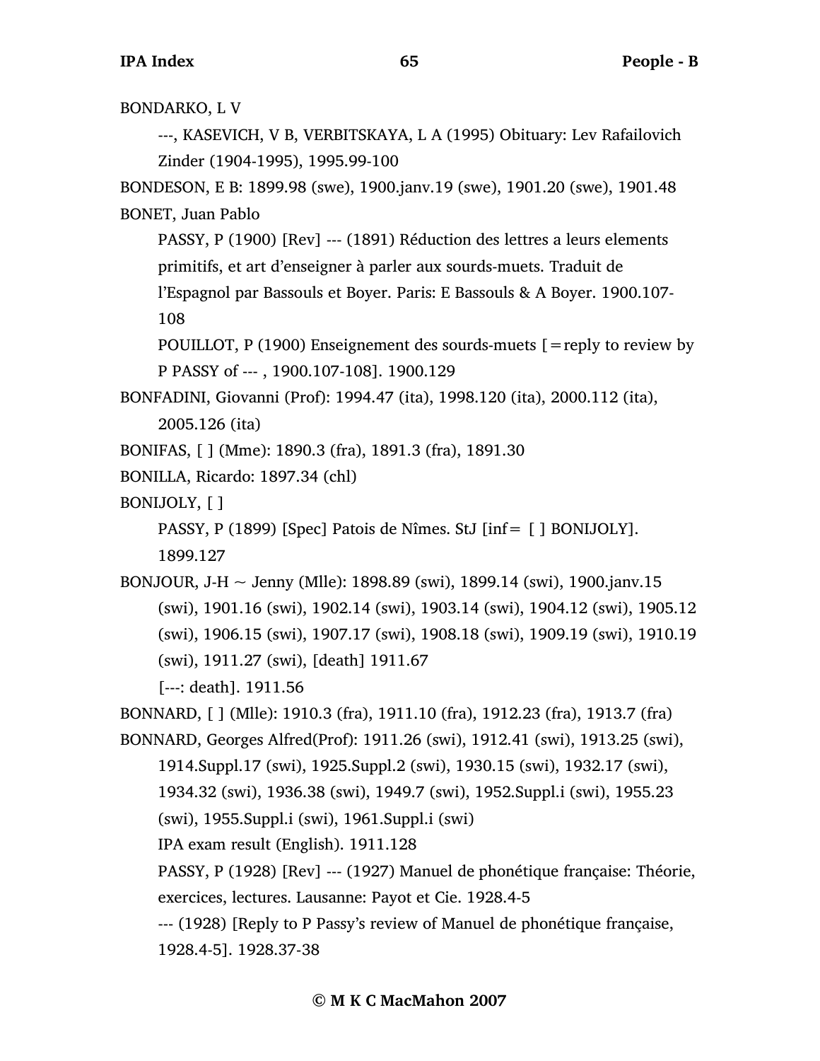BONDARKO, L V

---, KASEVICH, V B, VERBITSKAYA, L A (1995) Obituary: Lev Rafailovich Zinder (1904-1995), 1995.99-100

BONDESON, E B: 1899.98 (swe), 1900.janv.19 (swe), 1901.20 (swe), 1901.48

BONET, Juan Pablo

PASSY, P (1900) [Rev] --- (1891) Réduction des lettres a leurs elements primitifs, et art d'enseigner à parler aux sourds-muets. Traduit de l'Espagnol par Bassouls et Boyer. Paris: E Bassouls & A Boyer. 1900.107-108

POUILLOT, P (1900) Enseignement des sourds-muets [=reply to review by P PASSY of --- , 1900.107-108]. 1900.129

BONFADINI, Giovanni (Prof): 1994.47 (ita), 1998.120 (ita), 2000.112 (ita), 2005.126 (ita)

BONIFAS, [ ] (Mme): 1890.3 (fra), 1891.3 (fra), 1891.30

BONILLA, Ricardo: 1897.34 (chl)

BONIJOLY, [ ]

PASSY, P (1899) [Spec] Patois de Nîmes. StJ [inf= [ ] BONIJOLY]. 1899.127

BONJOUR, J-H ~ Jenny (Mlle): 1898.89 (swi), 1899.14 (swi), 1900.janv.15 (swi), 1901.16 (swi), 1902.14 (swi), 1903.14 (swi), 1904.12 (swi), 1905.12 (swi), 1906.15 (swi), 1907.17 (swi), 1908.18 (swi), 1909.19 (swi), 1910.19 (swi), 1911.27 (swi), [death] 1911.67

[---: death]. 1911.56

BONNARD, [ ] (Mlle): 1910.3 (fra), 1911.10 (fra), 1912.23 (fra), 1913.7 (fra)

BONNARD, Georges Alfred(Prof): 1911.26 (swi), 1912.41 (swi), 1913.25 (swi), 1914.Suppl.17 (swi), 1925.Suppl.2 (swi), 1930.15 (swi), 1932.17 (swi), 1934.32 (swi), 1936.38 (swi), 1949.7 (swi), 1952.Suppl.i (swi), 1955.23 (swi), 1955.Suppl.i (swi), 1961.Suppl.i (swi)

IPA exam result (English). 1911.128

PASSY, P (1928) [Rev] --- (1927) Manuel de phonétique française: Théorie, exercices, lectures. Lausanne: Payot et Cie. 1928.4-5

--- (1928) [Reply to P Passy's review of Manuel de phonétique française, 1928.4-5]. 1928.37-38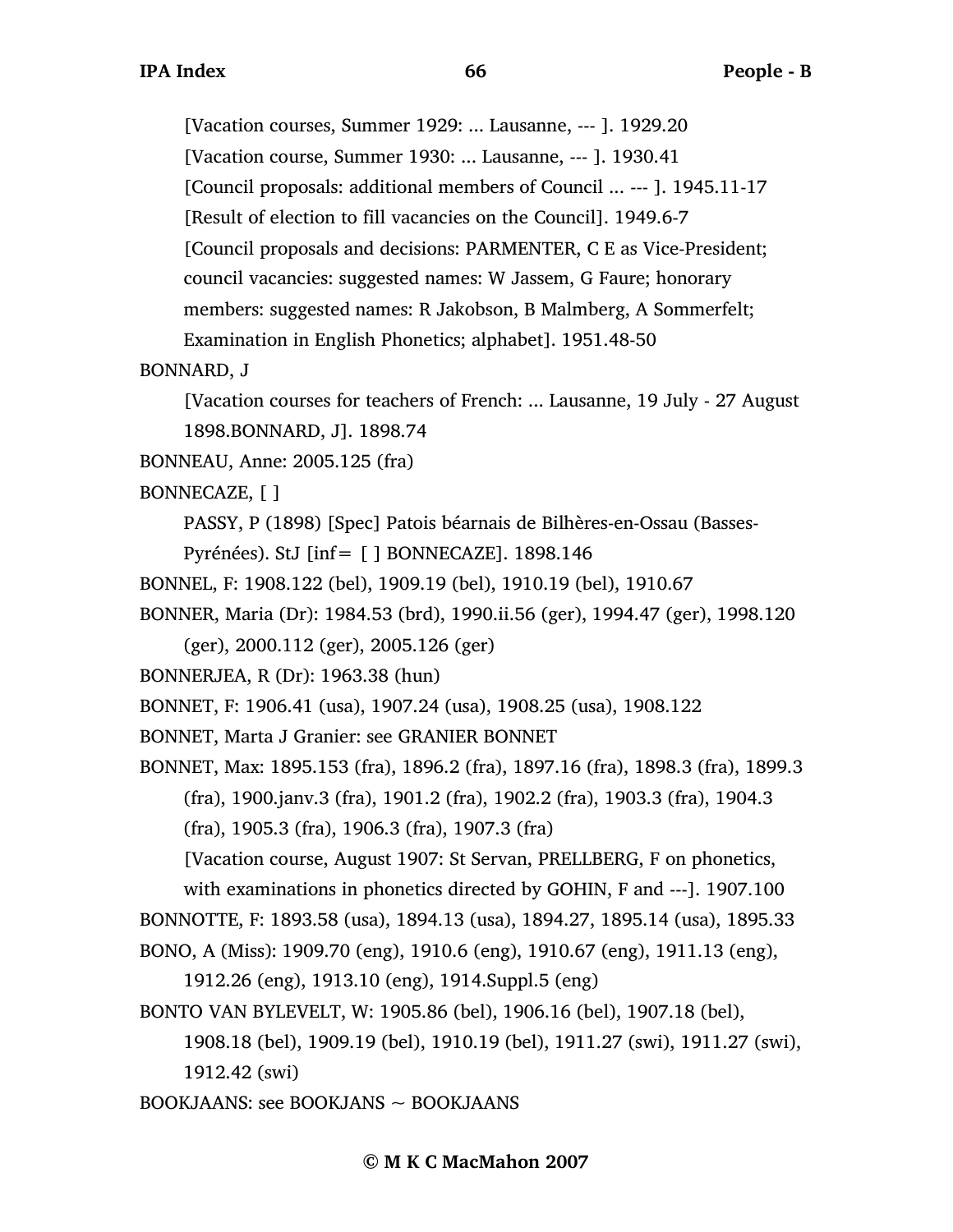[Vacation courses, Summer 1929: ... Lausanne, --- ]. 1929.20

[Vacation course, Summer 1930: ... Lausanne, --- ]. 1930.41

[Council proposals: additional members of Council ... --- ]. 1945.11-17

[Result of election to fill vacancies on the Council]. 1949.6-7

[Council proposals and decisions: PARMENTER, C E as Vice-President; council vacancies: suggested names: W Jassem, G Faure; honorary members: suggested names: R Jakobson, B Malmberg, A Sommerfelt; Examination in English Phonetics; alphabet]. 1951.48-50

BONNARD, J

[Vacation courses for teachers of French: ... Lausanne, 19 July - 27 August 1898.BONNARD, J]. 1898.74

BONNEAU, Anne: 2005.125 (fra)

BONNECAZE, [ ]

PASSY, P (1898) [Spec] Patois béarnais de Bilhères-en-Ossau (Basses-Pyrénées). StJ [inf= [ ] BONNECAZE]. 1898.146

BONNEL, F: 1908.122 (bel), 1909.19 (bel), 1910.19 (bel), 1910.67

BONNER, Maria (Dr): 1984.53 (brd), 1990.ii.56 (ger), 1994.47 (ger), 1998.120 (ger), 2000.112 (ger), 2005.126 (ger)

BONNERJEA, R (Dr): 1963.38 (hun)

BONNET, F: 1906.41 (usa), 1907.24 (usa), 1908.25 (usa), 1908.122

BONNET, Marta J Granier: see GRANIER BONNET

BONNET, Max: 1895.153 (fra), 1896.2 (fra), 1897.16 (fra), 1898.3 (fra), 1899.3 (fra), 1900.janv.3 (fra), 1901.2 (fra), 1902.2 (fra), 1903.3 (fra), 1904.3 (fra), 1905.3 (fra), 1906.3 (fra), 1907.3 (fra)

[Vacation course, August 1907: St Servan, PRELLBERG, F on phonetics, with examinations in phonetics directed by GOHIN, F and ---]. 1907.100

BONNOTTE, F: 1893.58 (usa), 1894.13 (usa), 1894.27, 1895.14 (usa), 1895.33

BONO, A (Miss): 1909.70 (eng), 1910.6 (eng), 1910.67 (eng), 1911.13 (eng), 1912.26 (eng), 1913.10 (eng), 1914.Suppl.5 (eng)

BONTO VAN BYLEVELT, W: 1905.86 (bel), 1906.16 (bel), 1907.18 (bel), 1908.18 (bel), 1909.19 (bel), 1910.19 (bel), 1911.27 (swi), 1911.27 (swi), 1912.42 (swi)

BOOKJAANS: see BOOKJANS ~ BOOKJAANS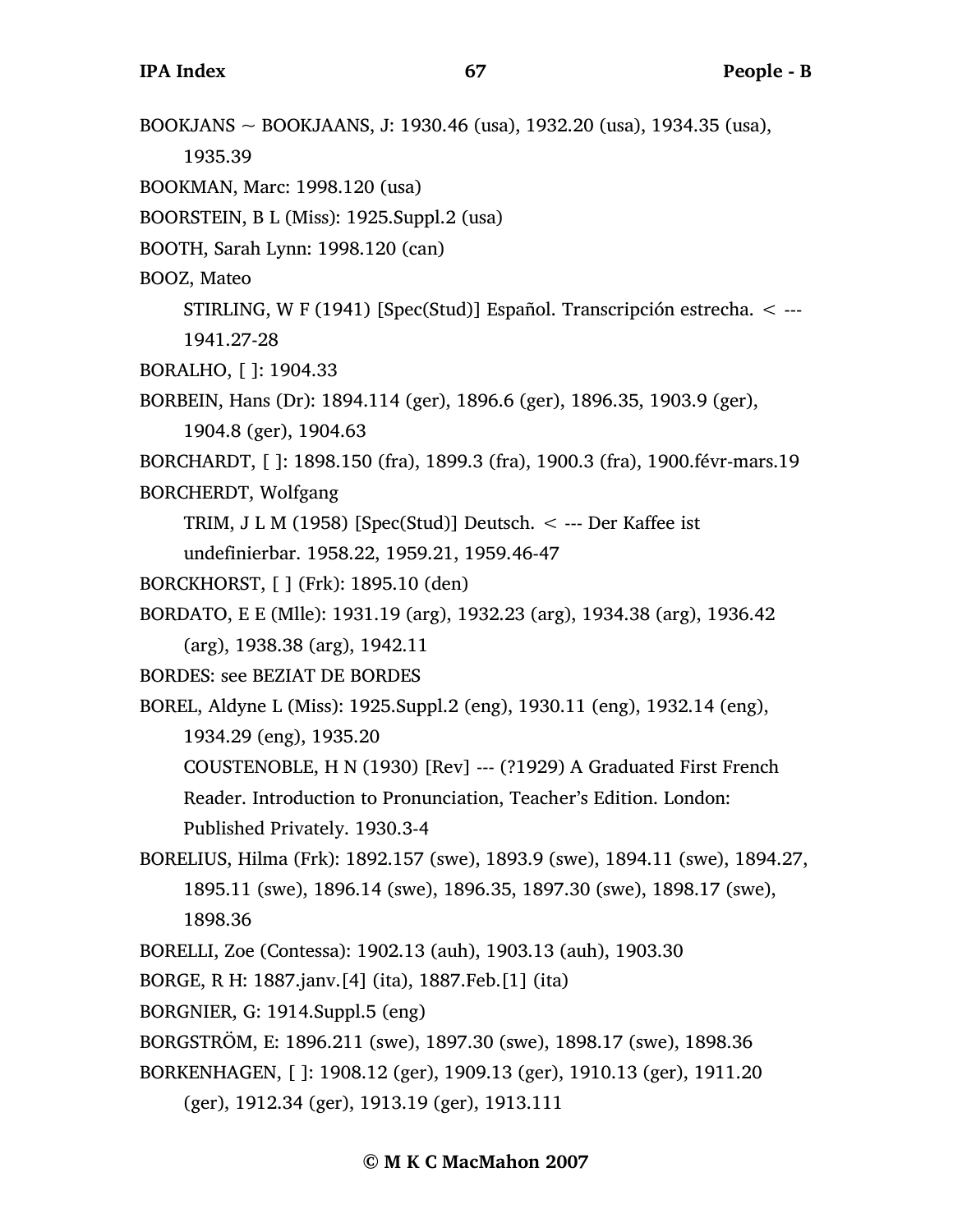BOOKJANS ~ BOOKJAANS, J: 1930.46 (usa), 1932.20 (usa), 1934.35 (usa), 1935.39

BOOKMAN, Marc: 1998.120 (usa)

BOORSTEIN, B L (Miss): 1925.Suppl.2 (usa)

BOOTH, Sarah Lynn: 1998.120 (can)

BOOZ, Mateo

STIRLING, W F (1941) [Spec(Stud)] Español. Transcripción estrecha. < --- 1941.27-28

BORALHO, [ ]: 1904.33

BORBEIN, Hans (Dr): 1894.114 (ger), 1896.6 (ger), 1896.35, 1903.9 (ger), 1904.8 (ger), 1904.63

BORCHARDT, [ ]: 1898.150 (fra), 1899.3 (fra), 1900.3 (fra), 1900.févr-mars.19

BORCHERDT, Wolfgang

TRIM, J L M (1958) [Spec(Stud)] Deutsch. < --- Der Kaffee ist undefinierbar. 1958.22, 1959.21, 1959.46-47

BORCKHORST, [ ] (Frk): 1895.10 (den)

BORDATO, E E (Mlle): 1931.19 (arg), 1932.23 (arg), 1934.38 (arg), 1936.42 (arg), 1938.38 (arg), 1942.11

BORDES: see BEZIAT DE BORDES

BOREL, Aldyne L (Miss): 1925.Suppl.2 (eng), 1930.11 (eng), 1932.14 (eng), 1934.29 (eng), 1935.20

COUSTENOBLE, H N (1930) [Rev] --- (?1929) A Graduated First French Reader. Introduction to Pronunciation, Teacher's Edition. London: Published Privately. 1930.3-4

BORELIUS, Hilma (Frk): 1892.157 (swe), 1893.9 (swe), 1894.11 (swe), 1894.27, 1895.11 (swe), 1896.14 (swe), 1896.35, 1897.30 (swe), 1898.17 (swe), 1898.36

BORELLI, Zoe (Contessa): 1902.13 (auh), 1903.13 (auh), 1903.30

BORGE, R H: 1887.janv.[4] (ita), 1887.Feb.[1] (ita)

BORGNIER, G: 1914.Suppl.5 (eng)

BORGSTRÖM, E: 1896.211 (swe), 1897.30 (swe), 1898.17 (swe), 1898.36

BORKENHAGEN, [ ]: 1908.12 (ger), 1909.13 (ger), 1910.13 (ger), 1911.20 (ger), 1912.34 (ger), 1913.19 (ger), 1913.111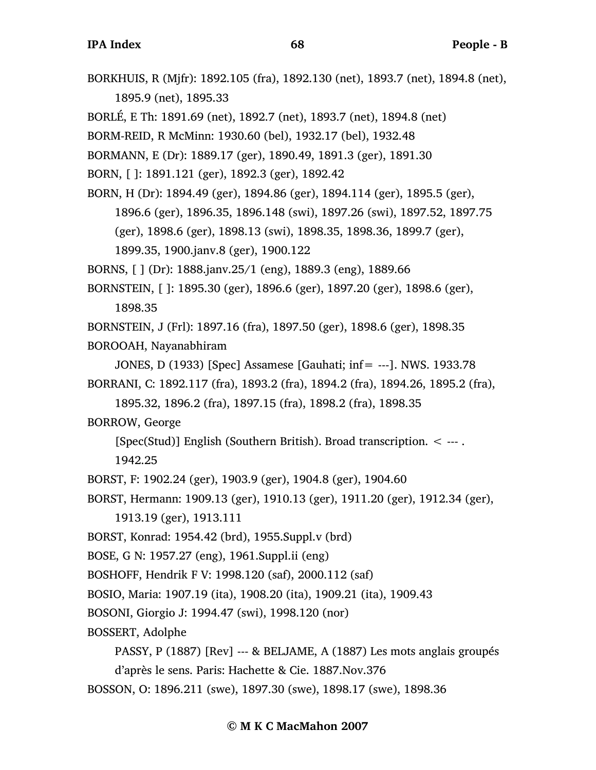BORKHUIS, R (Mjfr): 1892.105 (fra), 1892.130 (net), 1893.7 (net), 1894.8 (net), 1895.9 (net), 1895.33

BORLÉ, E Th: 1891.69 (net), 1892.7 (net), 1893.7 (net), 1894.8 (net)

BORM-REID, R McMinn: 1930.60 (bel), 1932.17 (bel), 1932.48

BORMANN, E (Dr): 1889.17 (ger), 1890.49, 1891.3 (ger), 1891.30

BORN, [ ]: 1891.121 (ger), 1892.3 (ger), 1892.42

BORN, H (Dr): 1894.49 (ger), 1894.86 (ger), 1894.114 (ger), 1895.5 (ger), 1896.6 (ger), 1896.35, 1896.148 (swi), 1897.26 (swi), 1897.52, 1897.75 (ger), 1898.6 (ger), 1898.13 (swi), 1898.35, 1898.36, 1899.7 (ger), 1899.35, 1900.janv.8 (ger), 1900.122

BORNS, [ ] (Dr): 1888.janv.25/1 (eng), 1889.3 (eng), 1889.66

BORNSTEIN, [ ]: 1895.30 (ger), 1896.6 (ger), 1897.20 (ger), 1898.6 (ger), 1898.35

BORNSTEIN, J (Frl): 1897.16 (fra), 1897.50 (ger), 1898.6 (ger), 1898.35

BOROOAH, Nayanabhiram

JONES, D (1933) [Spec] Assamese [Gauhati; inf= ---]. NWS. 1933.78

BORRANI, C: 1892.117 (fra), 1893.2 (fra), 1894.2 (fra), 1894.26, 1895.2 (fra), 1895.32, 1896.2 (fra), 1897.15 (fra), 1898.2 (fra), 1898.35

BORROW, George

[Spec(Stud)] English (Southern British). Broad transcription. < --- . 1942.25

BORST, F: 1902.24 (ger), 1903.9 (ger), 1904.8 (ger), 1904.60

BORST, Hermann: 1909.13 (ger), 1910.13 (ger), 1911.20 (ger), 1912.34 (ger), 1913.19 (ger), 1913.111

BORST, Konrad: 1954.42 (brd), 1955.Suppl.v (brd)

BOSE, G N: 1957.27 (eng), 1961.Suppl.ii (eng)

BOSHOFF, Hendrik F V: 1998.120 (saf), 2000.112 (saf)

BOSIO, Maria: 1907.19 (ita), 1908.20 (ita), 1909.21 (ita), 1909.43

BOSONI, Giorgio J: 1994.47 (swi), 1998.120 (nor)

BOSSERT, Adolphe

PASSY, P (1887) [Rev] --- & BELJAME, A (1887) Les mots anglais groupés d'après le sens. Paris: Hachette & Cie. 1887.Nov.376

BOSSON, O: 1896.211 (swe), 1897.30 (swe), 1898.17 (swe), 1898.36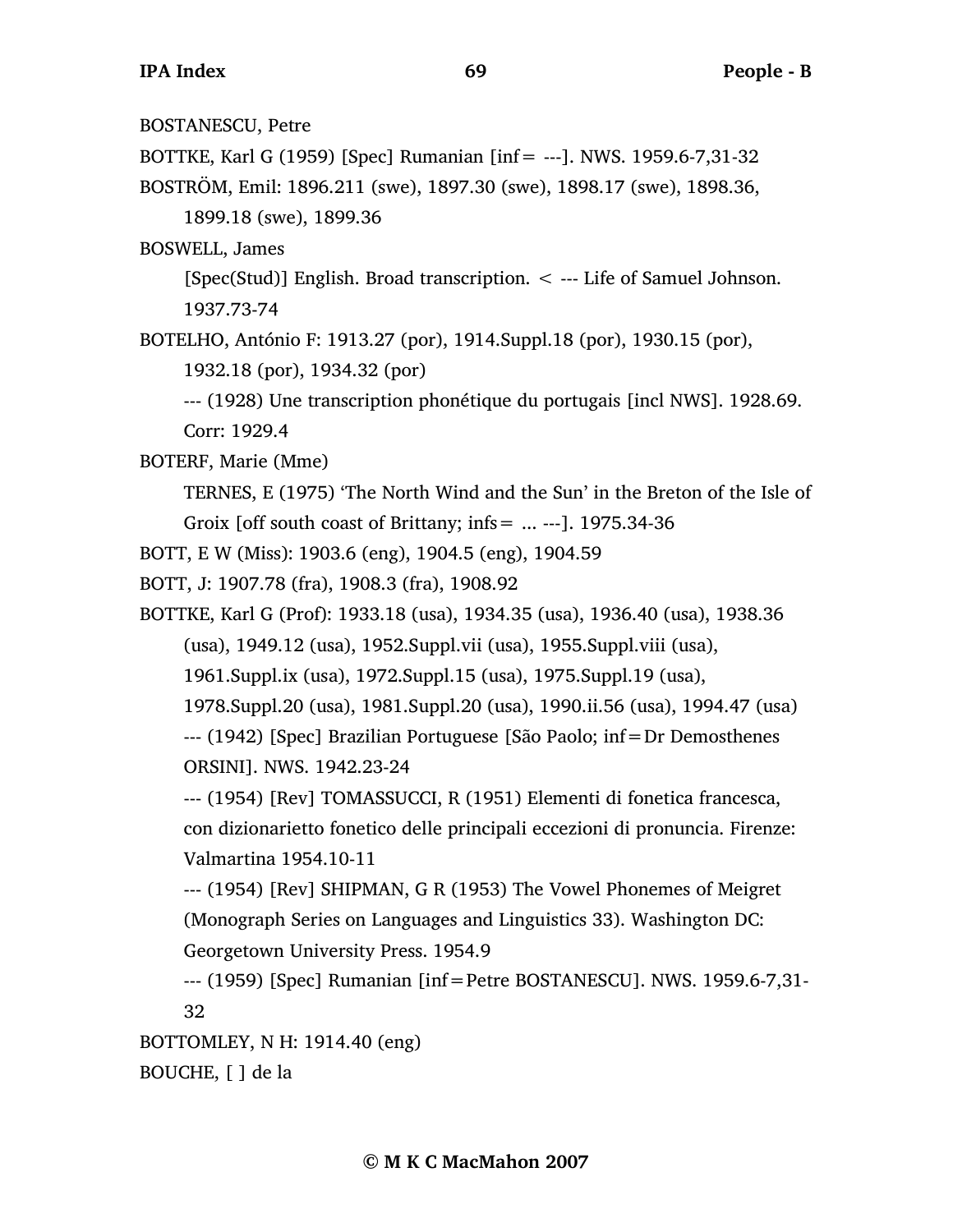BOSTANESCU, Petre

BOTTKE, Karl G (1959) [Spec] Rumanian [inf= ---]. NWS. 1959.6-7,31-32

BOSTRÖM, Emil: 1896.211 (swe), 1897.30 (swe), 1898.17 (swe), 1898.36, 1899.18 (swe), 1899.36

BOSWELL, James

[Spec(Stud)] English. Broad transcription. < --- Life of Samuel Johnson. 1937.73-74

BOTELHO, António F: 1913.27 (por), 1914.Suppl.18 (por), 1930.15 (por), 1932.18 (por), 1934.32 (por)

--- (1928) Une transcription phonétique du portugais [incl NWS]. 1928.69. Corr: 1929.4

BOTERF, Marie (Mme)

TERNES, E (1975) 'The North Wind and the Sun' in the Breton of the Isle of Groix [off south coast of Brittany; infs= ... ---]. 1975.34-36

BOTT, E W (Miss): 1903.6 (eng), 1904.5 (eng), 1904.59

BOTT, J: 1907.78 (fra), 1908.3 (fra), 1908.92

BOTTKE, Karl G (Prof): 1933.18 (usa), 1934.35 (usa), 1936.40 (usa), 1938.36 (usa), 1949.12 (usa), 1952.Suppl.vii (usa), 1955.Suppl.viii (usa), 1961.Suppl.ix (usa), 1972.Suppl.15 (usa), 1975.Suppl.19 (usa), 1978.Suppl.20 (usa), 1981.Suppl.20 (usa), 1990.ii.56 (usa), 1994.47 (usa)

--- (1942) [Spec] Brazilian Portuguese [São Paolo; inf=Dr Demosthenes ORSINI]. NWS. 1942.23-24

--- (1954) [Rev] TOMASSUCCI, R (1951) Elementi di fonetica francesca, con dizionarietto fonetico delle principali eccezioni di pronuncia. Firenze: Valmartina 1954.10-11

--- (1954) [Rev] SHIPMAN, G R (1953) The Vowel Phonemes of Meigret (Monograph Series on Languages and Linguistics 33). Washington DC: Georgetown University Press. 1954.9

--- (1959) [Spec] Rumanian [inf=Petre BOSTANESCU]. NWS. 1959.6-7,31-32

BOTTOMLEY, N H: 1914.40 (eng)

BOUCHE, [ ] de la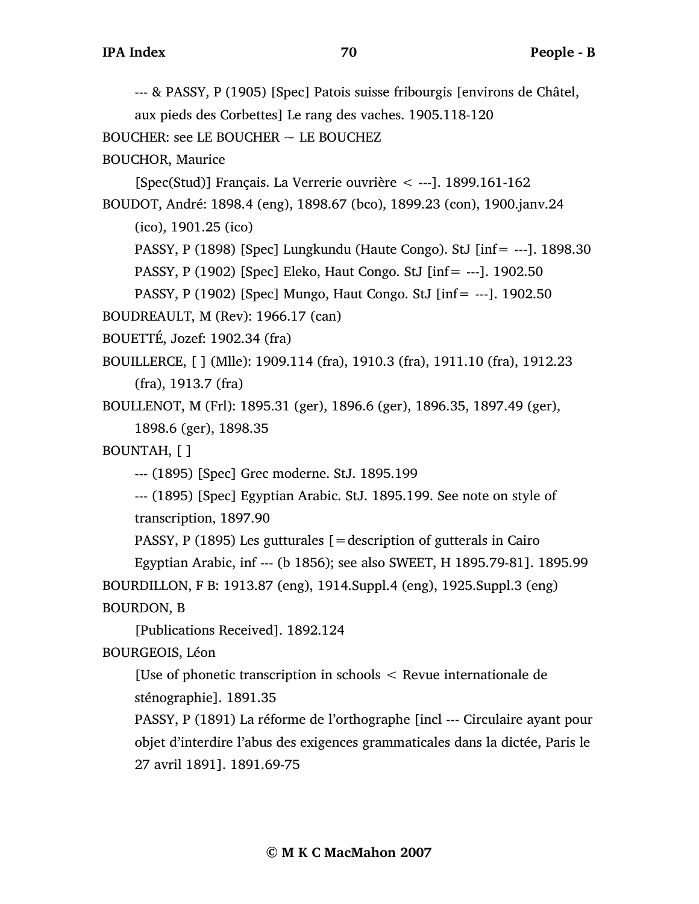--- & PASSY, P (1905) [Spec] Patois suisse fribourgis [environs de Châtel, aux pieds des Corbettes] Le rang des vaches. 1905.118-120

BOUCHER: see LE BOUCHER ~ LE BOUCHEZ

BOUCHOR, Maurice

[Spec(Stud)] Français. La Verrerie ouvrière < ---]. 1899.161-162

BOUDOT, André: 1898.4 (eng), 1898.67 (bco), 1899.23 (con), 1900.janv.24 (ico), 1901.25 (ico)

PASSY, P (1898) [Spec] Lungkundu (Haute Congo). StJ [inf= ---]. 1898.30

PASSY, P (1902) [Spec] Eleko, Haut Congo. StJ [inf= ---]. 1902.50

PASSY, P (1902) [Spec] Mungo, Haut Congo. StJ [inf= ---]. 1902.50

BOUDREAULT, M (Rev): 1966.17 (can)

BOUETTÉ, Jozef: 1902.34 (fra)

BOUILLERCE, [ ] (Mlle): 1909.114 (fra), 1910.3 (fra), 1911.10 (fra), 1912.23 (fra), 1913.7 (fra)

BOULLENOT, M (Frl): 1895.31 (ger), 1896.6 (ger), 1896.35, 1897.49 (ger), 1898.6 (ger), 1898.35

BOUNTAH, [ ]

--- (1895) [Spec] Grec moderne. StJ. 1895.199

--- (1895) [Spec] Egyptian Arabic. StJ. 1895.199. See note on style of transcription, 1897.90

PASSY, P (1895) Les gutturales [=description of gutterals in Cairo Egyptian Arabic, inf --- (b 1856); see also SWEET, H 1895.79-81]. 1895.99

BOURDILLON, F B: 1913.87 (eng), 1914.Suppl.4 (eng), 1925.Suppl.3 (eng)

BOURDON, B

[Publications Received]. 1892.124

BOURGEOIS, Léon

[Use of phonetic transcription in schools < Revue internationale de sténographie]. 1891.35

PASSY, P (1891) La réforme de l'orthographe [incl --- Circulaire ayant pour objet d'interdire l'abus des exigences grammaticales dans la dictée, Paris le 27 avril 1891]. 1891.69-75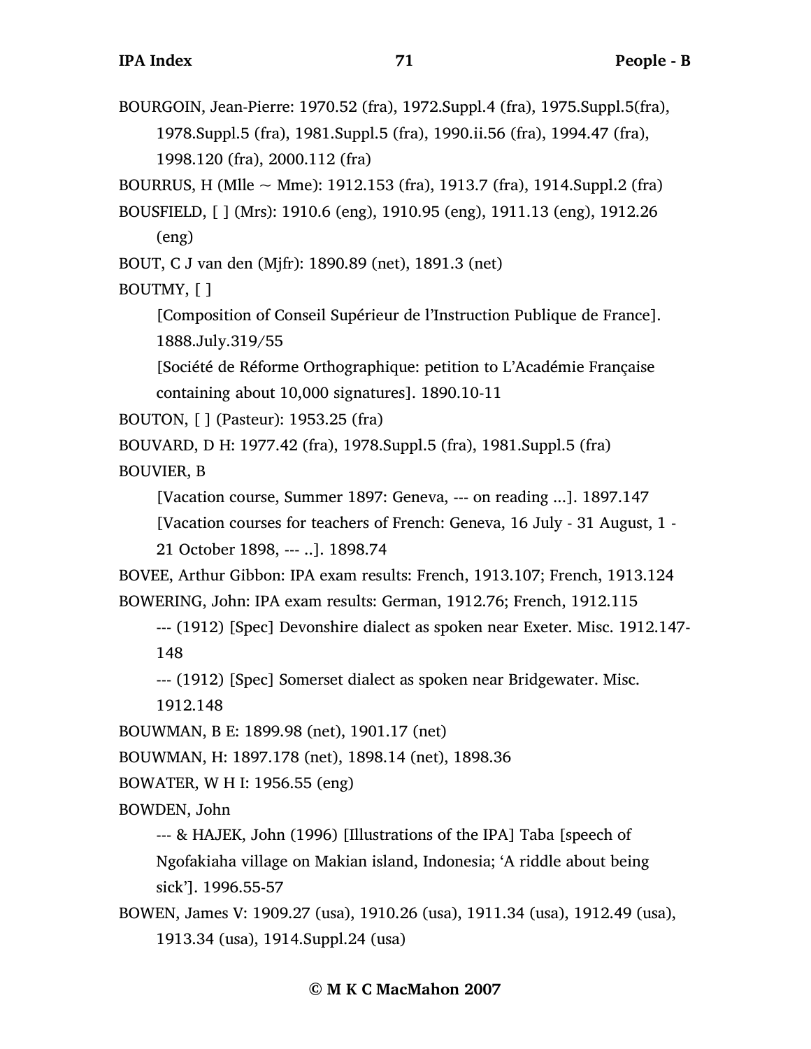BOURGOIN, Jean-Pierre: 1970.52 (fra), 1972.Suppl.4 (fra), 1975.Suppl.5(fra), 1978.Suppl.5 (fra), 1981.Suppl.5 (fra), 1990.ii.56 (fra), 1994.47 (fra), 1998.120 (fra), 2000.112 (fra)

BOURRUS, H (Mlle ~ Mme): 1912.153 (fra), 1913.7 (fra), 1914.Suppl.2 (fra)

BOUSFIELD, [ ] (Mrs): 1910.6 (eng), 1910.95 (eng), 1911.13 (eng), 1912.26 (eng)

BOUT, C J van den (Mjfr): 1890.89 (net), 1891.3 (net)

BOUTMY, [ ]

[Composition of Conseil Supérieur de l'Instruction Publique de France]. 1888.July.319/55

[Société de Réforme Orthographique: petition to L'Académie Française containing about 10,000 signatures]. 1890.10-11

BOUTON, [ ] (Pasteur): 1953.25 (fra)

BOUVARD, D H: 1977.42 (fra), 1978.Suppl.5 (fra), 1981.Suppl.5 (fra)

BOUVIER, B

[Vacation course, Summer 1897: Geneva, --- on reading ...]. 1897.147

[Vacation courses for teachers of French: Geneva, 16 July - 31 August, 1 - 21 October 1898, --- ..]. 1898.74

BOVEE, Arthur Gibbon: IPA exam results: French, 1913.107; French, 1913.124

BOWERING, John: IPA exam results: German, 1912.76; French, 1912.115

--- (1912) [Spec] Devonshire dialect as spoken near Exeter. Misc. 1912.147-148

--- (1912) [Spec] Somerset dialect as spoken near Bridgewater. Misc. 1912.148

BOUWMAN, B E: 1899.98 (net), 1901.17 (net)

BOUWMAN, H: 1897.178 (net), 1898.14 (net), 1898.36

BOWATER, W H I: 1956.55 (eng)

BOWDEN, John

--- & HAJEK, John (1996) [Illustrations of the IPA] Taba [speech of Ngofakiaha village on Makian island, Indonesia; 'A riddle about being sick']. 1996.55-57

BOWEN, James V: 1909.27 (usa), 1910.26 (usa), 1911.34 (usa), 1912.49 (usa), 1913.34 (usa), 1914.Suppl.24 (usa)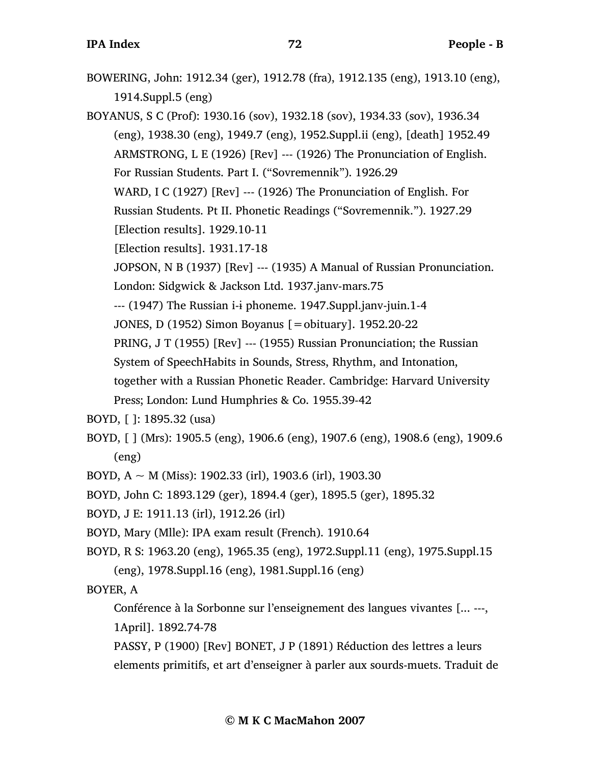BOWERING, John: 1912.34 (ger), 1912.78 (fra), 1912.135 (eng), 1913.10 (eng), 1914.Suppl.5 (eng)

BOYANUS, S C (Prof): 1930.16 (sov), 1932.18 (sov), 1934.33 (sov), 1936.34 (eng), 1938.30 (eng), 1949.7 (eng), 1952.Suppl.ii (eng), [death] 1952.49

ARMSTRONG, L E (1926) [Rev] --- (1926) The Pronunciation of English. For Russian Students. Part I. ("Sovremennik"). 1926.29

WARD, I C (1927) [Rev] --- (1926) The Pronunciation of English. For Russian Students. Pt II. Phonetic Readings ("Sovremennik."). 1927.29

[Election results]. 1929.10-11

[Election results]. 1931.17-18

JOPSON, N B (1937) [Rev] --- (1935) A Manual of Russian Pronunciation. London: Sidgwick & Jackson Ltd. 1937.janv-mars.75

--- (1947) The Russian i-ɨ phoneme. 1947.Suppl.janv-juin.1-4

JONES, D (1952) Simon Boyanus [=obituary]. 1952.20-22

PRING, J T (1955) [Rev] --- (1955) Russian Pronunciation; the Russian System of SpeechHabits in Sounds, Stress, Rhythm, and Intonation, together with a Russian Phonetic Reader. Cambridge: Harvard University Press; London: Lund Humphries & Co. 1955.39-42

BOYD, [ ]: 1895.32 (usa)

BOYD, [ ] (Mrs): 1905.5 (eng), 1906.6 (eng), 1907.6 (eng), 1908.6 (eng), 1909.6 (eng)

BOYD, A ~ M (Miss): 1902.33 (irl), 1903.6 (irl), 1903.30

BOYD, John C: 1893.129 (ger), 1894.4 (ger), 1895.5 (ger), 1895.32

BOYD, J E: 1911.13 (irl), 1912.26 (irl)

BOYD, Mary (Mlle): IPA exam result (French). 1910.64

BOYD, R S: 1963.20 (eng), 1965.35 (eng), 1972.Suppl.11 (eng), 1975.Suppl.15 (eng), 1978.Suppl.16 (eng), 1981.Suppl.16 (eng)

BOYER, A

Conférence à la Sorbonne sur l'enseignement des langues vivantes [... ---, 1April]. 1892.74-78

PASSY, P (1900) [Rev] BONET, J P (1891) Réduction des lettres a leurs elements primitifs, et art d'enseigner à parler aux sourds-muets. Traduit de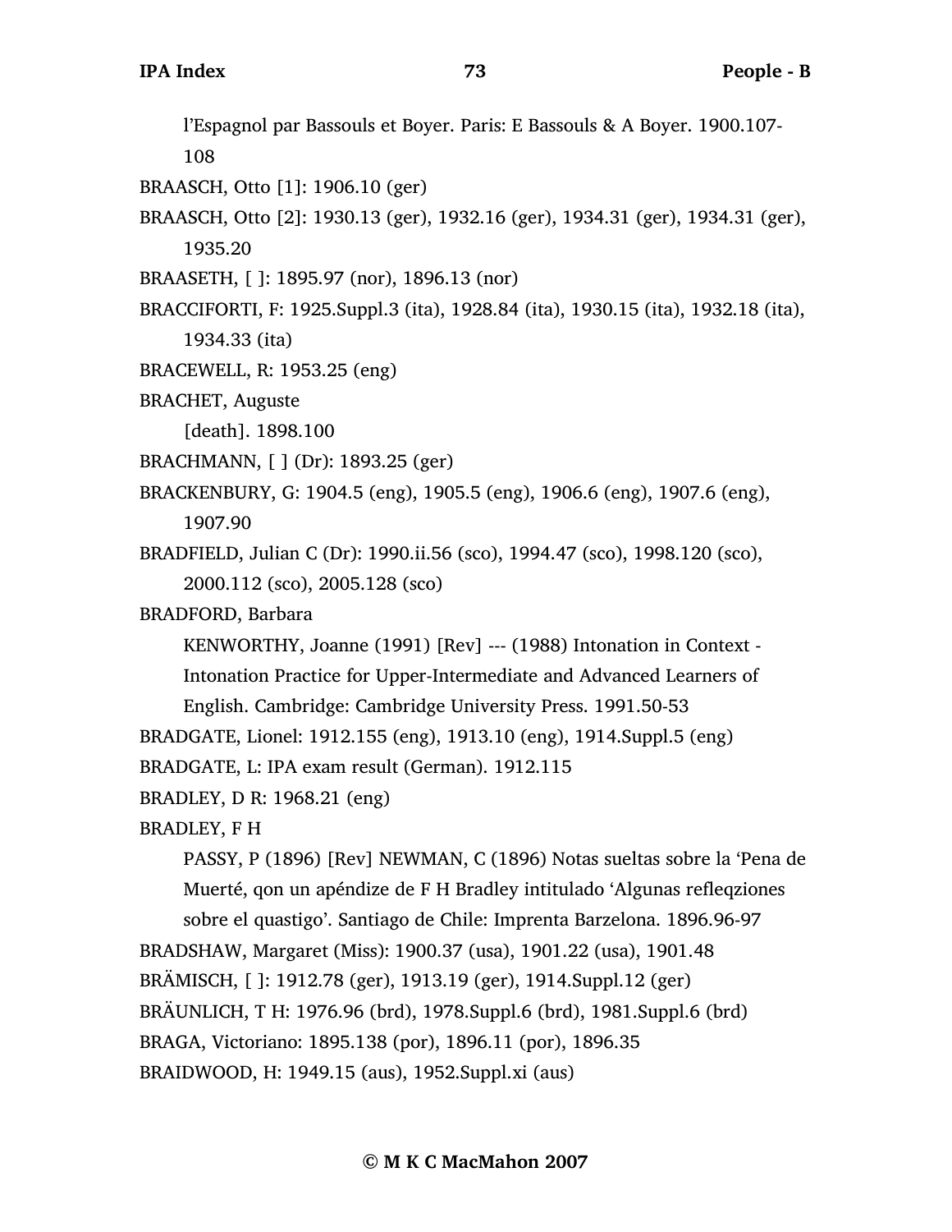l'Espagnol par Bassouls et Boyer. Paris: E Bassouls & A Boyer. 1900.107-108

BRAASCH, Otto [1]: 1906.10 (ger)

BRAASCH, Otto [2]: 1930.13 (ger), 1932.16 (ger), 1934.31 (ger), 1934.31 (ger), 1935.20

BRAASETH, [ ]: 1895.97 (nor), 1896.13 (nor)

BRACCIFORTI, F: 1925.Suppl.3 (ita), 1928.84 (ita), 1930.15 (ita), 1932.18 (ita), 1934.33 (ita)

BRACEWELL, R: 1953.25 (eng)

BRACHET, Auguste

[death]. 1898.100

BRACHMANN, [ ] (Dr): 1893.25 (ger)

BRACKENBURY, G: 1904.5 (eng), 1905.5 (eng), 1906.6 (eng), 1907.6 (eng), 1907.90

BRADFIELD, Julian C (Dr): 1990.ii.56 (sco), 1994.47 (sco), 1998.120 (sco), 2000.112 (sco), 2005.128 (sco)

BRADFORD, Barbara

KENWORTHY, Joanne (1991) [Rev] --- (1988) Intonation in Context - Intonation Practice for Upper-Intermediate and Advanced Learners of English. Cambridge: Cambridge University Press. 1991.50-53

BRADGATE, Lionel: 1912.155 (eng), 1913.10 (eng), 1914.Suppl.5 (eng)

BRADGATE, L: IPA exam result (German). 1912.115

BRADLEY, D R: 1968.21 (eng)

BRADLEY, F H

PASSY, P (1896) [Rev] NEWMAN, C (1896) Notas sueltas sobre la 'Pena de Muerté, qon un apéndize de F H Bradley intitulado 'Algunas refleqziones sobre el quastigo'. Santiago de Chile: Imprenta Barzelona. 1896.96-97

BRADSHAW, Margaret (Miss): 1900.37 (usa), 1901.22 (usa), 1901.48

BRÄMISCH, [ ]: 1912.78 (ger), 1913.19 (ger), 1914.Suppl.12 (ger)

BRÄUNLICH, T H: 1976.96 (brd), 1978.Suppl.6 (brd), 1981.Suppl.6 (brd)

BRAGA, Victoriano: 1895.138 (por), 1896.11 (por), 1896.35

BRAIDWOOD, H: 1949.15 (aus), 1952.Suppl.xi (aus)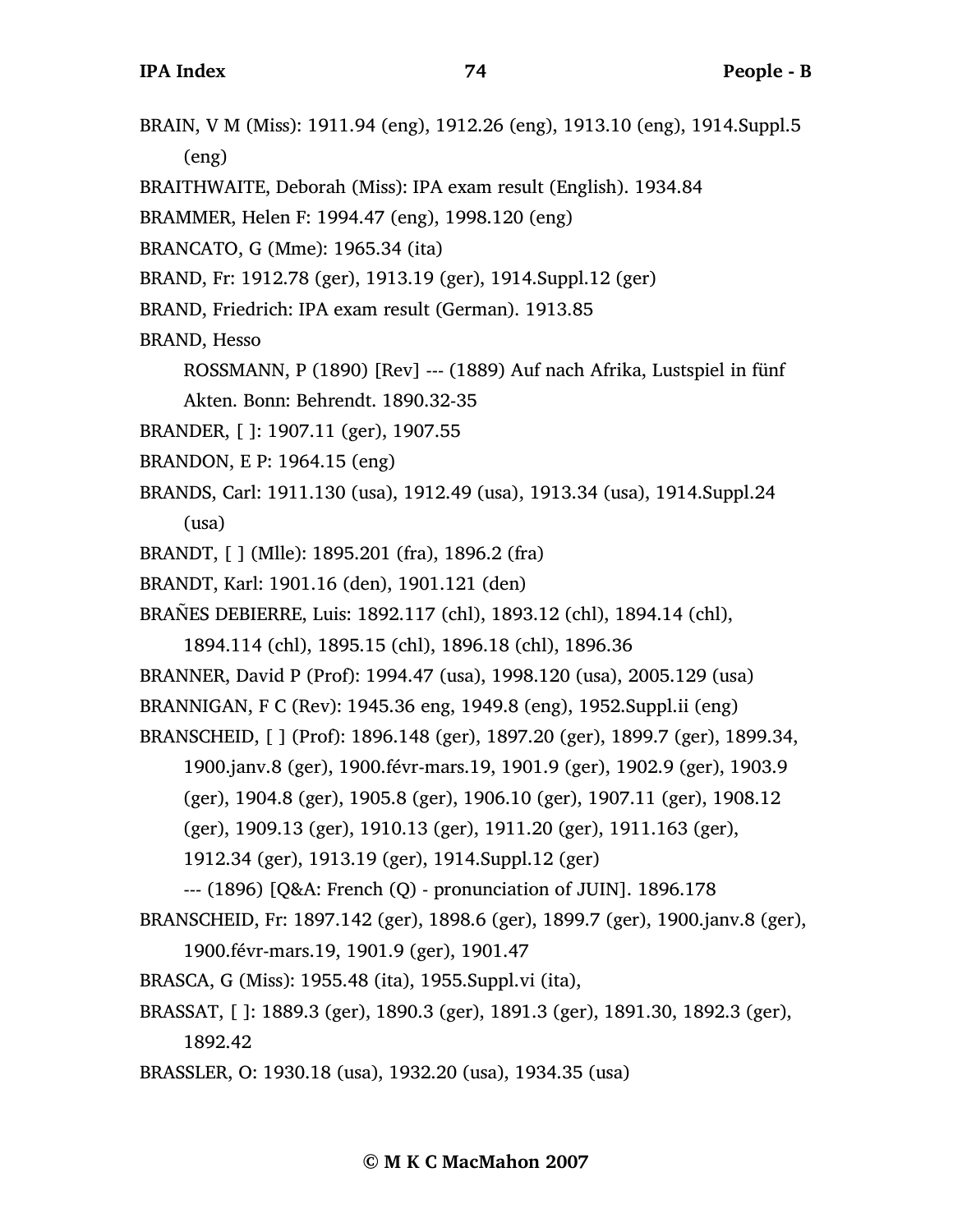BRAIN, V M (Miss): 1911.94 (eng), 1912.26 (eng), 1913.10 (eng), 1914.Suppl.5 (eng)

BRAITHWAITE, Deborah (Miss): IPA exam result (English). 1934.84

BRAMMER, Helen F: 1994.47 (eng), 1998.120 (eng)

BRANCATO, G (Mme): 1965.34 (ita)

BRAND, Fr: 1912.78 (ger), 1913.19 (ger), 1914.Suppl.12 (ger)

BRAND, Friedrich: IPA exam result (German). 1913.85

BRAND, Hesso

ROSSMANN, P (1890) [Rev] --- (1889) Auf nach Afrika, Lustspiel in fünf Akten. Bonn: Behrendt. 1890.32-35

BRANDER, [ ]: 1907.11 (ger), 1907.55

BRANDON, E P: 1964.15 (eng)

BRANDS, Carl: 1911.130 (usa), 1912.49 (usa), 1913.34 (usa), 1914.Suppl.24 (usa)

BRANDT, [ ] (Mlle): 1895.201 (fra), 1896.2 (fra)

BRANDT, Karl: 1901.16 (den), 1901.121 (den)

BRAÑES DEBIERRE, Luis: 1892.117 (chl), 1893.12 (chl), 1894.14 (chl), 1894.114 (chl), 1895.15 (chl), 1896.18 (chl), 1896.36

BRANNER, David P (Prof): 1994.47 (usa), 1998.120 (usa), 2005.129 (usa)

BRANNIGAN, F C (Rev): 1945.36 eng, 1949.8 (eng), 1952.Suppl.ii (eng)

BRANSCHEID, [ ] (Prof): 1896.148 (ger), 1897.20 (ger), 1899.7 (ger), 1899.34, 1900.janv.8 (ger), 1900.févr-mars.19, 1901.9 (ger), 1902.9 (ger), 1903.9 (ger), 1904.8 (ger), 1905.8 (ger), 1906.10 (ger), 1907.11 (ger), 1908.12 (ger), 1909.13 (ger), 1910.13 (ger), 1911.20 (ger), 1911.163 (ger), 1912.34 (ger), 1913.19 (ger), 1914.Suppl.12 (ger)

--- (1896) [Q&A: French (Q) - pronunciation of JUIN]. 1896.178

BRANSCHEID, Fr: 1897.142 (ger), 1898.6 (ger), 1899.7 (ger), 1900.janv.8 (ger), 1900.févr-mars.19, 1901.9 (ger), 1901.47

BRASCA, G (Miss): 1955.48 (ita), 1955.Suppl.vi (ita),

BRASSAT, [ ]: 1889.3 (ger), 1890.3 (ger), 1891.3 (ger), 1891.30, 1892.3 (ger), 1892.42

BRASSLER, O: 1930.18 (usa), 1932.20 (usa), 1934.35 (usa)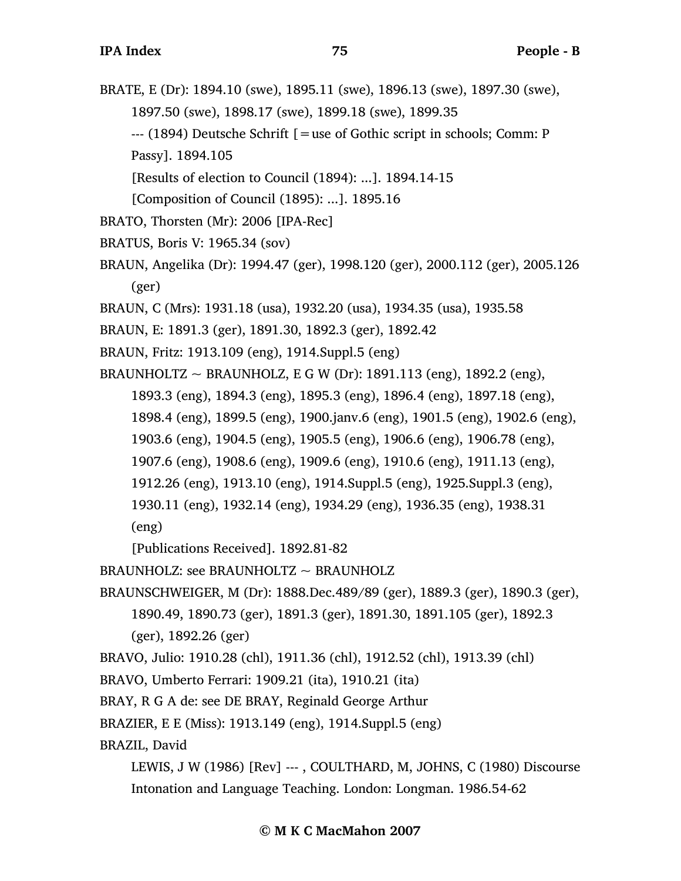BRATE, E (Dr): 1894.10 (swe), 1895.11 (swe), 1896.13 (swe), 1897.30 (swe), 1897.50 (swe), 1898.17 (swe), 1899.18 (swe), 1899.35

--- (1894) Deutsche Schrift [=use of Gothic script in schools; Comm: P Passy]. 1894.105

[Results of election to Council (1894): ...]. 1894.14-15

[Composition of Council (1895): ...]. 1895.16

BRATO, Thorsten (Mr): 2006 [IPA-Rec]

BRATUS, Boris V: 1965.34 (sov)

BRAUN, Angelika (Dr): 1994.47 (ger), 1998.120 (ger), 2000.112 (ger), 2005.126 (ger)

BRAUN, C (Mrs): 1931.18 (usa), 1932.20 (usa), 1934.35 (usa), 1935.58

BRAUN, E: 1891.3 (ger), 1891.30, 1892.3 (ger), 1892.42

BRAUN, Fritz: 1913.109 (eng), 1914.Suppl.5 (eng)

BRAUNHOLTZ ~ BRAUNHOLZ, E G W (Dr): 1891.113 (eng), 1892.2 (eng), 1893.3 (eng), 1894.3 (eng), 1895.3 (eng), 1896.4 (eng), 1897.18 (eng), 1898.4 (eng), 1899.5 (eng), 1900.janv.6 (eng), 1901.5 (eng), 1902.6 (eng), 1903.6 (eng), 1904.5 (eng), 1905.5 (eng), 1906.6 (eng), 1906.78 (eng), 1907.6 (eng), 1908.6 (eng), 1909.6 (eng), 1910.6 (eng), 1911.13 (eng), 1912.26 (eng), 1913.10 (eng), 1914.Suppl.5 (eng), 1925.Suppl.3 (eng), 1930.11 (eng), 1932.14 (eng), 1934.29 (eng), 1936.35 (eng), 1938.31 (eng)

[Publications Received]. 1892.81-82

BRAUNHOLZ: see BRAUNHOLTZ ~ BRAUNHOLZ

BRAUNSCHWEIGER, M (Dr): 1888.Dec.489/89 (ger), 1889.3 (ger), 1890.3 (ger), 1890.49, 1890.73 (ger), 1891.3 (ger), 1891.30, 1891.105 (ger), 1892.3 (ger), 1892.26 (ger)

BRAVO, Julio: 1910.28 (chl), 1911.36 (chl), 1912.52 (chl), 1913.39 (chl)

BRAVO, Umberto Ferrari: 1909.21 (ita), 1910.21 (ita)

BRAY, R G A de: see DE BRAY, Reginald George Arthur

BRAZIER, E E (Miss): 1913.149 (eng), 1914.Suppl.5 (eng)

BRAZIL, David

LEWIS, J W (1986) [Rev] --- , COULTHARD, M, JOHNS, C (1980) Discourse Intonation and Language Teaching. London: Longman. 1986.54-62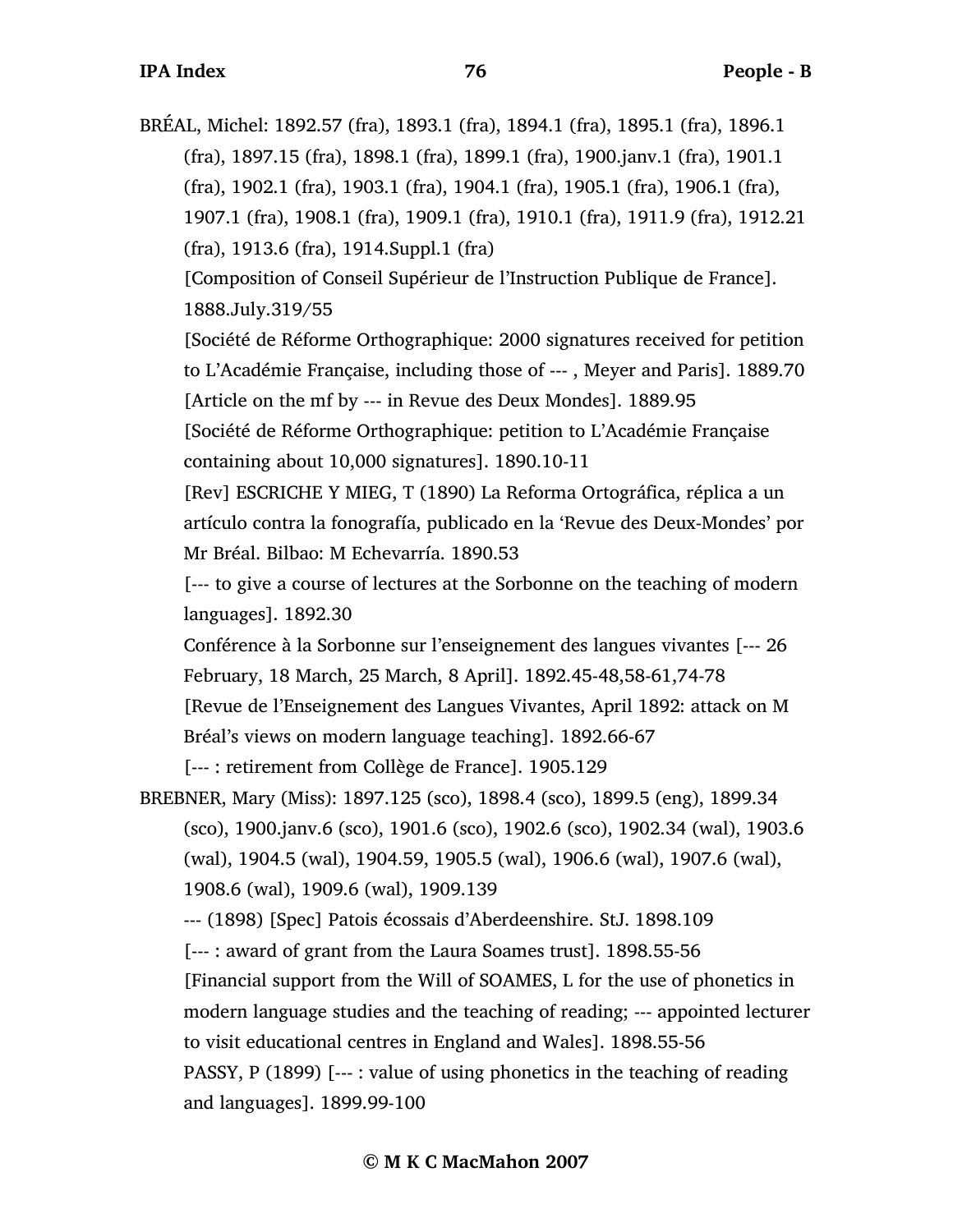BRÉAL, Michel: 1892.57 (fra), 1893.1 (fra), 1894.1 (fra), 1895.1 (fra), 1896.1 (fra), 1897.15 (fra), 1898.1 (fra), 1899.1 (fra), 1900.janv.1 (fra), 1901.1 (fra), 1902.1 (fra), 1903.1 (fra), 1904.1 (fra), 1905.1 (fra), 1906.1 (fra), 1907.1 (fra), 1908.1 (fra), 1909.1 (fra), 1910.1 (fra), 1911.9 (fra), 1912.21 (fra), 1913.6 (fra), 1914.Suppl.1 (fra)

[Composition of Conseil Supérieur de l'Instruction Publique de France]. 1888.July.319/55

[Société de Réforme Orthographique: 2000 signatures received for petition to L'Académie Française, including those of --- , Meyer and Paris]. 1889.70

[Article on the mf by --- in Revue des Deux Mondes]. 1889.95

[Société de Réforme Orthographique: petition to L'Académie Française containing about 10,000 signatures]. 1890.10-11

[Rev] ESCRICHE Y MIEG, T (1890) La Reforma Ortográfica, réplica a un artículo contra la fonografía, publicado en la 'Revue des Deux-Mondes' por Mr Bréal. Bilbao: M Echevarría. 1890.53

[--- to give a course of lectures at the Sorbonne on the teaching of modern languages]. 1892.30

Conférence à la Sorbonne sur l'enseignement des langues vivantes [--- 26 February, 18 March, 25 March, 8 April]. 1892.45-48,58-61,74-78

[Revue de l'Enseignement des Langues Vivantes, April 1892: attack on M Bréal's views on modern language teaching]. 1892.66-67

[--- : retirement from Collège de France]. 1905.129

BREBNER, Mary (Miss): 1897.125 (sco), 1898.4 (sco), 1899.5 (eng), 1899.34 (sco), 1900.janv.6 (sco), 1901.6 (sco), 1902.6 (sco), 1902.34 (wal), 1903.6 (wal), 1904.5 (wal), 1904.59, 1905.5 (wal), 1906.6 (wal), 1907.6 (wal), 1908.6 (wal), 1909.6 (wal), 1909.139

--- (1898) [Spec] Patois écossais d'Aberdeenshire. StJ. 1898.109

[--- : award of grant from the Laura Soames trust]. 1898.55-56

[Financial support from the Will of SOAMES, L for the use of phonetics in modern language studies and the teaching of reading; --- appointed lecturer to visit educational centres in England and Wales]. 1898.55-56

PASSY, P (1899) [--- : value of using phonetics in the teaching of reading and languages]. 1899.99-100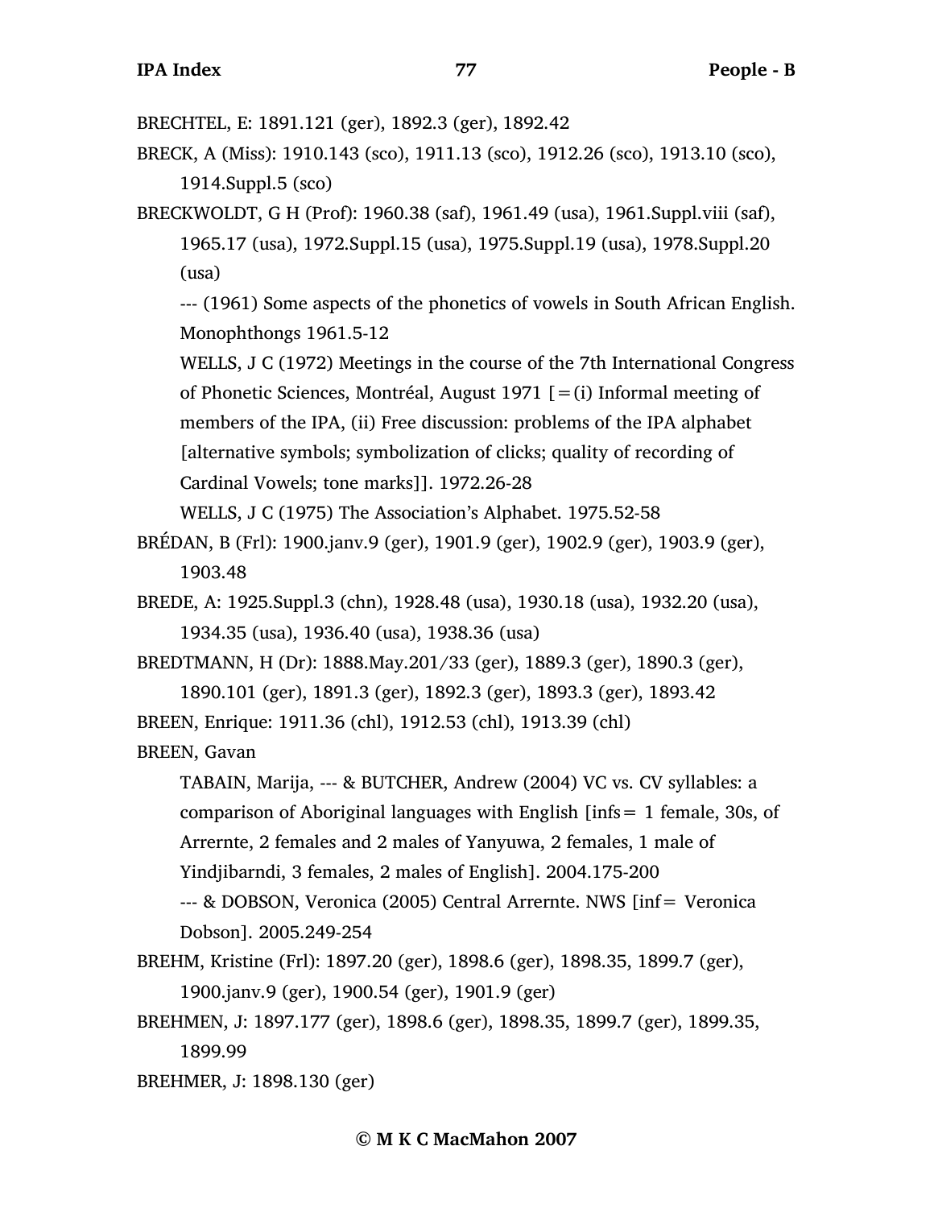BRECHTEL, E: 1891.121 (ger), 1892.3 (ger), 1892.42

BRECK, A (Miss): 1910.143 (sco), 1911.13 (sco), 1912.26 (sco), 1913.10 (sco), 1914.Suppl.5 (sco)

BRECKWOLDT, G H (Prof): 1960.38 (saf), 1961.49 (usa), 1961.Suppl.viii (saf), 1965.17 (usa), 1972.Suppl.15 (usa), 1975.Suppl.19 (usa), 1978.Suppl.20 (usa)

--- (1961) Some aspects of the phonetics of vowels in South African English. Monophthongs 1961.5-12

WELLS, J C (1972) Meetings in the course of the 7th International Congress of Phonetic Sciences, Montréal, August 1971 [=(i) Informal meeting of members of the IPA, (ii) Free discussion: problems of the IPA alphabet [alternative symbols; symbolization of clicks; quality of recording of Cardinal Vowels; tone marks]]. 1972.26-28

WELLS, J C (1975) The Association's Alphabet. 1975.52-58

BRÉDAN, B (Frl): 1900.janv.9 (ger), 1901.9 (ger), 1902.9 (ger), 1903.9 (ger), 1903.48

BREDE, A: 1925.Suppl.3 (chn), 1928.48 (usa), 1930.18 (usa), 1932.20 (usa), 1934.35 (usa), 1936.40 (usa), 1938.36 (usa)

BREDTMANN, H (Dr): 1888.May.201/33 (ger), 1889.3 (ger), 1890.3 (ger), 1890.101 (ger), 1891.3 (ger), 1892.3 (ger), 1893.3 (ger), 1893.42

BREEN, Enrique: 1911.36 (chl), 1912.53 (chl), 1913.39 (chl)

BREEN, Gavan

TABAIN, Marija, --- & BUTCHER, Andrew (2004) VC vs. CV syllables: a comparison of Aboriginal languages with English [infs= 1 female, 30s, of Arrernte, 2 females and 2 males of Yanyuwa, 2 females, 1 male of Yindjibarndi, 3 females, 2 males of English]. 2004.175-200

--- & DOBSON, Veronica (2005) Central Arrernte. NWS [inf= Veronica Dobson]. 2005.249-254

BREHM, Kristine (Frl): 1897.20 (ger), 1898.6 (ger), 1898.35, 1899.7 (ger), 1900.janv.9 (ger), 1900.54 (ger), 1901.9 (ger)

BREHMEN, J: 1897.177 (ger), 1898.6 (ger), 1898.35, 1899.7 (ger), 1899.35, 1899.99

BREHMER, J: 1898.130 (ger)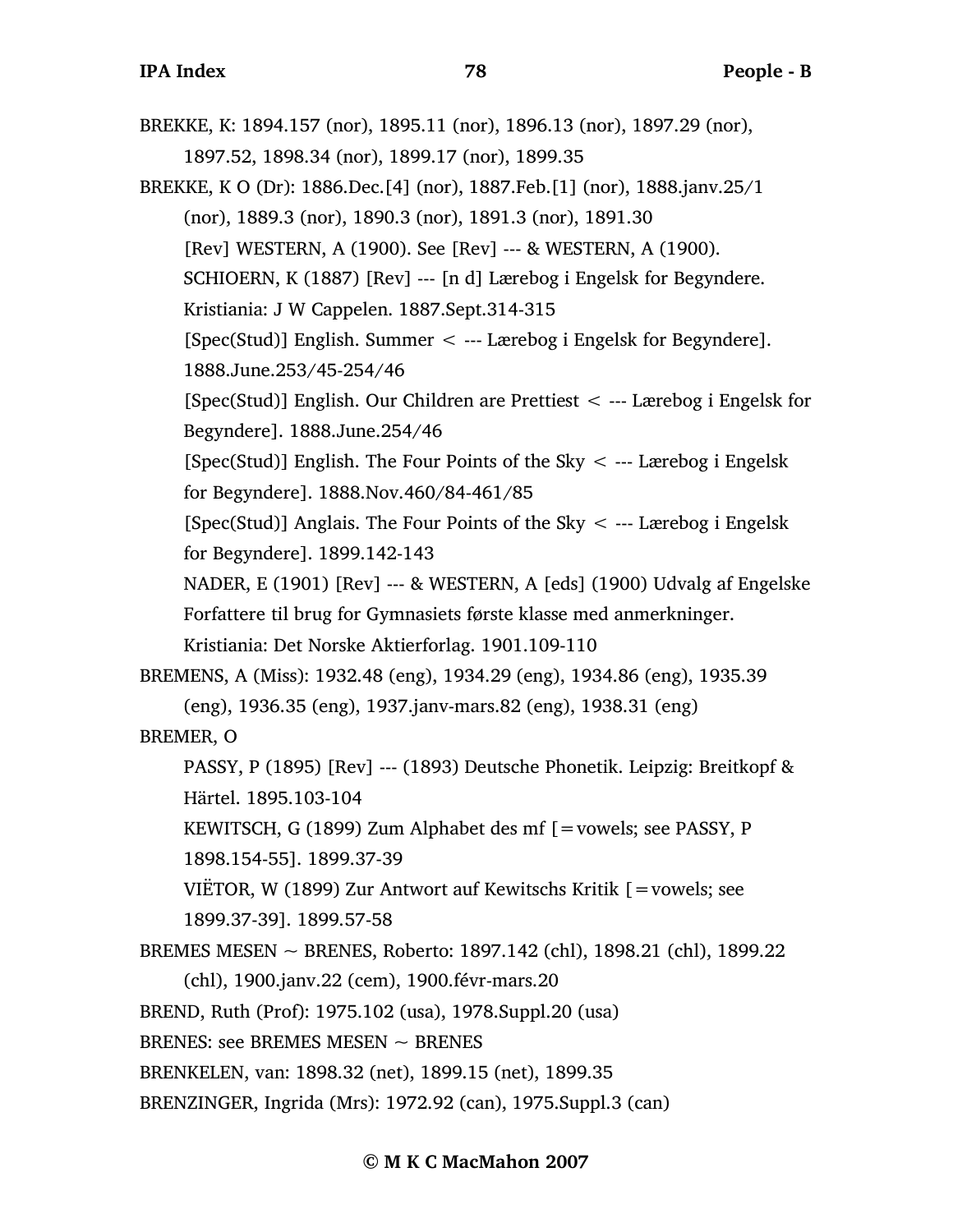BREKKE, K: 1894.157 (nor), 1895.11 (nor), 1896.13 (nor), 1897.29 (nor), 1897.52, 1898.34 (nor), 1899.17 (nor), 1899.35

BREKKE, K O (Dr): 1886.Dec.[4] (nor), 1887.Feb.[1] (nor), 1888.janv.25/1 (nor), 1889.3 (nor), 1890.3 (nor), 1891.3 (nor), 1891.30

[Rev] WESTERN, A (1900). See [Rev] --- & WESTERN, A (1900).

SCHIOERN, K (1887) [Rev] --- [n d] Lærebog i Engelsk for Begyndere. Kristiania: J W Cappelen. 1887.Sept.314-315

[Spec(Stud)] English. Summer < --- Lærebog i Engelsk for Begyndere]. 1888.June.253/45-254/46

[Spec(Stud)] English. Our Children are Prettiest < --- Lærebog i Engelsk for Begyndere]. 1888.June.254/46

[Spec(Stud)] English. The Four Points of the Sky < --- Lærebog i Engelsk for Begyndere]. 1888.Nov.460/84-461/85

[Spec(Stud)] Anglais. The Four Points of the Sky < --- Lærebog i Engelsk for Begyndere]. 1899.142-143

NADER, E (1901) [Rev] --- & WESTERN, A [eds] (1900) Udvalg af Engelske Forfattere til brug for Gymnasiets første klasse med anmerkninger. Kristiania: Det Norske Aktierforlag. 1901.109-110

BREMENS, A (Miss): 1932.48 (eng), 1934.29 (eng), 1934.86 (eng), 1935.39 (eng), 1936.35 (eng), 1937.janv-mars.82 (eng), 1938.31 (eng)

BREMER, O

PASSY, P (1895) [Rev] --- (1893) Deutsche Phonetik. Leipzig: Breitkopf & Härtel. 1895.103-104

KEWITSCH, G (1899) Zum Alphabet des mf [=vowels; see PASSY, P 1898.154-55]. 1899.37-39

VIËTOR, W (1899) Zur Antwort auf Kewitschs Kritik [=vowels; see 1899.37-39]. 1899.57-58

BREMES MESEN ~ BRENES, Roberto: 1897.142 (chl), 1898.21 (chl), 1899.22 (chl), 1900.janv.22 (cem), 1900.févr-mars.20

BREND, Ruth (Prof): 1975.102 (usa), 1978.Suppl.20 (usa)

BRENES: see BREMES MESEN ~ BRENES

BRENKELEN, van: 1898.32 (net), 1899.15 (net), 1899.35

BRENZINGER, Ingrida (Mrs): 1972.92 (can), 1975.Suppl.3 (can)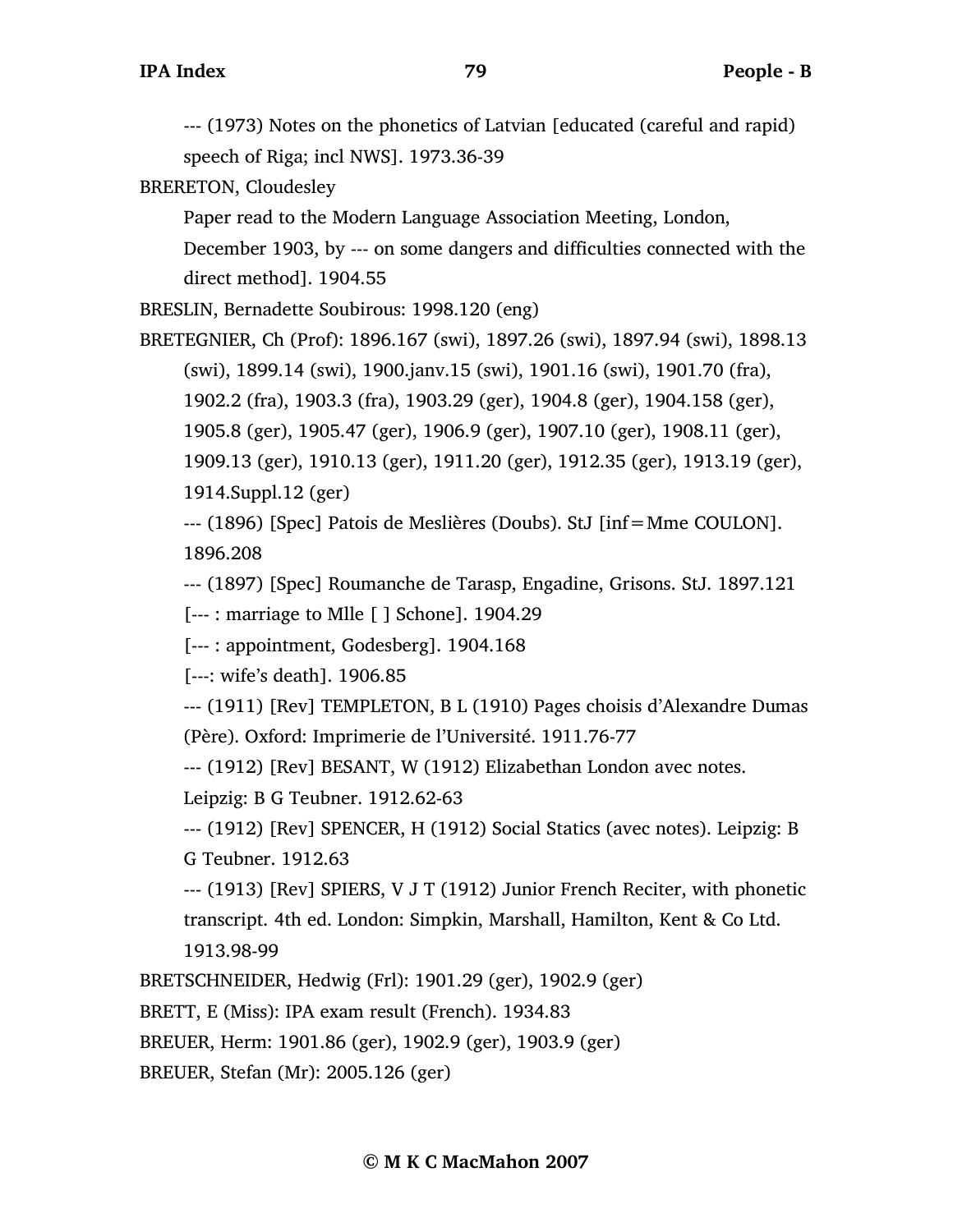--- (1973) Notes on the phonetics of Latvian [educated (careful and rapid) speech of Riga; incl NWS]. 1973.36-39

BRERETON, Cloudesley

Paper read to the Modern Language Association Meeting, London, December 1903, by --- on some dangers and difficulties connected with the direct method]. 1904.55

BRESLIN, Bernadette Soubirous: 1998.120 (eng)

BRETEGNIER, Ch (Prof): 1896.167 (swi), 1897.26 (swi), 1897.94 (swi), 1898.13 (swi), 1899.14 (swi), 1900.janv.15 (swi), 1901.16 (swi), 1901.70 (fra), 1902.2 (fra), 1903.3 (fra), 1903.29 (ger), 1904.8 (ger), 1904.158 (ger), 1905.8 (ger), 1905.47 (ger), 1906.9 (ger), 1907.10 (ger), 1908.11 (ger), 1909.13 (ger), 1910.13 (ger), 1911.20 (ger), 1912.35 (ger), 1913.19 (ger), 1914.Suppl.12 (ger)

--- (1896) [Spec] Patois de Meslières (Doubs). StJ [inf=Mme COULON]. 1896.208

--- (1897) [Spec] Roumanche de Tarasp, Engadine, Grisons. StJ. 1897.121

[--- : marriage to Mlle [ ] Schone]. 1904.29

[--- : appointment, Godesberg]. 1904.168

[---: wife's death]. 1906.85

--- (1911) [Rev] TEMPLETON, B L (1910) Pages choisis d'Alexandre Dumas (Père). Oxford: Imprimerie de l'Université. 1911.76-77

--- (1912) [Rev] BESANT, W (1912) Elizabethan London avec notes. Leipzig: B G Teubner. 1912.62-63

--- (1912) [Rev] SPENCER, H (1912) Social Statics (avec notes). Leipzig: B G Teubner. 1912.63

--- (1913) [Rev] SPIERS, V J T (1912) Junior French Reciter, with phonetic transcript. 4th ed. London: Simpkin, Marshall, Hamilton, Kent & Co Ltd. 1913.98-99

BRETSCHNEIDER, Hedwig (Frl): 1901.29 (ger), 1902.9 (ger)

BRETT, E (Miss): IPA exam result (French). 1934.83

BREUER, Herm: 1901.86 (ger), 1902.9 (ger), 1903.9 (ger)

BREUER, Stefan (Mr): 2005.126 (ger)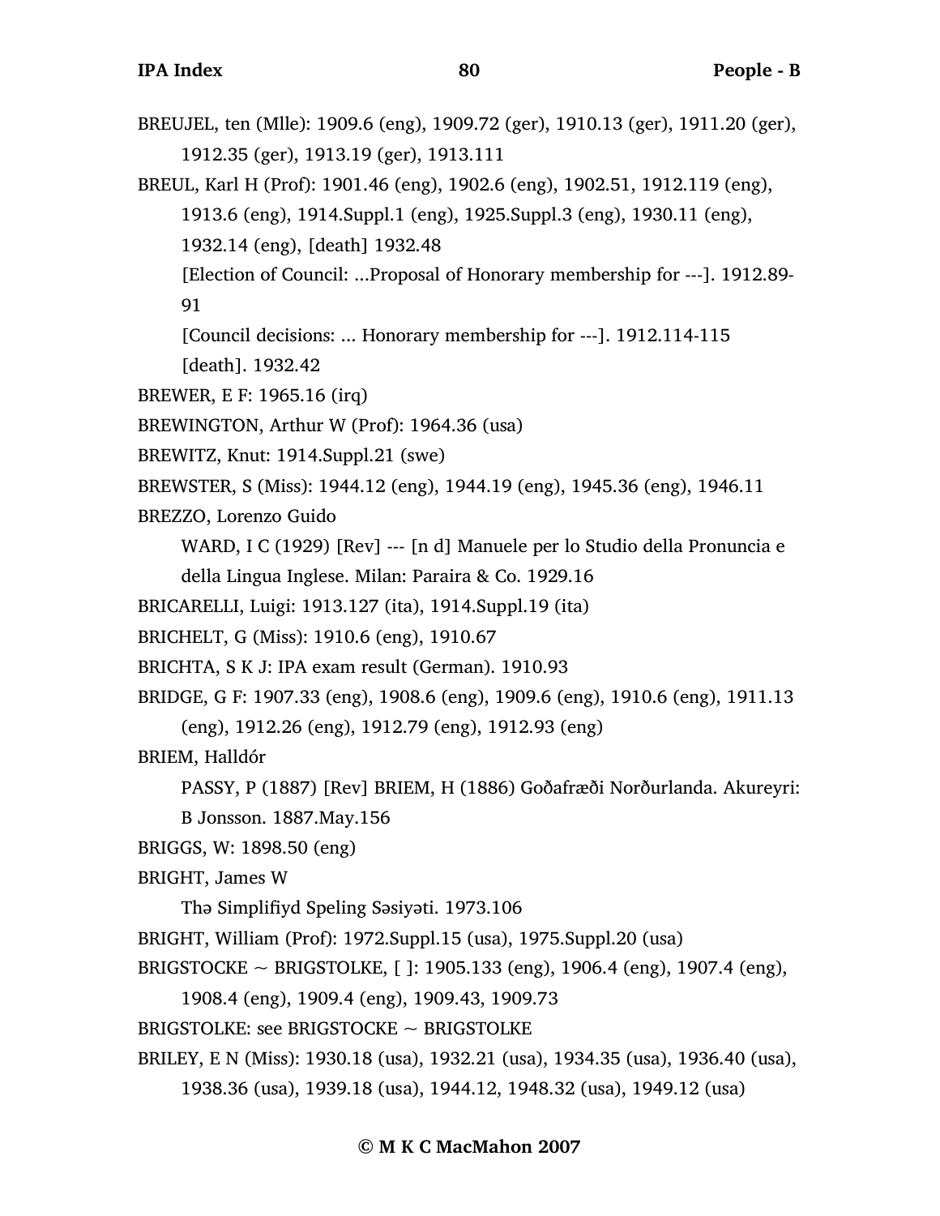BREUJEL, ten (Mlle): 1909.6 (eng), 1909.72 (ger), 1910.13 (ger), 1911.20 (ger), 1912.35 (ger), 1913.19 (ger), 1913.111

BREUL, Karl H (Prof): 1901.46 (eng), 1902.6 (eng), 1902.51, 1912.119 (eng), 1913.6 (eng), 1914.Suppl.1 (eng), 1925.Suppl.3 (eng), 1930.11 (eng), 1932.14 (eng), [death] 1932.48

[Election of Council: ...Proposal of Honorary membership for ---]. 1912.89-91

[Council decisions: ... Honorary membership for ---]. 1912.114-115

[death]. 1932.42

BREWER, E F: 1965.16 (irq)

BREWINGTON, Arthur W (Prof): 1964.36 (usa)

BREWITZ, Knut: 1914.Suppl.21 (swe)

BREWSTER, S (Miss): 1944.12 (eng), 1944.19 (eng), 1945.36 (eng), 1946.11

BREZZO, Lorenzo Guido

WARD, I C (1929) [Rev] --- [n d] Manuele per lo Studio della Pronuncia e della Lingua Inglese. Milan: Paraira & Co. 1929.16

BRICARELLI, Luigi: 1913.127 (ita), 1914.Suppl.19 (ita)

BRICHELT, G (Miss): 1910.6 (eng), 1910.67

BRICHTA, S K J: IPA exam result (German). 1910.93

BRIDGE, G F: 1907.33 (eng), 1908.6 (eng), 1909.6 (eng), 1910.6 (eng), 1911.13 (eng), 1912.26 (eng), 1912.79 (eng), 1912.93 (eng)

BRIEM, Halldór

PASSY, P (1887) [Rev] BRIEM, H (1886) Goðafræði Norðurlanda. Akureyri: B Jonsson. 1887.May.156

BRIGGS, W: 1898.50 (eng)

BRIGHT, James W

Thə Simplifiyd Speling Səsiyəti. 1973.106

BRIGHT, William (Prof): 1972.Suppl.15 (usa), 1975.Suppl.20 (usa)

BRIGSTOCKE ~ BRIGSTOLKE, [ ]: 1905.133 (eng), 1906.4 (eng), 1907.4 (eng), 1908.4 (eng), 1909.4 (eng), 1909.43, 1909.73

BRIGSTOLKE: see BRIGSTOCKE ~ BRIGSTOLKE

BRILEY, E N (Miss): 1930.18 (usa), 1932.21 (usa), 1934.35 (usa), 1936.40 (usa), 1938.36 (usa), 1939.18 (usa), 1944.12, 1948.32 (usa), 1949.12 (usa)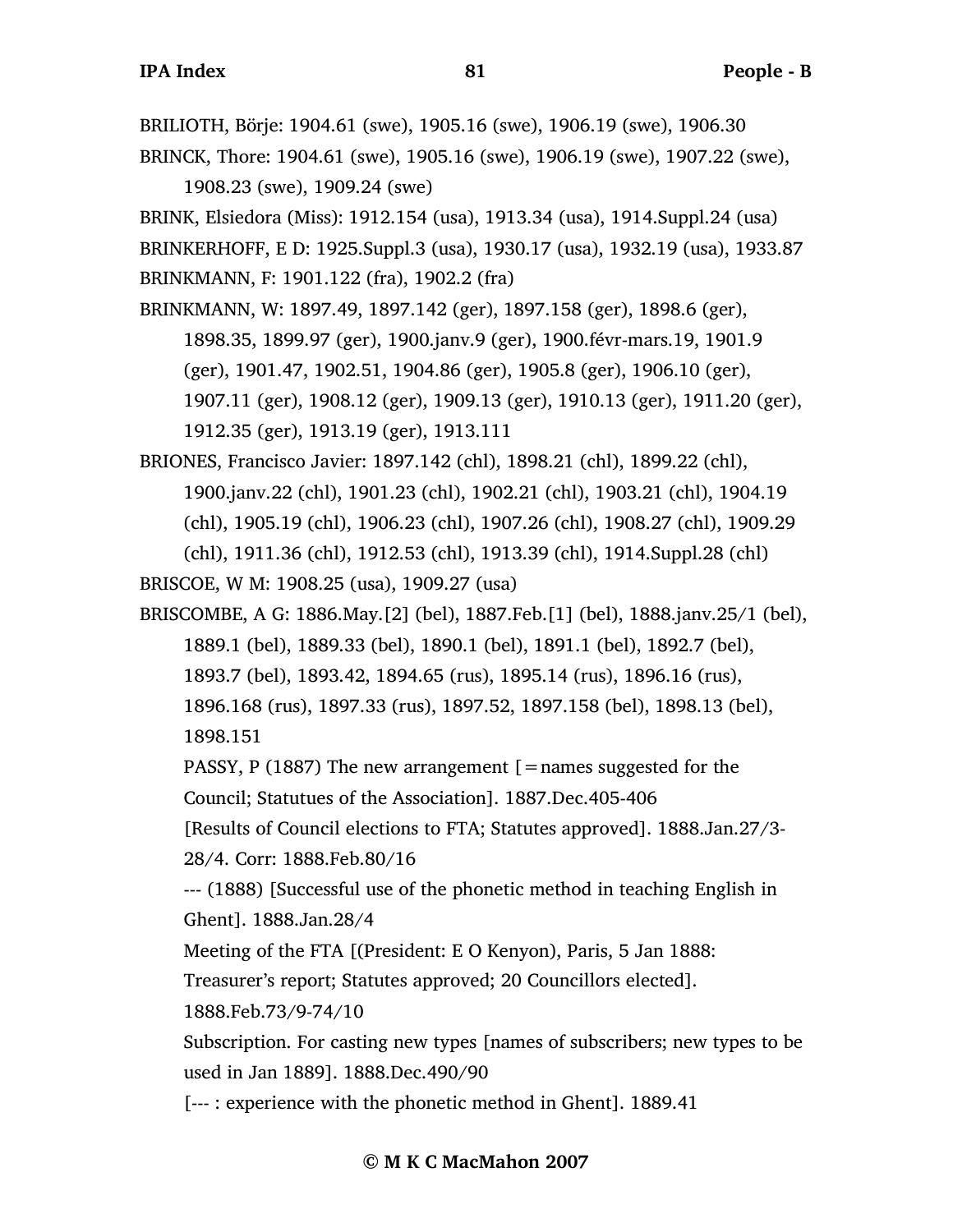BRILIOTH, Börje: 1904.61 (swe), 1905.16 (swe), 1906.19 (swe), 1906.30

BRINCK, Thore: 1904.61 (swe), 1905.16 (swe), 1906.19 (swe), 1907.22 (swe), 1908.23 (swe), 1909.24 (swe)

BRINK, Elsiedora (Miss): 1912.154 (usa), 1913.34 (usa), 1914.Suppl.24 (usa)

BRINKERHOFF, E D: 1925.Suppl.3 (usa), 1930.17 (usa), 1932.19 (usa), 1933.87

BRINKMANN, F: 1901.122 (fra), 1902.2 (fra)

BRINKMANN, W: 1897.49, 1897.142 (ger), 1897.158 (ger), 1898.6 (ger), 1898.35, 1899.97 (ger), 1900.janv.9 (ger), 1900.févr-mars.19, 1901.9 (ger), 1901.47, 1902.51, 1904.86 (ger), 1905.8 (ger), 1906.10 (ger), 1907.11 (ger), 1908.12 (ger), 1909.13 (ger), 1910.13 (ger), 1911.20 (ger), 1912.35 (ger), 1913.19 (ger), 1913.111

BRIONES, Francisco Javier: 1897.142 (chl), 1898.21 (chl), 1899.22 (chl), 1900.janv.22 (chl), 1901.23 (chl), 1902.21 (chl), 1903.21 (chl), 1904.19 (chl), 1905.19 (chl), 1906.23 (chl), 1907.26 (chl), 1908.27 (chl), 1909.29 (chl), 1911.36 (chl), 1912.53 (chl), 1913.39 (chl), 1914.Suppl.28 (chl)

BRISCOE, W M: 1908.25 (usa), 1909.27 (usa)

BRISCOMBE, A G: 1886.May.[2] (bel), 1887.Feb.[1] (bel), 1888.janv.25/1 (bel), 1889.1 (bel), 1889.33 (bel), 1890.1 (bel), 1891.1 (bel), 1892.7 (bel), 1893.7 (bel), 1893.42, 1894.65 (rus), 1895.14 (rus), 1896.16 (rus), 1896.168 (rus), 1897.33 (rus), 1897.52, 1897.158 (bel), 1898.13 (bel), 1898.151

PASSY, P (1887) The new arrangement [=names suggested for the Council; Statutues of the Association]. 1887.Dec.405-406

[Results of Council elections to FTA; Statutes approved]. 1888.Jan.27/3-28/4. Corr: 1888.Feb.80/16

--- (1888) [Successful use of the phonetic method in teaching English in Ghent]. 1888.Jan.28/4

Meeting of the FTA [(President: E O Kenyon), Paris, 5 Jan 1888: Treasurer’s report; Statutes approved; 20 Councillors elected]. 1888.Feb.73/9-74/10

Subscription. For casting new types [names of subscribers; new types to be used in Jan 1889]. 1888.Dec.490/90

[--- : experience with the phonetic method in Ghent]. 1889.41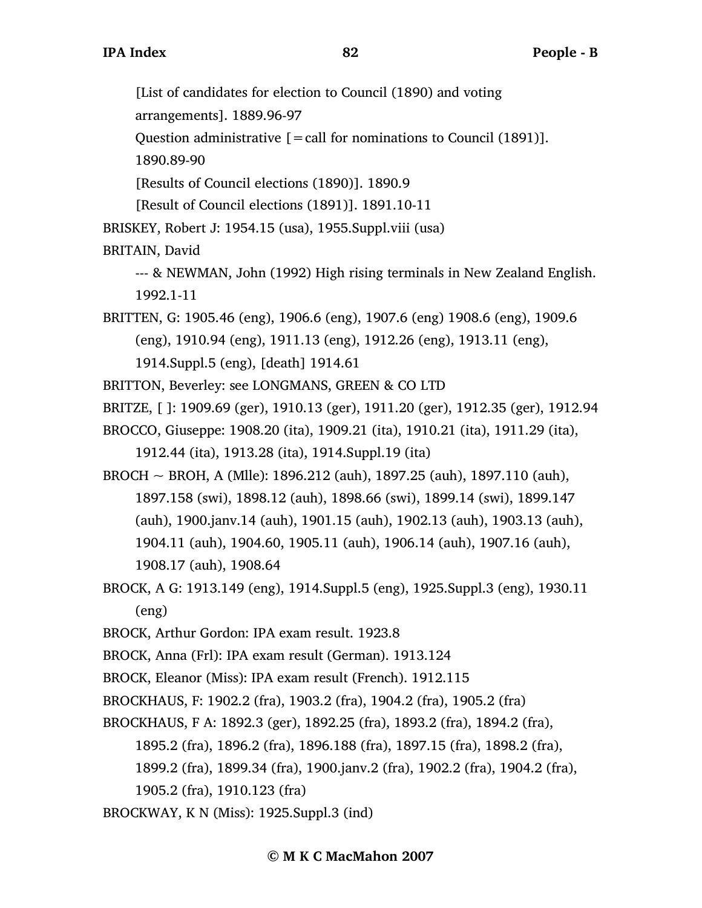[List of candidates for election to Council (1890) and voting arrangements]. 1889.96-97

Question administrative [=call for nominations to Council (1891)]. 1890.89-90

[Results of Council elections (1890)]. 1890.9

[Result of Council elections (1891)]. 1891.10-11

BRISKEY, Robert J: 1954.15 (usa), 1955.Suppl.viii (usa)

BRITAIN, David

--- & NEWMAN, John (1992) High rising terminals in New Zealand English. 1992.1-11

BRITTEN, G: 1905.46 (eng), 1906.6 (eng), 1907.6 (eng) 1908.6 (eng), 1909.6 (eng), 1910.94 (eng), 1911.13 (eng), 1912.26 (eng), 1913.11 (eng), 1914.Suppl.5 (eng), [death] 1914.61

BRITTON, Beverley: see LONGMANS, GREEN & CO LTD

BRITZE, [ ]: 1909.69 (ger), 1910.13 (ger), 1911.20 (ger), 1912.35 (ger), 1912.94

BROCCO, Giuseppe: 1908.20 (ita), 1909.21 (ita), 1910.21 (ita), 1911.29 (ita), 1912.44 (ita), 1913.28 (ita), 1914.Suppl.19 (ita)

BROCH ~ BROH, A (Mlle): 1896.212 (auh), 1897.25 (auh), 1897.110 (auh), 1897.158 (swi), 1898.12 (auh), 1898.66 (swi), 1899.14 (swi), 1899.147 (auh), 1900.janv.14 (auh), 1901.15 (auh), 1902.13 (auh), 1903.13 (auh), 1904.11 (auh), 1904.60, 1905.11 (auh), 1906.14 (auh), 1907.16 (auh), 1908.17 (auh), 1908.64

BROCK, A G: 1913.149 (eng), 1914.Suppl.5 (eng), 1925.Suppl.3 (eng), 1930.11 (eng)

BROCK, Arthur Gordon: IPA exam result. 1923.8

BROCK, Anna (Frl): IPA exam result (German). 1913.124

BROCK, Eleanor (Miss): IPA exam result (French). 1912.115

BROCKHAUS, F: 1902.2 (fra), 1903.2 (fra), 1904.2 (fra), 1905.2 (fra)

BROCKHAUS, F A: 1892.3 (ger), 1892.25 (fra), 1893.2 (fra), 1894.2 (fra), 1895.2 (fra), 1896.2 (fra), 1896.188 (fra), 1897.15 (fra), 1898.2 (fra), 1899.2 (fra), 1899.34 (fra), 1900.janv.2 (fra), 1902.2 (fra), 1904.2 (fra), 1905.2 (fra), 1910.123 (fra)

BROCKWAY, K N (Miss): 1925.Suppl.3 (ind)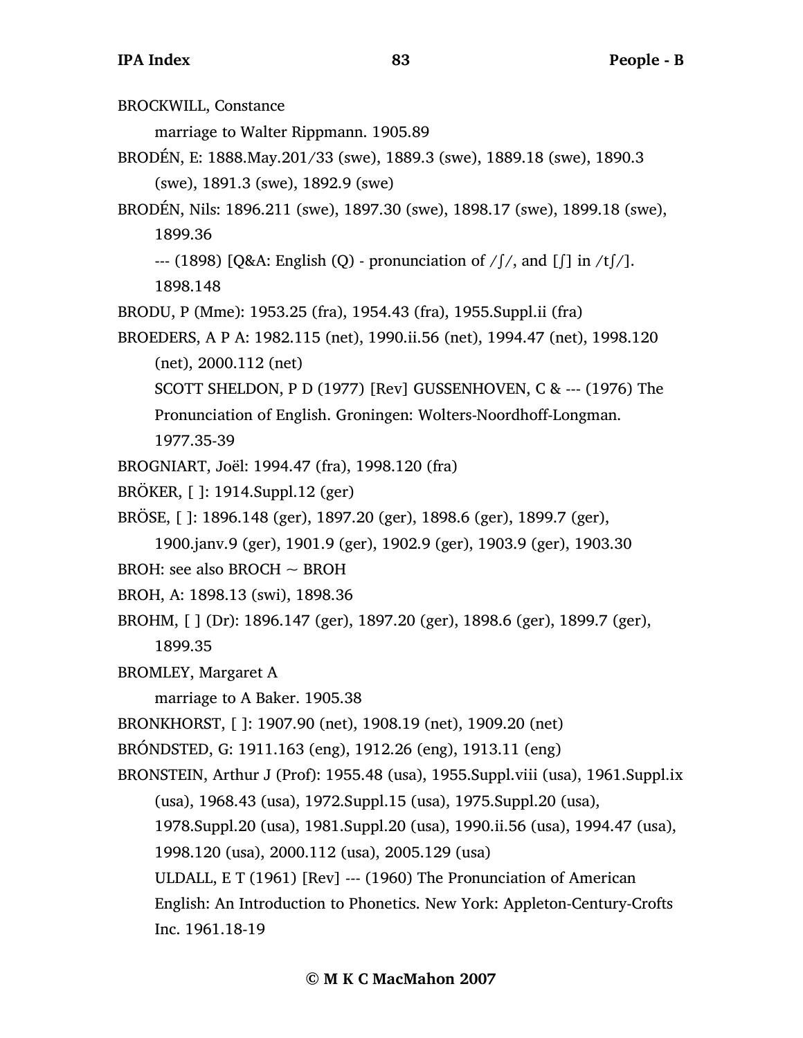BROCKWILL, Constance

marriage to Walter Rippmann. 1905.89

BRODÉN, E: 1888.May.201/33 (swe), 1889.3 (swe), 1889.18 (swe), 1890.3 (swe), 1891.3 (swe), 1892.9 (swe)

BRODÉN, Nils: 1896.211 (swe), 1897.30 (swe), 1898.17 (swe), 1899.18 (swe), 1899.36

--- (1898) [Q&A: English (Q) - pronunciation of /ʃ/, and [ʃ] in /tʃ/]. 1898.148

BRODU, P (Mme): 1953.25 (fra), 1954.43 (fra), 1955.Suppl.ii (fra)

BROEDERS, A P A: 1982.115 (net), 1990.ii.56 (net), 1994.47 (net), 1998.120 (net), 2000.112 (net)

SCOTT SHELDON, P D (1977) [Rev] GUSSENHOVEN, C & --- (1976) The Pronunciation of English. Groningen: Wolters-Noordhoff-Longman. 1977.35-39

BROGNIART, Joël: 1994.47 (fra), 1998.120 (fra)

BRÖKER, [ ]: 1914.Suppl.12 (ger)

BRÖSE, [ ]: 1896.148 (ger), 1897.20 (ger), 1898.6 (ger), 1899.7 (ger), 1900.janv.9 (ger), 1901.9 (ger), 1902.9 (ger), 1903.9 (ger), 1903.30

BROH: see also BROCH ~ BROH

BROH, A: 1898.13 (swi), 1898.36

BROHM, [ ] (Dr): 1896.147 (ger), 1897.20 (ger), 1898.6 (ger), 1899.7 (ger), 1899.35

BROMLEY, Margaret A

marriage to A Baker. 1905.38

BRONKHORST, [ ]: 1907.90 (net), 1908.19 (net), 1909.20 (net)

BRÓNDSTED, G: 1911.163 (eng), 1912.26 (eng), 1913.11 (eng)

BRONSTEIN, Arthur J (Prof): 1955.48 (usa), 1955.Suppl.viii (usa), 1961.Suppl.ix (usa), 1968.43 (usa), 1972.Suppl.15 (usa), 1975.Suppl.20 (usa), 1978.Suppl.20 (usa), 1981.Suppl.20 (usa), 1990.ii.56 (usa), 1994.47 (usa), 1998.120 (usa), 2000.112 (usa), 2005.129 (usa)

ULDALL, E T (1961) [Rev] --- (1960) The Pronunciation of American English: An Introduction to Phonetics. New York: Appleton-Century-Crofts Inc. 1961.18-19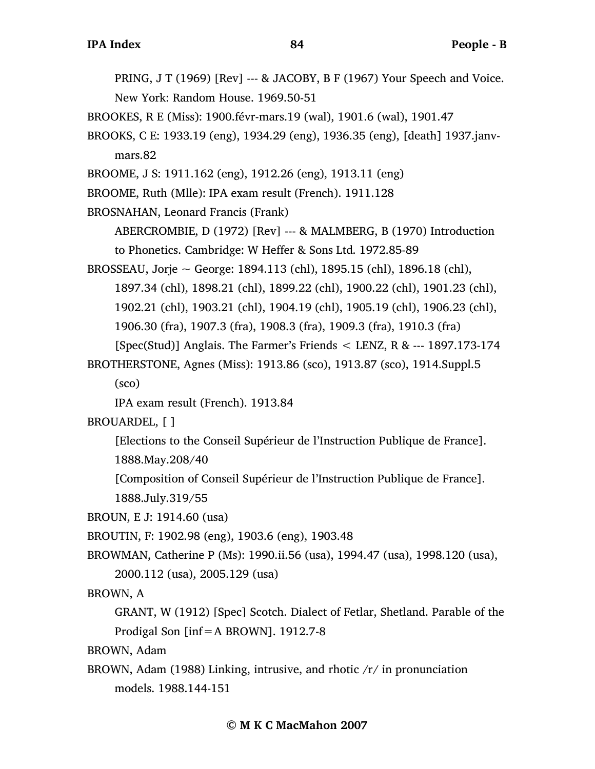PRING, J T (1969) [Rev] --- & JACOBY, B F (1967) Your Speech and Voice. New York: Random House. 1969.50-51

BROOKES, R E (Miss): 1900.févr-mars.19 (wal), 1901.6 (wal), 1901.47

BROOKS, C E: 1933.19 (eng), 1934.29 (eng), 1936.35 (eng), [death] 1937.janv-mars.82

BROOME, J S: 1911.162 (eng), 1912.26 (eng), 1913.11 (eng)

BROOME, Ruth (Mlle): IPA exam result (French). 1911.128

BROSNAHAN, Leonard Francis (Frank)

ABERCROMBIE, D (1972) [Rev] --- & MALMBERG, B (1970) Introduction to Phonetics. Cambridge: W Heffer & Sons Ltd. 1972.85-89

BROSSEAU, Jorje ~ George: 1894.113 (chl), 1895.15 (chl), 1896.18 (chl), 1897.34 (chl), 1898.21 (chl), 1899.22 (chl), 1900.22 (chl), 1901.23 (chl), 1902.21 (chl), 1903.21 (chl), 1904.19 (chl), 1905.19 (chl), 1906.23 (chl), 1906.30 (fra), 1907.3 (fra), 1908.3 (fra), 1909.3 (fra), 1910.3 (fra)

[Spec(Stud)] Anglais. The Farmer's Friends < LENZ, R & --- 1897.173-174

BROTHERSTONE, Agnes (Miss): 1913.86 (sco), 1913.87 (sco), 1914.Suppl.5 (sco)

IPA exam result (French). 1913.84

BROUARDEL, [ ]

[Elections to the Conseil Supérieur de l'Instruction Publique de France]. 1888.May.208/40

[Composition of Conseil Supérieur de l'Instruction Publique de France]. 1888.July.319/55

BROUN, E J: 1914.60 (usa)

BROUTIN, F: 1902.98 (eng), 1903.6 (eng), 1903.48

BROWMAN, Catherine P (Ms): 1990.ii.56 (usa), 1994.47 (usa), 1998.120 (usa), 2000.112 (usa), 2005.129 (usa)

BROWN, A

GRANT, W (1912) [Spec] Scotch. Dialect of Fetlar, Shetland. Parable of the Prodigal Son [inf=A BROWN]. 1912.7-8

BROWN, Adam

BROWN, Adam (1988) Linking, intrusive, and rhotic /r/ in pronunciation models. 1988.144-151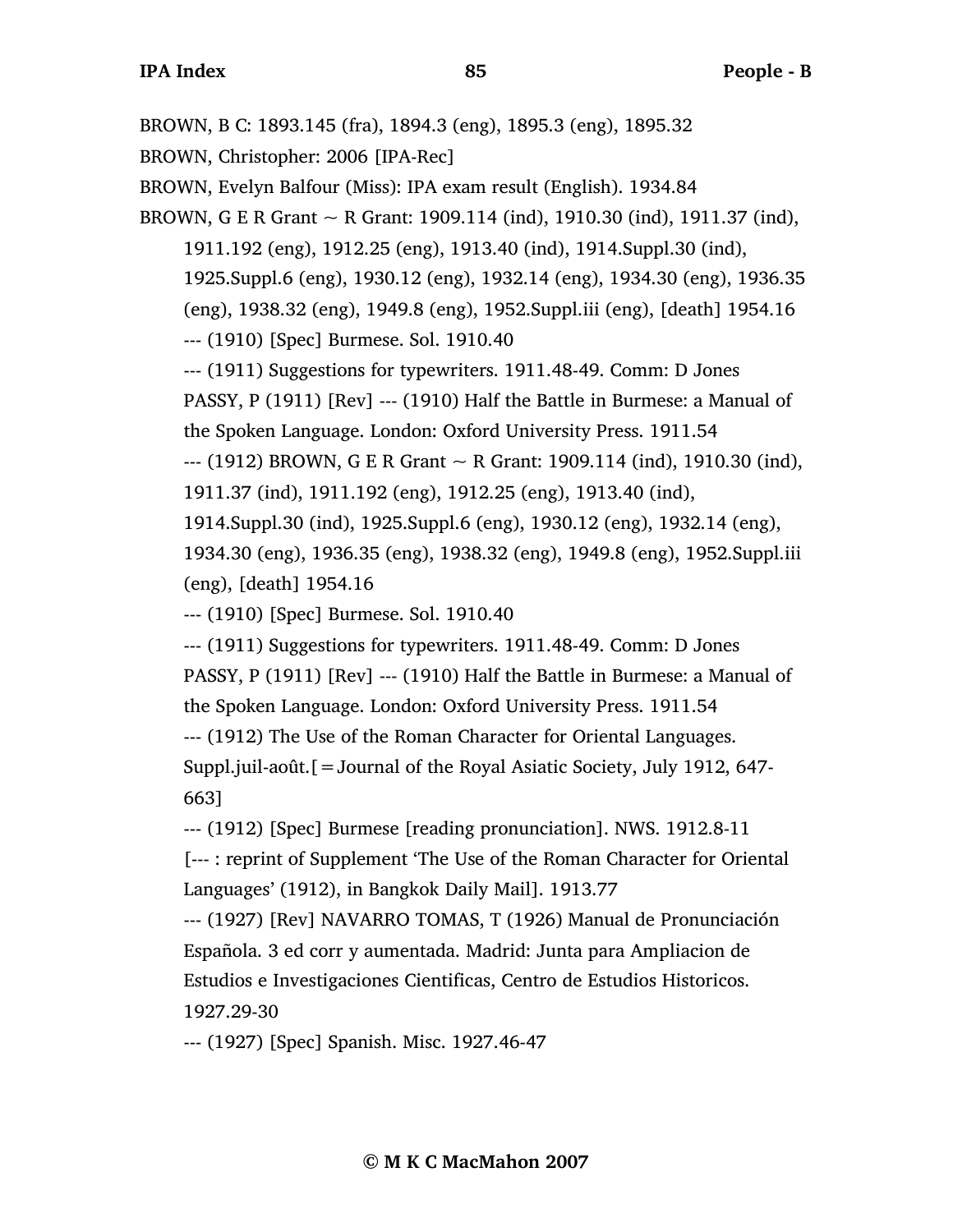BROWN, B C: 1893.145 (fra), 1894.3 (eng), 1895.3 (eng), 1895.32

BROWN, Christopher: 2006 [IPA-Rec]

BROWN, Evelyn Balfour (Miss): IPA exam result (English). 1934.84

BROWN, G E R Grant ~ R Grant: 1909.114 (ind), 1910.30 (ind), 1911.37 (ind), 1911.192 (eng), 1912.25 (eng), 1913.40 (ind), 1914.Suppl.30 (ind), 1925.Suppl.6 (eng), 1930.12 (eng), 1932.14 (eng), 1934.30 (eng), 1936.35 (eng), 1938.32 (eng), 1949.8 (eng), 1952.Suppl.iii (eng), [death] 1954.16

--- (1910) [Spec] Burmese. Sol. 1910.40

--- (1911) Suggestions for typewriters. 1911.48-49. Comm: D Jones

PASSY, P (1911) [Rev] --- (1910) Half the Battle in Burmese: a Manual of the Spoken Language. London: Oxford University Press. 1911.54

--- (1912) BROWN, G E R Grant ~ R Grant: 1909.114 (ind), 1910.30 (ind), 1911.37 (ind), 1911.192 (eng), 1912.25 (eng), 1913.40 (ind), 1914.Suppl.30 (ind), 1925.Suppl.6 (eng), 1930.12 (eng), 1932.14 (eng), 1934.30 (eng), 1936.35 (eng), 1938.32 (eng), 1949.8 (eng), 1952.Suppl.iii (eng), [death] 1954.16

--- (1910) [Spec] Burmese. Sol. 1910.40

--- (1911) Suggestions for typewriters. 1911.48-49. Comm: D Jones

PASSY, P (1911) [Rev] --- (1910) Half the Battle in Burmese: a Manual of the Spoken Language. London: Oxford University Press. 1911.54

--- (1912) The Use of the Roman Character for Oriental Languages. Suppl.juil-août.[=Journal of the Royal Asiatic Society, July 1912, 647-663]

--- (1912) [Spec] Burmese [reading pronunciation]. NWS. 1912.8-11

[--- : reprint of Supplement 'The Use of the Roman Character for Oriental Languages' (1912), in Bangkok Daily Mail]. 1913.77

--- (1927) [Rev] NAVARRO TOMAS, T (1926) Manual de Pronunciación Española. 3 ed corr y aumentada. Madrid: Junta para Ampliacion de Estudios e Investigaciones Cientificas, Centro de Estudios Historicos. 1927.29-30

--- (1927) [Spec] Spanish. Misc. 1927.46-47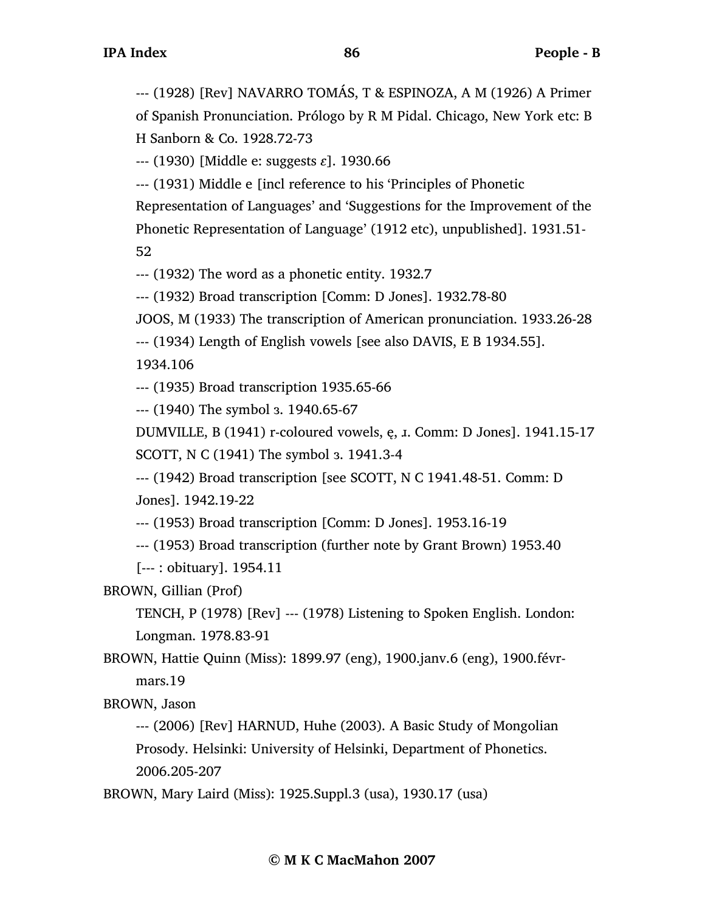--- (1928) [Rev] NAVARRO TOMÁS, T & ESPINOZA, A M (1926) A Primer of Spanish Pronunciation. Prólogo by R M Pidal. Chicago, New York etc: B H Sanborn & Co. 1928.72-73

--- (1930) [Middle e: suggests ɛ]. 1930.66

--- (1931) Middle e [incl reference to his 'Principles of Phonetic Representation of Languages' and 'Suggestions for the Improvement of the Phonetic Representation of Language' (1912 etc), unpublished]. 1931.51-52

--- (1932) The word as a phonetic entity. 1932.7

--- (1932) Broad transcription [Comm: D Jones]. 1932.78-80

JOOS, M (1933) The transcription of American pronunciation. 1933.26-28

--- (1934) Length of English vowels [see also DAVIS, E B 1934.55]. 1934.106

--- (1935) Broad transcription 1935.65-66

--- (1940) The symbol ɜ. 1940.65-67

DUMVILLE, B (1941) r-coloured vowels, ẹ, ɹ. Comm: D Jones]. 1941.15-17

SCOTT, N C (1941) The symbol ɜ. 1941.3-4

--- (1942) Broad transcription [see SCOTT, N C 1941.48-51. Comm: D Jones]. 1942.19-22

--- (1953) Broad transcription [Comm: D Jones]. 1953.16-19

--- (1953) Broad transcription (further note by Grant Brown) 1953.40

[--- : obituary]. 1954.11

BROWN, Gillian (Prof)

TENCH, P (1978) [Rev] --- (1978) Listening to Spoken English. London: Longman. 1978.83-91

BROWN, Hattie Quinn (Miss): 1899.97 (eng), 1900.janv.6 (eng), 1900.févr-mars.19

BROWN, Jason

--- (2006) [Rev] HARNUD, Huhe (2003). A Basic Study of Mongolian Prosody. Helsinki: University of Helsinki, Department of Phonetics. 2006.205-207

BROWN, Mary Laird (Miss): 1925.Suppl.3 (usa), 1930.17 (usa)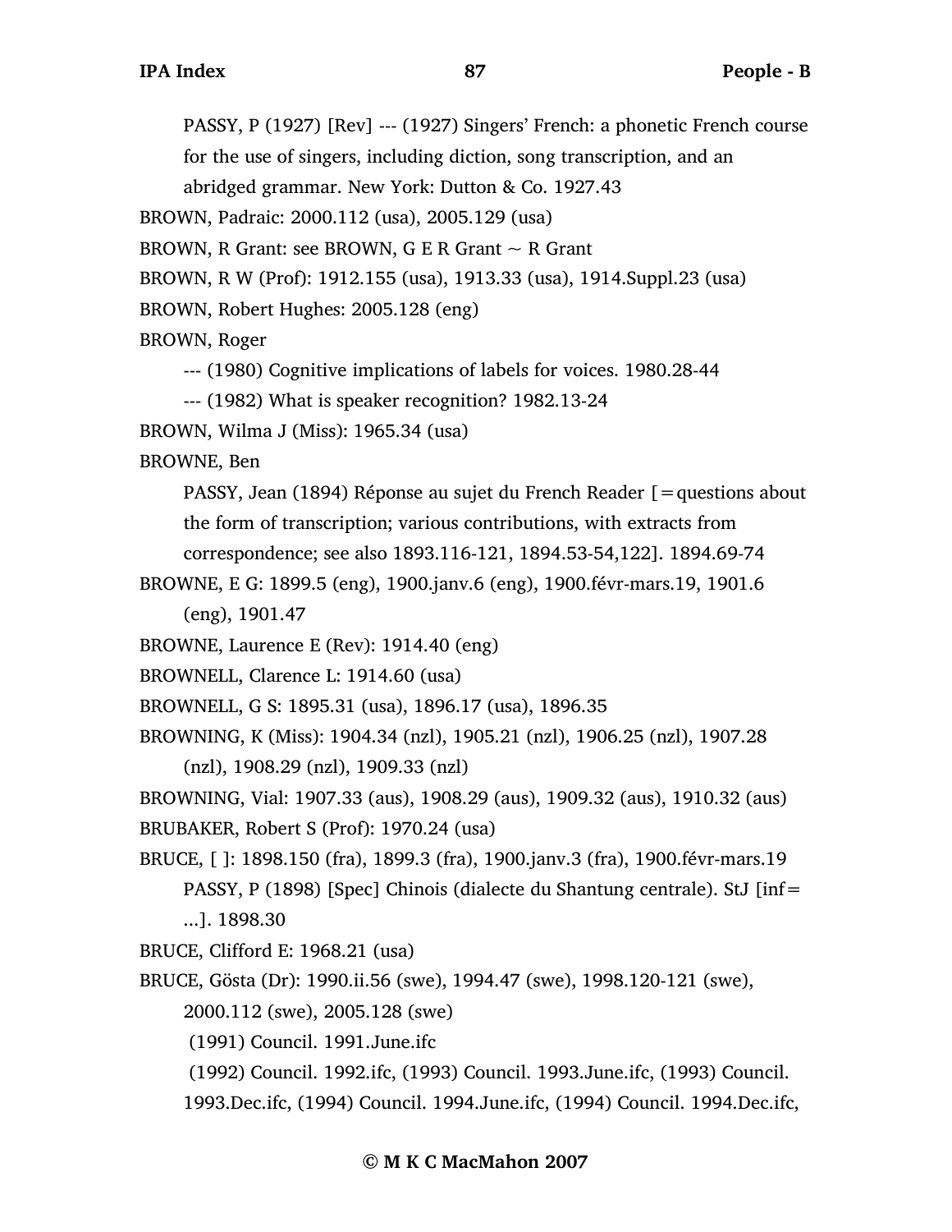PASSY, P (1927) [Rev] --- (1927) Singers' French: a phonetic French course for the use of singers, including diction, song transcription, and an abridged grammar. New York: Dutton & Co. 1927.43

BROWN, Padraic: 2000.112 (usa), 2005.129 (usa)

BROWN, R Grant: see BROWN, G E R Grant ~ R Grant

BROWN, R W (Prof): 1912.155 (usa), 1913.33 (usa), 1914.Suppl.23 (usa)

BROWN, Robert Hughes: 2005.128 (eng)

BROWN, Roger

--- (1980) Cognitive implications of labels for voices. 1980.28-44

--- (1982) What is speaker recognition? 1982.13-24

BROWN, Wilma J (Miss): 1965.34 (usa)

BROWNE, Ben

PASSY, Jean (1894) Réponse au sujet du French Reader [=questions about the form of transcription; various contributions, with extracts from correspondence; see also 1893.116-121, 1894.53-54,122]. 1894.69-74

BROWNE, E G: 1899.5 (eng), 1900.janv.6 (eng), 1900.févr-mars.19, 1901.6 (eng), 1901.47

BROWNE, Laurence E (Rev): 1914.40 (eng)

BROWNELL, Clarence L: 1914.60 (usa)

BROWNELL, G S: 1895.31 (usa), 1896.17 (usa), 1896.35

BROWNING, K (Miss): 1904.34 (nzl), 1905.21 (nzl), 1906.25 (nzl), 1907.28 (nzl), 1908.29 (nzl), 1909.33 (nzl)

BROWNING, Vial: 1907.33 (aus), 1908.29 (aus), 1909.32 (aus), 1910.32 (aus)

BRUBAKER, Robert S (Prof): 1970.24 (usa)

BRUCE, [ ]: 1898.150 (fra), 1899.3 (fra), 1900.janv.3 (fra), 1900.févr-mars.19

PASSY, P (1898) [Spec] Chinois (dialecte du Shantung centrale). StJ [inf= ...]. 1898.30

BRUCE, Clifford E: 1968.21 (usa)

BRUCE, Gösta (Dr): 1990.ii.56 (swe), 1994.47 (swe), 1998.120-121 (swe), 2000.112 (swe), 2005.128 (swe)

(1991) Council. 1991.June.ifc

(1992) Council. 1992.ifc, (1993) Council. 1993.June.ifc, (1993) Council. 1993.Dec.ifc, (1994) Council. 1994.June.ifc, (1994) Council. 1994.Dec.ifc,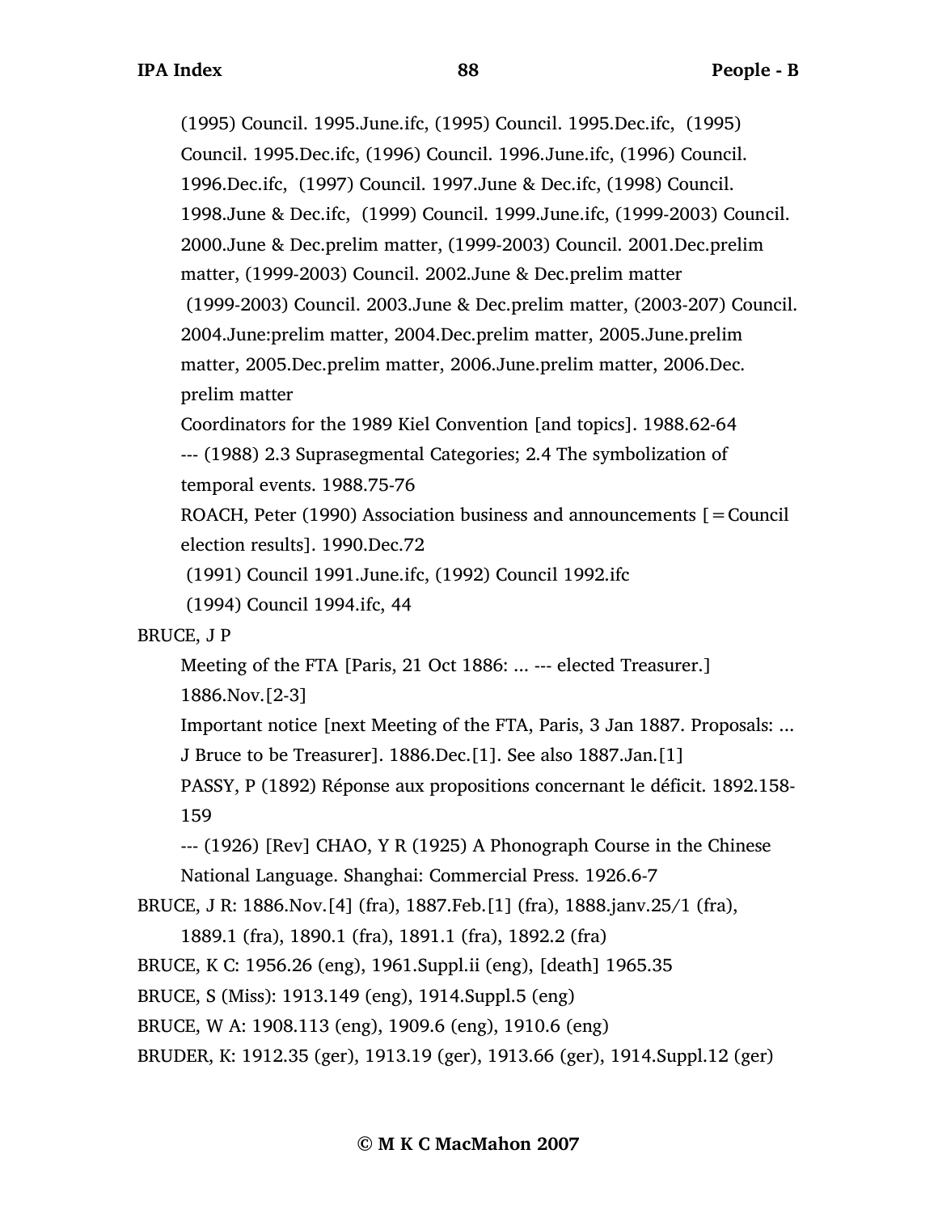(1995) Council. 1995.June.ifc, (1995) Council. 1995.Dec.ifc, (1995) Council. 1995.Dec.ifc, (1996) Council. 1996.June.ifc, (1996) Council. 1996.Dec.ifc, (1997) Council. 1997.June & Dec.ifc, (1998) Council. 1998.June & Dec.ifc, (1999) Council. 1999.June.ifc, (1999-2003) Council. 2000.June & Dec.prelim matter, (1999-2003) Council. 2001.Dec.prelim matter, (1999-2003) Council. 2002.June & Dec.prelim matter (1999-2003) Council. 2003.June & Dec.prelim matter, (2003-207) Council. 2004.June:prelim matter, 2004.Dec.prelim matter, 2005.June.prelim matter, 2005.Dec.prelim matter, 2006.June.prelim matter, 2006.Dec. prelim matter

Coordinators for the 1989 Kiel Convention [and topics]. 1988.62-64

--- (1988) 2.3 Suprasegmental Categories; 2.4 The symbolization of temporal events. 1988.75-76

ROACH, Peter (1990) Association business and announcements [=Council election results]. 1990.Dec.72

(1991) Council 1991.June.ifc, (1992) Council 1992.ifc

(1994) Council 1994.ifc, 44

BRUCE, J P

Meeting of the FTA [Paris, 21 Oct 1886: ... --- elected Treasurer.] 1886.Nov.[2-3]

Important notice [next Meeting of the FTA, Paris, 3 Jan 1887. Proposals: ... J Bruce to be Treasurer]. 1886.Dec.[1]. See also 1887.Jan.[1]

PASSY, P (1892) Réponse aux propositions concernant le déficit. 1892.158-159

--- (1926) [Rev] CHAO, Y R (1925) A Phonograph Course in the Chinese National Language. Shanghai: Commercial Press. 1926.6-7

BRUCE, J R: 1886.Nov.[4] (fra), 1887.Feb.[1] (fra), 1888.janv.25/1 (fra), 1889.1 (fra), 1890.1 (fra), 1891.1 (fra), 1892.2 (fra)

BRUCE, K C: 1956.26 (eng), 1961.Suppl.ii (eng), [death] 1965.35

BRUCE, S (Miss): 1913.149 (eng), 1914.Suppl.5 (eng)

BRUCE, W A: 1908.113 (eng), 1909.6 (eng), 1910.6 (eng)

BRUDER, K: 1912.35 (ger), 1913.19 (ger), 1913.66 (ger), 1914.Suppl.12 (ger)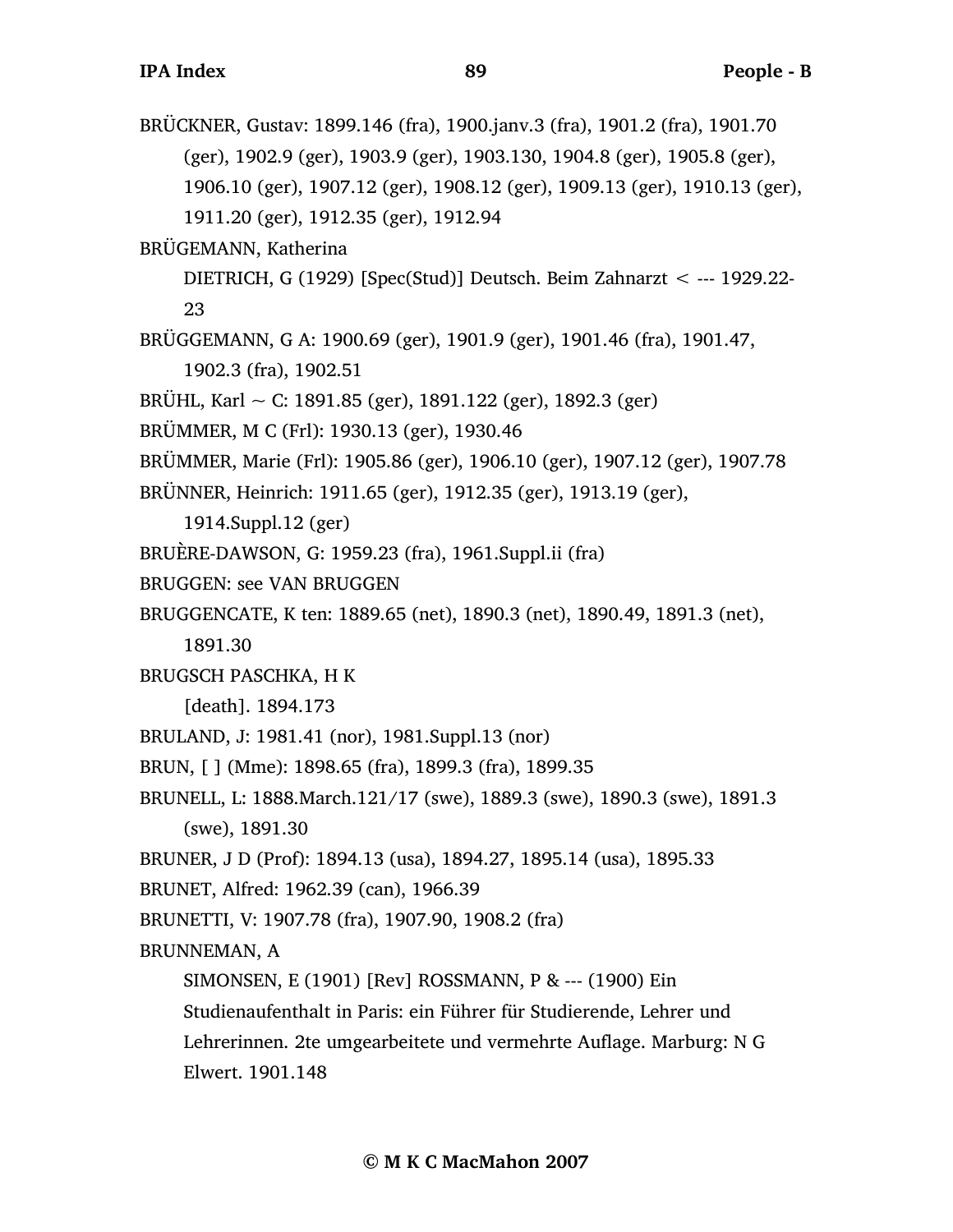BRÜCKNER, Gustav: 1899.146 (fra), 1900.janv.3 (fra), 1901.2 (fra), 1901.70 (ger), 1902.9 (ger), 1903.9 (ger), 1903.130, 1904.8 (ger), 1905.8 (ger), 1906.10 (ger), 1907.12 (ger), 1908.12 (ger), 1909.13 (ger), 1910.13 (ger), 1911.20 (ger), 1912.35 (ger), 1912.94

BRÜGEMANN, Katherina

DIETRICH, G (1929) [Spec(Stud)] Deutsch. Beim Zahnarzt < --- 1929.22-23

BRÜGGEMANN, G A: 1900.69 (ger), 1901.9 (ger), 1901.46 (fra), 1901.47, 1902.3 (fra), 1902.51

BRÜHL, Karl ~ C: 1891.85 (ger), 1891.122 (ger), 1892.3 (ger)

BRÜMMER, M C (Frl): 1930.13 (ger), 1930.46

BRÜMMER, Marie (Frl): 1905.86 (ger), 1906.10 (ger), 1907.12 (ger), 1907.78

BRÜNNER, Heinrich: 1911.65 (ger), 1912.35 (ger), 1913.19 (ger), 1914.Suppl.12 (ger)

BRUÈRE-DAWSON, G: 1959.23 (fra), 1961.Suppl.ii (fra)

BRUGGEN: see VAN BRUGGEN

BRUGGENCATE, K ten: 1889.65 (net), 1890.3 (net), 1890.49, 1891.3 (net), 1891.30

BRUGSCH PASCHKA, H K

[death]. 1894.173

BRULAND, J: 1981.41 (nor), 1981.Suppl.13 (nor)

BRUN, [ ] (Mme): 1898.65 (fra), 1899.3 (fra), 1899.35

BRUNELL, L: 1888.March.121/17 (swe), 1889.3 (swe), 1890.3 (swe), 1891.3 (swe), 1891.30

BRUNER, J D (Prof): 1894.13 (usa), 1894.27, 1895.14 (usa), 1895.33

BRUNET, Alfred: 1962.39 (can), 1966.39

BRUNETTI, V: 1907.78 (fra), 1907.90, 1908.2 (fra)

BRUNNEMAN, A

SIMONSEN, E (1901) [Rev] ROSSMANN, P & --- (1900) Ein Studienaufenthalt in Paris: ein Führer für Studierende, Lehrer und Lehrerinnen. 2te umgearbeitete und vermehrte Auflage. Marburg: N G Elwert. 1901.148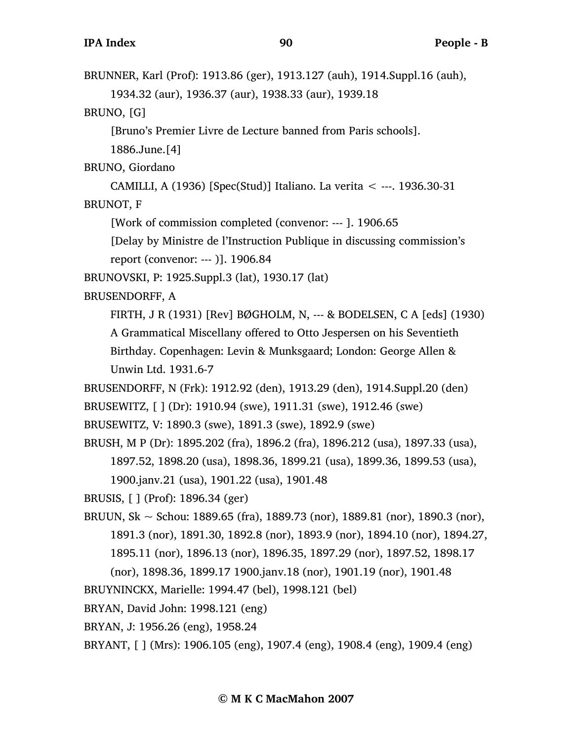BRUNNER, Karl (Prof): 1913.86 (ger), 1913.127 (auh), 1914.Suppl.16 (auh), 1934.32 (aur), 1936.37 (aur), 1938.33 (aur), 1939.18

BRUNO, [G]

[Bruno's Premier Livre de Lecture banned from Paris schools]. 1886.June.[4]

BRUNO, Giordano

CAMILLI, A (1936) [Spec(Stud)] Italiano. La verita < ---. 1936.30-31

BRUNOT, F

[Work of commission completed (convenor: --- ]. 1906.65

[Delay by Ministre de l'Instruction Publique in discussing commission's report (convenor: --- )]. 1906.84

BRUNOVSKI, P: 1925.Suppl.3 (lat), 1930.17 (lat)

BRUSENDORFF, A

FIRTH, J R (1931) [Rev] BØGHOLM, N, --- & BODELSEN, C A [eds] (1930) A Grammatical Miscellany offered to Otto Jespersen on his Seventieth Birthday. Copenhagen: Levin & Munksgaard; London: George Allen & Unwin Ltd. 1931.6-7

BRUSENDORFF, N (Frk): 1912.92 (den), 1913.29 (den), 1914.Suppl.20 (den)

BRUSEWITZ, [ ] (Dr): 1910.94 (swe), 1911.31 (swe), 1912.46 (swe)

BRUSEWITZ, V: 1890.3 (swe), 1891.3 (swe), 1892.9 (swe)

BRUSH, M P (Dr): 1895.202 (fra), 1896.2 (fra), 1896.212 (usa), 1897.33 (usa), 1897.52, 1898.20 (usa), 1898.36, 1899.21 (usa), 1899.36, 1899.53 (usa), 1900.janv.21 (usa), 1901.22 (usa), 1901.48

BRUSIS, [ ] (Prof): 1896.34 (ger)

BRUUN, Sk ~ Schou: 1889.65 (fra), 1889.73 (nor), 1889.81 (nor), 1890.3 (nor), 1891.3 (nor), 1891.30, 1892.8 (nor), 1893.9 (nor), 1894.10 (nor), 1894.27, 1895.11 (nor), 1896.13 (nor), 1896.35, 1897.29 (nor), 1897.52, 1898.17 (nor), 1898.36, 1899.17 1900.janv.18 (nor), 1901.19 (nor), 1901.48

BRUYNINCKX, Marielle: 1994.47 (bel), 1998.121 (bel)

BRYAN, David John: 1998.121 (eng)

BRYAN, J: 1956.26 (eng), 1958.24

BRYANT, [ ] (Mrs): 1906.105 (eng), 1907.4 (eng), 1908.4 (eng), 1909.4 (eng)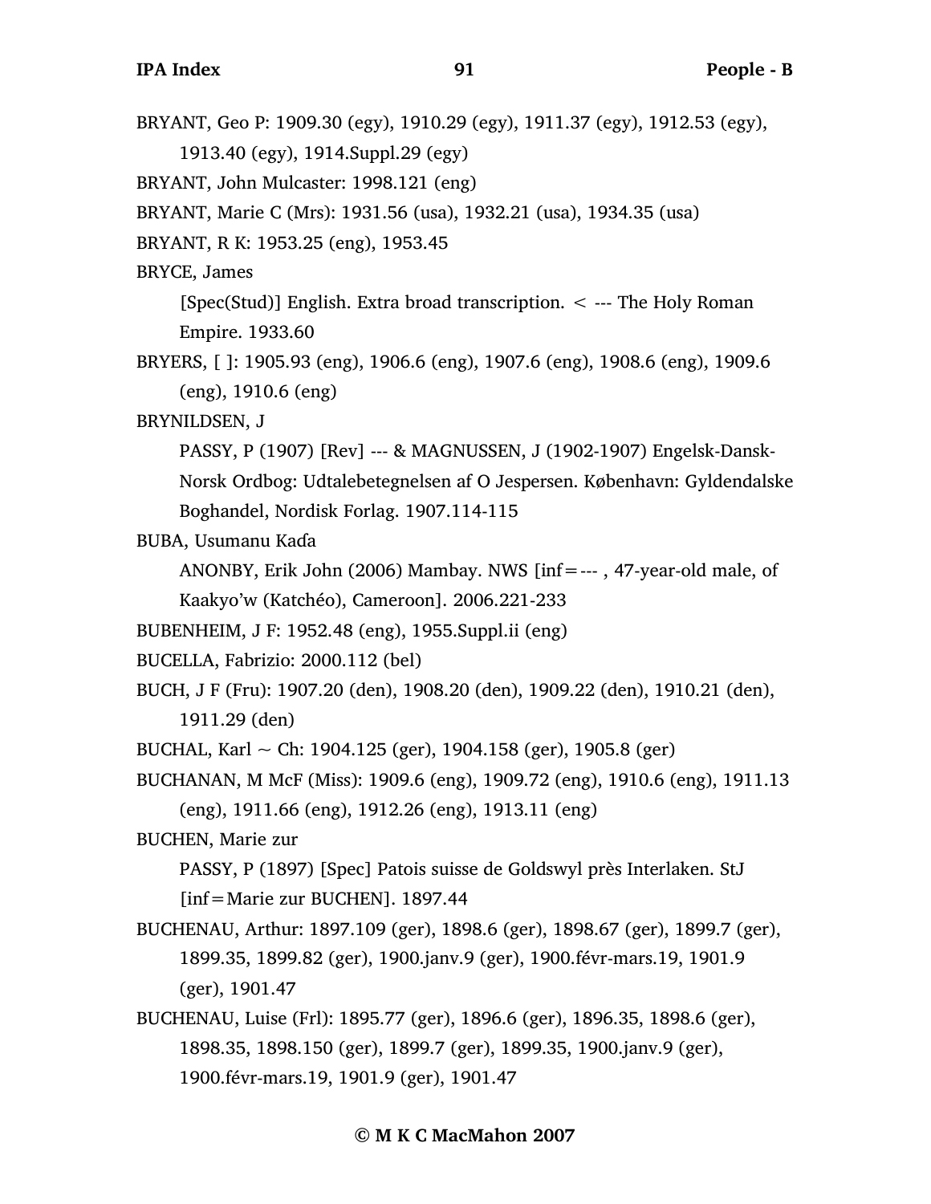BRYANT, Geo P: 1909.30 (egy), 1910.29 (egy), 1911.37 (egy), 1912.53 (egy), 1913.40 (egy), 1914.Suppl.29 (egy)

BRYANT, John Mulcaster: 1998.121 (eng)

BRYANT, Marie C (Mrs): 1931.56 (usa), 1932.21 (usa), 1934.35 (usa)

BRYANT, R K: 1953.25 (eng), 1953.45

BRYCE, James

[Spec(Stud)] English. Extra broad transcription. < --- The Holy Roman Empire. 1933.60

BRYERS, [ ]: 1905.93 (eng), 1906.6 (eng), 1907.6 (eng), 1908.6 (eng), 1909.6 (eng), 1910.6 (eng)

BRYNILDSEN, J

PASSY, P (1907) [Rev] --- & MAGNUSSEN, J (1902-1907) Engelsk-Dansk-Norsk Ordbog: Udtalebetegnelsen af O Jespersen. København: Gyldendalske Boghandel, Nordisk Forlag. 1907.114-115

BUBA, Usumanu Kaɗa

ANONBY, Erik John (2006) Mambay. NWS [inf=--- , 47-year-old male, of Kaakyo'w (Katchéo), Cameroon]. 2006.221-233

BUBENHEIM, J F: 1952.48 (eng), 1955.Suppl.ii (eng)

BUCELLA, Fabrizio: 2000.112 (bel)

BUCH, J F (Fru): 1907.20 (den), 1908.20 (den), 1909.22 (den), 1910.21 (den), 1911.29 (den)

BUCHAL, Karl ~ Ch: 1904.125 (ger), 1904.158 (ger), 1905.8 (ger)

BUCHANAN, M McF (Miss): 1909.6 (eng), 1909.72 (eng), 1910.6 (eng), 1911.13 (eng), 1911.66 (eng), 1912.26 (eng), 1913.11 (eng)

BUCHEN, Marie zur

PASSY, P (1897) [Spec] Patois suisse de Goldswyl près Interlaken. StJ [inf=Marie zur BUCHEN]. 1897.44

BUCHENAU, Arthur: 1897.109 (ger), 1898.6 (ger), 1898.67 (ger), 1899.7 (ger), 1899.35, 1899.82 (ger), 1900.janv.9 (ger), 1900.févr-mars.19, 1901.9 (ger), 1901.47

BUCHENAU, Luise (Frl): 1895.77 (ger), 1896.6 (ger), 1896.35, 1898.6 (ger), 1898.35, 1898.150 (ger), 1899.7 (ger), 1899.35, 1900.janv.9 (ger), 1900.févr-mars.19, 1901.9 (ger), 1901.47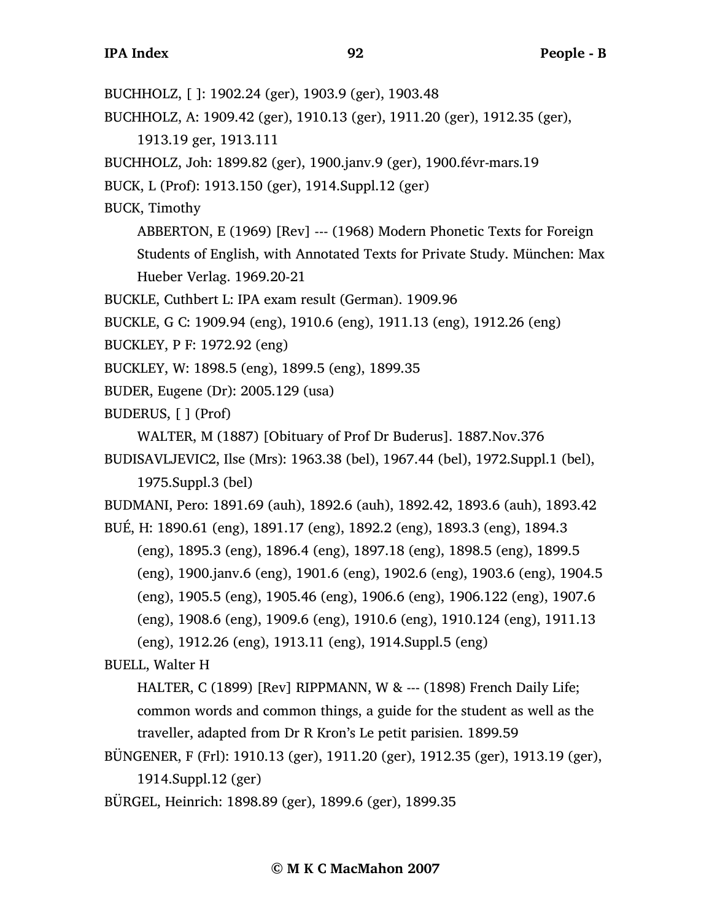BUCHHOLZ, [ ]: 1902.24 (ger), 1903.9 (ger), 1903.48

BUCHHOLZ, A: 1909.42 (ger), 1910.13 (ger), 1911.20 (ger), 1912.35 (ger), 1913.19 ger, 1913.111

BUCHHOLZ, Joh: 1899.82 (ger), 1900.janv.9 (ger), 1900.févr-mars.19

BUCK, L (Prof): 1913.150 (ger), 1914.Suppl.12 (ger)

BUCK, Timothy

ABBERTON, E (1969) [Rev] --- (1968) Modern Phonetic Texts for Foreign Students of English, with Annotated Texts for Private Study. München: Max Hueber Verlag. 1969.20-21

BUCKLE, Cuthbert L: IPA exam result (German). 1909.96

BUCKLE, G C: 1909.94 (eng), 1910.6 (eng), 1911.13 (eng), 1912.26 (eng)

BUCKLEY, P F: 1972.92 (eng)

BUCKLEY, W: 1898.5 (eng), 1899.5 (eng), 1899.35

BUDER, Eugene (Dr): 2005.129 (usa)

BUDERUS, [ ] (Prof)

WALTER, M (1887) [Obituary of Prof Dr Buderus]. 1887.Nov.376

BUDISAVLJEVIC2, Ilse (Mrs): 1963.38 (bel), 1967.44 (bel), 1972.Suppl.1 (bel), 1975.Suppl.3 (bel)

BUDMANI, Pero: 1891.69 (auh), 1892.6 (auh), 1892.42, 1893.6 (auh), 1893.42

BUÉ, H: 1890.61 (eng), 1891.17 (eng), 1892.2 (eng), 1893.3 (eng), 1894.3 (eng), 1895.3 (eng), 1896.4 (eng), 1897.18 (eng), 1898.5 (eng), 1899.5 (eng), 1900.janv.6 (eng), 1901.6 (eng), 1902.6 (eng), 1903.6 (eng), 1904.5 (eng), 1905.5 (eng), 1905.46 (eng), 1906.6 (eng), 1906.122 (eng), 1907.6 (eng), 1908.6 (eng), 1909.6 (eng), 1910.6 (eng), 1910.124 (eng), 1911.13 (eng), 1912.26 (eng), 1913.11 (eng), 1914.Suppl.5 (eng)

BUELL, Walter H

HALTER, C (1899) [Rev] RIPPMANN, W & --- (1898) French Daily Life; common words and common things, a guide for the student as well as the traveller, adapted from Dr R Kron's Le petit parisien. 1899.59

BÜNGENER, F (Frl): 1910.13 (ger), 1911.20 (ger), 1912.35 (ger), 1913.19 (ger), 1914.Suppl.12 (ger)

BÜRGEL, Heinrich: 1898.89 (ger), 1899.6 (ger), 1899.35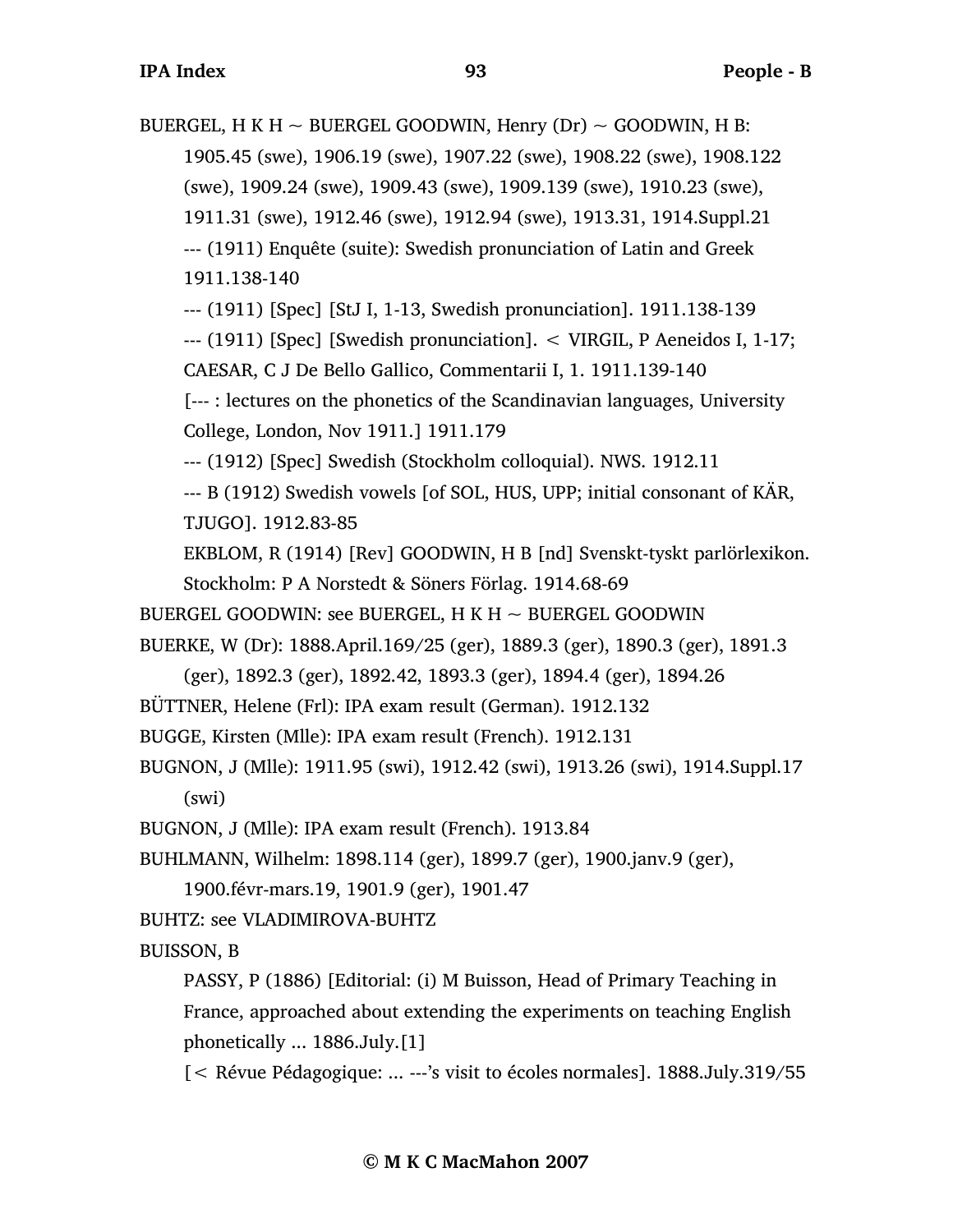BUERGEL, H K H ~ BUERGEL GOODWIN, Henry (Dr) ~ GOODWIN, H B: 1905.45 (swe), 1906.19 (swe), 1907.22 (swe), 1908.22 (swe), 1908.122 (swe), 1909.24 (swe), 1909.43 (swe), 1909.139 (swe), 1910.23 (swe), 1911.31 (swe), 1912.46 (swe), 1912.94 (swe), 1913.31, 1914.Suppl.21

--- (1911) Enquête (suite): Swedish pronunciation of Latin and Greek 1911.138-140

--- (1911) [Spec] [StJ I, 1-13, Swedish pronunciation]. 1911.138-139

--- (1911) [Spec] [Swedish pronunciation]. < VIRGIL, P Aeneidos I, 1-17; CAESAR, C J De Bello Gallico, Commentarii I, 1. 1911.139-140

[--- : lectures on the phonetics of the Scandinavian languages, University College, London, Nov 1911.] 1911.179

--- (1912) [Spec] Swedish (Stockholm colloquial). NWS. 1912.11

--- B (1912) Swedish vowels [of SOL, HUS, UPP; initial consonant of KÄR, TJUGO]. 1912.83-85

EKBLOM, R (1914) [Rev] GOODWIN, H B [nd] Svenskt-tyskt parlörlexikon. Stockholm: P A Norstedt & Söners Förlag. 1914.68-69

BUERGEL GOODWIN: see BUERGEL, H K H ~ BUERGEL GOODWIN

BUERKE, W (Dr): 1888.April.169/25 (ger), 1889.3 (ger), 1890.3 (ger), 1891.3 (ger), 1892.3 (ger), 1892.42, 1893.3 (ger), 1894.4 (ger), 1894.26

BÜTTNER, Helene (Frl): IPA exam result (German). 1912.132

BUGGE, Kirsten (Mlle): IPA exam result (French). 1912.131

BUGNON, J (Mlle): 1911.95 (swi), 1912.42 (swi), 1913.26 (swi), 1914.Suppl.17 (swi)

BUGNON, J (Mlle): IPA exam result (French). 1913.84

BUHLMANN, Wilhelm: 1898.114 (ger), 1899.7 (ger), 1900.janv.9 (ger), 1900.févr-mars.19, 1901.9 (ger), 1901.47

BUHTZ: see VLADIMIROVA-BUHTZ

BUISSON, B

PASSY, P (1886) [Editorial: (i) M Buisson, Head of Primary Teaching in France, approached about extending the experiments on teaching English phonetically ... 1886.July.[1]

[< Révue Pédagogique: ... ---'s visit to écoles normales]. 1888.July.319/55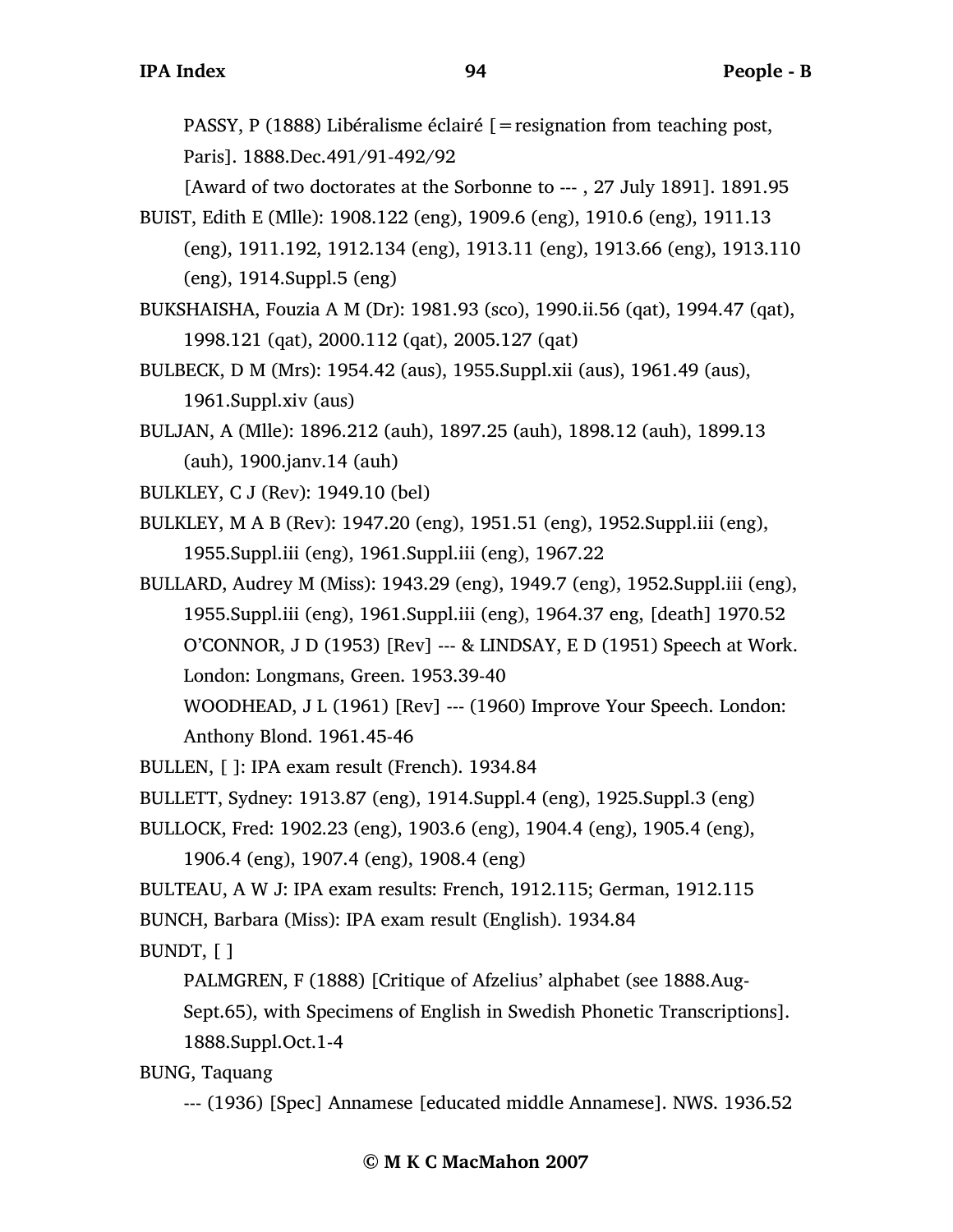PASSY, P (1888) Libéralisme éclairé [=resignation from teaching post, Paris]. 1888.Dec.491/91-492/92

[Award of two doctorates at the Sorbonne to --- , 27 July 1891]. 1891.95

BUIST, Edith E (Mlle): 1908.122 (eng), 1909.6 (eng), 1910.6 (eng), 1911.13 (eng), 1911.192, 1912.134 (eng), 1913.11 (eng), 1913.66 (eng), 1913.110 (eng), 1914.Suppl.5 (eng)

BUKSHAISHA, Fouzia A M (Dr): 1981.93 (sco), 1990.ii.56 (qat), 1994.47 (qat), 1998.121 (qat), 2000.112 (qat), 2005.127 (qat)

BULBECK, D M (Mrs): 1954.42 (aus), 1955.Suppl.xii (aus), 1961.49 (aus), 1961.Suppl.xiv (aus)

BULJAN, A (Mlle): 1896.212 (auh), 1897.25 (auh), 1898.12 (auh), 1899.13 (auh), 1900.janv.14 (auh)

BULKLEY, C J (Rev): 1949.10 (bel)

BULKLEY, M A B (Rev): 1947.20 (eng), 1951.51 (eng), 1952.Suppl.iii (eng), 1955.Suppl.iii (eng), 1961.Suppl.iii (eng), 1967.22

BULLARD, Audrey M (Miss): 1943.29 (eng), 1949.7 (eng), 1952.Suppl.iii (eng), 1955.Suppl.iii (eng), 1961.Suppl.iii (eng), 1964.37 eng, [death] 1970.52

O'CONNOR, J D (1953) [Rev] --- & LINDSAY, E D (1951) Speech at Work. London: Longmans, Green. 1953.39-40

WOODHEAD, J L (1961) [Rev] --- (1960) Improve Your Speech. London: Anthony Blond. 1961.45-46

BULLEN, [ ]: IPA exam result (French). 1934.84

BULLETT, Sydney: 1913.87 (eng), 1914.Suppl.4 (eng), 1925.Suppl.3 (eng)

BULLOCK, Fred: 1902.23 (eng), 1903.6 (eng), 1904.4 (eng), 1905.4 (eng), 1906.4 (eng), 1907.4 (eng), 1908.4 (eng)

BULTEAU, A W J: IPA exam results: French, 1912.115; German, 1912.115

BUNCH, Barbara (Miss): IPA exam result (English). 1934.84

BUNDT, [ ]

PALMGREN, F (1888) [Critique of Afzelius' alphabet (see 1888.Aug-Sept.65), with Specimens of English in Swedish Phonetic Transcriptions]. 1888.Suppl.Oct.1-4

BUNG, Taquang

--- (1936) [Spec] Annamese [educated middle Annamese]. NWS. 1936.52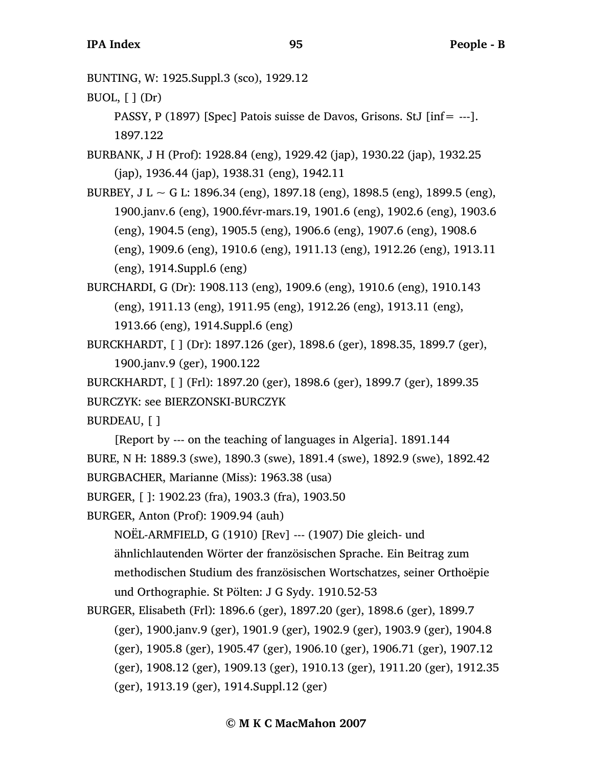BUNTING, W: 1925.Suppl.3 (sco), 1929.12

BUOL, [ ] (Dr)

PASSY, P (1897) [Spec] Patois suisse de Davos, Grisons. StJ [inf= ---]. 1897.122

BURBANK, J H (Prof): 1928.84 (eng), 1929.42 (jap), 1930.22 (jap), 1932.25 (jap), 1936.44 (jap), 1938.31 (eng), 1942.11

BURBEY, J L ~ G L: 1896.34 (eng), 1897.18 (eng), 1898.5 (eng), 1899.5 (eng), 1900.janv.6 (eng), 1900.févr-mars.19, 1901.6 (eng), 1902.6 (eng), 1903.6 (eng), 1904.5 (eng), 1905.5 (eng), 1906.6 (eng), 1907.6 (eng), 1908.6 (eng), 1909.6 (eng), 1910.6 (eng), 1911.13 (eng), 1912.26 (eng), 1913.11 (eng), 1914.Suppl.6 (eng)

BURCHARDI, G (Dr): 1908.113 (eng), 1909.6 (eng), 1910.6 (eng), 1910.143 (eng), 1911.13 (eng), 1911.95 (eng), 1912.26 (eng), 1913.11 (eng), 1913.66 (eng), 1914.Suppl.6 (eng)

BURCKHARDT, [ ] (Dr): 1897.126 (ger), 1898.6 (ger), 1898.35, 1899.7 (ger), 1900.janv.9 (ger), 1900.122

BURCKHARDT, [ ] (Frl): 1897.20 (ger), 1898.6 (ger), 1899.7 (ger), 1899.35

BURCZYK: see BIERZONSKI-BURCZYK

BURDEAU, [ ]

[Report by --- on the teaching of languages in Algeria]. 1891.144

BURE, N H: 1889.3 (swe), 1890.3 (swe), 1891.4 (swe), 1892.9 (swe), 1892.42

BURGBACHER, Marianne (Miss): 1963.38 (usa)

BURGER, [ ]: 1902.23 (fra), 1903.3 (fra), 1903.50

BURGER, Anton (Prof): 1909.94 (auh)

NOËL-ARMFIELD, G (1910) [Rev] --- (1907) Die gleich- und ähnlichlautenden Wörter der französischen Sprache. Ein Beitrag zum methodischen Studium des französischen Wortschatzes, seiner Orthoëpie und Orthographie. St Pölten: J G Sydy. 1910.52-53

BURGER, Elisabeth (Frl): 1896.6 (ger), 1897.20 (ger), 1898.6 (ger), 1899.7 (ger), 1900.janv.9 (ger), 1901.9 (ger), 1902.9 (ger), 1903.9 (ger), 1904.8 (ger), 1905.8 (ger), 1905.47 (ger), 1906.10 (ger), 1906.71 (ger), 1907.12 (ger), 1908.12 (ger), 1909.13 (ger), 1910.13 (ger), 1911.20 (ger), 1912.35 (ger), 1913.19 (ger), 1914.Suppl.12 (ger)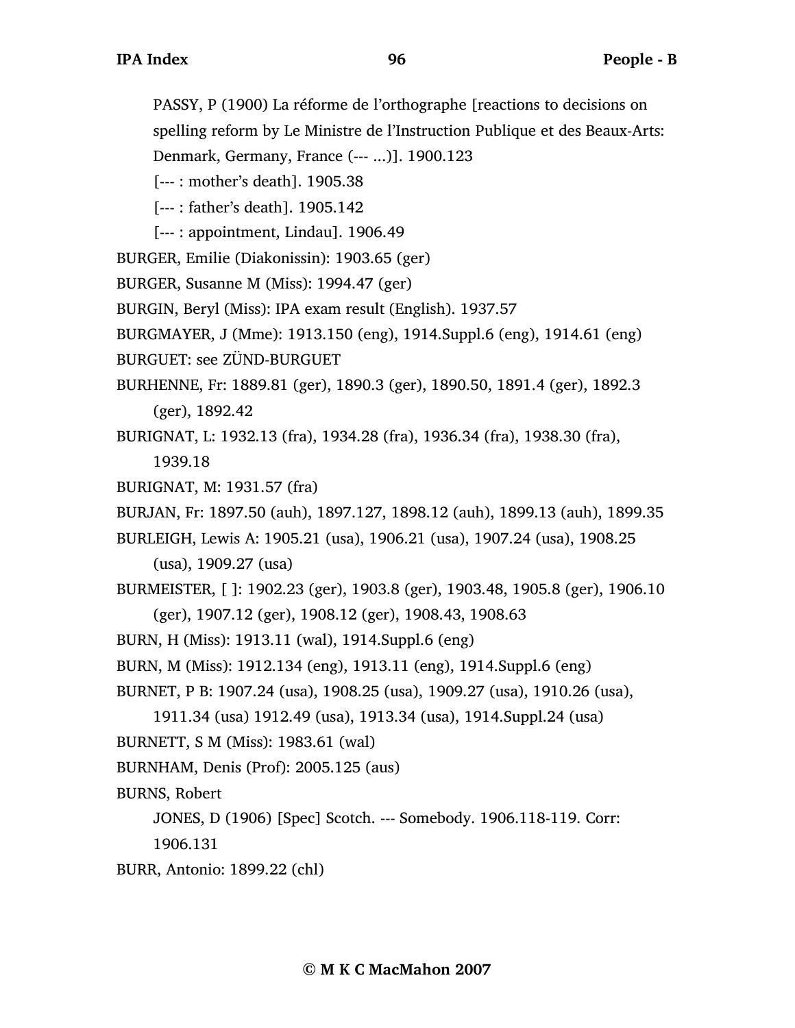PASSY, P (1900) La réforme de l'orthographe [reactions to decisions on spelling reform by Le Ministre de l'Instruction Publique et des Beaux-Arts: Denmark, Germany, France (--- ...)]. 1900.123

[--- : mother's death]. 1905.38

[--- : father's death]. 1905.142

[--- : appointment, Lindau]. 1906.49

BURGER, Emilie (Diakonissin): 1903.65 (ger)

BURGER, Susanne M (Miss): 1994.47 (ger)

BURGIN, Beryl (Miss): IPA exam result (English). 1937.57

BURGMAYER, J (Mme): 1913.150 (eng), 1914.Suppl.6 (eng), 1914.61 (eng)

BURGUET: see ZÜND-BURGUET

BURHENNE, Fr: 1889.81 (ger), 1890.3 (ger), 1890.50, 1891.4 (ger), 1892.3 (ger), 1892.42

BURIGNAT, L: 1932.13 (fra), 1934.28 (fra), 1936.34 (fra), 1938.30 (fra), 1939.18

BURIGNAT, M: 1931.57 (fra)

BURJAN, Fr: 1897.50 (auh), 1897.127, 1898.12 (auh), 1899.13 (auh), 1899.35

BURLEIGH, Lewis A: 1905.21 (usa), 1906.21 (usa), 1907.24 (usa), 1908.25 (usa), 1909.27 (usa)

BURMEISTER, [ ]: 1902.23 (ger), 1903.8 (ger), 1903.48, 1905.8 (ger), 1906.10 (ger), 1907.12 (ger), 1908.12 (ger), 1908.43, 1908.63

BURN, H (Miss): 1913.11 (wal), 1914.Suppl.6 (eng)

BURN, M (Miss): 1912.134 (eng), 1913.11 (eng), 1914.Suppl.6 (eng)

BURNET, P B: 1907.24 (usa), 1908.25 (usa), 1909.27 (usa), 1910.26 (usa), 1911.34 (usa) 1912.49 (usa), 1913.34 (usa), 1914.Suppl.24 (usa)

BURNETT, S M (Miss): 1983.61 (wal)

BURNHAM, Denis (Prof): 2005.125 (aus)

BURNS, Robert

JONES, D (1906) [Spec] Scotch. --- Somebody. 1906.118-119. Corr: 1906.131

BURR, Antonio: 1899.22 (chl)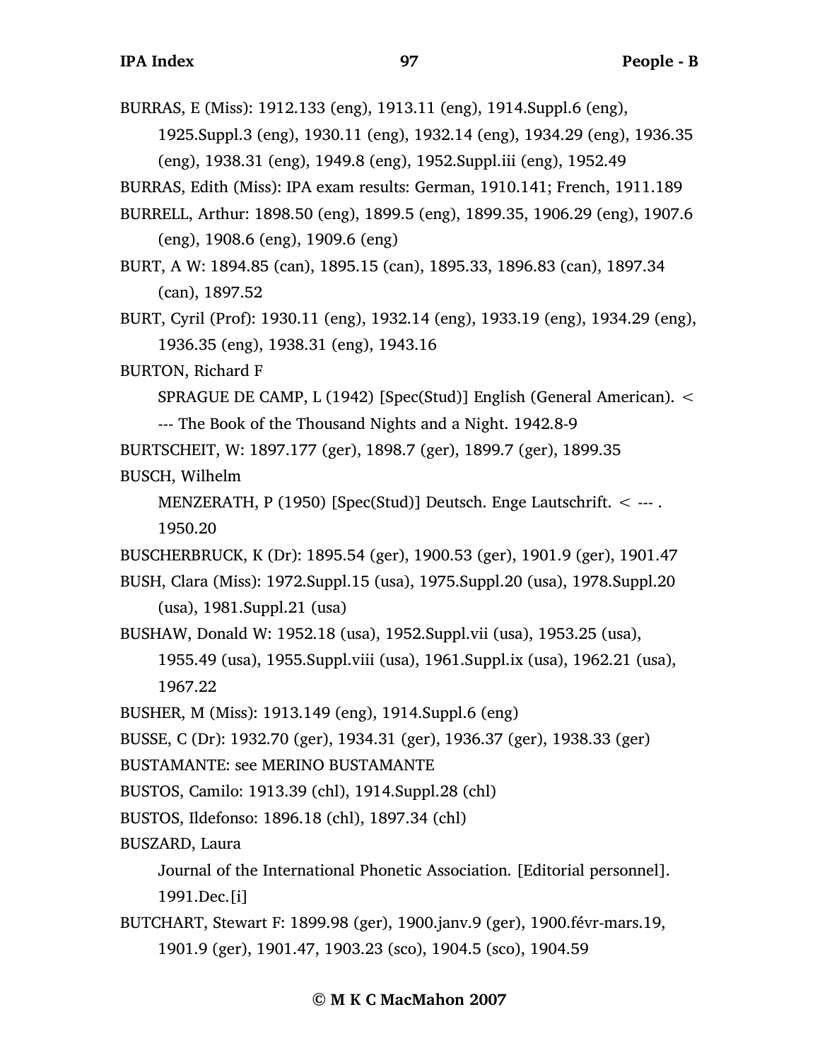BURRAS, E (Miss): 1912.133 (eng), 1913.11 (eng), 1914.Suppl.6 (eng), 1925.Suppl.3 (eng), 1930.11 (eng), 1932.14 (eng), 1934.29 (eng), 1936.35 (eng), 1938.31 (eng), 1949.8 (eng), 1952.Suppl.iii (eng), 1952.49

BURRAS, Edith (Miss): IPA exam results: German, 1910.141; French, 1911.189

BURRELL, Arthur: 1898.50 (eng), 1899.5 (eng), 1899.35, 1906.29 (eng), 1907.6 (eng), 1908.6 (eng), 1909.6 (eng)

BURT, A W: 1894.85 (can), 1895.15 (can), 1895.33, 1896.83 (can), 1897.34 (can), 1897.52

BURT, Cyril (Prof): 1930.11 (eng), 1932.14 (eng), 1933.19 (eng), 1934.29 (eng), 1936.35 (eng), 1938.31 (eng), 1943.16

BURTON, Richard F

SPRAGUE DE CAMP, L (1942) [Spec(Stud)] English (General American). < --- The Book of the Thousand Nights and a Night. 1942.8-9

BURTSCHEIT, W: 1897.177 (ger), 1898.7 (ger), 1899.7 (ger), 1899.35

BUSCH, Wilhelm

MENZERATH, P (1950) [Spec(Stud)] Deutsch. Enge Lautschrift. < --- . 1950.20

BUSCHERBRUCK, K (Dr): 1895.54 (ger), 1900.53 (ger), 1901.9 (ger), 1901.47

BUSH, Clara (Miss): 1972.Suppl.15 (usa), 1975.Suppl.20 (usa), 1978.Suppl.20 (usa), 1981.Suppl.21 (usa)

BUSHAW, Donald W: 1952.18 (usa), 1952.Suppl.vii (usa), 1953.25 (usa), 1955.49 (usa), 1955.Suppl.viii (usa), 1961.Suppl.ix (usa), 1962.21 (usa), 1967.22

BUSHER, M (Miss): 1913.149 (eng), 1914.Suppl.6 (eng)

BUSSE, C (Dr): 1932.70 (ger), 1934.31 (ger), 1936.37 (ger), 1938.33 (ger)

BUSTAMANTE: see MERINO BUSTAMANTE

BUSTOS, Camilo: 1913.39 (chl), 1914.Suppl.28 (chl)

BUSTOS, Ildefonso: 1896.18 (chl), 1897.34 (chl)

BUSZARD, Laura

Journal of the International Phonetic Association. [Editorial personnel]. 1991.Dec.[i]

BUTCHART, Stewart F: 1899.98 (ger), 1900.janv.9 (ger), 1900.févr-mars.19, 1901.9 (ger), 1901.47, 1903.23 (sco), 1904.5 (sco), 1904.59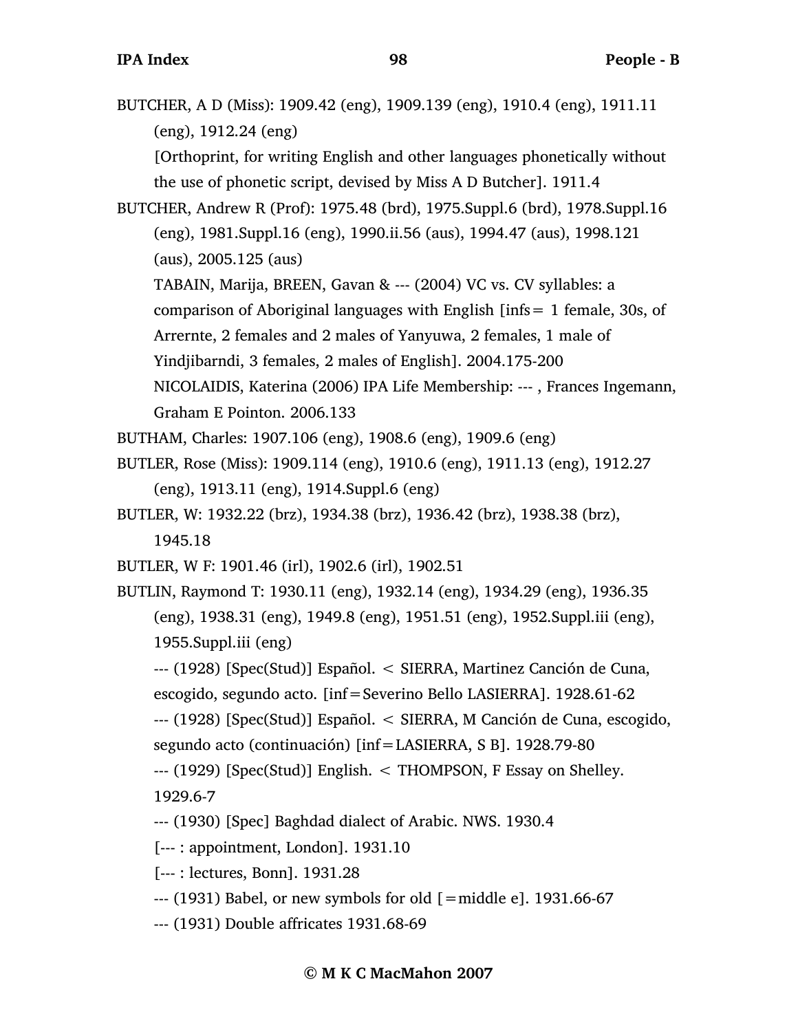BUTCHER, A D (Miss): 1909.42 (eng), 1909.139 (eng), 1910.4 (eng), 1911.11 (eng), 1912.24 (eng)

[Orthoprint, for writing English and other languages phonetically without the use of phonetic script, devised by Miss A D Butcher]. 1911.4

BUTCHER, Andrew R (Prof): 1975.48 (brd), 1975.Suppl.6 (brd), 1978.Suppl.16 (eng), 1981.Suppl.16 (eng), 1990.ii.56 (aus), 1994.47 (aus), 1998.121 (aus), 2005.125 (aus)

TABAIN, Marija, BREEN, Gavan & --- (2004) VC vs. CV syllables: a comparison of Aboriginal languages with English [infs= 1 female, 30s, of Arrernte, 2 females and 2 males of Yanyuwa, 2 females, 1 male of Yindjibarndi, 3 females, 2 males of English]. 2004.175-200

NICOLAIDIS, Katerina (2006) IPA Life Membership: --- , Frances Ingemann, Graham E Pointon. 2006.133

BUTHAM, Charles: 1907.106 (eng), 1908.6 (eng), 1909.6 (eng)

BUTLER, Rose (Miss): 1909.114 (eng), 1910.6 (eng), 1911.13 (eng), 1912.27 (eng), 1913.11 (eng), 1914.Suppl.6 (eng)

BUTLER, W: 1932.22 (brz), 1934.38 (brz), 1936.42 (brz), 1938.38 (brz), 1945.18

BUTLER, W F: 1901.46 (irl), 1902.6 (irl), 1902.51

BUTLIN, Raymond T: 1930.11 (eng), 1932.14 (eng), 1934.29 (eng), 1936.35 (eng), 1938.31 (eng), 1949.8 (eng), 1951.51 (eng), 1952.Suppl.iii (eng), 1955.Suppl.iii (eng)

--- (1928) [Spec(Stud)] Español. < SIERRA, Martinez Canción de Cuna, escogido, segundo acto. [inf=Severino Bello LASIERRA]. 1928.61-62

--- (1928) [Spec(Stud)] Español. < SIERRA, M Canción de Cuna, escogido, segundo acto (continuación) [inf=LASIERRA, S B]. 1928.79-80

--- (1929) [Spec(Stud)] English. < THOMPSON, F Essay on Shelley. 1929.6-7

--- (1930) [Spec] Baghdad dialect of Arabic. NWS. 1930.4

[--- : appointment, London]. 1931.10

[--- : lectures, Bonn]. 1931.28

--- (1931) Babel, or new symbols for old [=middle e]. 1931.66-67

--- (1931) Double affricates 1931.68-69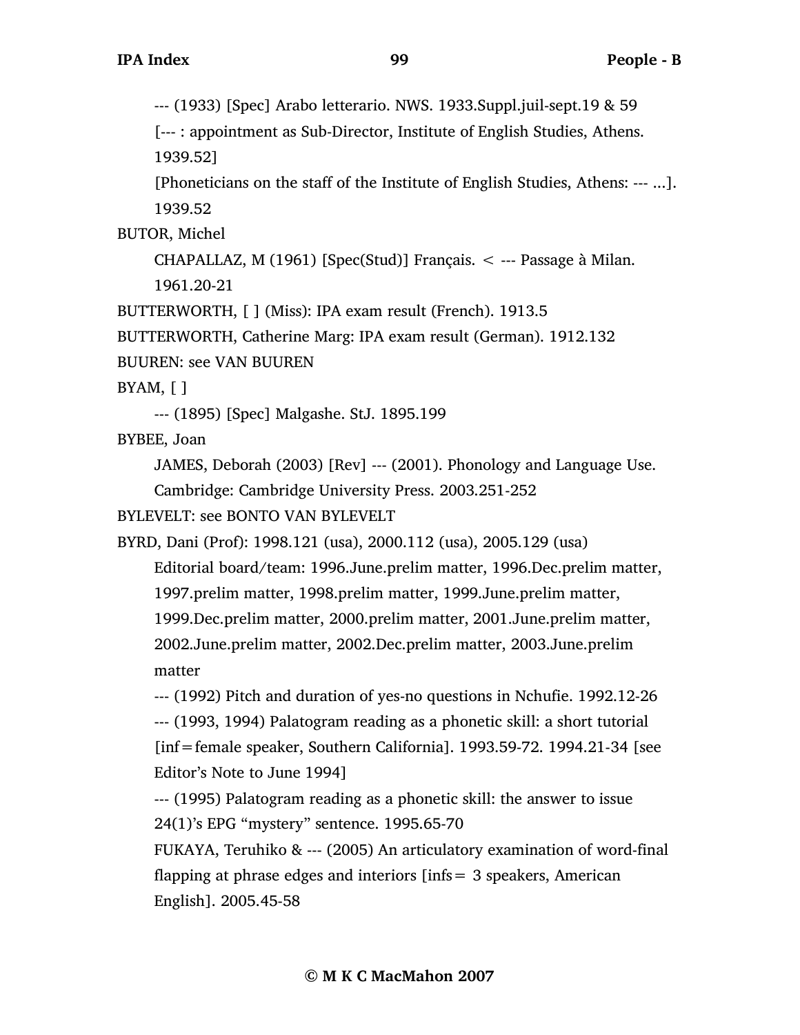--- (1933) [Spec] Arabo letterario. NWS. 1933.Suppl.juil-sept.19 & 59

[--- : appointment as Sub-Director, Institute of English Studies, Athens. 1939.52]

[Phoneticians on the staff of the Institute of English Studies, Athens: --- ...]. 1939.52

BUTOR, Michel

CHAPALLAZ, M (1961) [Spec(Stud)] Français. < --- Passage à Milan. 1961.20-21

BUTTERWORTH, [ ] (Miss): IPA exam result (French). 1913.5

BUTTERWORTH, Catherine Marg: IPA exam result (German). 1912.132

BUUREN: see VAN BUUREN

BYAM, [ ]

--- (1895) [Spec] Malgashe. StJ. 1895.199

BYBEE, Joan

JAMES, Deborah (2003) [Rev] --- (2001). Phonology and Language Use. Cambridge: Cambridge University Press. 2003.251-252

BYLEVELT: see BONTO VAN BYLEVELT

BYRD, Dani (Prof): 1998.121 (usa), 2000.112 (usa), 2005.129 (usa)

Editorial board/team: 1996.June.prelim matter, 1996.Dec.prelim matter, 1997.prelim matter, 1998.prelim matter, 1999.June.prelim matter, 1999.Dec.prelim matter, 2000.prelim matter, 2001.June.prelim matter, 2002.June.prelim matter, 2002.Dec.prelim matter, 2003.June.prelim matter

--- (1992) Pitch and duration of yes-no questions in Nchufie. 1992.12-26

--- (1993, 1994) Palatogram reading as a phonetic skill: a short tutorial [inf=female speaker, Southern California]. 1993.59-72. 1994.21-34 [see Editor's Note to June 1994]

--- (1995) Palatogram reading as a phonetic skill: the answer to issue 24(1)'s EPG "mystery" sentence. 1995.65-70

FUKAYA, Teruhiko & --- (2005) An articulatory examination of word-final flapping at phrase edges and interiors [infs= 3 speakers, American English]. 2005.45-58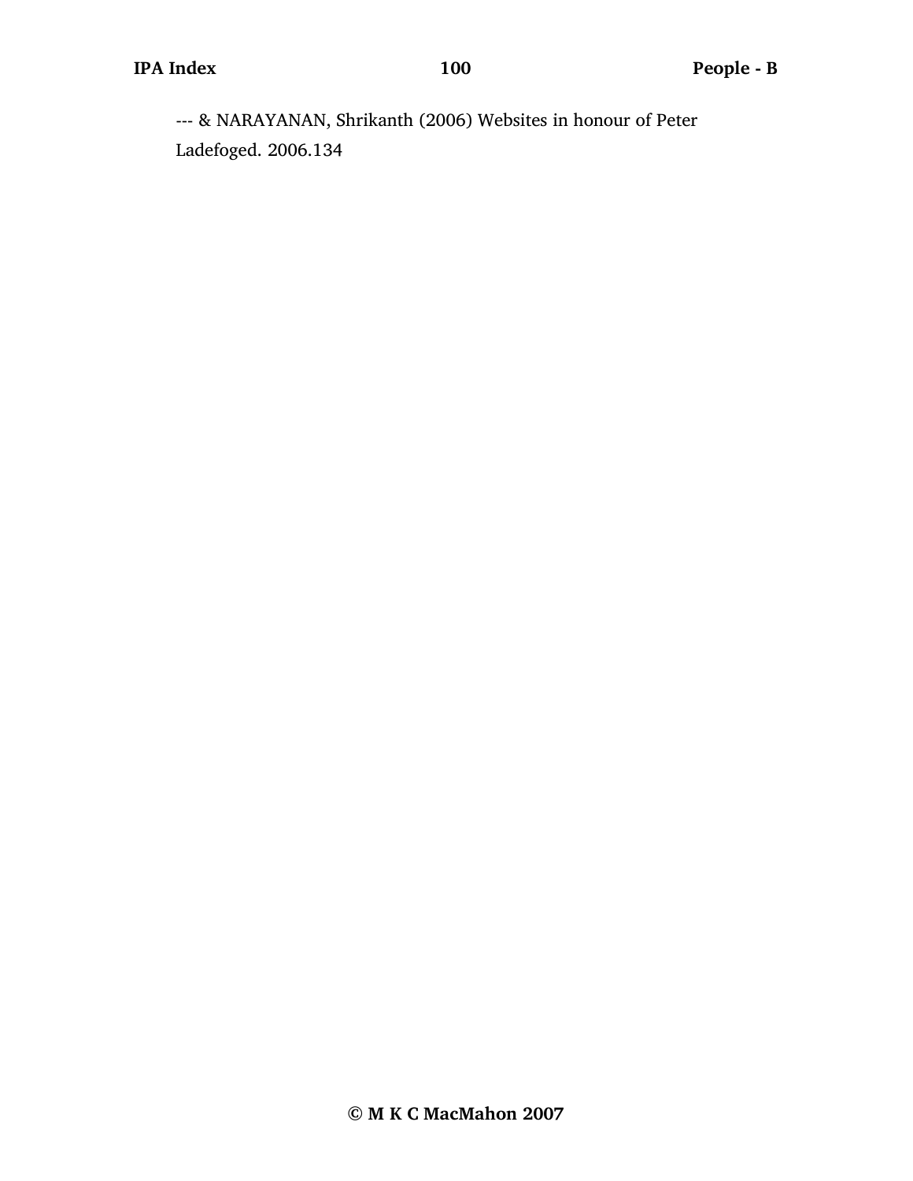--- & NARAYANAN, Shrikanth (2006) Websites in honour of Peter Ladefoged. 2006.134